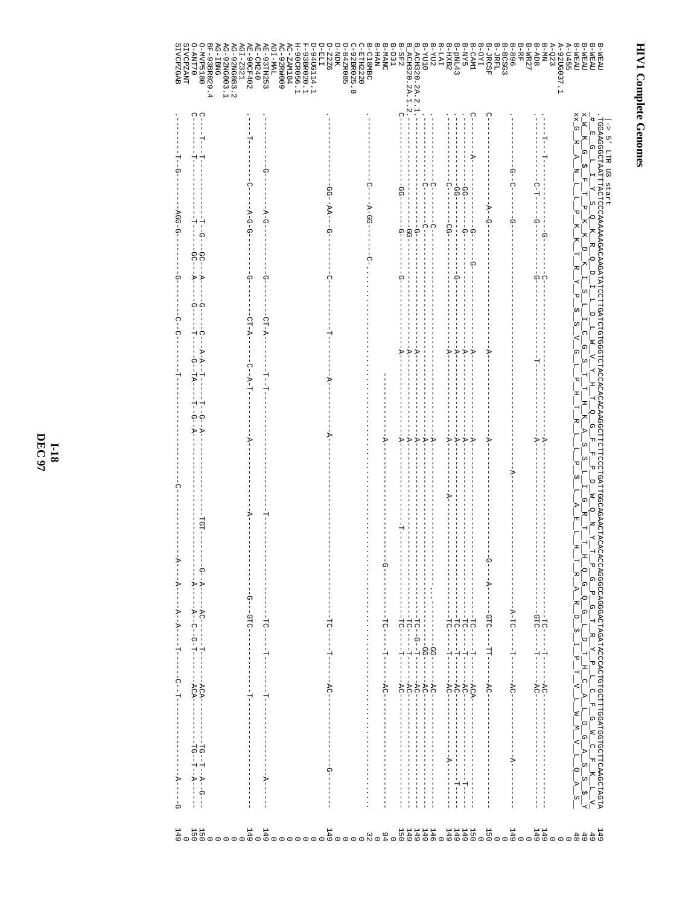# HIV1 Complete Genomes

```
          |-> 5' LTR U3 start
B-WEAU    TGGAAGGGCTAATTTACTCCCAAAAAAGACAAGATATCCTTGATCTGTGGGTCTACCACACACAAGGCTTCTTCCCTGATTGGCAGAACTACACACCAGGGCCAGGGACTAGATACCCACTGCTTTTGGATGGTGCTTCAAGCTAGTA  149
B-WEAU     # E G L I Y S Q K R Q D I L D L W V Y H T Q G F F P D W Q N Y T P G P G T R Y P L C F G W C F K L V   49
B-WEAU    x W K G $ F T P K K D K R Y P $ S V G L P H T R L L P $ L A E L H T R A R D $ I P T V L W M V L Q A S   49
B-WEAU    xx G R A N L L P K K T R Y P $ S V G L P H T R L L P $ L A E L H T R A R D $ I P T V L W M V L Q A S   48
A-U455                                                                                                          0
A-92UG037.1                                                                                                     0
A-Q23     ----T--T-----------------G---C-------------------------A--------------------------TC----T----AC--------------  149
B-MN                                                                                                            0
B-AD8     ---------C-T-----G--------G-----------T-------------A---------------------------GTC----T----AC--------------  149
B-WR27                                                                                                          0
B-RF                                                                                                            0
B-896     ---------G--C-----G-------------------------------------A--------------------A-TC----T----AC-------A-------  149
B-BCSG3                                                                                                         0
B-JRFL                                                                                                          0
B-JRCSF   C---------------A--G------------------A------------A-----------------G----A----GTC---TT----AC--------------  150
B-OYI                                                                                                           0
B-CAM1    C-------A-------------G------G----------A------------A-------------------------TC----T----ACA--------------  150
B-NY5     ---------GG-------------G------------A------------A--------------------------TC----T----AC-------------  149
B-pNL43   ---------GG-------------G------G--------A------------A---------------------------TC----T----AC-------T----  149
B-HXB2    ---------C-------CG--------------------A------------A-----A-------------------TC----T----AC--------A--T----  149
B-LAI                                                                                                           0
B-YU2     ---------C-------C-------------------------------A------------------------.-----GG----AC--------------  146
B-YU10    ---------C-------C-------------------A------------A-----------------------------GG----AC--------------  149
B.ACH320.2A.2.1 ---------------G--------------------A------------A---------------------------TC---G--T---AC--------------  149
B.ACH320.2A.1.2 ---------------GG-------------------A------------A---------------------------TC-------T---AC--------------  149
B-SF2     C--------GG-------G------G-----------A------------A-------T--------------------TC-------T---AC--------------  150
B-D31                                                                                                           0
B-MANC    ----------------------------------------------A-------------------------G-------TC-------T---AC--------------   94
B-HAN                                                                                                           0
B-C18MBC                                                                                                        0
C-ETH2220 ---------C---A-GG------C..........................................................................   32
C-92BR025.8                                                                                                     0
D-84ZR085                                                                                                       0
D-NDK                                                                                                           0
D-Z2Z6    ---------GG--AA---G--------C--------T--------A------A---------------------------TC----T-----AC-----------G---  149
D-ELI                                                                                                           0
D-94UG114.1                                                                                                     0
F-93BR020.1                                                                                                     0
H-90CR056.1                                                                                                     0
AC-ZAM184                                                                                                       0
AC-92RW009                                                                                                      0
ADI-MAL                                                                                                         0
AE-93TH253 -----------G-----A-G-----------G------CT-A-----T--T---------------T------------------TC--------T----------T-----------A----  149
AE-CM240                                                                                                        0
AE-90CF402 ---T--------C-----A-G-G--------G------CT-A-----C--A-T--------A---------A-------------G--GTC------------------T----------------  149
AGI-Z321                                                                                                        0
AG-92NG083.2                                                                                                    0
AG-92NG003.1                                                                                                    0
AG-IBNG                                                                                                         0
BF-93BR029.4                                                                                                    0
O-MVP5180 C---T--T-----------T--G---GC---A-----G------C---A-A--T-----T--G--A------------TGT---------G--A-----AC------T------ACA--------TG--T---A---G---  150
O-ANT70   C---T--------------T-----GC---A-----G-----T-------G--TA----T--G--A-------------------------A------A---C---G-T------ACA---------TG--T---A-----  150
SIVCPZANT                                                                                                       0
SIVCPZGAB --------T--G-------AGG-G---------G------C--C-------T---------------C---------------A------A------A---A------T------C--T--------------A------G  149
```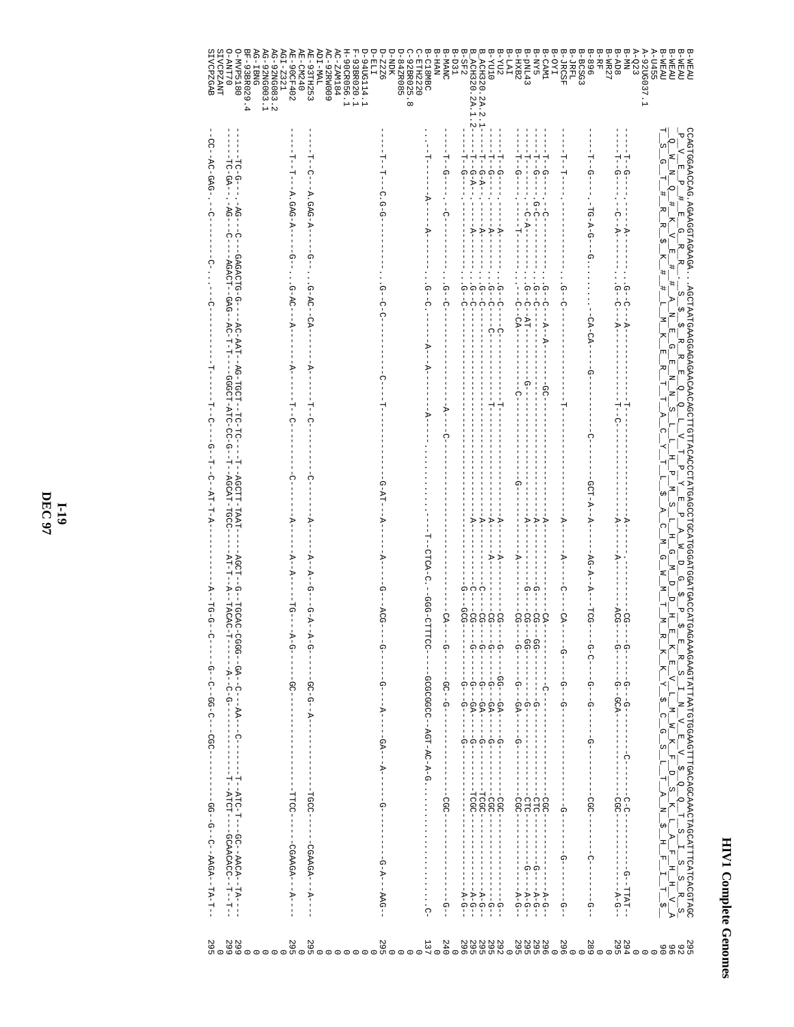# HIV1 Complete Genomes

```
B-WEAU          CCAGTGGAACCAG.AGAAGGTAGAAGA..AGCTAATGAAGGAGAGAACAACAGCTTGTTACACCCTATGAGCCTGCATGGGATGGATGACCCATGAGAAAGAAGTATTAATGTGGAAGTTTGACAGCAAACTAGCATTTCATCACGTAGC   295
B-WEAU           _P__V__E__P__#__E__G__R__R_.  _S__$__S__R__R__E__Q__L__V__T__P__Y__E__P__A__W__D__G__$__P__$__E__R__S__I__N__V__E__V__$__Q__T__S__I__S__R__S_   92
B-WEAU           _Q__W__N__Q__#__K__V__E__#__#__A__N__E__G__E__N__N__S__L__L__H__P__M__S__L__H__G__M__D__D__H__E__K__E__V__L__M__W__K__F__D__S__K__L__A__F__H__H__V__A_   96
B-WEAU          _T__S__G__T__#__R__R__$__K__#__#__L__M__K__E__R__T__T__A__C__Y__T__L__$__A__C__M__G__W__M__T__M__R__K__K__Y__$__C__G__S__L__T__A__N__$__H__F__I__T__$_   90
A-U455                                                                                                                                                              0
A-92UG037.1                                                                                                                                                         0
A-Q23                                                                                                                                                               0
B-MN            ---T--G-----------A----------.G--C--A---------------T------------------A--------.------CG------G------G--G--------------C--C-------------G--TTAT--   294
B-AD8           ---T--G----.C--A---------.G--C--A---------------T--C-----------------A--------A------ACG------G------G--GCA-----------CGC-----------------A-G--   295
B-WR27                                                                                                                                                              0
B-RF                                                                                                                                                                0
B-896           ---T--G-----TG-A-G-----G......-CA-CA--------G----------------C--------GCT-A-A------AG-A-A--TCG------G-C------G------G------------G------CGC-------C--------G--   289
B-BCSG3                                                                                                                                                             0
B-JRCSF                                                                                                                                                             0
B-JRFL          ---T--T----.-------------.G--C-----------------T-----------------------A--------A--------C--CA-----G------G------G-----------------------G-------G--------G--   296
B-OYI                                                                                                                                                               0
B-CAM1          ---T--G-----.C--C--------.G--C--A-A---------GC------------------------A--------------------CA--------------C-------------------CGC---------------A-G--   292
B-NY5           ---T--G-----.G-C---------.G--C--A-A-------------------------------A---------------G-------CG---GG--------G---------------CTC-------------G-----A-G--   295
B-pNL43         ---T--G-----.--C-A-------.G--C--AT----------G-----------------------A---------------G-------CG---GG---------G---------------CTC---------------A-G--   295
B-HXB2          ---T--G-----.---T--------.-C--CA----------C--------------------G------A---------------G-------CG---G------GA-----G---------------CGC---------------A-G--   295
B-LAI                                                                                                                                                               0
B-YU2           ---T--G-----.--A---------.G--C--------C---------T----------------------A--------A-----------CG------G------GG-----G---------------CGC---------------G--   292
B-YU10          ---T--G-A---.--A---------.G--C--------C---------T----------------------A--------A-----------CG------G------GA-----G---------------CGC---------------G--   295
B_ACH320.2A.2.1 ---T--G-A---.--A---------.G--C--------------------------------------A------------C-----------CG------G------GA-----G---------------TCGC--------------A-G--   295
B_ACH320.2A.1.2 ---T--G-A---.--A---------.G--C--------------------------------------A------------C-----------CG------G------GA-----G---------------TCGC--------------A-G--   295
B-SF2           ---T--G-----.--A---------.G--C----------------------------------------------------G--GCG-----G------G------G-----G---------------TCGC--------------A-G--   296
B-D31                                                                                                                                                               0
B-MANC          ---T--G-----.C-----------.G--C-------------A----C--------------------------------------CA-------G------GC--G-----------------CGC------------------G--   240
B-HAN                                                                                                                                                               0
B-C18MBC                                                                                                                                                            0
C-ETH2220       ....T-----A----A---------.G--C-.--------A--A--------A--..............--T-CTCA-C.--GGG-CTTTCC---GCGCGGCC--AGT-AC-A-G.............C   137
C-92BR025.8                                                                                                                                                         0
D-84ZR085                                                                                                                                                           0
D-NDK                                                                                                                                                               0
D-Z2Z6          ---T--T-----C-G-G-------.G--C--C------C-------T-----------G-AT----A-------A-------G--ACG------G------A--------GA-----A----------G---------G-A----AAG--   295
D-ELI                                                                                                                                                               0
D-94UG114.1                                                                                                                                                         0
F-93BR020.1                                                                                                                                                         0
H-90CR056.1                                                                                                                                                         0
AC-ZAM184                                                                                                                                                           0
AC-92RW009                                                                                                                                                          0
ADI-MAL                                                                                                                                                             0
AE-93TH253      ---T--C---A.GAG-A--------G---.G-AC--CA--------A-------T--C-----------C------A--------A-A--G------G-A-A-G------GC-G--A------------------TGCC-------CGAAGA---A---   295
AE-CM240                                                                                                                                                            0
AE-90CF402      ---T--T---A.GAG-A--------G---.G-AC--A----------A--------T--C-----------C------A--------A-A--------TG----A-G------GC------------------TTCC-------CGAAGA---A---   295
AGI-Z321                                                                                                                                                            0
AG-92NG083.2                                                                                                                                                        0
AG-92NG003.1                                                                                                                                                        0
AG-IBNG                                                                                                                                                             0
BF-93BR029.4                                                                                                                                                        0
O-MVP5180       ----TC-G-----AG----C----GAGACTG-G----AC-AAT--AG-TGCT--TC-TC----T--AGCTT-TAAT------AGCT---G--TGCAC-CGGG--GA--C----AA----C-------T--ATC-T----GC--AACA--TA---   299
O-ANT70         ----TC-GA----AG----C----AGACT--GAG--AC-T-T----GGGCT-ATC-CC-G--T--AGCAT-TGCC------AT-T---A--TACAC-T-------A---C-G-----------------T--ATCT-----GCAACACC--T---T--   299
SIVCPZANT                                                                                                                                                           0
SIVCPZGAB       --CC--AC-GAG.---C----------C-.----C-----------T---------T--C----G-T--C-AT-T-A------------A--TG-G--C-----G-C--GG-C---CGC---------------GG--G--C--AAGA--TA-T--   295
```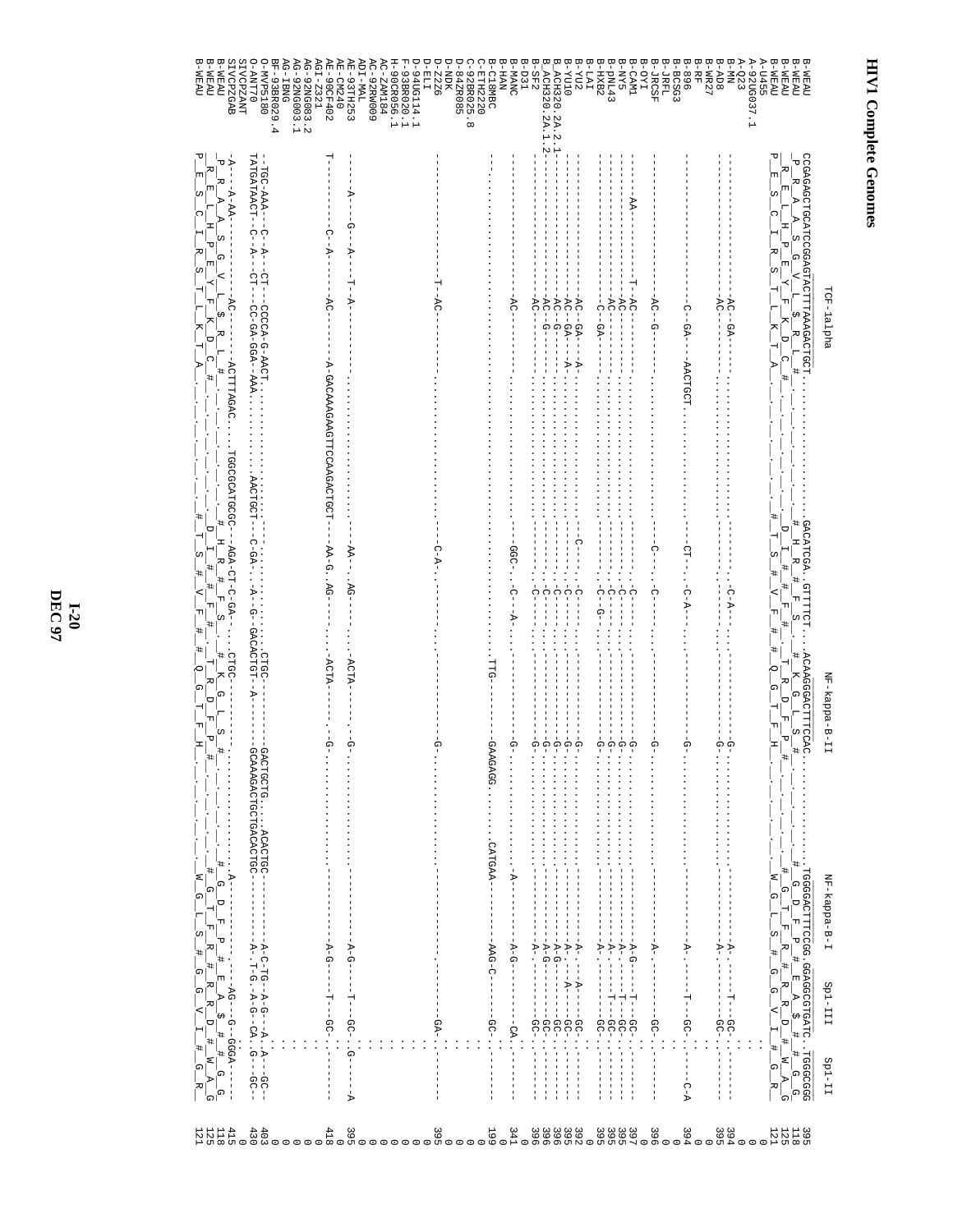# HIV1 Complete Genomes

```
                 TCF-1alpha                                                NF-kappa-B-II              NF-kappa-B-I    Sp1-III    Sp1-II
B-WEAU           CCGAGAGCTGCATCCGGAGTACTTTAAAGACTGCT..........................GACATCGA..GTTTTCT...ACAAGGGACTTTCCAC.........TGGGGACTTTCCGG.GGAGGCGTGATC.TGGGCGGG  395
B-WEAU            P  R  A  A  S  G  V  L  $  R  L  #                          _  _  _  _  _  _  _  _  _  _  _  _  _  _  _  _  _  _  _  _  _      118
B-WEAU           _R__E__L__H__P__E__Y__F__K__D__C__#_                         D  I  R  #  F  S  #  K  G  L  S  #       #  G  D  F  P  #  E  A  $  #  G  G    125
B-WEAU           P  E  S  C  I  R  S  T  L  K  T  A                           #  T  S  #  V  F  #  Q  G  T  F  H       W  G  L  S  #  G  G  V  I  #  G  R    121
A-U455                                                                                                                                                                   0
A-92UG037.1                                                                                                                                                              0
A-Q23                                                                                                                                                                    0
B-MN             -----------------AC--GA---.......................................C-A--.........-G-.......................A----T--GC-.------      394
B-AD8            -----------------AC-----.........................................-----.........-G-.......................A-----GC--.------      395
B-WR27                                                                                                                                                                   0
B-RF                                                                                                                                                                     0
B-896            --------------C--GA---AACTGCT....................-CT--.C-A--.............-G-.......................A-----T--GC-.----C-A      394
B-BCSG3                                                                                                                                                                  0
B-JRFL                                                                                                                                                                   0
B-JRCSF          -----------------AC--G---.........................C-----C-----..........-G-.......................A--------GC-.------      396
B-OYI                                                                                                                                                                    0
B-CAM1           ------AA----------T--AC---........................-C--..........-G-.......................A-G----T--GC-.------      397
B-NY5            -----------------AC--..............................C--..........-G-.......................A-----T--GC-.------      395
B-pNL43          -----------------AC--..............................C--..........-G-.......................A-----T--GC-.------      395
B-HXB2           -----------------C--GA---...........................C-G--.........-G-.......................A--------GC-.------      395
B-LAI                                                                                                                                                                    0
B-YU2            -----------------AC--GA---A-......................-C------C--.........-G-.......................A-----A---GC-.------      392
B-YU10           -----------------AC--GA---A-.......................-C--..........-G-.......................A-----A---GC-.------      395
B_ACH320.2A.2.1  -----------------AC--G---...........................C--..........-G-.......................A-G--------GC-.------      396
B_ACH320.2A.1.2  -----------------AC--G---...........................C--..........-G-.......................A-G--------GC-.------      396
B-SF2            -----------------AC--.............................-C--..........-G-.......................A--------GC-.------      396
B-D31                                                                                                                                                                    0
B-HAN            -----------------AC--........................GGC--.C--A--.........-G-.......................A-G--------CA-.------      341
B-MANC                                                                                                                                                                   0
B-C18MBC         .......................................................TTG-------GAAGAGG....CATGAA-----AAG-C-----GC-.------      169
C-ETH2220                                                                                                                                                                0
C-92BR025.8                                                                                                                                                              0
D-NDK                                                                                                                                                                    0
D-Z2Z6                                                                                                                                                                   0
D-ELI            -----------------T-AC--..........................C-A--.........................-G-........................------GA-.------      395
D-94UG114.1                                                                                                                                                              0
F-93BR020.1                                                                                                                                                              0
H-90CR056.1                                                                                                                                                              0
AC-ZAM184                                                                                                                                                                0
AC-92RW009                                                                                                                                                               0
ADI-MAL                                                                                                                                                                  0
AE-93TH253       ------A---G---A---T-A--........................AA-..AG----...ACTA------G-.......................A-G-----T--GC-.G-----A      395
AE-CM240                                                                                                                                                                 0
AE-90CF402       T--------C-A-----AC----A-GACAAAGAAGTTCCAAGACTGCT---AA-G..AG----...ACTA------G-.......................A-G-----T--GC-.------      418
AGI-Z321                                                                                                                                                                 0
AG-92NG083.2                                                                                                                                                             0
AG-92NG003.1                                                                                                                                                             0
AG-IBNG                                                                                                                                                                  0
BF-93BR029.4                                                                                                                                                             0
O-MVP5180        -TGC-AAA---C--A---CT---CCCCA-G-AACT............................CTGC-------GACTGCTG...ACACTGC-----A-C-TG--A-G--A.-A--GC--      403
O-ANT70          TATGATAACT--C--A---CT---CC-GA-GGA--AAA.....AACTGCT--C-GA..-A--G--GACACTGT--A----GCAAAGACTGCTGACACTGC-----A-.T-G--A-G--CA.-G---GC--      430
SIVCPZANT        -A---A-AA---------AC------ACTTTAGAC....TGGCGCATGCGC--AGA-CT-C-GA--..CTGC.....................A----------AG--G-GGGA----      415
SIVCPZGAB         P  R  A  A  S  G  V  L  $  R  L  #                           #  H  R  #  F  S                                                                     118
B-WEAU           _R__E__L__H__P__E__Y__F__K__D__C__#_                          D  I  #  #  F  #  #  T  R  D  F  P  #             #  G  T  F  R  #  R  R  D  #  W  A  G    125
B-WEAU            P  E  S  C  I  R  S  T  L  K  T  A                           T  S  #  V  F  #  Q  G  T  F  H                  W  G  L  S  #  G  G  V  I  #  G  R    121
```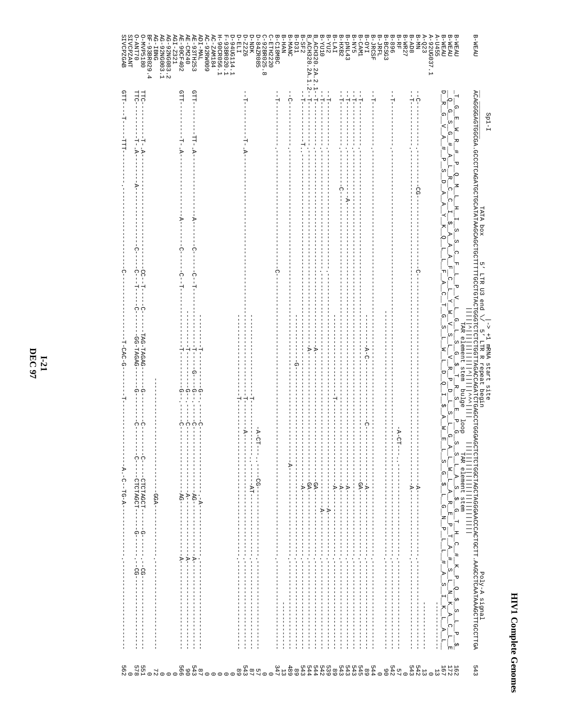# HIV1 Complete Genomes

```
                    Sp1-I                          TATA box        5' LTR U3 end \/ 5' LTR R repeat begin
                                                                                |-> +1 mRNA start site
                                                                   TAR element stem  bulge  loop    TAR element stem              Poly-A signal
B-WEAU         ACAGGGGAGTGGCGA.GCCCTCAGATGCTGCATATAAGCAGCTGCTTTTTGCCTGTACTGGGTCTCTCTGGTTAGACCAGATCTGAGCCTGGGAGCTCTCTGGCTAGCTAGGGAACCCACTGCTT.AAGCCTCAATAAAGCTTGCCTTGA  543
B-WEAU         D R G V A # P S D A A Y K Q L L F A C T G S L W L D Q I $ A W E L S G $ L A R E P T A # S L N K A C L E  162
B-WEAU         Q G S G # A L R C C I $ A A A F C L Y W V S L V R P D L S L G A L W L A S $ G T H C # K P Q $ S L P $  172
B-WEAU         T G E W R # P Q M L H I S S C F L P V L G L S G $ T R S E P G S S L A S $ G N P L L # A S I K L A  167
A-U455         ---------------------------------------------------------------------------------------------------------------------------  13
A-92UG037.1    ---------------------------------------------------------------------------------------------------------------------------  0
A-Q23          --C---------------CG--------------C------------------------------------------------A------------------------------  13
B-MN           --T------------------------------------------------------------------------------------A-----------------------------  542
B-AD8          ---------------------------------------------------------------------------------------------------------------------------  543
B-WR27         ---------------------------------------------------------------------------------------------------------------------------  0
B-RF           ---------------------------------------------------------------------------------------------------------------------------  57
B-896          --T------------------------------------------------------------------------------------------------------------------------  542
B-BCSG3        ---------------------------------------------------------------------------------------------------------------------------  90
B-JRFL         ---------------------------------------------------------------------------------------------------------------------------  0
B-JRCSF        --T------------------------------------------------------------------------------------------------------------------------  544
B-OYI          ---------------------------------------------------------------------------------------------------------------------------  89
B-CAM1         --T-----------------------------------------------A-C-----------C--------------------A------------------------------  545
B-NY5          --T------------------------------------------------------------------------------------GA-----------------------------  543
B-pNL43        --T---------------A------------------------------------------------------------------------A--------------------------  543
B-HXB2         --T-------------------------------------------------------------------------------------A-----------------------------  543
B-LAI          --T---------------C------------------------------------------------------------------A-----------------------------  89
B-YU2          --T----------------------------------------------------------T--------------------------A-----------------------------  539
B-YU10         --T-----------------------------------------------A------------------------------------A---A--------------------------  542
B-ACH320.2A.2.1-T---------------------------------------------------------------------------------------GA-----------------------------  544
B-ACH320.2A.1.2-T---------------------------------------------------------------------------------------GA-----------------------------  544
B-SF2          --T-------------------------------------------------------------------------------------A-----------------------------  543
B-D31          ---------------------------------------------------------G-----------------------------------------------------------  89
B-MANC         --C-------------------------------------------------------------------------------A-----------------------------------  489
B-HAN          ---------------------------------------------------------------------------------------------------------------------------  13
B-C18MBC       --T-----------------------------C--------------------------------------------------------------------------------------  347
C-ETH2220      ---------------------------------------------------------------------------------------------------------------------------  0
C-92BR025.8    ---------------------------------------------------------------------A-CT-------CG-----------------------------------  57
D-84ZR085      --------------------------------------------------------------T------A----------AT-----------------------------------  87
D-NDK          --------------------------------------------------------------T------------------------------------------------------  543
D-Z2Z6         --T----------T-A-------------------------------------------------------------------------------------------------------  89
D-ELI          ---------------------------------------------------------------------------------------------------------------------------  0
D-94UG114.1    ---------------------------------------------------------------------------------------------------------------------------  0
F-93BR020.1    ---------------------------------------------------------------------------------------------------------------------------  0
H-90CR056.1    ---------------------------------------------------------------------------------------------------------------------------  0
AC-ZAM184      ---------------------------------------------------------------------------------------------------------------------------  0
AC-92RW009     ---------------------------------------------------------------------------------------------------------------------------  0
ADI-MAL        GTT-----------TT-A--------------C-----C-T-----T-------G-----C--------------A---------A-----------------------------  87
AE-93TH253     ---------------------A------------------------T-------G-----C------------AG--------A-----------------------------  543
AE-CM240       ----------------------------------------------T-------G-----C------------A---------A-----------------------------  90
AE-90CF402     GTT----------T-A-----A--------C-----C-T-----T-------G-----C------------AG--------A-----------------------------  566
AGI-Z321       ---------------------------------------------------------------------------------------------------------------------------  0
AG-92NG083.2   ---------------------------------------------------------------------------------------------------------------------------  0
AG-92NG003.1   ---------------------------------------------------------------------------------------------------------------------------  0
AG-IBNG        -----------------------------------------------------------------------------GGA--------------------------------------  72
BF-93BR029.4   ---------------------------------------------------------------------------------------------------------------------------  0
O-MVP5180      TTC-----------T-A-----------C-----CC-T---C----TAG-TAGAG------G-----C--------C-----------G-----CG-----------------  551
O-ANT70        TTC-----------T-A---A-------C-----C--T---C----GG-TAGAG------G-----C--------C-CTCTAGCT---G----CG-----------------  578
SIVCPZANT      ---------------------------------------------------------------------------------------------------------------------------  0
SIVCPZGAB      GTT-----T-----TTT------------------C----------T-CAC-G-------T---------------A.-C--TG-A----------------------------  562
```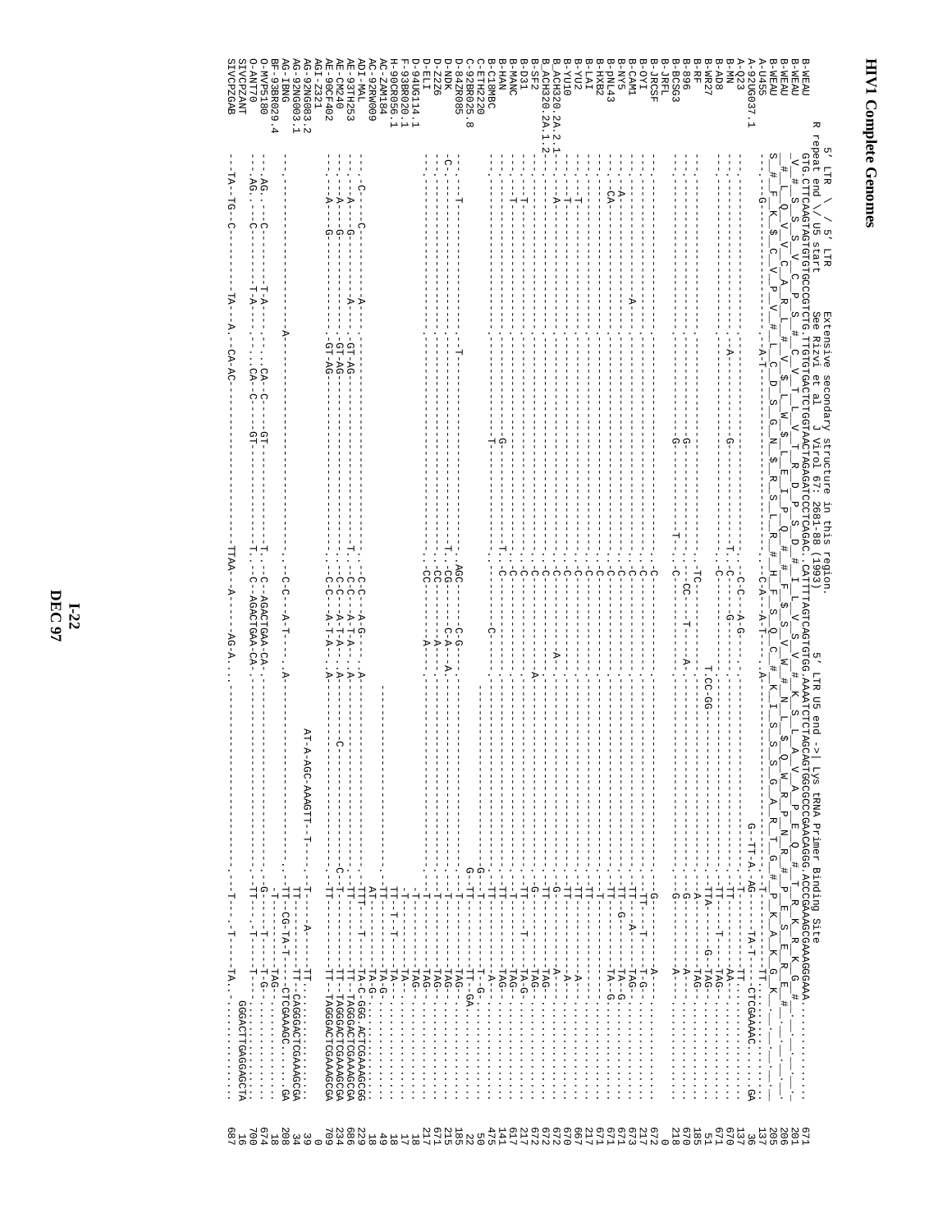# HIV1 Complete Genomes

```
                5' LTR  \  / 5' LTR        Extensive secondary structure in this region.
         R repeat end \/ U5 start      See Rizvi et al., J Virol 67: 2681-88 (1993)                5' LTR U5 end ->| Lys tRNA Primer Binding Site
B-WEAU   GTG.CTTCAAGTAGTGTGCCCGTCTG.TTGTGTGACTCTGGTAACTAGAGATCCCTCAGAC.CATTTTAGTCAGTGTGG.AAAATCTCTAGCAGTGGCGCCCGAACAGGG.ACCCGAAAGCGAAAGGGAAA.      671
B-WEAU    V_#_L_Q_V_V_C_A_R_L_#_V_$_L_W_$_L_E_I_P_Q_#_#_H_F_$_Q_C_#_K_I_S_S_S_G_A_R_T_G_#_P_K_A_K_G_K_      201
B-WEAU     S_#_F_K_$_C_V_P_V_#_L_C_D_S_G_N_$_R_S_L_R_#_H_F_S_Q_C_#_K_I_S_S_S_G_A_R_T_G_#_P_K_A_K_G_K_      206
B-WEAU     _#_S_S_S_V_C_P_S_#_C_V_T_L_V_T_R_D_P_S_D_#_I_L_V_S_V_W_#_N_L_$_Q_W_R_P_N_R_#_P_E_S_E_R_E_#_      205
A-U455    ...G--------------A-T--------------------------.C-A--A-T--------.A--------------------------G-TT-A-.AG----TA-T-------CTCGAAAAC.......GA      137
A-92UG037.1 .-------------------------------------------------------------------------------------------------T--------TT.-----------      36
A-Q23     .--------------------------------------------------------.C-C--A-G-------------------------------------T--------------------     137
B-MN      .------------------------A-----------G-----------.T----.C----G----------------------------------TT-----------AA.-----------     670
B-AD8     .------------------------------------------------------------------------------------------------TT-----T-----TAG.---------     671
B-WR27    .----------------------------------------------------------T.CC-GG----------------------------TTA-----G-TAG.-------------     51
B-RF      .------------------------------------------------.TC--------------------------------------------A------------TAG.---------     185
B-896     .--------------------------------G-------------------.-CC-------T-------------------------------G------------A-----------     670
B-BCSG3   .--------------------------------G-------------T-----C----------.A-------------------------------G-----------A-----------     218
B-JRFL    .                                                                                                                          0
B-JRCSF   .------------------------------------------------------C------------------------------------------G------------A----------     672
B-OYI     .--------------------------------------------------------------------------------------------------TT-----T-----T-G-------     217
B-CAM1    .-------------------A-------------------------------C------------------------------------------TT-----A-------TAG.-------     673
B-NY5     .A-------------------------------------------------C------------------------------------------TT-----G-------TA-G-------     671
B-pNL43   .CA------------------------------------------------C------------------------------------------TT-------------TA-G-------     671
B-HXB2    .--------------------------------------------------C-------------------------------------------T-------------TA-G-------     671
B-LAI     .T-------------------------------------------------C------------------------------------------TT--------------------------     217
B-YU2     .T-------------------------------------------------C------------------------------------------TT------------A-----------     667
B-YU10    .T-------------------------------------------------C------------------------------------------TT------------A-----------     670
B_ACH320.2A.2.1  .A----------------------------------------------C----------A----------------------------------G-------------A---------     672
B_ACH320.2A.1.2  .-----------------------------------------------C-------------------------------------------G-TT------------TAG.-------     672
B-SF2     .------------------------------------------------C--------A----------------------------------G---------------TAG.-------     672
B-D31     .T-----------------------------------------------C-------------------------------------------TT---------T----TA-G------     217
B-MANC    .T-----------------------------------------------C-------------------------------------------TT--------------TAG.-------     617
B-HAN     .T------------------------G----------------T-----C-------------------------------------------TT--------------TAG.-------     141
B-C18MBC  .----------------------------------T-------------------------C---------------------------------TT--------------TAG.-----     475
C-ETH2220 .------------------------------------------------------------------------------------------G----T-------------A-G.-------     50
C-92BR025.8 .-----T---------T------------------------------.AGC--------C-G----------------------------G-TT--------------T--GA.-----     22
D-84ZR085 .-------------------------------------------T.-CG--------C-A---A-------------------------------T--------------TAG.-----     185
D-NDK     C.-----------------------------------------T.CC---------A-----------------------------------T--------------TAG.-------     215
D-Z2Z6    .------------------------------------------.CC--------A-----------------------------------T--------------TAG.---------     671
D-ELI     .------------------------------------------.CC--------A-----------------------------------T--------------TAG.---------     217
D-94UG114.1 .-------------------------------------------------------------------------------------------T--------------TAG.-------     18
F-93BR020.1 .-----------------------------------------------------------------------------------------T--------------TA-.--------     17
H-90CR056.1 .-------------------------------------------------------------------------------------TT--T-T-T--------TA-.---------     18
AC-ZAM184 .-----------------------------------------------------------------------------------------TT--------------TA-.---------     18
AC-92RW009 .-----------------------------------------------------------------------------------AT--------------------TA-G.-------     49
ADI-MAL   .C-----C--------A--------------------------------------------------------------------------TT--------------TA-G.------     18
AE-93TH253 .A-----G-------A----GT-AG--------------T.-C-C----A-G----.A-------------------------------TTT-----T-----TA-C.GGG.ACTCGAAAGCG   229
AE-CM240  .A-----G---------------GT-AG--------------.C-C-C----A-T-A----.A-----------------------------TT--------------TT-.TAGGGACTCGAAAGCGA   686
AE-90CF402 .A-----G---------------GT-AG--------------.C-C-C----A-T-A----.A-----------C-----------------C-T--------------TT-.TAGGGACTCGAAAGCGA   234
AGI-Z321   .A-----G---------------GT-AG--------------.C-C-C----A-T-A----.A-------------------------------TT--------------TT-.TAGGGACTCGAAAGCGA  709
AG-92NG083.2 .                                                                                                                        0
AG-92NG003.1 .                                                         AT-A-AGC-AAAGTT--T-----T-----A-----TT.................       39
AG-IBNG   .-------------------A---------------------------------.C-C----A-T-----.A----------------------------TT--------------TT.-CAGGGACTCGAAAGCGA   34
BF-93BR029.4 .----------------------------------------------------------------------------------------TT----CG-TA-T--CTCGAAAGC.......GA    208
O-MVP5180 .AG.---C------T-A-------CA---C------GT----------T.--C--AGACTGAA-CA.---------------------G-T-----T-----TAG.-----------    18
O-ANT70   .AG.---C------T-A-------CA---C------GT----------T.--C--AGACTGAA-CA.------------------------TT-----T-----T-G.----------    674
SIVCPZANT .                                                                                                                     700
SIVCPZGAB .--TA--TG--C--------TA--A.--CA-AC-----------------TTAA----A-----AG-A.-------------------------T---T---TA.   GGGACTTGAGGAGCTA   16
                                                                                                                                     687
```

I-22
DEC 97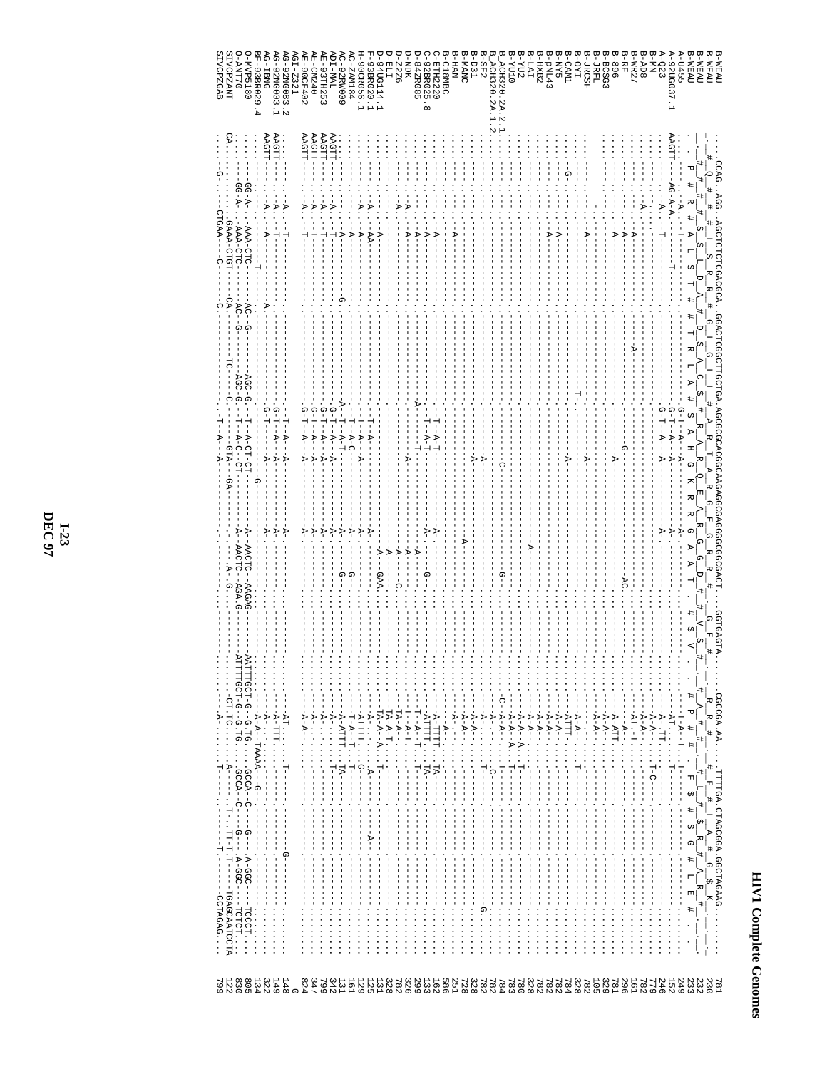```
B-WEAU          ..CCAG.AGG.AGCTCTCTCGACGCA.GGACTCGGCTTGCTGA.AGCGCGCACGGCAAGAGGCGAGGGGCGGCGACT...GGTGAGTA....CGCCGA.AA...TTTTGA.CTAGCGGA.GGCTAGAAG......   781
B-WEAU          _#_Q_#_R_#_L_S_R_#_G_L_G_L_L_#_A_R_T_A_R_G_E_G_R_#_._G_E_#_.__#_R_R_#_#_F_#_L_A_#_G_$_K_____   230
B-WEAU          __P_#_#_S_S_L_D_A_#_D_S_A_C_$_#_R_A_R_Q_E_A_R_G_G_D_#_#_V_S_#_._#_P_#_F_$_#_S_R_#_A_R_#____   232
B-WEAU          ___R_#_A_L_S_T_#_T_R_L_A_#_S_A_H_G_K_R_R_G_A_A_T_#_$_V___#_A_#_#_L_#_S_G_#_L_E_#_____   233
A-U455          ..........A.--T-.......................G-T--A--A.....................A-.........................T-A--T..T....................   249
A-92UG037.1     AAGTT--AG-A-A.---T.....................G-T--A--A......................................AT.........T.....................   152
A-Q23           ..........A.--T-.......................G-T--A--A.....................A-.........................A-.TT....T....................   246
B-MN            ..............................................................................................A-A-.........T-C..................   779
B-AD8           ..........A...................................................................................A-A-.............................   782
B-WR27          ..........A...................................................................................AT-.T............................   161
B-RF            ..........A...........................A...................G.........................AC............A-.............................   296
B-896           ..........A.......................................A...........................................A-ATT............................   781
B-BCSG3         ..............................................................................................A-A-.............................   329
B-JRFL          ..............................................................................................A-A-.............................   105
B-JRCSF         ..........A.......................................A............................................................................   782
B-OYI           ...............................T.................................................................................................   328
B-CAM1          ..........A.......................................A...........................................A-A-........T....................   784
B-NY5           ..............................................................................................ATTT.............................   782
B-pNL43         ..........A...................................................................................A-A-.............................   782
B-HXB2          ..............................................................................................A-A-.............................   782
B-LAI           ..............................................................................................A-A-.............................   328
B-YU2           ............................................................................A.................A-A-.A..........................   780
B-YU10          ..............................................................................................A-A-.A.T.........................   783
B_ACH320.2A.2.1 ..............................................................................................A-A-.T..........................   784
B_ACH320.2A.1.2 ..................................................C.....................G.......................C-.A-A-..T........................   782
B-SF2           .......................................................................................................T......................   782
B-D31           ..................................................A...........................................A-A-.............................   328
B-MANC          ..............................................................................................A-.............................G..   728
B-HAN           ..........A.......................................A.......A.......................................C..........................   251
B-C18MBC        ..........A...................................................................................A-.............................   586
C-ETH2220       ..........A...........................T--A-T......A-..........................................A-TTTT..TA......................   162
C-92BR025.8     ..........A...........................T--A-T......A-..........G...............................ATTTT..TA.......................   133
D-84ZR085       ..........A.......................A..................A........................................T--A--T....T...................   299
D-NDK           ..........A...........................T......A.....A-.........................................T--A--T..........................   782
D-Z2Z6          ..........A........................................................C..............................TA-A-T..........................   782
D-ELI           ..........A...................................................................................TA-A-T..........................   328
D-94UG114.1     ..........A...........................................A-.......GAA..............................TA-A--A..T......................   131
F-93BR020.1     ..........A-AA........................T--A-...........A-..........................................A-..A........A..............   125
H-90CR056.1     ..........A-A.........................T--A--A.........A-..........................................ATTT..G.......................   129
AC-ZAM184       ..........A-..........................T--A-C.........A-...........G...............................T-A--T..T......................   161
AC-92RW009      ..........A-........G...............A-T--A-T..........A-.......G..................................A-ATTT..TA.....................   131
ADI-MAL         AAGTT.....A--T........................G-T--A--A........A-........................................A-........T...................   342
AE-93TH253      AAGTT.....A--T........................G-T--A--A........A-........................................A-.............................   799
AE-CM240        AAGTT.....A--T........................G-T--A--A........A-........................................A-.............................   347
AE-90CF402      AAGTT.....A--T........................G-T--A--A........A-........................................A-A-...........................   824
AGI-Z321        ...................................................................................................................................   0
AG-92NG083.2    ..........A--T........................T--A--A..........A-........................................AT.......T.........G..........   148
AG-92NG003.1    AAGTT.....A--T........................G-T--A--A........A-........................................A-TT..........................   149
AG-IBNG         AAGTT.....A--A....A...................G-T--A--A........A-........................................A-............................   322
BF-93BR029.4    ..........A-.....T............................G.........................................................A-A--TAAAA--G-.........   134
O-MVP5180       ........GG-A---AAA-CTC---AC--G.....AGC-G.--T--A-CT-CT--.....A--AACTC--AAGAG......AATTTGCT-G--G.TG....GCCA--C-....G....A-GGC---TCCCT...   805
O-ANT70         ........GG-A---AAA-CTC---AC--G.....AGC-G.--T--A-C--CT--.....A--AACTC--AGA.G......ATTTTGCT-G--G.TG....GCCA--C-....G....A-GGC---TCTCT...   830
SIVCPZANT       CA......---.GAAA-CTGT---CA-------TC----C.--T--GTA--GA---...........A..G.............CT.TC.......A-...T..TT-T-T----TGAGCAATCCTA   122
SIVCPZGAB       .....G-.......CTGAA---C---C.............T--A---A-----........................................A........T--------T----CCTAGAG....   799
```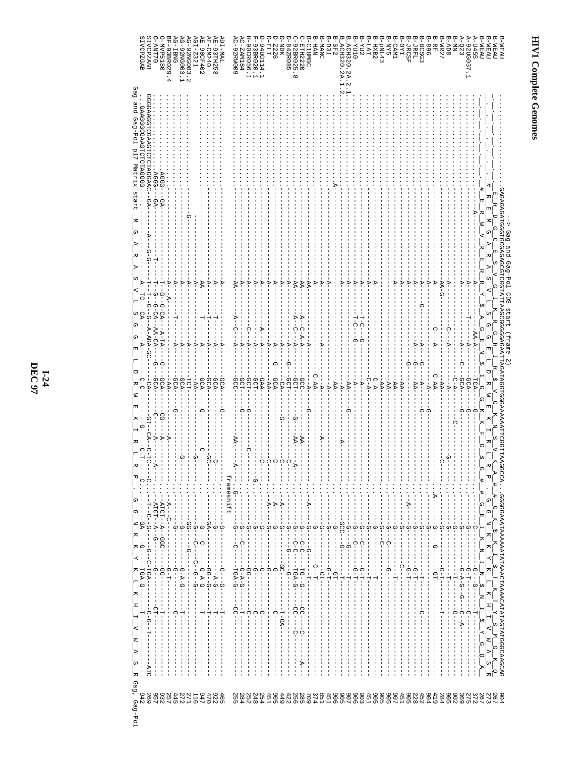# HIV1 Complete Genomes

```
                    --> Gag and Gag-Pol CDS start (frame 2)
B-WEAU         .GAGAGATGGGTGCGAGAGCGTCGGTATTAAGCGGGGGAGAATTAGATAGGTGGGAAAAAATTCGGTTAAGGCCA..GGGGGAAATAAAAAATATAAACTAAAACATATAGTATGGGCAAGCAG   904
B-WEAU          E_R_D_G_C_E_S_V_G_I_K_R_G_R_I_R_$_V_G_K_N_S_V_K_A_#   _G_G_K_$_K_I_$_T_K_T_Y_S_M_G_K_Q   267
B-WEAU           _R_E_M_G_A_R_A_S_V_L_S_G_G_E_L_D_R_W_E_K_I_R_L_R_P_   _G_G_K_K_K_Y_K_L_K_H_I_V_W_A_S_R   273
B-WEAU         #_E_R_W_V_R_E_R_R_Y_$_A_G_E_N_$_I_G_G_K_K_F_G_$_G_#   #_G_E_I_K_N_I_N_$_N_I_$_Y_G_Q_A_   267
...
Gag and Gag-Pol p17 Matrix start  _M_G_A_R_A_S_V_L_S_G_G_E_L_D_R_W_E_K_I_R_L_R_P_   _G_G_N_K_K_Y_K_L_K_H_I_V_W_A_S_R  Gag, Gag-Pol
```

| Sequence | End position |
|---|---|
| A-U455 | 372 |
| A-92UG037.1 | 275 |
| A-Q23 | 369 |
| B-MN | 902 |
| B-AD8 | 905 |
| B-WR27 | 284 |
| B-RF | 419 |
| B-896 | 904 |
| B-BCSG3 | 452 |
| B-JRFL | 228 |
| B-JRCSF | 905 |
| B-OYI | 451 |
| B-CAM1 | 907 |
| B-NY5 | 905 |
| B-pNL43 | 905 |
| B-HXB2 | 905 |
| B-LAI | 451 |
| B-YU2 | 903 |
| B-YU10 | 906 |
| B_ACH320.2A.2.1 | 907 |
| B_ACH320.2A.1.2 | 905 |
| B-SF2 | 906 |
| B-D31 | 451 |
| B-MANC | 851 |
| B-HAN | 374 |
| B-C18MBC | 709 |
| C-ETH2220 | 285 |
| C-92BR025.8 | 256 |
| D-84ZR085 | 422 |
| D-NDK | 449 |
| D-Z2Z6 | 905 |
| D-ELI | 451 |
| D-94UG114.1 | 254 |
| F-93BR020.1 | 248 |
| H-90CR056.1 | 252 |
| AC-ZAM184 | 284 |
| AC-92RW009 | 255 |
| ADI-MAL | 465 |
| AE-93TH253 | 922 |
| AE-CM240 | 470 |
| AE-90CF402 | 947 |
| AGI-Z321 | 116 |
| AG-92NG083.2 | 271 |
| AG-92NG003.1 | 272 |
| AG-IBNG | 445 |
| BF-93BR029.4 | 257 |
| O-MVP5180 | 932 |
| O-ANT70 | 957 |
| SIVCPZANT | 269 |
| SIVCPZGAB | 942 |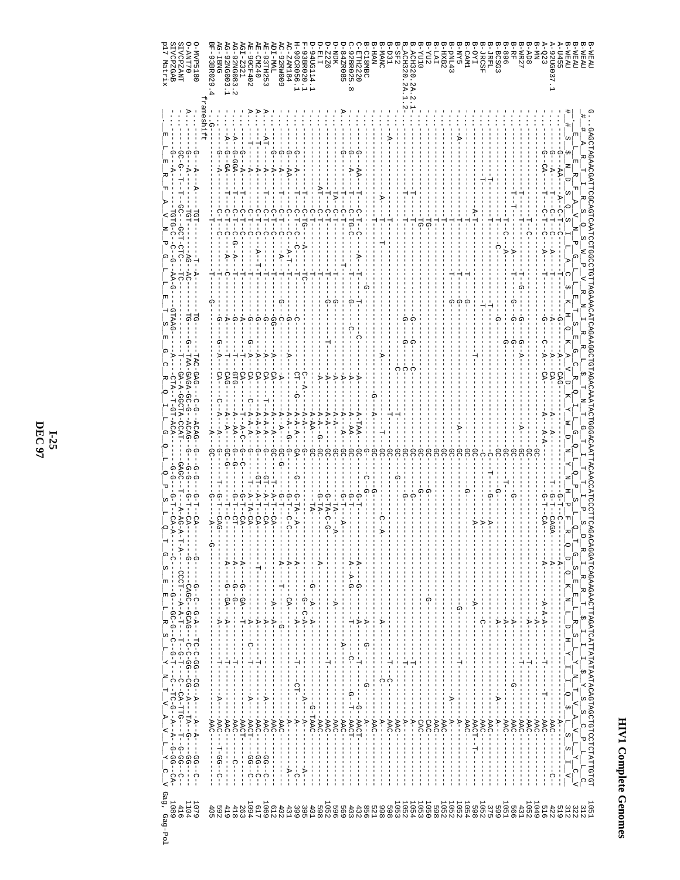```
B-WEAU          G..GAGCTAGAACGATTCGCAGTCAATCCTGGCCTGTTAGAAACATCAGAAGGCTGTAGACAAATACTGGGACAATTACAACCATCCCTTCAGACAGGATCAGAAGAACTTAGATCATTATATAATACAGTAGCTGTCCTCTATTGTGT   1051
B-WEAU           _#_ #_A__R__I__R__S__Q__S__W__P__V__R__N__I__R__R__L__$__T__N__T__G__I__T__T__I__P__S__D__R__I__R__R__T__$__I__I__$__Y__S__C__P__L__L__C   312
B-WEAU           ___E__L__E__R__F__A__V__N__P__G__L__L__E__T__S__E__G__C__R__Q__I__L__G__Q__L__Q__P__S__L__Q__T__G__S__E__E__L__R__S__L__Y__N__T__V__A__V__L__Y__C__V   322
B-WEAU           #_#_S__$__N__D__S__Q__S__I__L__A__C__$__K__H__Q__K__A__V__D__K__Y__W__D__N__Y__N__H__P__F__R__Q__D__Q__K__N__L__D__H__Y__I__I__Q__$__L__S__I__V   312
A-U455                                                                                                                                                        519
A-92UG037.1                                                                                                                                                   422
A-Q23                                                                                                                                                         516
B-MN                                                                                                                                                          1049
B-AD8                                                                                                                                                         1052
B-WR27                                                                                                                                                        431
B-RF                                                                                                                                                          566
B-896                                                                                                                                                         1051
B-BCSG3                                                                                                                                                       599
B-JRFL                                                                                                                                                        375
B-JRCSF                                                                                                                                                       1052
B-OYI                                                                                                                                                         598
B-CAM1                                                                                                                                                        1054
B-NY5                                                                                                                                                         1052
B-pNL43                                                                                                                                                       1052
B-HXB2                                                                                                                                                        1052
B-LAI                                                                                                                                                         598
B-YU2                                                                                                                                                         1050
B-YU10                                                                                                                                                        1053
B_ACH320.2A.2.1                                                                                                                                               1054
B_ACH320.2A.1.2                                                                                                                                               1052
B-SF2                                                                                                                                                         1053
B-D31                                                                                                                                                         598
B-MANC                                                                                                                                                        998
B-HAN                                                                                                                                                         521
B-C18MBC                                                                                                                                                      856
C-ETH2220                                                                                                                                                     432
C-92BR025.8                                                                                                                                                   403
D-84ZR085                                                                                                                                                     569
D-NDK                                                                                                                                                         596
D-Z2Z6                                                                                                                                                        1052
D-ELI                                                                                                                                                         401
D-94UG114.1                                                                                                                                                   395
F-93BR020.1                                                                                                                                                   399
H-90CR056.1                                                                                                                                                   431
AC-ZAM184                                                                                                                                                     402
AC-92RW009                                                                                                                                                    612
ADI-MAL                                                                                                                                                       1069
AE-93TH253                                                                                                                                                    617
AE-CM240                                                                                                                                                      1094
AE-90CF402                                                                                                                                                    263
AGI-Z321                                                                                                                                                      418
AG-92NG083.2                                                                                                                                                  419
AG-92NG003.1                                                                                                                                                  592
AG-IBNG                                                                                                                                                       405
BF-93BR029.4     ..G-
                 frameshift
O-MVP5180                                                                                                                                                     1079
O-ANT70                                                                                                                                                       1104
SIVCPZANT                                                                                                                                                     416
SIVCPZGAB                                                                                                                                                     1089
p17 Matrix       __E__L__E__R__F__A__V__N__P__G__L__L__E__T__S__E__G__C__R__Q__I__L__G__Q__L__Q__P__S__L__Q__T__G__S__E__E__L__R__S__L__Y__N__T__V__A__V__L__Y__C__V   Gag, Gag-Pol
```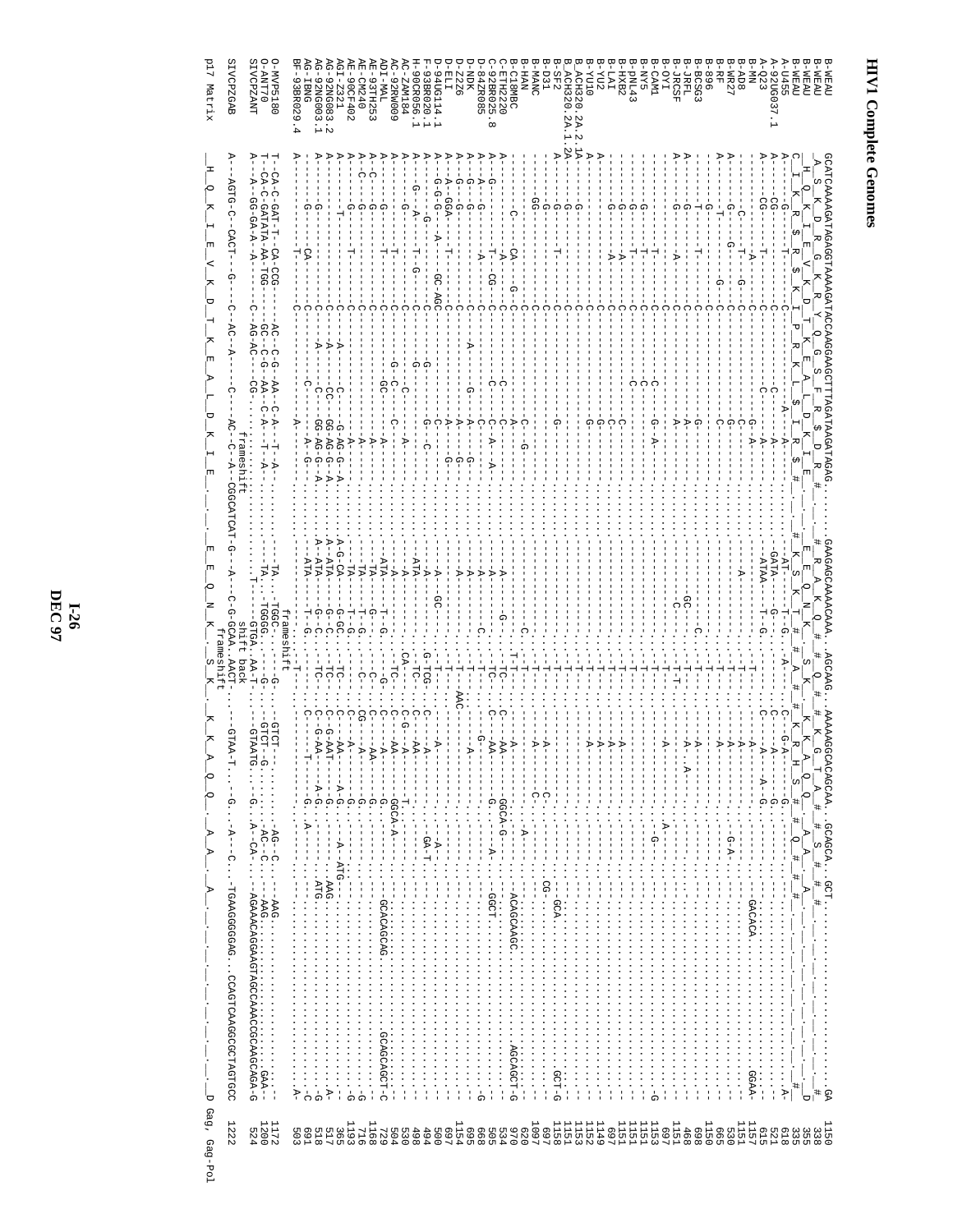# HIV1 Complete Genomes

```
B-WEAU          GCATCAAAAGATAGAGGTAAAAGATACCAAGGAAGCTTTAGATAAGATAGAG..........GAAGAGCAAAACAAA..AGCAAG..AAAAAGGCACAGCAA..GCAGCA..GCT..........................GA   1150
B-WEAU          _A__S__K__D__R__G__K__R__Y__Q__G__S__F__R__$__D__R__#          __#__R__A__K__Q__#__#__Q__#__K__G__T__A__#__#__S__#__#__                    _#   338
B-WEAU          __H__Q__K__I__E__V__K__D__T__K__E__A__L__D__K__I__E__          __E__E__Q__N__K__S__K__K__K__A__Q__Q__A__A__A__                              _D   355
B-WEAU          _C__I__K__R__$__R__$__K__I__P__R__K__L__$__I__R__$__#__        __#__K__S__K__T__#__A__#__K__R__H__S__#__Q__#__#__#__                       _#   335
A-U455                                                                                                                                                               618
A-92UG037.1                                                                                                                                                          521
A-Q23                                                                                                                                                                615
B-MN                                                                                                                                                                 1157
B-AD8                                                                                                                                                                1151
B-WR27                                                                                                                                                               530
B-RF                                                                                                                                                                 665
B-896                                                                                                                                                                1150
B-BCSG3                                                                                                                                                              698
B-JRFL                                                                                                                                                               468
B-JRCSF                                                                                                                                                              1151
B-OYI                                                                                                                                                                697
B-CAM1                                                                                                                                                               1153
B-NY5                                                                                                                                                                1151
B-pNL43                                                                                                                                                              1151
B-HXB2                                                                                                                                                               1151
B-LAI                                                                                                                                                                697
B-YU2                                                                                                                                                                1149
B-YU10                                                                                                                                                               1152
B_ACH320.2A.2.1A                                                                                                                                                     1153
B_ACH320.2A.1.2A                                                                                                                                                     1151
B-SF2                                                                                                                                                                1158
B-D31                                                                                                                                                                697
B-MANC                                                                                                                                                               1097
B-HAN                                                                                                                                                                620
B-C18MBC                                                                                                                                                             970
C-ETH2220                                                                                                                                                            534
C-92BR025.8                                                                                                                                                          505
D-84ZR085                                                                                                                                                            668
D-NDK                                                                                                                                                                695
D-Z2Z6                                                                                                                                                               1154
D-ELI                                                                                                                                                                697
D-94UG114.1                                                                                                                                                          590
F-93BR020.1                                                                                                                                                          494
H-90CR056.1                                                                                                                                                          498
AC-ZAM184                                                                                                                                                            530
AC-92RW009                                                                                                                                                           504
ADI-MAL                                                                                                                                                              729
AE-93TH253                                                                                                                                                           1168
AE-CM240                                                                                                                                                             716
AE-90CF402                                                                                                                                                           1193
AGI-Z321                                                                                                                                                             365
AG-92NG083.2                                                                                                                                                         517
AG-92NG003.1                                                                                                                                                         518
AG-IBNG                                                                                                                                                              691
BF-93BR029.4                                                                                                                                                         503

O-MVP5180                                                              frameshift                                                                                    1172
O-ANT70                                                                                                                                                              1200
SIVCPZANT                                                              shift back                                                                                    524

SIVCPZGAB       A---AGTG-C--CACT---G----C--AC--A-----C-----AC--C--A--CGGCATCAT-G---A---C-G-GGAA..AACT..---GTAA-T...--G...-A--C...TGAAGGGGAG...CCAGTCAAGGCGCTAGTGCC   1222
                                                                       frameshift

p17 Matrix      _H__Q__K__I__E__V__K__D__T__K__E__A__L__D__K__I__E__   _E__E__Q__N__K__S__K__K__K__A__Q__Q__A__A__A__                                  _D  Gag, Gag-Pol
```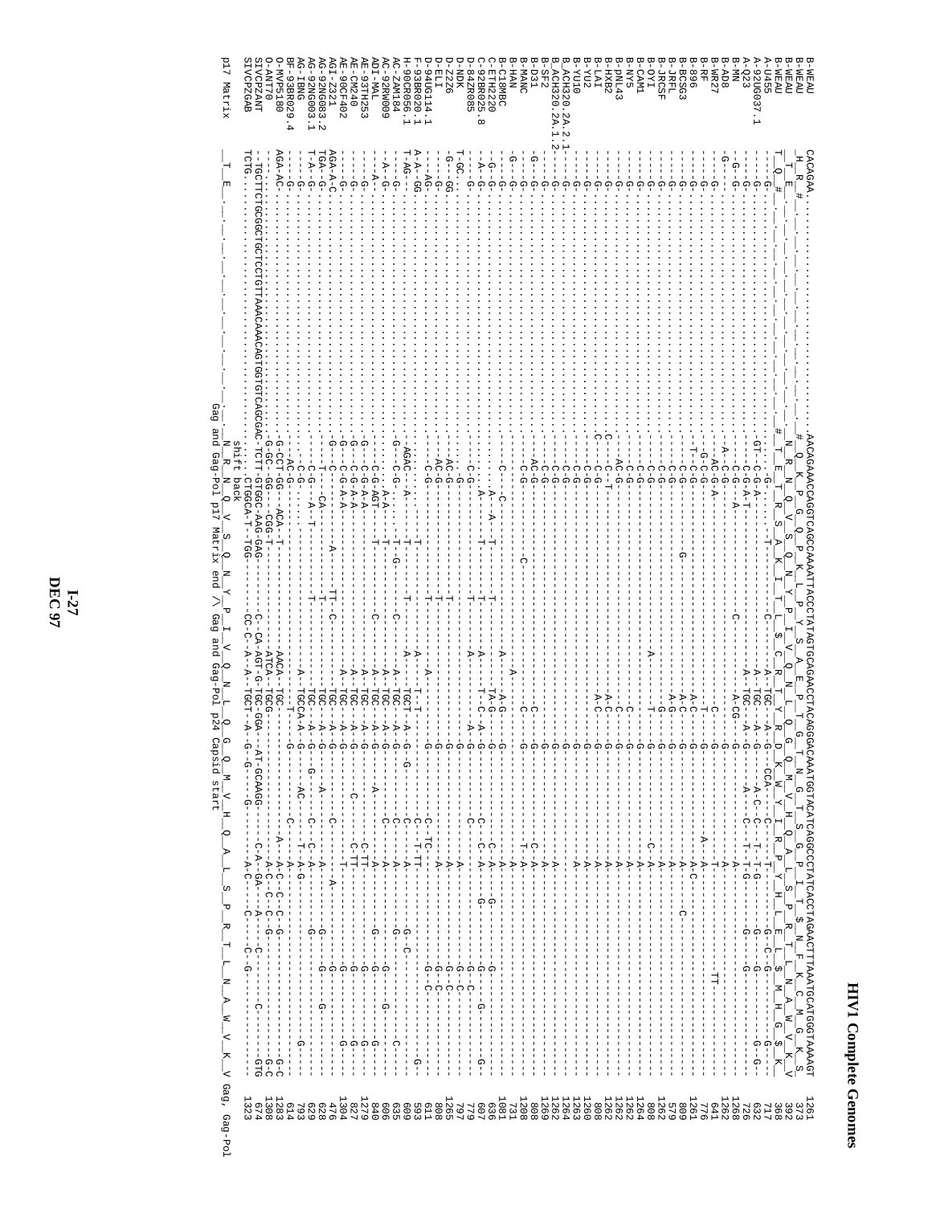```
B-WEAU          CACAGAA..........AACAGAAACCAGGTCAGCCAAAATTACCCTATAGTGCAGAACCTACAGGGGCAAATGGTACATCAGGCCCTATCACCTAGAACTTTAAATGCATGGGTAAAAGT  1261
B-WEAU          _H__R__#_........_#__Q__K__P__G__Q__P__K__L__P__Y__S__A__E__P__T__G__T__N__G__T__S__G__P__I__T__$__N__F__K__C__M__G__K__S   373
B-WEAU          __T__E__.........__N__R__N__Q__V__S__Q__N__Y__P__I__V__Q__N__L__Q__G__Q__M__V__H__Q__A__I__S__P__R__T__L__N__A__W__V__K__V   392
B-WEAU          T__Q__#_.........#__T__E__T__R__S__A__K__I__T__L__$__C__R__T__Y__R__D__K__W__Y__I__R__P__Y__H__L__E__L__$__M__H__G__$__K     368
A-U455                                                                                                                            717
A-92UG037.1                                                                                                                       632
A-Q23                                                                                                                             726
B-MN                                                                                                                              1268
B-AD8                                                                                                                             808
B-WR27                                                                                                                            1262
B-RF                                                                                                                              641
B-896                                                                                                                             776
B-BCSG3                                                                                                                           1261
B-JRFL                                                                                                                            809
B-JRCSF                                                                                                                           579
B-OYI                                                                                                                             1262
B-CAM1                                                                                                                            808
B-NY5                                                                                                                             1264
B-pNL43                                                                                                                           1262
B-HXB2                                                                                                                            1262
B-LAI                                                                                                                             1262
B-YU2                                                                                                                             808
B-YU10                                                                                                                            1260
B_ACH320.2A.2.1                                                                                                                   1263
B_ACH320.2A.1.2                                                                                                                   1264
B-SF2                                                                                                                             1262
B-D31                                                                                                                             1269
B-MANC                                                                                                                            808
B-HAN                                                                                                                             1208
B-C18MBC                                                                                                                          731
C-ETH2220                                                                                                                         1081
C-92BR025.8                                                                                                                       636
C-84ZR085                                                                                                                         607
D-NDK                                                                                                                             779
D-Z2Z6                                                                                                                            797
D-ELI                                                                                                                             1265
D-94UG114.1                                                                                                                       808
F-93BR020.1                                                                                                                       611
H-90CR056.1                                                                                                                       593
AC-ZAM184                                                                                                                         699
AC-92RW009                                                                                                                        635
ADI-MAL                                                                                                                           606
AE-93TH253                                                                                                                        840
AE-CM240                                                                                                                          1279
AE-90CF402                                                                                                                        827
AGI-Z321                                                                                                                          1304
AG-92NG083.2                                                                                                                      476
AG-92NG003.1                                                                                                                      628
AG-IBNG                                                                                                                           629
BF-93BR029.4                                                                                                                      793
O-MVP5180                                                                                                                         614
O-ANT70                                                                                                                           1283
SIVCPZANT       --TGCTTCTGCGGCTGCTCCTGTAAACAAACAGTGGTGTCAGCGAC-TCTT-GTGGC-AAG-GAG-                                                1308
SIVCPZGAB       TCTG..............................................CTGGCA-T--TGG-                                                  674
                                                                                                                                  1323
p17 Matrix      __T__E__.........__N__R__N__Q__V__S__Q__N__Y__P__I__V__Q__N__L__Q__G__Q__M__V__H__Q__A__L__S__P__R__T__L__N__A__W__V__K__V   Gag, Gag-Pol
                                  shift back
                                  Gag and Gag-Pol p17 Matrix end /\ Gag and Gag-Pol p24 Capsid start
```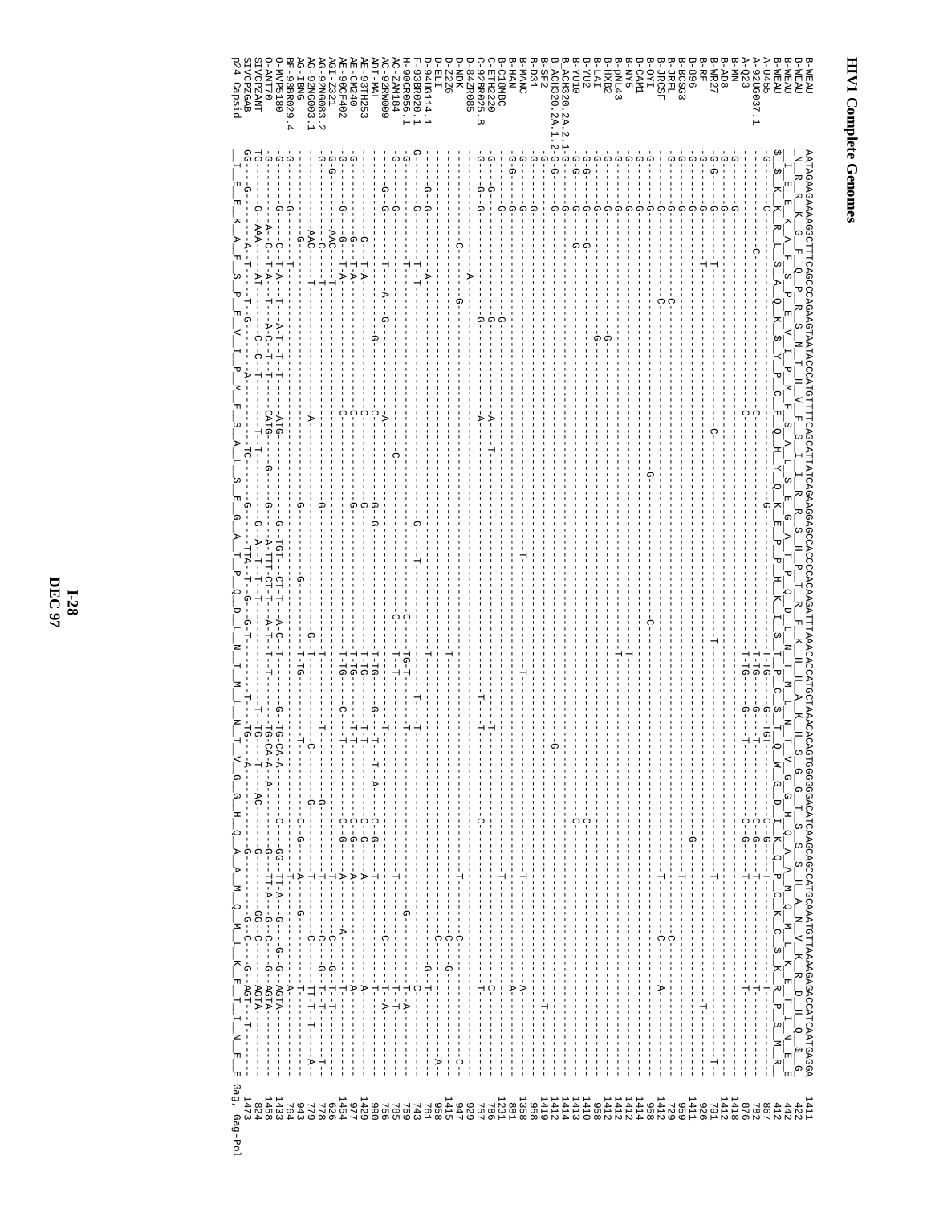# HIV1 Complete Genomes

```
B-WEAU            AATAGAAGAAAAGGCTTTCAGCCCAGAAGTAATACCCATGTTTTCAGCATTATCAGAAGGAGCCACCCCACAAGATTTAAACACCATGCTAAACACAGTGGGGGGACATCAAGCAGCCATGCAAATGTTAAAAGAGACCATCAATGAGGA  1411
B-WEAU             N  R  K  G  F  Q  P  R  S  N  T  H  V  F  S  I  I  R  R  S  H  P  T  R  F  K  H  H  A  K  H  S  G  G  T  S  S  S  H  A  N  V  K  R  D  H  Q  $  G    422
B-WEAU            I  E  E  K  A  F  S  P  E  V  I  P  M  F  S  A  L  S  E  G  A  T  P  Q  D  L  N  T  M  L  N  T  V  G  G  H  Q  A  A  M  Q  M  L  K  E  T  I  N  E  E   442
B-WEAU            $  K  K  R  L  S  A  Q  K  $  Y  P  C  F  Q  H  Y  Q  K  E  P  P  H  K  I  $  T  P  C  $  T  Q  W  G  D  I  K  Q  P  C  K  C  $  K  R  P  S  M  R    412
A-U455                                                                                                                                                               867
A-Q23                                                                                                                                                                782
A-92UG037.1                                                                                                                                                          876
B-MN                                                                                                                                                                1418
B-AD8                                                                                                                                                               1412
B-WR27                                                                                                                                                               791
B-RF                                                                                                                                                                 926
B-896                                                                                                                                                               1411
B-BCSG3                                                                                                                                                              959
B-JRFL                                                                                                                                                               729
B-JRCSF                                                                                                                                                             1412
B-OYI                                                                                                                                                                958
B-CAM1                                                                                                                                                              1414
B-NY5                                                                                                                                                               1414
B-pNL43                                                                                                                                                             1412
B-HXB2                                                                                                                                                              1412
B-LAI                                                                                                                                                                958
B-YU2                                                                                                                                                               1410
B-YU10                                                                                                                                                              1413
B_ACH320.2A.2.1                                                                                                                                                     1414
B_ACH320.2A.1.2                                                                                                                                                     1412
B-SF2                                                                                                                                                               1419
B-D31                                                                                                                                                                958
B-MANC                                                                                                                                                              1358
B-HAN                                                                                                                                                                881
B-C18MBC                                                                                                                                                            1231
C-ETH2220                                                                                                                                                            786
C-92BR025.8                                                                                                                                                          757
D-84ZR085                                                                                                                                                            929
D-NDK                                                                                                                                                                947
D-Z2Z6                                                                                                                                                              1415
D-ELI                                                                                                                                                                958
D-94UG114.1                                                                                                                                                          761
F-93BR020.1                                                                                                                                                          743
H-90CR056.1                                                                                                                                                          759
AC-ZAM184                                                                                                                                                            785
AC-92RW009                                                                                                                                                           756
ADI-MAL                                                                                                                                                              990
AE-93TH253                                                                                                                                                          1429
AE-CM240                                                                                                                                                             977
AE-90CF402                                                                                                                                                          1454
AGI-Z321                                                                                                                                                             626
AG-92NG083.2                                                                                                                                                         778
AG-92NG003.1                                                                                                                                                         779
AG-IBNG                                                                                                                                                              943
BF-93BR029.4                                                                                                                                                         764
O-MVP5180                                                                                                                                                           1433
O-ANT70                                                                                                                                                             1458
SIVCPZANT                                                                                                                                                            824
SIVCPZGAB                                                                                                                                                           1473
p24 Capsid        I  E  E  K  A  F  S  P  E  V  I  P  M  F  S  A  L  S  E  G  A  T  P  Q  D  L  N  T  M  L  N  T  V  G  G  H  Q  A  A  M  Q  M  L  K  E  T  I  N  E  E   Gag, Gag-Pol
```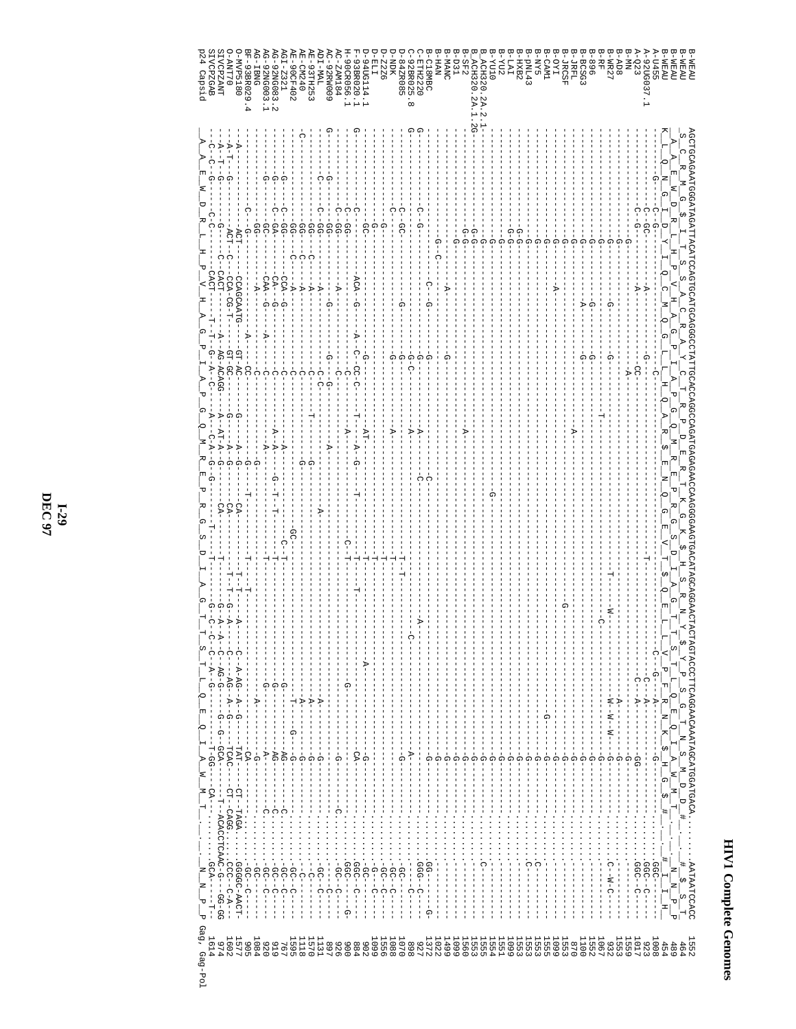# HIV1 Complete Genomes

```
B-WEAU           AGCTGCAGAATGGGATAGATTACATCCAGTGCATGCAGGGCCTATTGCACCAGGCCAGATGAGAGAACCAAGGGGAAGTGACATAGCAGGAACTACTAGTACCCTTCAGGAACAAATAGCATGGATGACA.......AATAATCCACC  1552
B-WEAU            S  C  R  M  G  $  I  T  S  S  A  C  R  A  Y  C  T  R  P  D  E  R  T  K  G  K  $  H  S  R  N  Y  $  Y  P  S  G  T  N  S  M  D  D  #  _  _  _  #  $  S  T    464
B-WEAU            A  A  E  W  D  R  L  H  P  V  H  A  G  P  I  A  P  G  Q  M  R  E  P  R  G  S  D  I  A  G  T  T  S  T  L  Q  E  Q  I  A  W  M  T  _  _  _  N  N  P    489
B-WEAU           K  L  Q  N  G  I  D  Y  I  Q  C  M  Q  G  L  L  H  Q  A  R  $  E  N  Q  G  E  V  T  $  Q  E  L  L  V  P  F  R  N  K  $  H  G  $  #  _  _  _  #  I  H    454
p24 Capsid        A  A  E  W  D  R  L  H  P  V  H  A  G  P  I  A  P  G  Q  M  R  E  P  R  G  S  D  I  A  G  T  T  S  T  L  Q  E  Q  I  A  W  M  T  _  _  _  N  N  P  P  Gag, Gag-Pol
```

I-29
DEC 97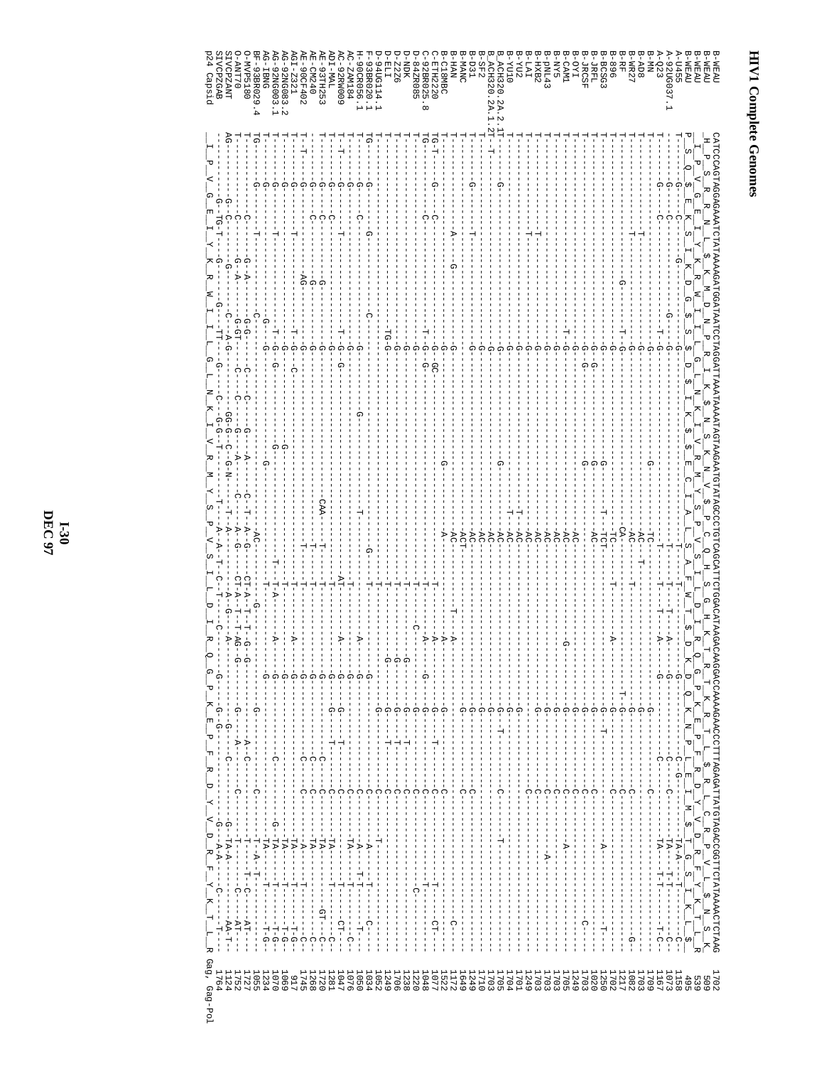```
B-WEAU        CATCCCAGTAGGAGAAATCTATAAAAGATGGATAATCCTAGGATTAAATAAAATAGTAAGAATGTATAGCCCTGTCAGCATTCTGGACATAAGACAAGGACCAAAAGAACCCTTTAGAGATTATGTAGACCGGTTCTATAAAACTCTAAG   1702
B-WEAU         H  P  S  R  R  N  L  $  K  M  D  N  P  R  I  K  $  N  S  K  N  V  $  P  C  Q  H  S  G  H  K  T  R  T  K  R  T  L  $  R  L  C  R  P  V  L  $  N  S  K     509
B-WEAU          P  V  G  E  I  Y  K  R  W  I  I  L  G  L  N  K  I  V  R  M  Y  S  P  V  S  I  L  D  I  R  Q  G  P  K  E  P  F  R  D  Y  V  D  R  F  Y  K  T  L  R    539
               P  S  Q  $  E  K  S  I  K  D  G  $  S  $  D  $  I  K  $  $  E  C  I  A  L  S  A  F  W  T  $  D  K  D  Q  K  N  P  L  E  I  M  $  T  G  S  I  K  L  $    495
A-U455                                                                                                                                                             1158
A-92UG037.1                                                                                                                                                        1073
A-Q23                                                                                                                                                              1167
B-MN                                                                                                                                                               1709
B-AD8                                                                                                                                                              1703
B-WR27                                                                                                                                                             1082
B-RF                                                                                                                                                               1217
B-896                                                                                                                                                              1702
B-BCSG3                                                                                                                                                            1250
B-JRFL                                                                                                                                                             1020
B-JRCSF                                                                                                                                                            1703
B-OYI                                                                                                                                                              1249
B-CAM1                                                                                                                                                             1705
B-NY5                                                                                                                                                              1703
B-pNL43                                                                                                                                                            1703
B-HXB2                                                                                                                                                             1249
B-LAI                                                                                                                                                              1701
B-YU2                                                                                                                                                              1704
B-YU10                                                                                                                                                             1705
B_ACH320.2A.2.1                                                                                                                                                    1703
B_ACH320.2A.1.2                                                                                                                                                    1710
B-SF2                                                                                                                                                              1249
B-D31                                                                                                                                                              1649
B-MANC                                                                                                                                                             1172
B-HAN                                                                                                                                                              1522
B-C18MBC                                                                                                                                                           1077
C-ETH2220                                                                                                                                                          1048
C-92BR025.8                                                                                                                                                        1220
D-84ZR085                                                                                                                                                          1238
D-NDK                                                                                                                                                              1706
D-Z2Z6                                                                                                                                                             1249
D-ELI                                                                                                                                                              1062
D-94UG114.1                                                                                                                                                        1034
F-93BR020.1                                                                                                                                                        1050
H-90CR056.1                                                                                                                                                        1076
AC-ZAM184                                                                                                                                                          1047
AC-92RW009                                                                                                                                                         1281
ADI-MAL                                                                                                                                                            1720
AE-93TH253                                                                                                                                                         1268
AE-CM240                                                                                                                                                           1745
AE-90CF402                                                                                                                                                          917
AGI-Z321                                                                                                                                                           1069
AG-92NG083.2                                                                                                                                                       1070
AG-92NG003.1                                                                                                                                                       1234
AG-IBNG                                                                                                                                                            1055
BF-93BR029.4                                                                                                                                                       1727
O-MVP5180                                                                                                                                                          1752
O-ANT70                                                                                                                                                            1124
SIVCPZANT                                                                                                                                                          1764
SIVCPZGAB
p24 Capsid      I  P  V  G  E  I  Y  K  R  W  I  I  L  G  L  N  K  I  V  R  M  Y  S  P  V  S  I  L  D  I  R  Q  G  P  K  E  P  F  R  D  Y  V  D  R  F  Y  K  T  L  R    Gag, Gag-Pol
```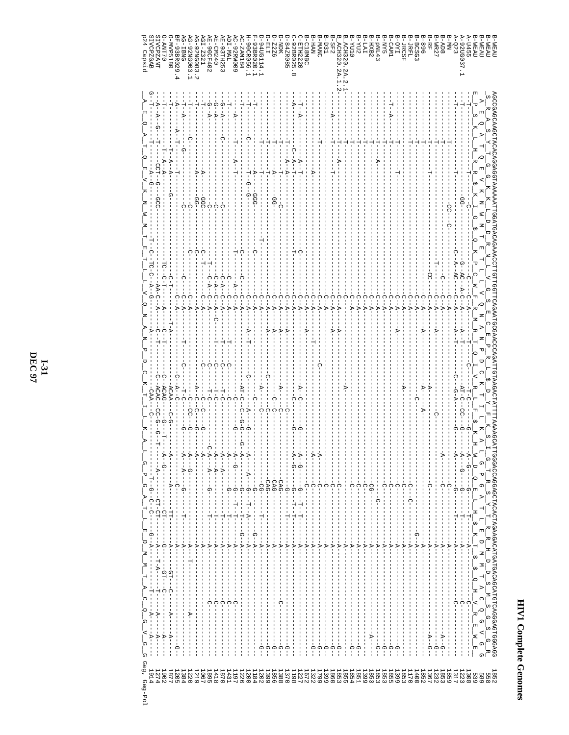```
B-WEAU            AGCCGAGCAAGCTACACAGGAGGTAAAAAATTGGATGACAGAAACCTTGTTGGTCCAGAATGCGAACCCAGATTGTAAGACTATTTTAAAAGCATTGGGACCAGGAGCTACACTAGAAGACATGATGACAGCATGTCAGGGAGTGGGAGG 1852
B-WEAU            _S__R_A_S__Y__T__G_G__K__K__L__D__D__R__N__L__V__G__S__E__C__E__P__R__L__$__D__Y__F__K__S__I__G__T__R__S__Y__T__R__R__H__D__S__M__S__G__S__V__G__R   558
B-WEAU            A_E_Q_A_T_Q_E_V_K_N_W_M_T_E_T_L_L_V_Q_N_A_N_P_D_C_K_T_I_L_K_A_L_G_P_G_A_T_L_E_D_M_M_T_A_C_Q_G_V_G_G   589
B-WEAU            E_P_S_K_L_H_R_$_K_I_G_$_Q_K_P_C_W_F_R_M_R_T_Q_I_V_R_L_F_$_K_H_W_D_Q_E_L_H_$_K_T_$_$_Q_H_V_R_E_W_E   539
A-U455                                                                                                                                                           1308
A-92UG037.1                                                                                                                                                      1223
A-Q23                                                                                                                                                            1317
B-MN                                                                                                                                                             1859
B-AD8                                                                                                                                                            1853
B-WR27                                                                                                                                                           1232
B-RF                                                                                                                                                             1367
B-896                                                                                                                                                            1852
B-BCSG3                                                                                                                                                          1400
B-JRFL                                                                                                                                                           1170
B-JRCSF                                                                                                                                                          1853
B-OYI                                                                                                                                                            1399
B-CAM1                                                                                                                                                           1855
B-NY5                                                                                                                                                            1853
B-pNL43                                                                                                                                                          1853
B-HXB2                                                                                                                                                           1853
B-LAI                                                                                                                                                            1399
B-YU2                                                                                                                                                            1851
B-YU10                                                                                                                                                           1854
B_ACH320.2A.2.1                                                                                                                                                  1855
B_ACH320.2A.1.2                                                                                                                                                  1853
B-SF2                                                                                                                                                            1860
B-D31                                                                                                                                                            1399
B-MANC                                                                                                                                                           1799
B-HAN                                                                                                                                                            1322
B-C18MBC                                                                                                                                                         1672
C-ETH2220                                                                                                                                                        1227
C-92BR025.8                                                                                                                                                      1198
D-84ZR085                                                                                                                                                        1370
D-NDK                                                                                                                                                            1388
D-Z2Z6                                                                                                                                                           1856
D-ELI                                                                                                                                                            1399
D-94UG114.1                                                                                                                                                      1202
F-93BR020.1                                                                                                                                                      1184
H-90CR056.1                                                                                                                                                      1200
AC-ZAM184                                                                                                                                                        1226
AC-92RW009                                                                                                                                                       1197
ADI-MAL                                                                                                                                                          1431
AE-93TH253                                                                                                                                                       1870
AE-CM240                                                                                                                                                         1418
AE-90CF402                                                                                                                                                       1895
AGI-Z321                                                                                                                                                         1067
AG-92NG083.2                                                                                                                                                     1219
AG-92NG003.1                                                                                                                                                     1220
AG-IBNG                                                                                                                                                          1384
BF-93BR029.4                                                                                                                                                     1205
O-MVP5180                                                                                                                                                        1877
O-ANT70                                                                                                                                                          1902
SIVCPZANT                                                                                                                                                        1274
SIVCPZGAB                                                                                                                                                        1914
p24 Capsid        A_E_Q_A_T_Q_E_V_K_N_W_M_T_E_T_L_L_V_Q_N_A_N_P_D_C_K_T_I_L_K_A_L_G_P_G_A_T_L_E_D_M_M_T_A_C_Q_G_V_G_G   Gag, Gag-Pol
```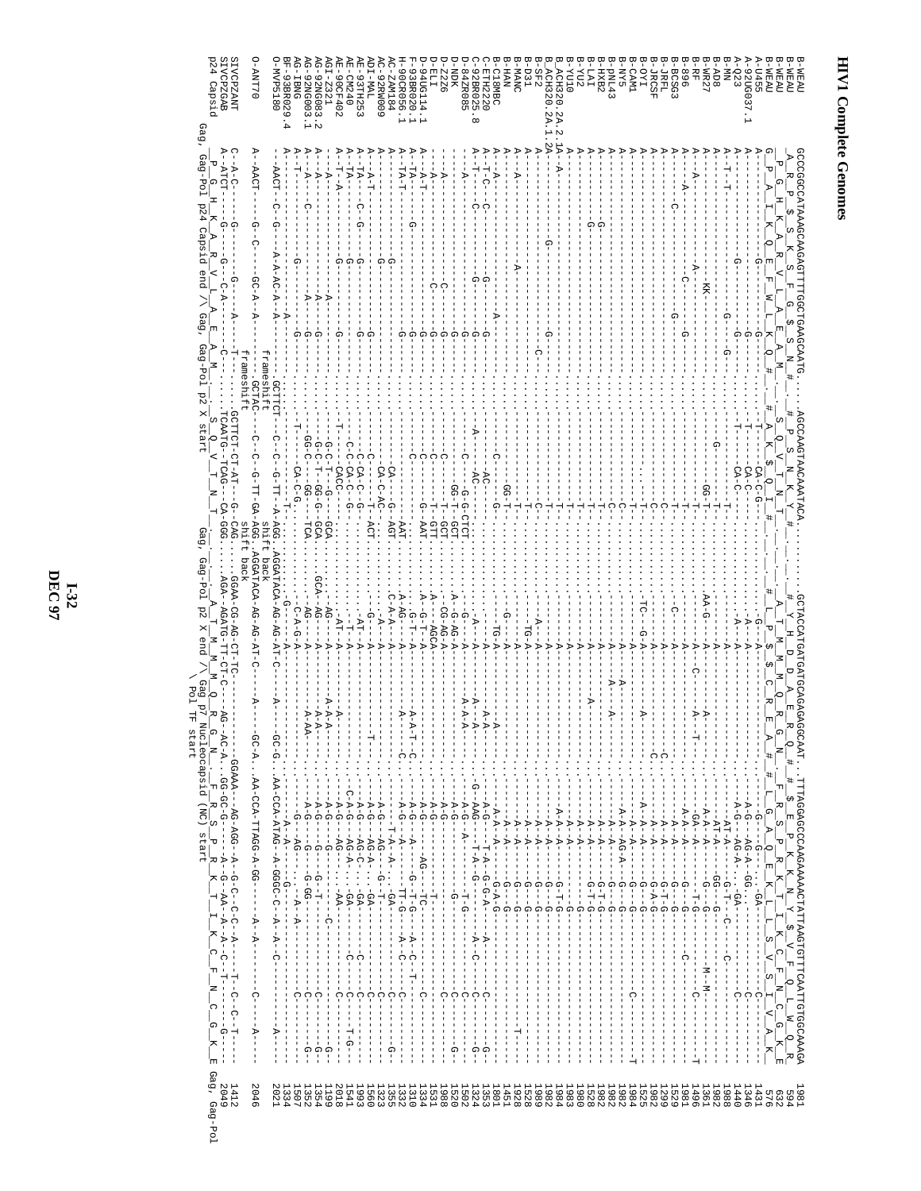# HIV1 Complete Genomes

```
B-WEAU          GCCCGGCCATAAAGCAAGAGTTTTGGCTGAAGCAATG.........AGCCAAGTAACAAATACA.........GCTACCATGATGCAGAGAGGCAAT..TTTAGGAGCCCAAGAAAAACTATTAAGTGTTTCAATTGTGGCAAAGA  1981
B-WEAU           _A__R__P__S__K__S__F__G__S__S__N__#_         #__P__S__N__K__Y__#_          _#__Y__H__D__A__E__R__Q__#_   $__E__P__K__K__N__Y__$__V__F__Q__L__W__Q__R_   594
B-WEAU          P__G__H__K__A__R__V__L__A__E__A__M_         _S__Q__V__T__N__T_           A__T__M__M__Q__R__G__N_    F__R__S__P__R__K__T__I__K__C__F__N__C__G__K__E  632
B-WEAU          _P__A__I__K__Q__E__F__W__L__K__Q__#_         #__A__K__$__Q__I__#_          #__L__P__$__$__C__R__E__A__#_  #__L__G__A__Q__E__K__L__L__S__V__S__I__V__A__K_  576
```

| Sequence | Alignment | Position |
|---|---|---|
| A-U455 | | 1431 |
| A-92UG037.1 | | 1346 |
| A-Q23 | | 1440 |
| B-MN | | 1988 |
| B-AD8 | | 1982 |
| B-WR27 | | 1982 |
| B-RF | | 1361 |
| B-896 | | 1981 |
| B-BCSG3 | | 1496 |
| B-JRFL | | 1529 |
| B-JRCSF | | 1299 |
| B-OYI | | 1982 |
| B-CAM1 | | 1525 |
| B-NY5 | | 1982 |
| B-pNL43 | | 1984 |
| B-HXB2 | | 1982 |
| B-LAI | | 1982 |
| B-YU2 | | 1528 |
| B-YU10 | | 1980 |
| B_ACH320.2A.2.1A | | 1983 |
| B_ACH320.2A.1.2A | | 1984 |
| B-SF2 | | 1982 |
| B-D31 | | 1989 |
| B-MANC | | 1528 |
| B-HAN | | 1928 |
| B-C18MBC | | 1451 |
| C-ETH2220 | | 1801 |
| C-92BR025.8 | | 1353 |
| D-84ZR085 | | 1324 |
| D-NDK | | 1502 |
| D-Z2Z6 | | 1520 |
| D-ELI | | 1508 |
| D-94UG114.1 | | 1531 |
| F-93BR020.1 | | 1334 |
| H-90CR056.1 | | 1310 |
| AC-ZAM184 | | 1332 |
| AC-92RW009 | | 1355 |
| ADI-MAL | | 1323 |
| AE-93TH253 | | 1560 |
| AE-CM240 | | 1993 |
| AE-90CF402 | | 1541 |
| AGI-Z321 | | 2018 |
| AG-92NG083.2 | | 1199 |
| AG-92NG003.1 | | 1354 |
| AG-IBNG | | 1352 |
| BF-93BR029.4 | | 1507 |
| O-MVP5180 | | 1334 |
| O-ANT70 | | 2021 |
| | | 2046 |
| SIVCPZANT | | 1412 |
| SIVCPZGAB | | 2049 |

```
O-MVP5180   --AACT----C--G----A-A-AC-A--A--.......GCTTCT-frameshift-C--C--G-TT--A-AGG..AGGATACA-AG-AG-AT-C---A-----GC-G...AA-CCA-ATAG--A-GGGC-C--A--A--C---------A-----
O-ANT70     A--AACT-----G--C-----GC-A--A-.......--GCTAC-frameshift-C--C--G-TT-GA-AGG..AGGATACA-AG-AG-AT-C---A-----GC-A...AA-CCA-TTAGG-A-GG-------A--A--------C----A----
SIVCPZANT   C--A-C------G---------G------A-----T-....GCTTCT-CT-AT--G--CAG..GGAA-CG-AG-CT-TC-.........GGAAA--AG-AGG--A--G-C--C-C--A-----T--C--C--T----
SIVCPZGAB   A--ATCT----G----G----C-A------C-........TCAATG--TCAG---CA-GGG....AGA--AGATG-TT-CT-C---AG--AC-A..GG-GC-G-----A--G---AA--A--A-C--T------G----
p24 Capsid  P__G__H__K__A__R__V__L__A__E__A__M_   S__Q__V__T__N__T_       A__T__M__M__Q__R__G__N_   F__R__S__P__R__K__T__I__K__C__F__N__C__G__K__E  Gag, Gag-Pol
```

Gag, Gag-Pol p24 Capsid end /\ Gag, Gag-Pol p2 X start — Gag, Gag-Pol p2 X end /\ Gag p7 Nucleocapsid (NC) start — \ Pol TF start

I-32
DEC 97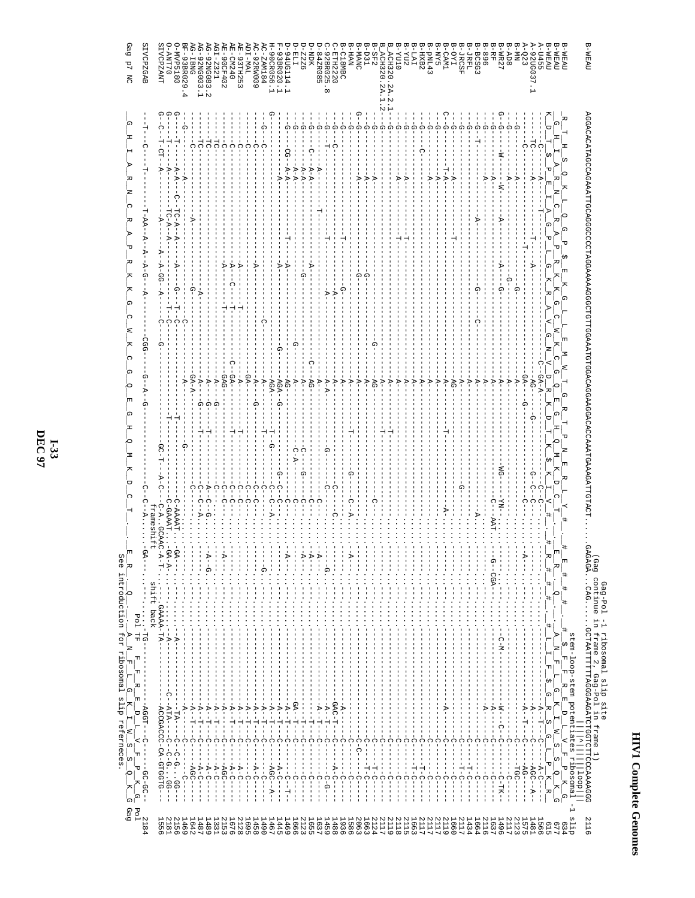# HIV1 Complete Genomes

```
                Gag-Pol -1 ribosomal slip site
                (Gag continue in frame 2, Gag-Pol in frame 1)
B-WEAU        AGGACACATAGCCAGAAATTGCAGGGCCCCTAGGAAAAAGGGCTGTTGGAAATGTGGACAGGAAGGACACCAAATGAAAGATTGTACT....GAGAGA..CAG.....GCTAATTTTTTAGGGAAGATCTGGCCTTCCCAAAAGGG   2116
                                                                                                              stem-loop-stem potentiates ribosomal -1 slip
                                                                                                              ||||^||||loop||
B-WEAU         R  T  H  S  Q  K  L  Q  G  P  $  E  K  G  L  L  E  M  W  T  G  R  T  P  N  E  R  L  Y  #  .  #  E  #  #  #  .  #  $  F  F  R  E  D  L  V  F  P  K  G     634
B-WEAU          G  H  I  A  R  N  C  R  A  P  R  K  K  G  C  W  K  C  G  Q  E  G  H  Q  M  K  D  C  T  .  .  E  R  .  Q  .  .  A  N  F  L  G  K  I  W  S  S  Q  K  G    677
B-WEAU        K  D  T  $  P  E  I  A  G  P  L  G  K  R  A  V  G  N  V  D  R  K  D  T  K  $  K  I  V  #  .  #  R  #  #  .  .  #  L  I  F  $  G  R  S  G  L  P  K  R     615
```

Sequence alignment rows (relative to B-WEAU; `-` = identical, `.` = gap):

```
A-U455        -----C-----------T-----------------------C--GA-A--------------G--C--C-A-C--........................A-C-----   1556
A-Q23         ---TC------A-----T---A--------------------AG---G------------C--C-.....................A--------C---AGC--A--  1481
A-92UG037.1   -----C-------------T--------------------GA---G------------C-..........A...........A--T-----C---AG-----  1575
B-MN          ---G-------A---------------G-------------A----------------....................................C---TGC----  2123
B-AD8         ---G--------A-----------G----------------A----------------....................................C-----C----  2117
B-WR27        G--G----W---W--A----A---G-----------------A----------WG-----YN-...........G--CGA..........C-M----W---C-C-----C-TK-  1496
B-RF          ---G------------A-----------------------A---------------C--AAT.................................A-----C------C-  1637
B-896         ---G------A---------------------------A---------------............................................A------C----  2116
B-BCSG3       ---G--T-------------A----------G-----C--A------------------A..................................C-------C---  1664
B-JRFL        ---G-----------------------------------A---------------...............................................C-----T-C-  1434
B-JRCSF       ---G------------------------------------A--------------...............................................C-----T-C-  2117
B-OYI         ---G----------T----------------------AG------------G--...............................................C------C--  1660
B-CAM1        C--G-------T-A-----------T---------A------------T-----A..........................A--------C-----C---  2119
B-NY5         ---G-------A--------------------------A---------------...............................................C------C--  2117
B-pNL43       ---G-----C-----A----------------------A---------------...............................................C------C--  2117
B-HXB2        ---G-----------------------------------A---------------...............................................C------T-C-  2117
B-LAI         ---G-----------------------------------A---------------...............................................C------T-C-  1663
B-YU2         ---G-------A--------T------------------A---------------...............................................C-------C--  2115
B-YU10        ---G----------A------T-----------------A-------------T-...............................................C------C---  2118
B.ACH320.2A.2.1 --G----------A-------------------------A-------------T-...............................................C------C---  2119
B.ACH320.2A.1.2 --G----------------------------------------------------C...............................................C------C---  2117
B-SF2         ---G--------A--------------------G-----AG---------------..............................................C------T-C-  2124
B-D31         ---G--------A----------------------G---A---------------...............................................C-----T-C--  1663
B-MANC        G--G---------A------------G---------------A-------T----G---C-A...........A......................C-C-------C---  2063
B-HAN         ---G-----------------T-----------------A----------------............................................C---------C-  1586
B-C18MBC      ---G-----C-------------------G--------A------------------C-................................A------C--A--C---  1936
C-ETH2220     ---G----------------------------A------A-A-------G------C--......G......................GAC-T------C-----C-G---  1458
C-92BR025.8   ---G-------A-------T-------T-------------A---------------.............................A--T-----C---C-------  1637
D-84ZR085     ---G-----C-A-A------------A--------C--AG--------------C-......A-.......................--T-----C------C---  1655
D-NDK         ---G-------A-A--------------G-------------A-------C-----C......A..................T------C------C---  2123
D-Z2Z6        ---G-------A-A---------------------G------A------C-A-----C-.........................GA-T------C------C---  1666
D-ELI         ---G-------A-A-------T-----A-------------AG-----------G--C-C-A....A...................A-T------C-------C-T-  1469
D-94UG114.1   ---G-------CG--A-A----------A------G---AGA-G-------G-----C-A.......................A-T-----C----A-C-----  1445
F-93BR020.1   ---G-------A------------------------------AGA------T------C--............G.............A-T-----C----AGC-A-  1467
H-90CR056.1   G------------------------------------------A--------------C--.............................A-T-----C---A-C---  1490
AC-ZAM184     ---G----------------------------C------A-------G---------C--.............................A-T-----C-------C-  1458
AC-92RW009    ---C---------------------A-----------GA-------------------C--.............................A-T-----C-----C---  1695
ADI-MAL       ---C----------------A-----------T--------A-------------T----C--.............................A-T-----C-----A-C-  2128
AE-93TH253    ---C-----------------A----T-C-----------C--GA-------T-------C--.............................A-T-----C-----A-C-  1676
AE-CM240      ---C-----------------A----C-T-------GAG----------------C--.............................A-----C-----AGC-  2153
AE-90CF402    ---C-----------------A------------------------------------C--.............................A-T-----C---A-C---  1331
AGI-Z321      ----TC-----------------------------------------A----G-----C--.......A...A-G...........A-T-----C-----AC---  1489
AG-92NG083.2  ----TC----------------------------------------A----G--T--C-A.......................A-----C-----A-C---  1487
AG-IBNG       ----TC------A-----------------G---------------GA-A------T-....C..................A-T-----C---AGC----  1642
AG-92NG003.1  ---G----------------------G------A------------GA-A----------C-.............................A--T-----C-------C---  1469
BF-93BR029.4  ---G-----------A-----------------------------A-------------C-AAAT...GA..............TA---C-C-G...GG--  2156
O-MVP5180     G--T-------A-A--C-TC-A-A---A------G--T-C-------------------C-GAAT...GA-A..........-A-----C-ATA---C-C-G...GG--  2181
O-ANT70       G--T-------A-----TC-A-A-------A----G---T-C-------------------C-A..GCAAC-A-T..................................  1556
SIVCPZANT     G-C--T-CT--A-----A---A-A-GG--A---C----G-------------GC-T---A-C-   frameshift     GAAA-TA---------ACCGACCC-CA-GTGGTG---
                                                                              shift back
SIVCPZGAB     ---T----C----T-----T-AA-A-A-A-G---A------CGG-------G-A-G-----------C--C-A.......GA-......TG-------AGGT--C----GC-GC-   2184

                                                                                    Pol TF   F  F  R  E  D  L  V  F  P  K  G    Pol
Gag p7 NC      G  H  I  A  R  N  C  R  A  P  R  K  K  G  C  W  K  C  G  Q  E  G  H  Q  M  K  D  C  T  .  .  E  R  .  Q  .  .  A  N  F  L  G  K  I  W  S  S  Q  K  G   Gag
                                                                                    See introduction for ribosomal slip refernces.
```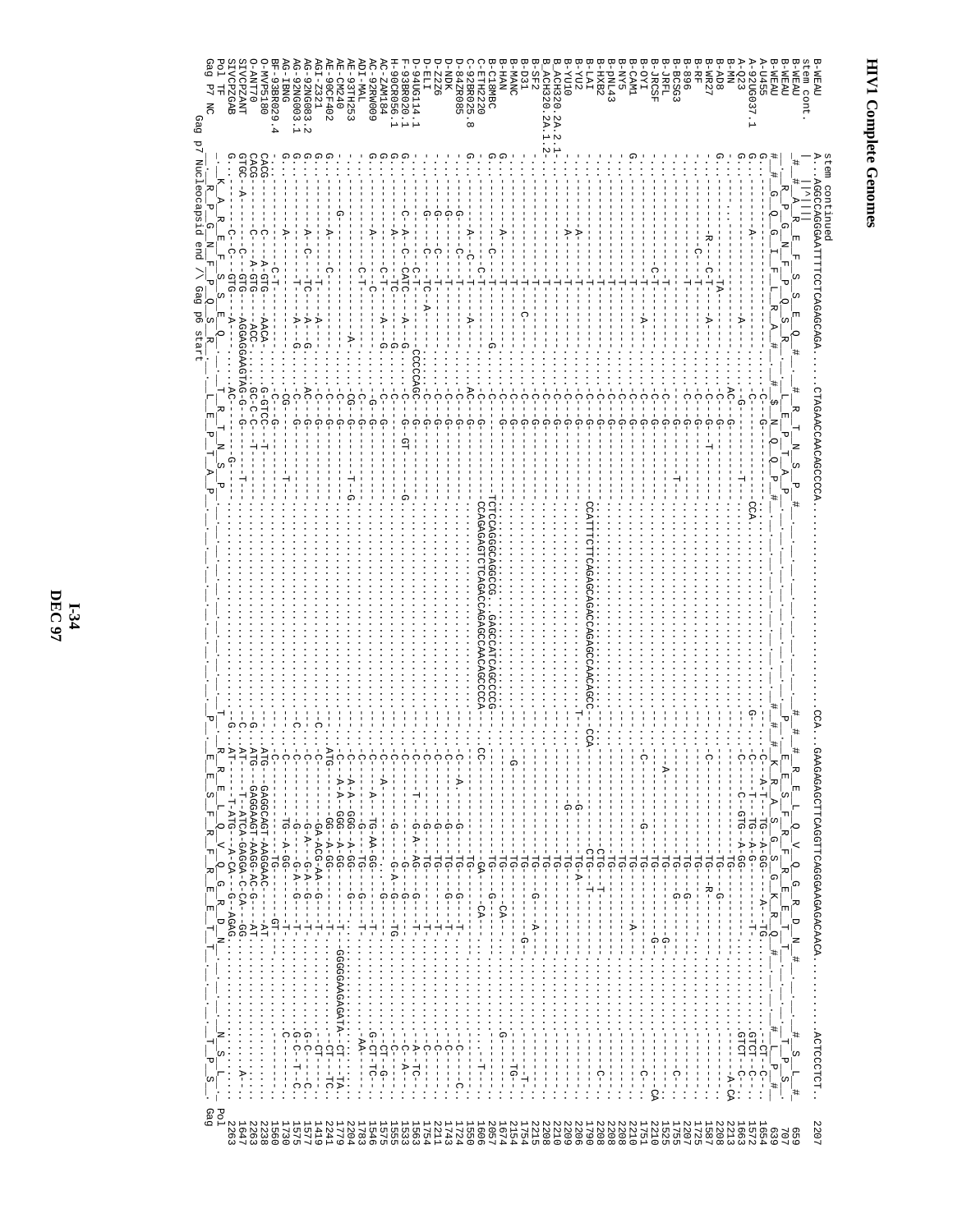# HIV1 Complete Genomes

```
                  stem continued
B-WEAU            AGGCCAGGGAATTTTCCTCAGAGCAGA...CTAGAACCAACAGCCCCA.......CCA..GAAGAGAGCTTCAGGTTCAGGGAAGAGACAACA........ACTCCCTCT.   2207
stem cont.        |  |^|||
B-WEAU            # # A R P G N F L Q S R #                                                                                        659
B-WEAU            # G Q G I F L R A #   # $ N Q Q P #                                                                               707
B-WEAU            R P G N F S S E Q # # R T N S P #   # # # R E S F R F G E E T T #   # T P S #                                    639
A-U455                                                                                                                             1654
A-92UG037.1                                                                                                                        1572
A-Q23                                                                                                                              1663
B-MN                                                                                                                               2213
B-AD8                                                                                                                              2208
B-WR27                                                                                                                             1587
B-RF                                                                                                                               1725
B-896                                                                                                                              2207
B-BCSG3                                                                                                                            1755
B-JRFL                                                                                                                             1525
B-JRCSF                                                                                                                            1210
B-OYI                                                                                                                              1751
B-CAM1                                                                                                                             2210
B-NY5                                                                                                                              2208
B-pNL43                                                                                                                            2208
B-HXB2                                                                                                                             2208
B-LAI                                                                                                                              1790
B-YU2                                                                                                                              2206
B-YU10                                                                                                                             2209
B_ACH320.2A.2.1                                                                                                                    2210
B_ACH320.2A.1.2                                                                                                                    2208
B-SF2                                                                                                                              2215
B-D31                                                                                                                              1754
B-MANC                                                                                                                             2154
B-HAN                                                                                                                              1674
B-C18MBC                                                                                                                           2057
C-ETH2220                                                                                                                          1606
C-92BR025.8                                                                                                                        1550
D-84ZR085                                                                                                                          1724
D-NDK                                                                                                                              1743
D-Z2Z6                                                                                                                             2211
D-ELI                                                                                                                              1754
D-94UG114.1                                                                                                                        1563
F-93BR020.1                                                                                                                        1533
H-90CR056.1                                                                                                                        1555
AC-ZAM184                                                                                                                          1575
AC-92RW009                                                                                                                         1546
ADI-MAL                                                                                                                            1783
AE-93TH253                                                                                                                         2204
AE-CM240                                                                                                                           1779
AE-90CF402                                                                                                                         2241
AGI-Z321                                                                                                                           1419
AG-92NG083.2                                                                                                                       1577
AG-92NG003.1                                                                                                                       1575
AG-IBNG                                                                                                                            1730
BF-93BR029.4                                                                                                                       1560
O-MVP5180                                                                                                                          2238
O-ANT70                                                                                                                            2263
SIVCPZANT                                                                                                                          1647
SIVCPZGAB                                                                                                                          2263
Pol TF             K A R E F S S E Q # # L E P T A P   P   E E S L R F R E E T T   N S L                                           Pol
Gag P7 NC          R P G N F P Q S R   L E P T N S P   P   E E L Q V Q G R D N       T P S                                           Gag
                  Gag p7 Nucleocapsid end /\ Gag p6 start
```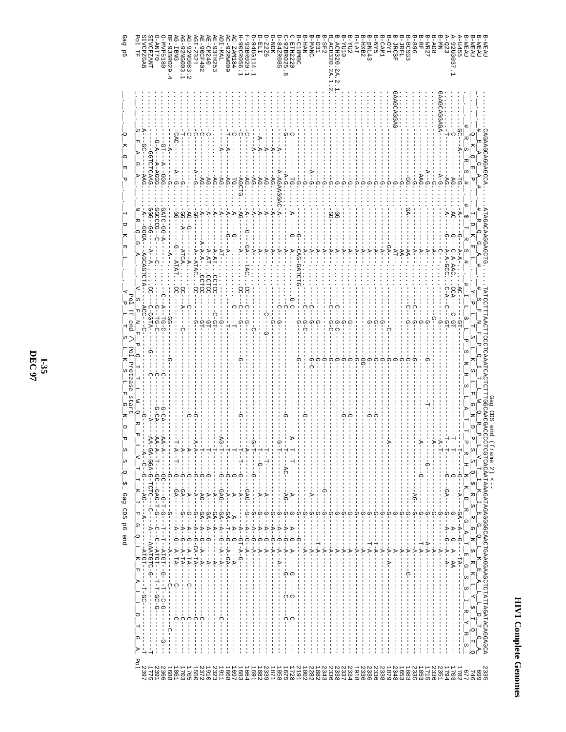```
                                                          Gag CDS end (frame 2) <--
B-WEAU        CAGAAGCAGGAGCCA....ATAGACAAGGAGCTG....TATCCTTTAACTTCCCTCAAATCACTCTTTGGCAACGACCCCTCGTCACAATAAAGATAGGGGGGCAACTGAAGGAAGCTCTATTAGATACAGGAGCA   2335
B-WEAU         #  E  A  G  A  #     #  R  Q  G  A  #     #  S  F  N  F  P  Q  I  T  L  W  Q  R  P  L  V  T  I  K  I  E  G  Q  L  K  E  A  L  L  D  T  G  A    699
B-WEAU        _Q__K__Q__E__P__   _I__D__K__E__L__   _Y__P__L__T__S__L__K__S__L__F__G__N__D__P__S__S__Q__$_ Gag CDS p6 end                        746
B-WEAU        _#__R__S__R__S__#   #__$__T__R__S__#    #__I__L__$__L__P__S__N__H__S__L__A__T__P__R__H__N__K__D__R__R__G__N__$__R__K__A__L__$__I__R__Y__R__Q__E__Q   677
A-U455                                                                                                                                            1782
A-92UG037.1                                                                                                                                       1703
A-Q23                                                                                                                                             1794
B-MN                                                                                                                                              2351
B-AD8                                                                                                                                             2336
B-WR27                                                                                                                                            1715
B-RF                                                                                                                                              1853
B-896                                                                                                                                             2335
B-BCSG3                                                                                                                                           1883
B-JRFL                                                                                                                                            1653
B-JRCSF                                                                                                                                           2348
B-OYI                                                                                                                                             1879
B-CAM1                                                                                                                                            2338
B-NY5                                                                                                                                             2336
B-pNL43                                                                                                                                           2336
B-HXB2                                                                                                                                            1918
B-LAI                                                                                                                                             2334
B-YU2                                                                                                                                             2337
B-YU10                                                                                                                                            2338
B_ACH320.2A.2.1                                                                                                                                   2336
B_ACH320.2A.1.2                                                                                                                                   2343
B-SF2                                                                                                                                             1882
B-D31                                                                                                                                             2282
B-HAN                                                                                                                                             1802
B-MANC                                                                                                                                            2191
B-C18MBC                                                                                                                                          1728
C-ETH2220                                                                                                                                         1675
C-92BR025.8                                                                                                                                       1858
D-84ZR085                                                                                                                                         1871
D-NDK                                                                                                                                             2339
D-Z2Z6                                                                                                                                            1882
D-ELI                                                                                                                                             1691
D-94UG114.1                                                                                                                                       1664
F-93BR020.1                                                                                                                                       1683
H-90CR056.1                                                                                                                                       1697
AC-ZAM184                                                                                                                                         1668
AC-92RW009                                                                                                                                        1911
ADI-MAL                                                                                                                                           2323
AE-93TH253                                                                                                                                        1910
AE-CM240                                                                                                                                          2372
AE-90CF402                                                                                                                                        1550
AGI-Z321                                                                                                                                          1705
AG-92NG083.2                                                                                                                                      1703
AG-92NG003.1                                                                                                                                      1861
AG-IBNG                                                                                                                                           1688
BF-93BR029.4                                                                                                                                      2366
O-MVP5180                                                                                                                                         2391
O-ANT70                                                                                                                                           1775
SIVCPZANT                                                                                                                                         2397
SIVCPZGAB
Pol TF        _S__E__A__G__A__   _N__R__Q__G__A__   _V__S__F__N__F__P__Q__I__T__L__W__Q__R__P__L__V__T__I__K__I__E__G__Q__L__K__E__A__L__L__D__T__G__A_ Pol
                                                     Pol TF end /\ Pol Protease start
Gag p6        _Q__K__Q__E__P__   _I__D__K__E__L__   _Y__P__L__T__S__L__K__S__L__F__G__N__D__P__S__S__Q__$_
```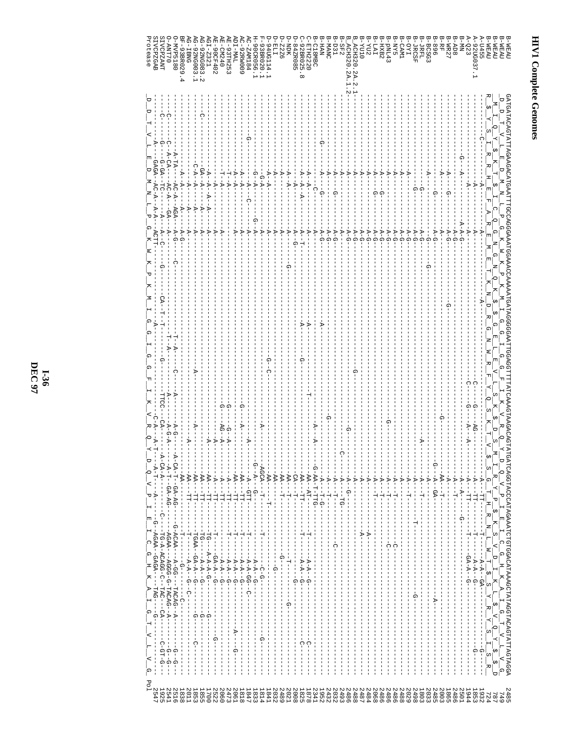# HIV1 Complete Genomes

Reference sequence (B-WEAU) and translations:

```
B-WEAU    GATGATACAGTATTAGAAGACATGAATTTGCCAGGGAAATGGAAACCAAAAATGATAGGGGGAATTGGAGGTTTTATCAAAGTAAGACAGTATGATCAGGTACCCATAGAAATCTGTGGACATAAAGCTATAGGTACAGTATTAGTAGGA  2485
Protease  _D__D__T__V__L__E__D__M__N__L__P__G__K__W__K__P__K__M__I__G__G__I__G__G__F__I__K__V__R__Q__Y__D__Q__V__P__I__E__I__C__G__H__K__A__I__G__T__V__L__V__G  Pol
```

| Sequence | End position |
|---|---|
| B-WEAU | 2485 |
| B-WEAU | 749 |
| B-WEAU | 787 |
| B-WEAU | 724 |
| A-U455 | 1932 |
| A-92UG037.1 | 1853 |
| A-Q23 | 1944 |
| B-MN | 2501 |
| B-AD8 | 2486 |
| B-WR27 | 1865 |
| B-RF | 2003 |
| B-896 | 2485 |
| B-BCSG3 | 2033 |
| B-JRFL | 1803 |
| B-JRCSF | 2498 |
| B-OYI | 2029 |
| B-CAM1 | 2488 |
| B-NY5 | 2486 |
| B-pNL43 | 2486 |
| B-HXB2 | 2496 |
| B-LAI | 2068 |
| B-YU2 | 2484 |
| B-YU10 | 2487 |
| B_ACH320.2A.2.1 | 2488 |
| B_ACH320.2A.1.2 | 2486 |
| B-SF2 | 2493 |
| B-D31 | 2032 |
| B-MANC | 2432 |
| B-HAN | 1952 |
| B-C18MBC | 2341 |
| C-ETH2220 | 1878 |
| C-92BR025.8 | 1825 |
| D-84ZR085 | 2008 |
| D-NDK | 2021 |
| D-Z2Z6 | 2439 |
| D-ELI | 2032 |
| D-94UG114.1 | 1841 |
| F-93BR020.1 | 1814 |
| H-90CR056.1 | 1833 |
| AC-ZAM184 | 1847 |
| AC-92RW009 | 1818 |
| ADI-MAL | 2061 |
| AE-93TH253 | 2473 |
| AE-CM240 | 2060 |
| AE-90CF402 | 2522 |
| AGI-Z321 | 1700 |
| AG-92NG083.2 | 1855 |
| AG-92NG003.1 | 1853 |
| AG-IBNG | 2011 |
| BF-93BR029.4 | 1838 |
| O-MVP5180 | 2516 |
| O-ANT70 | 2541 |
| SIVCPZANT | 1925 |
| SIVCPZGAB | 2547 |
| Protease | Pol |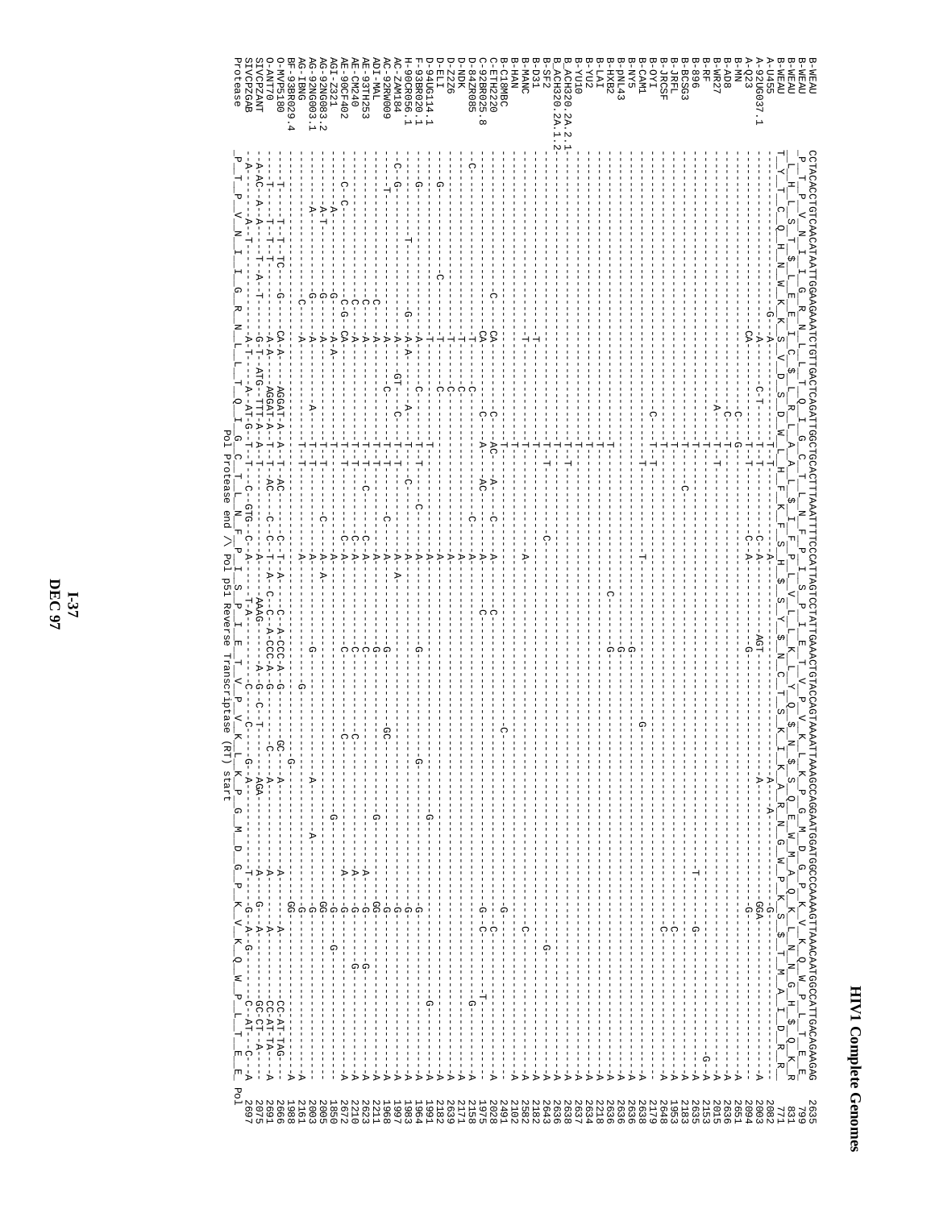# HIV1 Complete Genomes

```
B-WEAU          CCTACACCTGTCAACATAATTGGAAGAAATCTGTTGACTCAGATTGGCTGCACTTTAAATTTTCCCATTAGTCCTATTGAAACTGTACCAGTAAAATTAAAGCCAGGAATGGATGGCCCAAAAGTTAAACAATGGCCATTGACAGAAGAG  2635
B-WEAU           P  T  P  V  N  I  I  G  R  N  L  L  T  Q  I  G  C  T  L  N  F  P  I  S  P  I  E  T  V  P  V  K  L  K  P  G  M  D  G  P  K  V  K  Q  W  P  L  T  E  E    799
B-WEAU           L  H  L  S  T  $  L  E  E  I  C  $  L  R  L  A  A  L  $  I  F  P  L  V  L  L  K  L  Y  Q  $  N  $  S  Q  E  W  M  A  Q  K  L  N  N  G  H  $  Q  K   831
B-WEAU          T  Y  T  C  Q  H  N  W  K  K  S  V  D  S  D  W  L  H  F  K  F  S  H  $  S  Y  $  N  C  T  S  K  I  K  A  R  N  G  W  P  K  S  $  T  M  A  I  D  R  R    771
```

Pol Protease end /\ Pol p51 Reverse Transcriptase (RT) start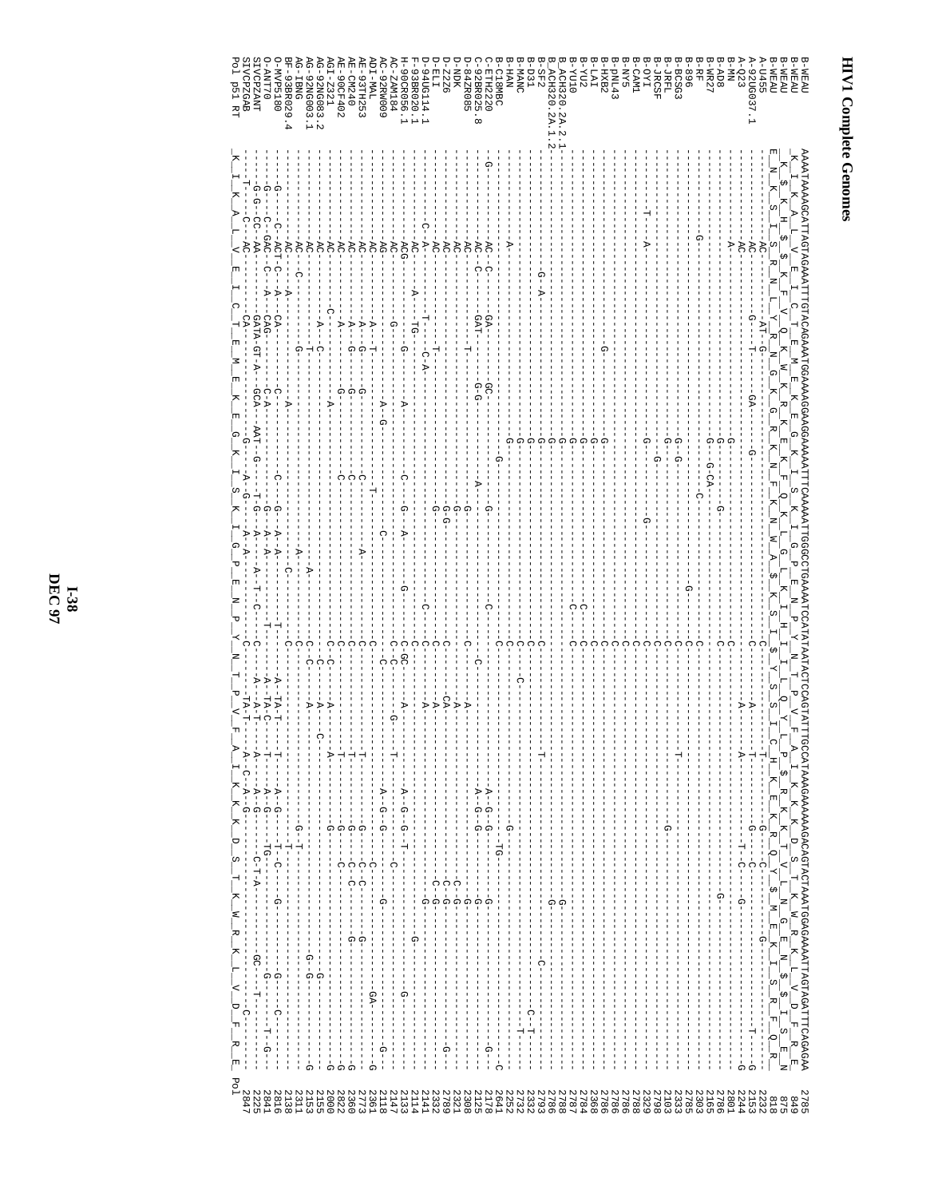# HIV1 Complete Genomes

```
B-WEAU            AAAATAAAAGCATTAGTAGAAATTTGTACAGAAATGGAAAAGGAAGGAAAAATTTCAAAAATTGGGCCTGAAAATCCATATAATACTCCAGTATTTGCCATAAAGAAAAAAGACAGTACTAAATGGAGAAAATTAGTAGATTTCAGAGAA  2785
B-WEAU             K  I  K  A  L  V  E  I  C  T  E  M  E  K  E  G  K  I  S  K  I  G  P  E  N  P  Y  N  T  P  V  F  A  I  K  K  K  D  S  T  K  W  R  K  L  V  D  F  R  E   849
B-WEAU             K  S  K  H  S  S  K  F  V  Q  K  W  K  R  K  E  K  F  Q  K  L  G  L  K  I  H  I  I  L  Q  Y  L  P  S  R  K  K  T  V  L  K  W  R  K  L  V  D  F  R  E   875
B-WEAU             E  N  K  S  I  S  R  N  L  Y  R  N  G  K  G  R  K  N  F  K  N  W  A  S  K  S  I  S  Y  S  S  I  C  H  K  E  K  R  Q  Y  S  M  E  K  N  S  R  F  Q  R   818
A-U455            -----------AC---------AT-G---------GA-------G-------------------------C----------A-----A-------------------G--C-------------------G-------------------------G  2232
A-92UG037.1       -----------AC---------G--T----------------------------------------------C----------T-----T--------------G--C------------------------------------T----G  2153
A-Q23             -----------AC------------------------------------------------------------C----------A-----A--------------T-C----G-----------------------------------G  2244
B-MN              ------------A------------------------------------------------------------C--------------------------------------------------------------------------  2801
B-AD8             ------------A-----------------------------G------------G--------------C-----------------------------------------------------------------------------  2786
B-WR27            ------------------------------------------------------G--G-CA---------C------------------------------------------------------G-------------------------  2165
B-RF              ---------G---------------------------------------------------C---------C-------------------------------------------------------------------------------  2303
B-896             ----------------------------------------------------G--G--------------G--C----------------------------------------------------------------------------  2785
B-BCSG3           ----------------------------------------------------G-----------------------C-----------T---------------------------------------------------------------  2333
B-JRFL            -----------------------------------------------------G--------------------C--------------------------------------G---------------------------------------  2103
B-JRCSF           ---------------------------------------------------G----G-----------------C---------------------------------------------------------------------------------  2798
B-OYI             ----------A---------------------------------------G----------------------------C------------------------------------------------------------------------  2329
B-CAM1            -----T-----------------------------------------------------G----------------C-----------------------------------------------------------------------------  2788
B-NY5             ---------------------------------------------------------------------------C-----------------------------------------------------------------------------  2786
B-pNL43           ---------------------------------------------------------------------------C-----------------------------------------------------------------------------  2786
B-HXB2            --------------------------G----------------------G-------------------------C-----------------------------------------------------------------------------  2786
B-LAI             -----------------------------------------------------------------------------C----------------------------------------------------------------------------  2368
B-YU2             -----------------------------------------------------G-------------------C-C---------------------------------------------------------------------------  2784
B-YU10            -----------------------------------------------------G------------------C--C----------------------------------------------------------------------------  2787
B_ACH320.2A.2.1   ------------------------------------------------------G-------------------------------------------------------------------G----------------------------  2788
B_ACH320.2A.1.2   -----------------------------------------------------G--------------------------------------------------------------------G------------------------------  2786
B-SF2             ------------G-A-------------------------------------G----------------------C-----------------T---------------------------------------C--------------------  2793
B-D31             -----------------------------------------------------G------------------------C--------------------------------------------------------------C-T---------  2332
B-MANC            ------------------------------------------------------G------------------------C-------------C---------------------------------------------------T--------  2732
B-HAN             ----------A-------------------------------------------G------------------------C------------------------------G---------------------------------------------  2252
B-C18MBC          ---------------------------------------------------G--G------------------------C-----------------------------------------------------------------------------  2641
C-ETH2220         -G---------AC-C--------GA-----GC-----------------G-------G--------------C-------------------------A-G--G---TG---------G--------------------------G---C  2178
C-92BR025.8       -----------AC-C--------GAT----G-G-------------A--------------------------C-------------------------A-G--G------------G--------------------------------  2125
D-84ZR085         -----------AC-----------T---------------------G---------------------------C---C-----A---------------------------G------------------------------------  2308
D-NDK             -----------AC--------------------------------G-G-----------------------C------------------------------------C-G--------------------------------G-----  2321
D-Z2Z6            -----------AC--------------------------------G-G-------------------------C------CA-----------------------------C-G--------------------------------------  2332
D-ELI             -----------AC-------------T--------------------G-G-----------------------C-----CA--------------------------C-G-----------------------------------------  2141
D-94UG114.1       ----------C-A-----------T-----C-A--------------------------------C------C------A------------------------------G------------------------------------------  2114
F-93BR020.1       -----------AC---------A-----TG------------------G-A--------------G------C-GC-------A------------A-G--G--T-----------G-------------------G-------------  2133
H-90CR056.1       -----------ACG---------G--G--------A---------------C------------------C-C------G---------T-----------------------------------------------------------  2147
AC-ZAM184         -----------AC--------------G----------A-G--------------------C--------C--C---------------------A-G--G--G------C----------G---------------------------G--  2118
AC-92RW009        -----------AG----------------------------------T------------------------C----------------------------------------------------------------GA-------------  2361
ADI-MAL           -----------AC---------A---T-----------------------------------------------C-----------T--------------G--C-C-------------------------------G----------G  2773
AE-93TH253        -----------AC---------A--G----G----------C---------A-----------------C-----------T-----------------G--C-C----------G----------------------------------  2360
AE-CM240          -----------AC---------A--G----G----------C------------------------------C-----------T------------------G--C-C---------------G-------------------------G  2822
AE-90CF402        -----------AC---------A--G---------A----------------------------------C--C------------T--------------G--C---------------------------------------------G  2000
AGI-Z321          -----------AC-----------C---A-----------------------------------------C--C-------------A---------------------------------------------------------------  2155
AG-92NG083.2      -----------AC----------A--C----------------------------------A---------C-----A-----C----------------------------------------G--------------------------G  2153
AG-92NG003.1      -----------AC-------------T----------------------------------A--------C-C------A----------------------------------------G-G-----------------------------  2311
AG-IBNG           -----------AC-C-------------G----------------------------A---------C-------------------------------G-T-----------------------------------------------G  2138
BF-93BR029.4      -----------AC---------A---------A--------------------C-----------------C---------------------------------------------------------------------------------  2816
O-MVP5180         -G---------ACT-C---A---CA-----C-----------C--G---A-A-------------------A--TA-T-----T-----A--G----T--C---------G---------------G--------C------------------  2841
O-ANT70           ----C-G----GAC--C---A---CAG-----C-A--------G--A-A--------------------T-----A--TA-C-----T------A--G----TG-------------------------G------T--G------------  2225
SIVCPZANT         ---G-G--CC--AA-----CATA-GT-A---GCA---AAT--G---T-G---A---A-T-C---------C-----A--A--T-------A-C-A-G-----C-T-A---------GC-----T-------------------------  2847
SIVCPZGAB         ---T-------AC-------CA---------A-G-A-G----A----A----A-T-C----------C-----A--TA-T-----A-C-A-G------C-T-A---------------------C-----------------------  
Pol p51 RT         K  I  K  A  L  V  E  I  C  T  E  M  E  K  E  G  K  I  S  K  I  G  P  E  N  P  Y  N  T  P  V  F  A  I  K  K  K  D  S  T  K  W  R  K  L  V  D  F  R  E  Pol
```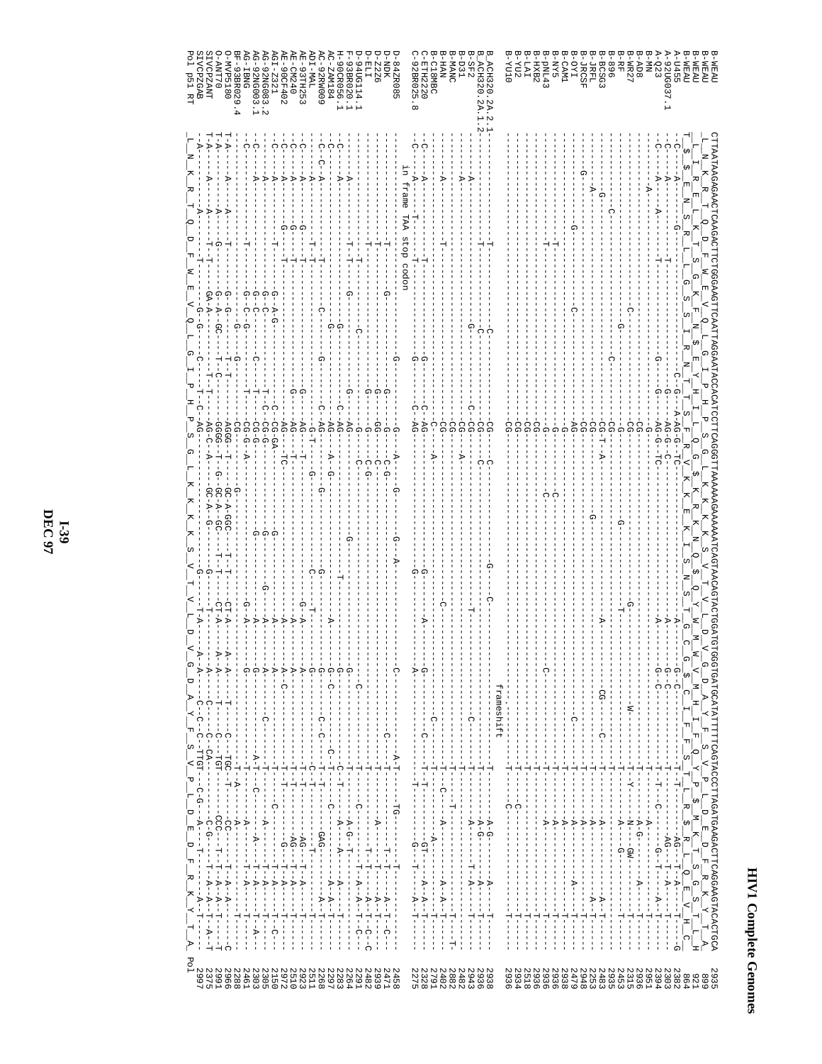```
B-WEAU           CTTAATAAGAGAACTCAAGACTTCTGGGAAGTTCAATTAGGAATACCACATCCTTCAGGGTTAAAAAAGAAAAAATCAGTAACAGTACTGGATGTGGGTGATGCATATTTTTCAGTACCCTTAGATGAAGACTTCAGGAAGTACACTGCA   2935
B-WEAU                                                                                                                                                              899
B-WEAU                                                                                                                                                              921
B-WEAU                                                                                                                                                              864
A-U455                                                                                                                                                             2382
A-92UG037.1                                                                                                                                                        2303
A-Q23                                                                                                                                                              2394
B-MN                                                                                                                                                               2951
B-AD8                                                                                                                                                              2936
B-WR27                                                                                                                                                             2315
B-RF                                                                                                                                                               2453
B-896                                                                                                                                                              2935
B-BCSG3                                                                                                                                                            2483
B-JRFL                                                                                                                                                             2253
B-JRCSF                                                                                                                                                            2948
B-OYI                                                                                                                                                              2479
B-CAM1                                                                                                                                                             2938
B-NY5                                                                                                                                                              2936
B-pNL43                                                                                                                                                            2936
B-HXB2                                                                                                                                                             2936
B-LAI                                                                                                                                                              2518
B-YU2                                                                                                                                                              2934
B-YU10                                                                                                            frameshift                                      2936
B_ACH320.2A.2.1                                                                                                                                                    2938
B_ACH320.2A.1.2                                                                                                                                                    2936
B-SF2                                                                                                                                                              2943
B-D31                                                                                                                                                              2482
B-MANC                                                                                                                                                             2882
B-HAN                                                                                                                                                              2402
B-C18MBC                                                                                                                                                           2791
C-ETH2220                                                                                                                                                          2328
C-92BR025.8              in frame TAA stop codon                                                                                                                   2275
D-84ZR085                                                                                                                                                          2458
D-NDK                                                                                                                                                              2471
D-Z2Z6                                                                                                                                                             2939
D-ELI                                                                                                                                                              2482
D-94UG114.1                                                                                                                                                        2291
F-93BR020.1                                                                                                                                                        2264
H-90CR056.1                                                                                                                                                        2283
AC-ZAM184                                                                                                                                                          2297
AC-92RW009                                                                                                                                                         2268
ADI-MAL                                                                                                                                                            2511
AE-93TH253                                                                                                                                                         2923
AE-CM240                                                                                                                                                           2510
AE-90CF402                                                                                                                                                         2972
AGI-Z321                                                                                                                                                           2150
AG-92NG083.2                                                                                                                                                       2305
AG-92NG003.1                                                                                                                                                       2303
AG-IBNG                                                                                                                                                            2461
BF-93BR029.4                                                                                                                                                       2288
O-MVP5180                                                                                                                                                          2866
O-ANT70                                                                                                                                                            2991
SIVCPZANT                                                                                                                                                          2375
SIVCPZGAB                                                                                                                                                          2997
Pol p51 RT        L  N  K  R  T  Q  D  F  W  E  V  Q  L  G  I  P  H  P  S  G  L  K  K  K  K  S  V  T  V  L  D  V  G  D  A  Y  F  S  V  P  L  D  E  D  F  R  K  Y  T  A     Pol
```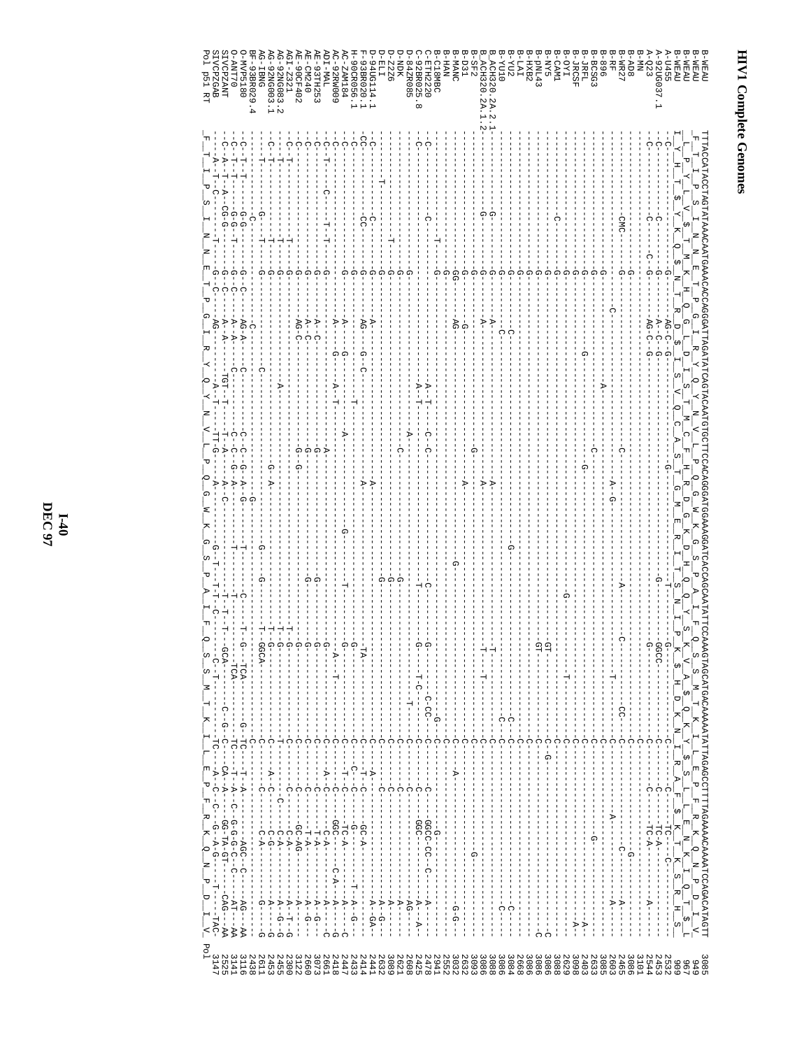# HIV1 Complete Genomes

```
B-WEAU       TTTACCATACCTAGTATAAACAATGAAACACCAGGGATTAGATATCAGTACAATGTGCTTCCACAGGGATGGAAAGGATCACCAGCAATATTCCAAAGTAGCATGACAAAAATCTTAGAGCCTTTTAGAAAACAAAATCCAGACATAGTT  3085
B-WEAU       _F__T__I__P__S__I__N__N__E__T__P__G__I__R__Y__Q__Y__N__V__L__P__Q__G__W__K__G__S__P__A__I__F__Q__S__S__M__T__K__I__L__E__P__F__R__K__Q__N__P__D__I__V_   949
B-WEAU       L__P__Y__L__V__$__T__M__K__H__Q__G__L__D__I__S__T__M__C__F__H__R__D__G__K__D__H__Q__Q__Y__S__K__V__A__$__Q__K__Y__$__S__L__L__E__N__K__I__Q__T__$__L    967
B-WEAU       I_Y_H_T_L_$_Y_K_Q_$_N_T_R_D_$_I_S_V_Q_C_A_S_T_G_M_E_R_I_T_S_N_I_P_K_S_H_D_K_N_I_R_A_F_$_K_T_K_S_R_H_S     999
A-U455       -C-----------------G---AG-C-G--------------G------------------T--------G-------------C-----------C--TC---C--------------                      2532
A-92UG037.1  -C-----------C--------G---A-C-G-------------------------G------GGCC------------C-----------C--TC-A------------                             2453
A-Q23        -C--------C--C--G------AG-C-G------------------------------------G------------C-----------C--TC-A------A-----                             2544
B-MN         -------------------------------------------------------------------------------C---------------------------                                 3101
B-AD8        -----------------G----------------------------------------------------------C-----------------G------------                                 3086
B-WR27       --------CMC--------G-------------------C------------------A----C------CC----C-----------------C------A-----                               2465
B-RF         ----------------------C--------------------A-G------------------T---------C-------A--------------A----                                     2603
B-896        ---------------G-----------------A---------------------------------------C------------------------------                                  3085
B-BCSG3      ---------------G------------------------C----------------------------------C------------G-------------                                     2633
B-JRFL       ---------------G------------G------------G------------------------------C------------------------A---                                       2403
B-JRCSF      ---------------G------------------------------------------------------C-----------------------A-----                                       3098
B-OYI        ---------------G-------------------------------------------T---------C-----------------------------                                       2629
B-CAM1       ------C--------G-----------------------------------------------------C-----------------------------                                       3088
B-NY5        ---------------G---------------------------G------GT-----------C-G---------------------------C                                             3086
B-PNL43      ---------------G-----------------------------------GT-----------C----------------------------C                                             3086
B-HXB2       ---------------G----------------------------------------------C-----------------------------C                                              3086
B-LAI        ---------------G----------------------------------------------C-----------------------------                                               2668
B-YU2        ---------------G---------------------------G-----------------C-C-----------------C-----------                                               3084
B-YU10       ------------G--G-----C-------------------------------------C-C----------------C-C-----------                                               3086
B_ACH320.2A.2.1 ------G-----G--A-C-------A-------------T---------------C-----------------------------                                                   3088
B_ACH320.2A.1.2 ------G-----G--A---------A----------------T-----T-------C---------------------------                                                    3086
B-SF2        ---------------G------------------------------------------C------------------------------                                                 3093
B-D31        ---------------G----G--------G--------------------------C---------G------------------------                                                 2632
B-MANC       ---------------GG-AG--------------A-------------------------C-----A---------------G-G-------                                               3032
B-HAN        -------------T-G-----------------------G--------------------C---------------------------                                                   2552
B-C18MBC     ---------------G---------------------------------------G-C------G---------------------------                                               2941
C-ETH2220    -C--------C----------A-T--C-C-------C----G--------C-CC----C----GGCC-CC--C---A------                                                         2478
C-92BR025.8  -C-----------------A-T-------------T--G----T-C------C-----C--GGC-----------A---A-                                                          2425
D-84ZR085    -----------------G-------------A---------------------T------C------------AG------                                                          2608
D-NDK        ------------------G----------------C--------G-------------------C-----------A------                                                        2621
D-Z2Z6       -----------T-----G-------------------------G------------------C---------A--G--                                                             2639
D-ELI        ---------T------G--------------------------G------------------C----C---------A--G-                                                         2632
D-94UG114.1  -C--------C-------G--A-----------A--------G----------------C--A----------A-GA--                                                            2441
F-93BR020.1  CC--------CC------G--AG--G-C-------A------------TA----------C--T-C---GC-A-------                                                           2414
H-90CR056.1  -C----------------G--------T-------------------G------------C--C-C---G-----T-A--G--                                                        2433
AC-ZAM184    -C----------------G-A---G---------A----G-------T----G--------C--T-C---TC-A-----A---C                                                       2447
AC-92RW009   -C----------------G-A---G--A-T-----------------A--T---------C--C-----GGC-----C-A---A---G                                                    2418
ADI-MAL      -C--T----C--T-T--G-----------A-----------------G--------------C--A-C---C-A------A--C                                                        2661
AE-93TH253   -C------------------G-A-C----G-------------G---G--------------C-----C---T-A----A-G--                                                        3073
AE-CM240     -C-----------------G-A-C----G------------G----G--------------C-----C---T-A----A-G--                                                         2660
AE-90CF402   -C-----------------G-AG-C---G-G-------------G--------------C-----C---GC-AG----A----                                                         3122
AGI-Z321     -C--T-------T-----G------------------------T-G--------------C-----C---C-A----A-T-G                                                          2300
AG-92NG083.2 -C--T-------T-----G------A-----------------T-G-----------T------C---C-A-----A-G-G                                                            2455
AG-92NG003.1 -C--T-------T-----G------------G-A--------T-G-------------C--A-C---C-G-----A---G                                                            2453
AG-IBNG      -----------------G----C-------G------G---T-GGCA-----------C-----C---C-A------G---G                                                          2611
BF-93BR029.4 ---T-------G-C-------C--------------------------------C----------------------AA                                                              2438
O-MVP5180    -C--T-T---G-G--G-C--AG-A-C----C-C-G-A-G--T----C--T-G--TCA----G--TC--T--A---G-G-AGC---C----AG---AA                                           3116
O-ANT70      -C--T-T---G-T--G-C--A-A-----C-----C-G--A---T----T-T--TCA--------TC--T-A--C-G-G-C--C----AT---AA                                            3141
SIVCPZANT    -C--A--T-A--CG-G--G-C--A-A----TGT-T---T-A---A--C-----T-T-T--GCA--C-G--C--CA--A--GG-TA-GT----CAG---AA                                       2525
SIVCPZGAB    --A--T--C---T----G-AG-------A--T----TT-G---A--C------G-T-T-C---C-C-T-----TC---A--C-C--G--A-G----T---TAC                                    3147
Pol p51 RT   _F__T__I__P__S__I__N__N__E__T__P__G__I__R__Y__Q__Y__N__V__L__P__Q__G__W__K__G__S__P__A__I__F__Q__S__S__M__T__K__I__L__E__P__F__R__K__Q__N__P__D__I__V_   Pol
```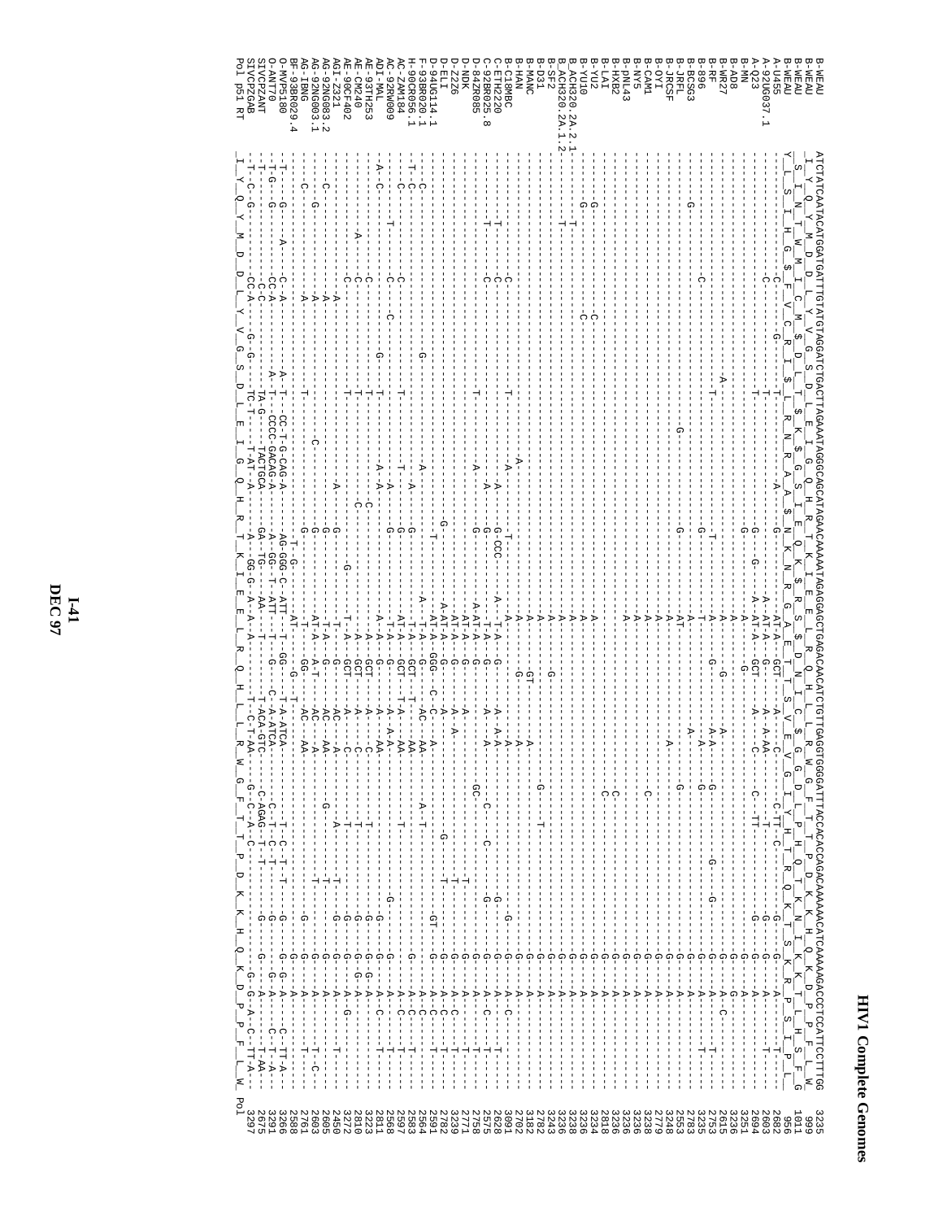```
B-WEAU            ATCTATCAATACATGGATGATTTGTATGTAGGATCTGACTTAGAAATAGGGCAGCATAGAACAAAAATAGAGGAGCTGAGACAACATCTGTTGAGGTGGGGATTTACCACACCAGACAAAAAACATCAAAAAGACCCTCCATTCCTTTGG   3235
B-WEAU            _I__Y__Q__Y__M__D__D__L__Y__V__G__S__D__L__E__I__G__Q__H__R__T__K__I__E__E__L__R__Q__H__L__L__R__W__G__F__T__T__P__D__K__K__H__Q__K__E__P__P__F__L__W_    999
B-WEAU            S__I__N__T__W__M__I__C__M__$__D__L__T__$__K__$__G__S__I__E__Q__K__$__R__S__$__D__N__I__C__$__G__G__D__L__P__H__Q__T__K__N__I__K__K__T__L__H__S__F__G   1011
B-WEAU            Y__L__S__I__H__G__$__F__V__C__R__I__$__L__R__N__R__A__A__$__N__K__N__R__G__A__E__T__T__S__V__E__V__G__I__Y__H__T__R__Q__K__T__S__K__R__P__S__I__P__L    956
A-U455                                                                                                                                                          2682
A-92UG037.1                                                                                                                                                     2603
A-Q23                                                                                                                                                           2694
B-MN                                                                                                                                                            3251
B-AD8                                                                                                                                                           3236
B-WR27                                                                                                                                                          2615
B-RF                                                                                                                                                            2753
B-896                                                                                                                                                           3235
B-BCSG3                                                                                                                                                         2783
B-JRFL                                                                                                                                                          2553
B-JRCSF                                                                                                                                                         3248
B-OYI                                                                                                                                                           2779
B-CAM1                                                                                                                                                          3238
B-NY5                                                                                                                                                           3236
B-pNL43                                                                                                                                                         3236
B-HXB2                                                                                                                                                          3236
B-LAI                                                                                                                                                           2818
B-YU2                                                                                                                                                           3234
B-YU10                                                                                                                                                          3236
B_ACH320.2A.2.1                                                                                                                                                 3238
B_ACH320.2A.1.2                                                                                                                                                 3238
B-SF2                                                                                                                                                           3236
B-D31                                                                                                                                                           3243
B-MANC                                                                                                                                                          3182
B-HAN                                                                                                                                                           2702
B-C18MBC                                                                                                                                                        3091
C-ETH2220                                                                                                                                                       2628
C-92BR025.8                                                                                                                                                     2575
D-84ZR085                                                                                                                                                       2758
D-NDK                                                                                                                                                           2771
D-Z2Z6                                                                                                                                                          2789
D-ELI                                                                                                                                                           2782
D-94UG114.1                                                                                                                                                     2591
F-93BR020.1                                                                                                                                                     2564
H-90CR056.1                                                                                                                                                     2583
AC-ZAM184                                                                                                                                                       2597
AC-92RW009                                                                                                                                                      2568
ADI-MAL                                                                                                                                                         2811
AE-93TH253                                                                                                                                                      3223
AE-CM240                                                                                                                                                        2810
AE-90CF402                                                                                                                                                      3272
AGI-Z321                                                                                                                                                        2450
AG-92NG083.2                                                                                                                                                    2605
AG-92NG003.1                                                                                                                                                    2603
AG-IBNG                                                                                                                                                         2761
BF-93BR029.4                                                                                                                                                    2588
O-MVP5180                                                                                                                                                       3266
O-ANT70                                                                                                                                                         3291
SIVCPZANT                                                                                                                                                       2675
SIVCPZGAB                                                                                                                                                       3297
Pol p51 RT        _I__Y__Q__Y__M__D__D__L__Y__V__G__S__D__L__E__I__G__Q__H__R__T__K__I__E__E__L__R__Q__H__L__L__R__W__G__F__T__T__P__D__K__K__H__Q__K__E__P__P__F__L__W_    Pol
```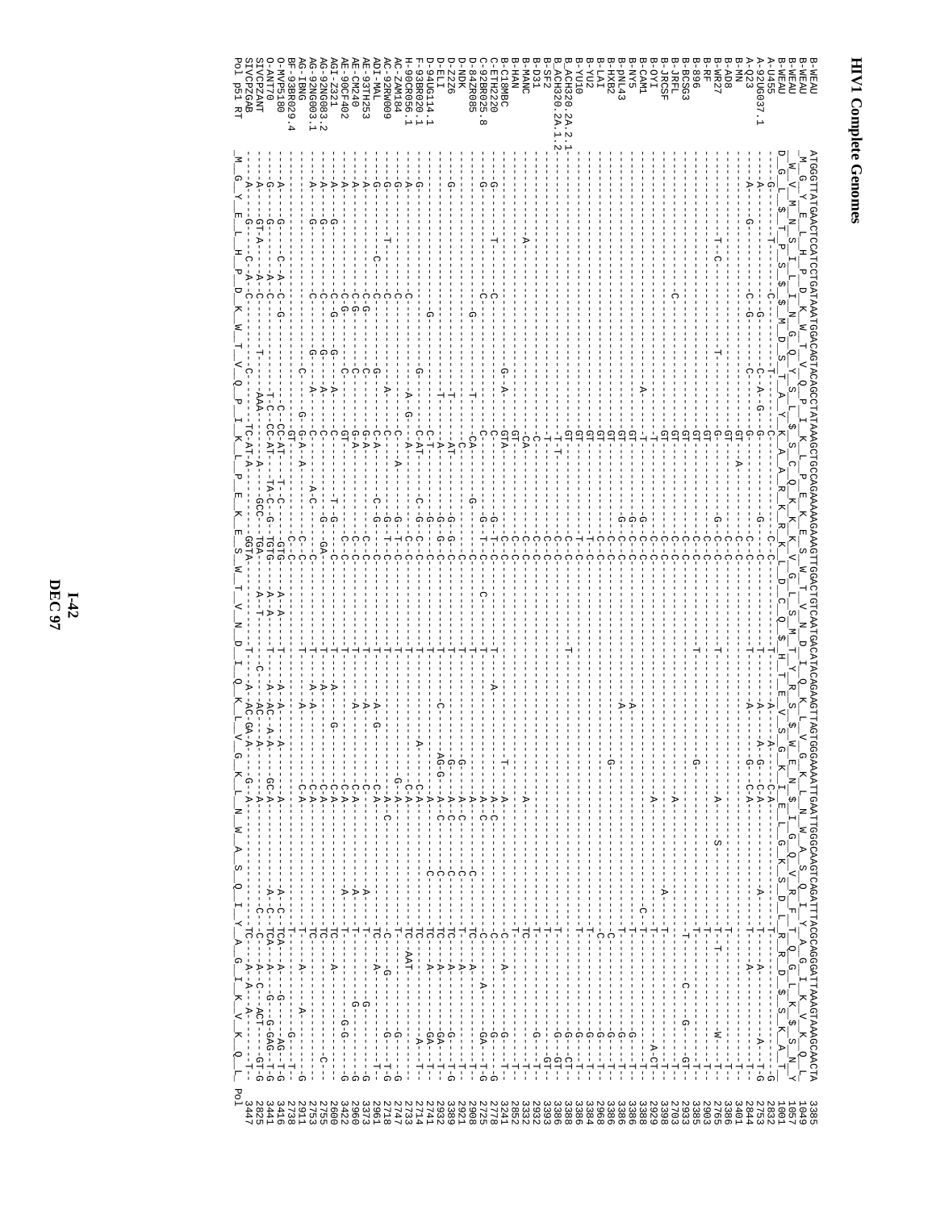# HIV1 Complete Genomes

```
B-WEAU           ATGGGTTATGAACTCCATCCTGATAAATGGACAGTACAGCCTATAAAGCTGCCAGAAAAAGAAAGTTGGACTGTCAATGACATACAGAAGTTAGTGGGAAAATTGAATTGGGCAAGTCAGATTTACGCAGGGATTAAAGTAAAGCAACTA   3385
B-WEAU           _M__G__Y__E__L__H__P__D__K__W__T__V__Q__P__I__K__L__P__E__K__E__S__W__T__V__N__D__I__Q__K__L__V__G__K__L__N__W__A__S__Q__I__Y__A__G__I__K__V__K__Q__L   1049
B-WEAU           __W__V__M__N__S__I__L__I__N__G__Q__Y__S__L__$__A__S__C__Q__K__K__K__V__G__L__S__M__T__Y__R__S__$__W__E__N__$__I__G__Q__V__R__F__T__Q__G__L__K__$__S__N__Y   1057
B-WEAU           D__G__L__$__T__P__S__$__$__M__D__S__T__A__Y__K__A__A__R__K__R__K__L__D__C__Q__$__H__T__E__V__S__G__K__I__E__L__G__K__S__D__L__R__R__D__$__S__K__A__T   1001
A-U455                                                                                                                                                              2832
A-92UG037.1                                                                                                                                                         2753
A-Q23                                                                                                                                                               2844
B-MN                                                                                                                                                                3401
B-AD8                                                                                                                                                               3386
B-WR27                                                                                                                                                              2765
B-RF                                                                                                                                                                2903
B-896                                                                                                                                                               3385
B-BCSG3                                                                                                                                                             2933
B-JRFL                                                                                                                                                              2703
B-JRCSF                                                                                                                                                             3398
B-OYI                                                                                                                                                               2929
B-CAM1                                                                                                                                                              3388
B-NY5                                                                                                                                                               3386
B-pNL43                                                                                                                                                             3386
B-HXB2                                                                                                                                                              2968
B-LAI                                                                                                                                                               3384
B-YU2                                                                                                                                                               3386
B-YU10                                                                                                                                                              3388
B_ACH320.2A.2.1                                                                                                                                                     3388
B_ACH320.2A.1.2                                                                                                                                                     3386
B-SF2                                                                                                                                                               3393
B-D31                                                                                                                                                               2932
B-MANC                                                                                                                                                              3332
B-HAN                                                                                                                                                               2852
B-C18MBC                                                                                                                                                            3241
C-ETH2220                                                                                                                                                           2778
C-92BR025.8                                                                                                                                                         2725
D-84ZR085                                                                                                                                                           2908
D-NDK                                                                                                                                                               2921
D-Z2Z6                                                                                                                                                              2932
D-ELI                                                                                                                                                               2892
D-94UG114.1                                                                                                                                                         2741
F-93BR020.1                                                                                                                                                         2714
H-90CR056.1                                                                                                                                                         2733
AC-ZAM184                                                                                                                                                           2747
AC-92RW009                                                                                                                                                          2718
ADI-MAL                                                                                                                                                             2961
AE-93TH253                                                                                                                                                          3373
AE-CM240                                                                                                                                                            2960
AE-90CF402                                                                                                                                                          3422
AGI-Z321                                                                                                                                                            2600
AG-92NG083.2                                                                                                                                                        2755
AG-92NG003.1                                                                                                                                                        2753
AG-IBNG                                                                                                                                                             2911
BF-93BR029.4                                                                                                                                                        2738
O-MVP5180                                                                                                                                                           3416
O-ANT70                                                                                                                                                             3441
SIVCPZANT                                                                                                                                                           2825
SIVCPZGAB                                                                                                                                                           3447
Pol p51 RT       _M__G__Y__E__L__H__P__D__K__W__T__V__Q__P__I__K__L__P__E__K__E__S__W__T__V__N__D__I__Q__K__L__V__G__K__L__N__W__A__S__Q__I__Y__A__G__I__K__V__K__Q__L   Pol
```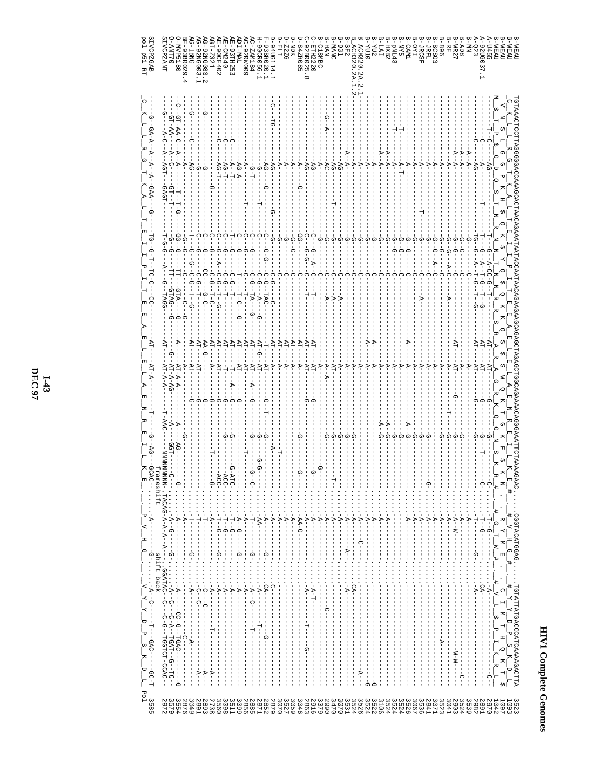```
B-WEAU          TGTAAACTCCTTAGGGGGACCAAAGCACTAACAGAAATAATACCAATAACAGAAGAAGCAGAGCTAGAGCTGGCAGAAAACAGGGAAATTCTAAAAGAAC......CGGTACATGGAG......TGTATTATGACCCATCAAAAGACTTA  3523
B-WEAU          _C__K__L__L__R__G__T__K__A__L__T__E__I__I__P__L__T__E__E__A__E__L__E__L__A__E__N__R__E__I__L__K__E__#_      _R__Y__M__E__      _#__Y__Y__D__P__S__K__D__L_  1093
B-WEAU          __V__N__S__L__G__G__P__K__H__$__Q__K__$__Y__Q__$__Q__K__K__Q__S__$__S__W__Q__K__T__G__K__F__$__K__N__      _#__V__H__G__#_      _#__Y__Y__D__P__S__K__D__L_  1097
B-WEAU          M__$__T__P__$__G__D__Q__S__T__N__R__N__N__T__N__N__R__R__S__R__A__R__A__G__R__K__Q__G__N__S__K__R__#__      __G__T__W__#__      _C__I__M__T__H__Q__K__T__$_  1042
A-U455          -------T--C---AG--------------T--------G--A-CC-G---T------AT----AT---------G-------G-------------......-T-G-------......A-------------------------C--  2970
A-92UG037.1     -------C------A------------------------T--G--A-T-G--T--G------AT----AT--------G---------------C.......-T-G-------......CA------------------------  2891
A-Q23           -------C------AG--------------------TG--G--A-T-G--T--G------AT----AT--------G---------------C.......-----------G......-A------------------------  2982
B-MN            -----------A--A----------------------G---------C--------------------A--------------------------......-A--------......------------------------  3539
B-AD8           ------------A-A-----------------------G--G---------C-------------------A---------------G--------......-A--------......-----------------------C--  3524
B-WR27          ------------A-A-----------------------G--G----A-C-----A--------AT----AT----G-----------G--------......-A-W------......-----------W-W--------  2903
B-RF            ------------A-------------------------G--G--------C-------------------A--------T--------G-------......-A--------......------------------------  3041
B-896           -------------A-----------------------G--G--A-C------------------------A-----------------G-------......-A--------......------------A----------  3523
B-BCSG3         -------------A------------------------G--------C------------------------A---------------G-------......-A--------......------------------------  3071
B-JRFL          -------------A-----------------------G--------C------------------------A----------------G-----G-......-A--------......------------------------  2841
B-JRCSF         -------------A------------------T-----G----------------A---------------A-----------------------......-A--------......------------------------  3536
B-OYI           -------------A-----------------------G--G--------C---------------------A---------------------------......-A--------......------------------------  3067
B-CAM1          ------------A-----------------------G--G--------C--------------A-------A------A-G------G-------......-A--------......------------------------  3526
B-NY5           ------------A-T-----------------------G--G------C---------------------A---------------G--------......-A--------......------------------------  3524
B-pNL43         -------T----A-A----------------------G--G------C---------------------A--------------G--------......-A--------......------------------------  3524
B-HXB2          -------T----A-A----------------------G--G------C---------------------A---------------G--------......-A--------......------------------------  3524
B-LAI           ------------A-A----------------------G--G------C---------------------A---------------G--------......-A--------......------------------------  3524
B-YU2           ------------A------------------------G---------C---------------------A-------A-G------G--------......-A--------......------------------------  3106
B-YU10          ------------A------------------------G---------C-----------------A---A---------A-G------------......-A--------......------------------------G  3522
B_ACH320.2A.2.1 ------------A------------------------G---------C-----------------A---A------------------------......-A---C----......------------------------A--  3524
B_ACH320.2A.1.2 ------------A------------------------G---------C---------------------A------------------------......-A--------......CA----------------------  3526
B-SF2           ------------A-A----------------------G---------C---------------------A---------------G--------......-A------A-......-A----------------------  3524
B-D31           ------------AG-----------------------G---------C-------A-------------A---------------G--------......-A--------......------------------------  3531
B-MANC          ------------AG-------------T---------G---------C-------A-------------AT--------------G--------T..-A--------......------------------------  3070
B-HAN           ----G--A----AC-----------------------G---------C-------A-------------A--A-----------G----------......-A--------......------G-----------------  3470
B-C18MBC        ------------A------------------------G---------C--------------------A-----------------G--------......-A--------......------------------------  2990
C-ETH2220       ------------AG-----------------------C---G--A-C-------T------AT----AT-----------------G--------......-A--------......-A-T--------------------  3379
C-92BR025.8     ------------AG-----------------------C---G--G-C--------------AT----AT--------G-------------G-......-A--------......-A-----T-------G--------  2916
D-84ZR085       ------------A-----G------------------GG--G--------C---------------AT----A--------------------G....-AA-G------......------------------------  2863
D-NDK           ------------A-----------------------G---------C----------------AT----A------------------------......-A--------......------------------------  3046
D-Z2Z6          ------------A-------------------------G------------------------AT----A------------T----------......-A--------......------------------------  3659
D-ELI           ------------A-------------------------G------------------------AT----A-------------T---------......-A--------......------------------------  3077
D-94UG114.1     ----C--TG---AG-------------------G----G--C-G------C----------AT----A------------A------------......-A--------......-C----------------------  3070
F-93BR020.1     ------------AG---G-------------------C---G--G-C-----TAC-------T-T--AT-------G--T------G-G-------......-A---G----......CA-----------G----------  2879
H-90CR056.1     ------------G-------T----------------C---C--G--A----G---------AT-G-AT-------G-------G----------......-AA-------......-A----T----------------  2852
AC-ZAM184       ------------G-T-------------------T--C---C-G---TA---G-------AT----AT----A---G-----------G-C-......-T--------G...-A-C----T---------------  2871
AC-92RW009      ------------------------------T------C---C---C--T------------AT----AT--------------T------------......-A--------......-A-----------------------  2885
ADI-MAL         ------------AG-A---------------------C---G-------C-G-T-------AT----AT--------G------------------......-A-G------G...-A-----------------------  2856
AE-93TH253      ------C-----A-T-----------------------C---G-------C-G-T--T-C--G--AT----T---A--G-----G--G-ATC-....-T-G------......-A-----------------------  3099
AE-CM240        ------------AG-T-----------------------C---G-------C-G-T-----------AT----T--------G-------G----ACC....-T-G------G...-A-----------------------  3511
AE-90CF402      ------C-----AG-T-----------------------C---G---A-C-G-T--G-------AT----T--------G-------G----ACC....-T-G------G...-A-----------------------  3098
AGI-Z321        -----------------G---------------------C---G-------C-G-T-C-------AT---A---------------------G-....-A--------......-A-------T-------------A--  3560
AG-92NG083.2    ------------G-----------------------C--------CC-------G-C-------AA-G------------------T-------......-T--------......-C--C-------------------  2738
AG-92NG003.1    ------------G-----------------------C---G----G-C-G-T--T-------AT----AT-------G-------------------......-T--------......-C--C-----------------A--  2893
AG-IBNG         ------------AG----------------------C---G--G--C-G-T--G----------AT---AT---------------------------......-T--------......-C--------------------A--  2891
BF-93BR029.4    ------G------------------------------T--------C----------------A----A-------------G---------------......-T------G-......-A--------A-------------  3049
O-MVP5180       --------C--GT-AA-C--A---------T--G--GG--G--------C-------C--G-------A----A-----------------G.......-A--------......------------C--------------  2876
O-ANT70         ------------C--A---------------GT--T-------GG--G-----TT-----GTA-----G-----A-----AT-A-A----A---AG--......-A--------G...-A-----CC-G--TGAC-------G  3554
SIVCPZANT       -----------GT-AA-----A--C----GT--T----------G-G-------TT----GTAG-------G---G-AT-A-AG----A----GGT-----C--......-A-G-----G...-A--C--C-A-TGAT--G--TC--  3579
                -----------G--A-C-A--AGT---GAGT------T-G-G------A---G--TAGG-----AT-----AT-A-A----T-AAC--NNNNNNNNN-.TACAG-A-A-A---A--..GGATAC--C---C-G-TGGTCT-CCAC--  2972
                                                                                                            frameshift                             shift back

SIVCPZGAB       ---G--GA-A--A--A--A--GAA---G----TG--G-T-TC-C----CC---------AT------AT-A-----T---G-AG---GCAC--........-A------G-......-A-C------T-GAC------GC-T  3585
pol p51 RT      _C__K__L__L__R__G__T__K__A__L__T__E__I__I__P__L__T__E__E__A__E__L__E__L__A__E__N__R__E__I__L__K__E__      _P__V__H__G__      _V__Y__Y__D__P__S__K__D__L_  Pol
```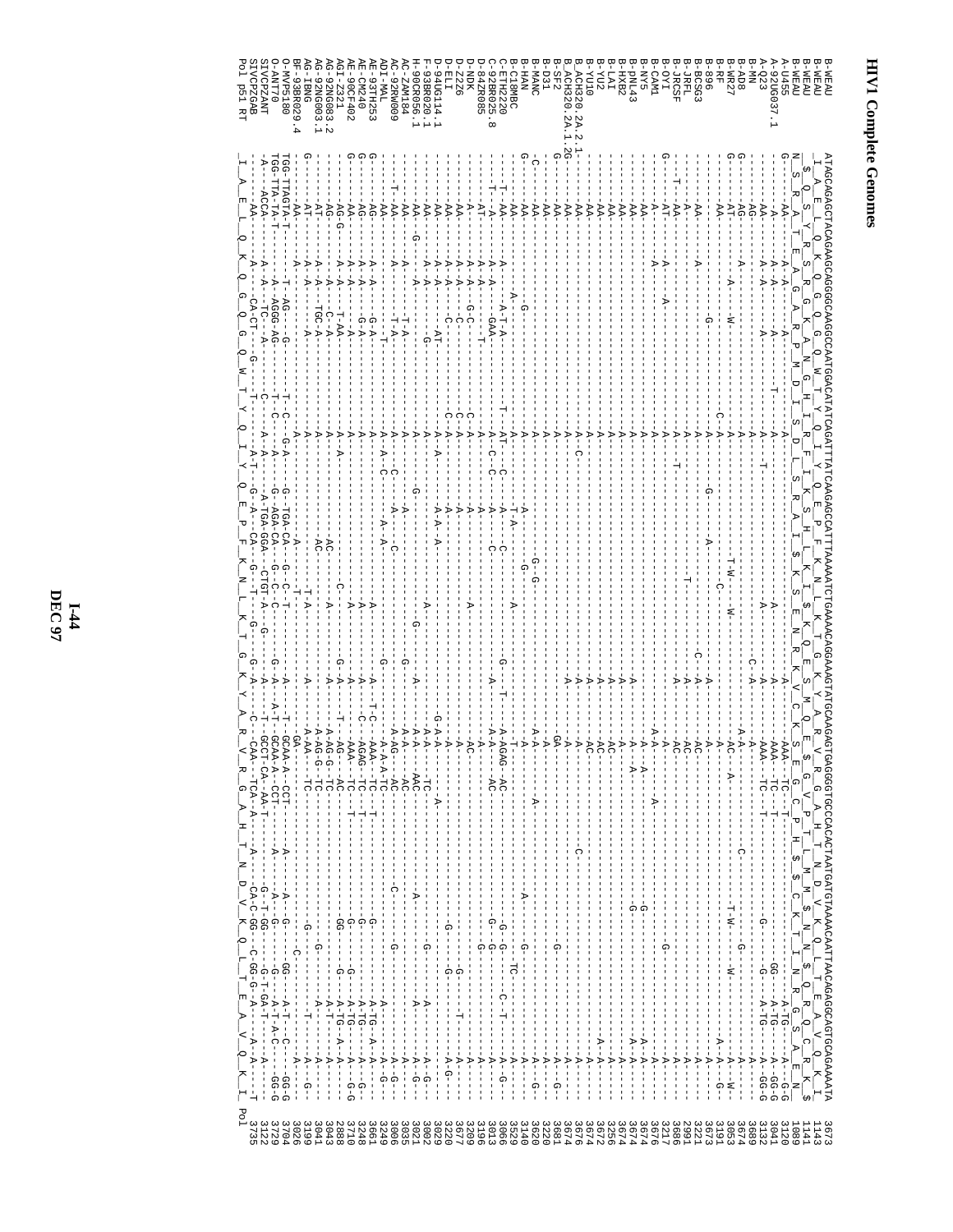# HIV1 Complete Genomes

```
B-WEAU              ATAGCAGACCTACAGAAGCAGGGGCAAGGCCAATGGACATATCAGATTTATCAAGAGCCATTTAAAAATCTGAAAACAGGAAAGTATGCAAGAGTGAGGGGTGCCCACACTAATGATGTAAAACAATTAACAGAGGCAGTGCAGAAAATA  3673
B-WEAU              _I__A__E__L__Q__K__Q__G__Q__G__Q__W__T__Y__Q__I__Y__Q__E__P__F__K__N__L__K__T__G__K__Y__A__R__V__R__G__A__H__T__N__D__V__K__Q__L__T__E__A__V__Q__K__I_  1143
B-WEAU              _$__Q__S__Y__R__S__R__G__K__A__N__G__H__I__R__F__I__K__S__H__L__K__I__$__K__Q__E__S__M__Q__E__$__G__V__P__T__L__M__M__$__N__N__$__Q__R__Q__C__R__K__$  1141
                    N__S__R__A__T__E__A__G__A__R__P__M__D__I__S__D__L__S__R__A__I__$__K__S__E__N__R__K__V__C__K__S__E__G__C__P__H__$__C__K__T__I__N__R__G__S__A__E__N  1089
A-U455                                                                                                                                                              3120
A-92UG037.1                                                                                                                                                         3041
A-Q23                                                                                                                                                               3132
B-MN                                                                                                                                                                3689
B-AD8                                                                                                                                                               3674
B-WR27                                                                                                                                                              3053
B-RF                                                                                                                                                                3191
B-896                                                                                                                                                               3673
B-BCSG3                                                                                                                                                             3221
B-JRFL                                                                                                                                                              2991
B-JRCSF                                                                                                                                                             3686
B-OYI                                                                                                                                                               3217
B-CAM1                                                                                                                                                              3676
B-NY5                                                                                                                                                               3674
B-pNL43                                                                                                                                                             3674
B-HXB2                                                                                                                                                              3256
B-LAI                                                                                                                                                               3672
B-YU2                                                                                                                                                               3674
B-YU10                                                                                                                                                              3676
B_ACH320.2A.2.1                                                                                                                                                     3674
B_ACH320.2A.1.2G                                                                                                                                                    3681
B-SF2                                                                                                                                                               3220
B-D31                                                                                                                                                               3620
B-MANC                                                                                                                                                              3140
B-HAN                                                                                                                                                               3529
B-C18MBC                                                                                                                                                            3066
C-ETH2220                                                                                                                                                           3013
C-92BR025.8                                                                                                                                                         3196
D-84ZR085                                                                                                                                                           3209
D-NDK                                                                                                                                                               3677
D-Z2Z6                                                                                                                                                              3220
D-ELI                                                                                                                                                               3029
D-94UG114.1                                                                                                                                                         3002
F-93BR020.1                                                                                                                                                         3021
H-90CR056.1                                                                                                                                                         3035
AC-ZAM184                                                                                                                                                           3006
AC-92RW009                                                                                                                                                          3249
ADI-MAL                                                                                                                                                             3661
AE-93TH253                                                                                                                                                          3248
AE-CM240                                                                                                                                                            3710
AE-90CF402                                                                                                                                                          2888
AGI-Z321                                                                                                                                                            3043
AG-92NG083.2                                                                                                                                                        3041
AG-92NG003.1                                                                                                                                                        3199
AG-IBNG                                                                                                                                                             3026
BF-93BR029.4                                                                                                                                                        3704
O-MVP5180                                                                                                                                                           3129
O-ANT70                                                                                                                                                             3122
SIVCPZANT                                                                                                                                                           
SIVCPZGAB                                                                                                                                                           
Pol p51 RT          _I__A__E__L__Q__K__Q__G__Q__G__Q__W__T__Y__Q__I__Y__Q__E__P__F__K__N__L__K__T__G__K__Y__A__R__V__R__G__A__H__T__N__D__V__K__Q__L__T__E__A__V__Q__K__I_  3735
                                                                                                                                                                    Pol
```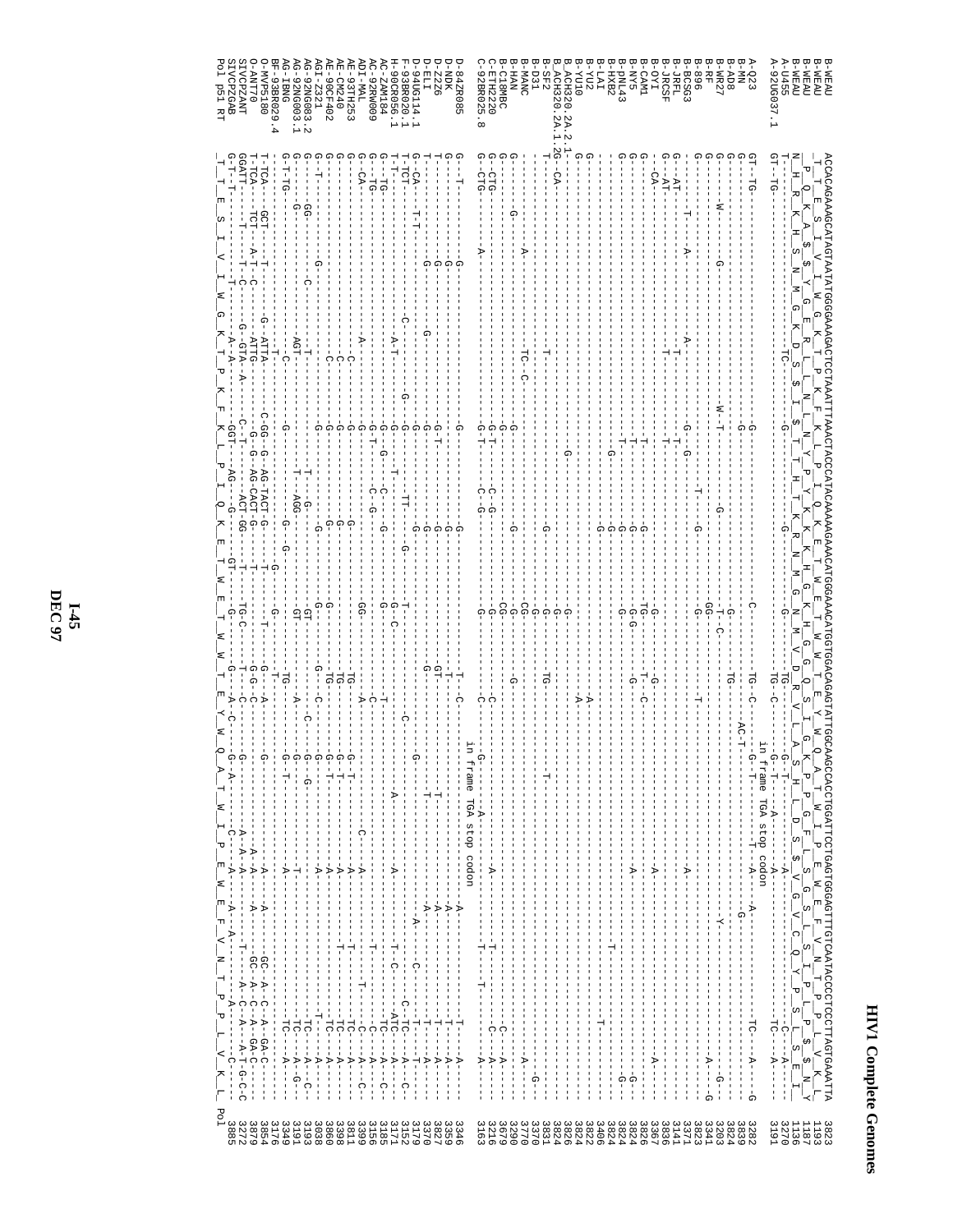# HIV1 Complete Genomes

```
B-WEAU          ACCACAGAAAGCATAGTAATATGGGGAAAGACTCCTAAATTTAAACTACCCATACAAAAAGAAACATGGGAAACATGGTGGACAGAGTATTGGCAAGCCACCTGGATTCCTGAGTGGGAGTTTGTCAATACCCCTCCCTTAGTGAAATTA  3823
B-WEAU           _T__T__E__S__I__V__I__W__G__K__T__P__K__F__K__L__P__I__Q__K__E__T__W__E__T__W__W__T__E__Y__W__Q__A__T__W__I__P__E__W__E__F__V__N__T__P__P__L__V__K__L_  1193
B-WEAU            _P__Q__K__A__$__$__Y__G__E__R__L__L__N__L__N__Y__P__Y__K__K__K__H__G__K__H__G__G__Q__S__I__G__K__P__P__G__F__L__S__G__S__L__S__I__P__L__P__$__N__Y  1187
B-WEAU          _N__H__R__K__H__S__N__M__G__K__D__S__$__I__$__T__T__H__T__K__R__N__M__G__N__M__V__D__R__V__L__A__S__H__L__D__S__$__V__G__V__C__Q__Y__P__S__L__S__E__I_  1136
A-U455          T---------------------------TC--------------------G---------------------G-------------TG---------G-T----A-------A-----------------------C---A---  3270
A-92UG037.1     GT--TG---------------------------------------------------------------------------TG--C-------G-T----A-------A-------------------TC---A---------  3191
                                                                                                          in frame TGA stop codon
A-Q23           GT--TG--------------------------------G--------------------C--------------TG--C---AC-T-------G-T---T--A---A-------------------TC---A-------G  3282
B-MN            G-------------------------------------G-------------------------------------------------------------------------G-----------------------------  3839
B-AD8           G-----------------------------------------------------G------------------TG------------------------------------------------------------------  3824
B-WR27          G-------W------------G---------------W-T---------G------------T-C--------------------------------------------Y-------------------------G------  3203
B-RF            G---------------------------------------------------------------GG---------------------------------------------------------------------A-----G  3341
B-896           G-----------------------------------------------------------G------------------T--------------------------------------------------------------  3823
B-BCSG3         G-------------------------------------------------------------------------------------------------------------------------------------------------  3371
B-JRFL          G--AT----T----A-----------A-----------G--G-------T-------G------G-----------------------------A---------------------------------------------------  3141
B-JRCSF         G--AT-----------------------T---------T----------------------------------------------------------------------------------------------------------  3836
B-OYI           -CA-----------------------------------------T-----------------------------------------------------------------------------------------------------  3367
B-CAM1          G--------------------------T-----------T--------------------G-------G----------------------A------------------------------A----------------  3826
B-NY5           G--------------------------------------T---------------G----TG-----T--C---------------------------------------------------------------------  3824
B-pNL43         G-----------------------------------------------------G-----G-G-----G------------------A-------------------------------------G----------------  3824
B-HXB2          G------------------------------------------------------G------G-----------------------------------------------------------------------G------  3824
B-LAI           G--------------------------------------G------------------------G---------------------------------T------------------------------------------  3406
B-YU2           G--------------------------------------------------------G---------------------------------------------------------------T----------------------  3822
B-YU10          G-----------------------------------------------------------------------A-------------------------------------------------------------------------  3824
B.ACH320.2A.2.1 G----------------------------------------------------------------------A------------------------------------------------------------------------  3826
B.ACH320.2A.1.2G--CA----------------------------------------------------G-------------------------------------------------------------------------------------  3824
B-SF2           T-----------------------------T---------G-----------------G---------------------------------------------------------------------------------------  3831
B-D31           T------------------------------------------------G------G---------TG------------T-----------------------------------------------G--------------  3370
B-MANC          G-------------------A---------TC--C-------------------------CG----------------------------------------------------------------A--------------------  3770
B-HAN           G--------------G------------------------------------G-------CG-------G-------------------------------------------------------------------------------  3290
B-C18MBC        G------------------------------------G--------------------CG-------------------------------------------------------------C----A----------------  3679
C-ETH2220       G--CTG--------------------------------G-T-----C-G----------G-----------C-------------------------T---------------------------------A-------------  3216
C-92BR025.8     G--CTG------A-------------------------G-T------C-G----------G--------------C--------G-------A------------------T----T--------C---A-------------  3163
                                                                                                              in frame TGA stop codon
D-84ZR085       G--T-------------G-----------------------G-T------G----------------G----------T--C-------------------------A--------------T---A---------------  3346
D-NDK           T-------------------G--------------------G-------G--------------G-----------T---------------------------A--------------------A----------------  3359
D-Z2Z6          T-------------------G--------------------G-T-----G---------------G---------GT----------------------T------A-------------T----A---------------  3827
D-ELI           T-------------------G-------G------------G-------G---------------G----------G-----------------------T-------A-A-----------------A----------------  3370
D-94UG114.1     G--CA----T-T--------G---------------------G------G----------------------------------------G-----------------A--------------T---A---------------  3179
F-93BR020.1     T--TCT------------------------C----------G-------G-------G------------------------------C---------------------------C------C-TC---A---C--------  3152
H-90CR056.1     T-T-------------------------A-T---------G---T----TT------G-C-------------------------A------A--------------T-C---ATC-----A-------------------  3171
AC-ZAM184       G--TG-------------------------------------G--G---C--------G-------T-----------------------------------------------------TC---A---C-------------  3185
AC-92RW009      G--TG-----------------------------------G-T----C-G-------------------------C----------------------------------T-------------C---A---------------  3156
ADI-MAL         G--CA----------------------A-------------G--------------------------GG-------A--------------C----A--------------------T---------A---C-----------  3399
AE-93TH253      G------------------------------C---------G----------G-------------------TG---A----G-T--------A-----------T------------TC---A----------------------  3811
AE-CM240        G------------------------------C---------G--------------------------------TG-------G-T--------A------------T---------------TC---A---------------  3398
AE-90CF402      G------------------------------C---------G--------G--------G-----------TG-------G-T--------A-------------------------------TC---A---------------  3860
AGI-Z321        G--T-------------------------------------G--------G--------------------G---C-----G-----------A----------------------------T----A-----------------  3038
AG-92NG083.2    G---------GG--------C-------T------------G---T------G--------GT------------C--G-G----------T----------------------------TC---A---C------------  3193
AG-92NG003.1    G------G-----------------AGT-------------G--T--AGG-----------GT-----A-------G-------T---------------------------------TC---A---G------------  3191
AG-IBNG         G--T-TG------------------------------G----------G---G----G-----------TG-------G-T----A-------------------------------TC---A------------------  3349
BF-93BR029.4    T-------------------------T-------------------------------------------------------------------------------------------------------------------  3176
O-MVP5180       T-TCA----GCT---T-------G--ATTA-----C-GG--G---AG-TACT-G----T---T--------T----A---G---------A---A-------GC---A---GA-C----  3854
O-ANT70         T-TCA----TCT--A-T--C----G--ATTG------G--G--AG-CACT-G--T--------G-G--C------------A--A----A-----GC--A--C--A-GA-C---  3879
SIVCPZANT       GGATT----T----T--C----G--GTA--A-----C--T---AG-CACT--G-------T-G-C----T--C------G------A--A------T---A-C---A-T-G-C-C  3272
SIVCPZGAB       G-T-T-----------T----------A-A--------GGT-----AG----G----GT---G-----G-A----A-C--G-A-----C--A----A--A----C-----  3885
Pol p51 RT      _T__T__E__S__I__V__I__W__G__K__T__P__K__F__K__L__P__I__Q__K__E__T__W__E__T__W__W__T__E__Y__W__Q__A__T__W__I__P__E__W__E__F__V__N__T__P__P__L__V__K__L_  Pol
```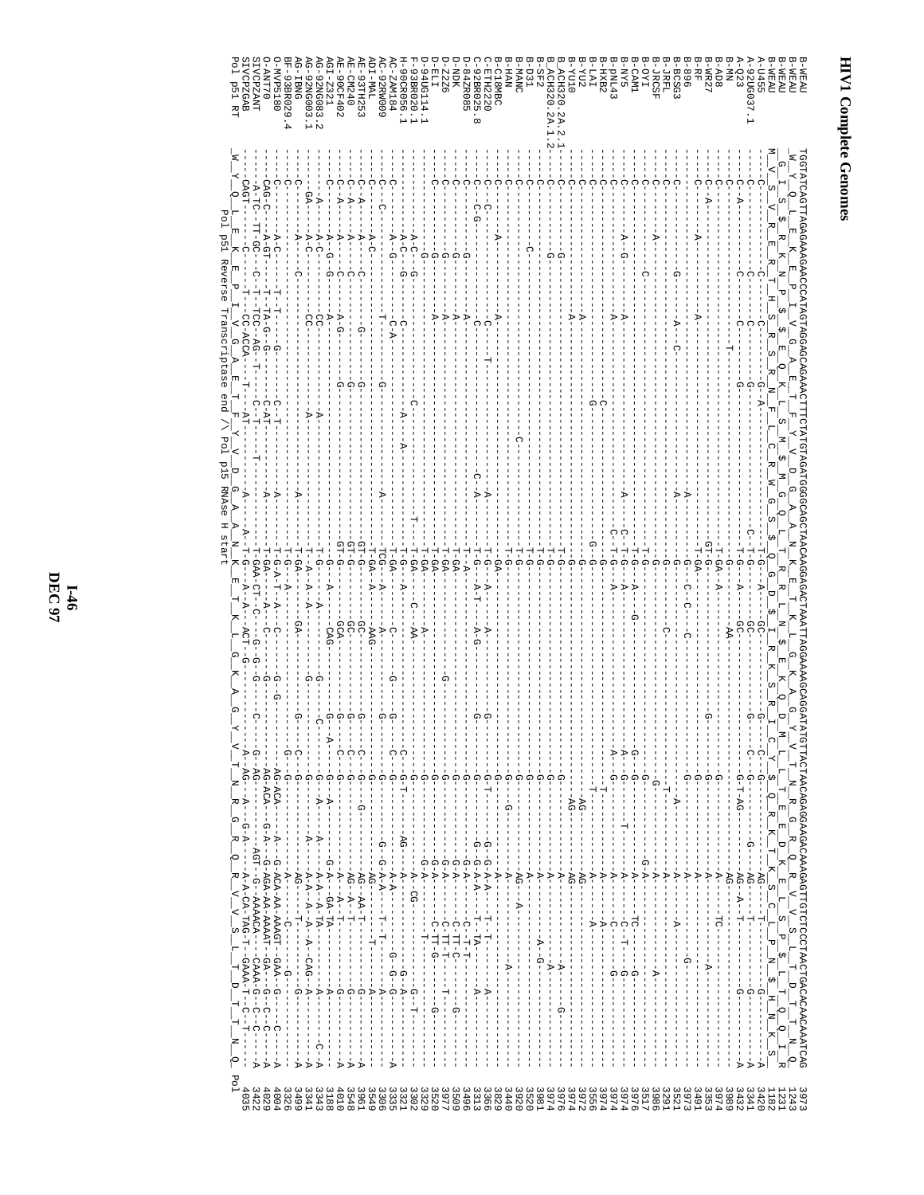```
B-WEAU            TGGTATCAGTTAGAGAAAGAACCCATAGTAGGAGCAGAAACTTTCTATGTAGATGGGGCAGCTAACAAGGAGACTAAATTAGGAAAAGCAGGATATGTTACTAACAGAGGAAGACAAAGAGTTGTCTCCCTAACTGACACAACAAATCAG   3973
B-WEAU            _W__Y__Q__L__E__K__E__P__I__V__G__A__E__T__F__Y__V__D__G__A__A__N__K__E__T__K__L__G__K__A__G__Y__V__T__N__R__G__R__Q__K__V__V__S__L__T__D__T__T__N__Q_   1243
B-WEAU                                                                                                                                                              1231
B-WEAU                                                                                                                                                              1182
A-U455                                                                                                                                                              3420
A-92UG037.1                                                                                                                                                         3341
A-Q23                                                                                                                                                               3432
B-MN                                                                                                                                                                3989
B-AD8                                                                                                                                                               3974
B-WR27                                                                                                                                                              3353
B-RF                                                                                                                                                                3491
B-896                                                                                                                                                               3973
B-BCSG3                                                                                                                                                             3521
B-JRFL                                                                                                                                                              3291
B-JRCSF                                                                                                                                                             3906
B-OYI                                                                                                                                                               3517
B-CAM1                                                                                                                                                              3976
B-NY5                                                                                                                                                               3974
B-pNL43                                                                                                                                                             3974
B-HXB2                                                                                                                                                              3556
B-LAI                                                                                                                                                               3972
B-YU2                                                                                                                                                               3974
B-YU10                                                                                                                                                              3976
B_ACH320.2A.2.1                                                                                                                                                     3974
B_ACH320.2A.1.2                                                                                                                                                     3981
B-SF2                                                                                                                                                               3520
B-D31                                                                                                                                                               3920
B-MANC                                                                                                                                                              3440
B-HAN                                                                                                                                                               3829
B-C18MBC                                                                                                                                                            3366
C-ETH2220                                                                                                                                                           3313
C-92BR025.8                                                                                                                                                         3496
D-84ZR085                                                                                                                                                           3509
D-NDK                                                                                                                                                               3977
D-Z2Z6                                                                                                                                                              3520
D-ELI                                                                                                                                                               3329
D-94UG114.1                                                                                                                                                         3302
F-93BR020.1                                                                                                                                                         3321
H-90CR056.1                                                                                                                                                         3335
AC-ZAM184                                                                                                                                                           3306
AC-92RW009                                                                                                                                                          3549
ADI-MAL                                                                                                                                                             3961
AE-93TH253                                                                                                                                                          3548
AE-CM240                                                                                                                                                            4010
AE-90CF402                                                                                                                                                          3188
AGI-Z321                                                                                                                                                            3343
AG-92NG083.2                                                                                                                                                        3341
AG-92NG003.1                                                                                                                                                        3499
AG-IBNG                                                                                                                                                             3326
BF-93BR029.4                                                                                                                                                        4004
O-MVP5180                                                                                                                                                           4029
O-ANT70                                                                                                                                                             3422
SIVCPZANT                                                                                                                                                           4035
SIVCPZGAB
Pol p51 RT        _W__Y__Q__L__E__K__E__P__I__V__G__A__E__T__F__Y__V__D__G__A__A__N__K__E__T__K__L__G__K__A__G__Y__V__T__N__R__G__R__Q__R__V__V__S__L__T__D__T__T__N__Q_   Pol
                  Pol p51 Reverse Transcriptase end / Pol p15 RNAse H start
```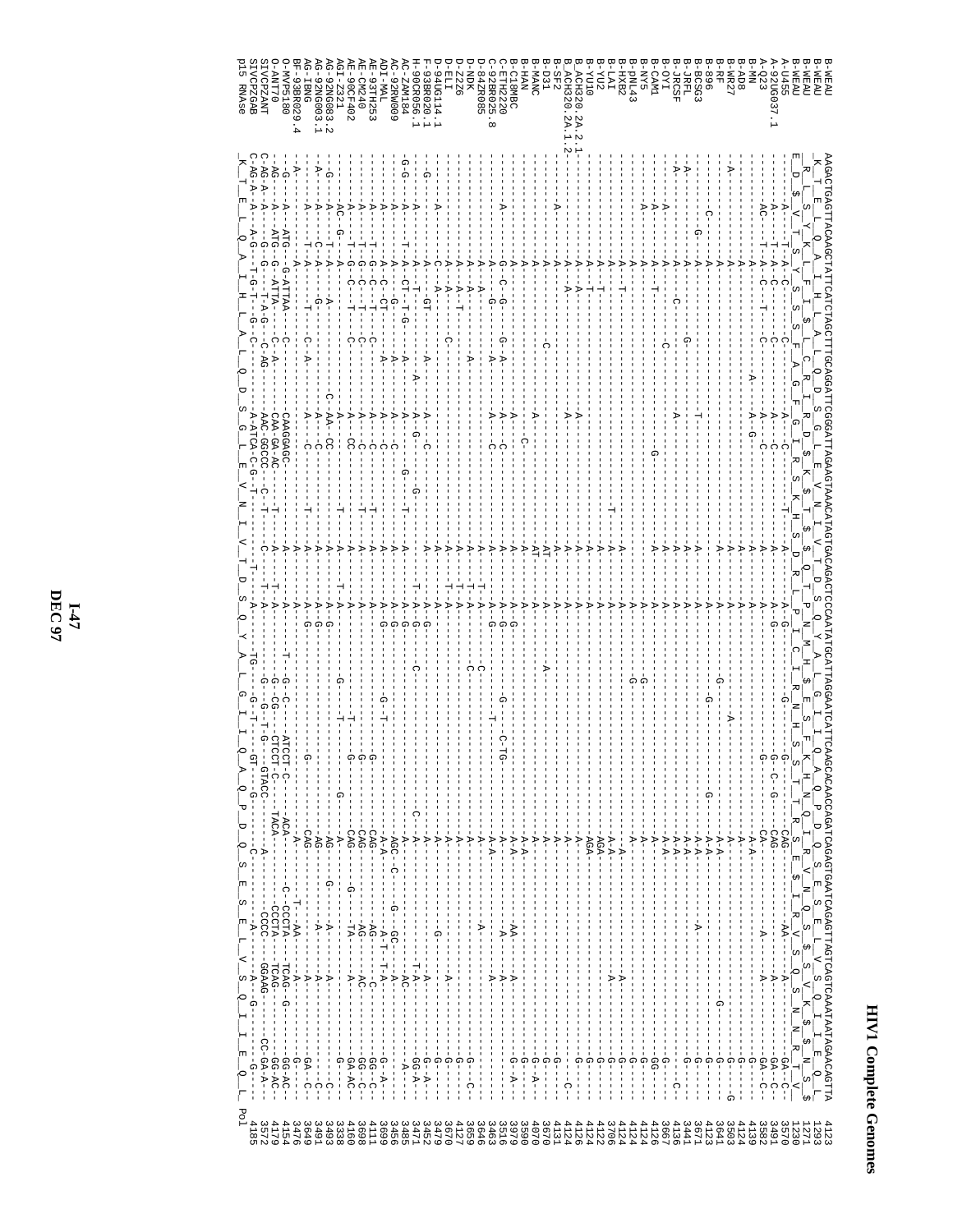```
B-WEAU        AAGACTGAGTTACAAGCTATTCATCTAGCTTTGCAGGATTCGGGATTAGAAGTAAACATAGTGACAGACTCCCAATATGCATTAGGAATCATTCAAGCACAACCAGATCAGAGTGAATCAGAGTTAGTCAGTCAAATAATAGAACAGTTA  4123
B-WEAU                                                                                                                                                              1293
B-WEAU                                                                                                                                                              1271
B-WEAU                                                                                                                                                              1230
A-U455                                                                                                                                                              3570
A-92UG037.1                                                                                                                                                         3491
A-Q23                                                                                                                                                               3582
B-MN                                                                                                                                                                4139
B-AD8                                                                                                                                                               4124
B-WR27                                                                                                                                                              3503
B-RF                                                                                                                                                                3641
B-896                                                                                                                                                               4123
B-BCSG3                                                                                                                                                             3671
B-JRFL                                                                                                                                                              3441
B-JRCSF                                                                                                                                                             4136
B-OYI                                                                                                                                                               3667
B-CAM1                                                                                                                                                              4126
B-NY5                                                                                                                                                               4124
B-pNL43                                                                                                                                                             4124
B-HXB2                                                                                                                                                              4124
B-LAI                                                                                                                                                               3706
B-YU2                                                                                                                                                               4122
B-YU10                                                                                                                                                              4126
B_ACH320.2A.2.1                                                                                                                                                     4126
B_ACH320.2A.1.2                                                                                                                                                     4124
B-SF2                                                                                                                                                               4131
B-D31                                                                                                                                                               3670
B-MANC                                                                                                                                                              4070
B-HAN                                                                                                                                                               3590
B-C18MBC                                                                                                                                                            3979
C-ETH2220                                                                                                                                                           3516
C-92BR025.8                                                                                                                                                         3463
D-84ZR085                                                                                                                                                           3646
D-NDK                                                                                                                                                               3659
D-Z2Z6                                                                                                                                                              4127
D-ELI                                                                                                                                                               3670
D-94UG114.1                                                                                                                                                         3479
F-93BR020.1                                                                                                                                                         3452
H-90CR056.1                                                                                                                                                         3471
AC-ZAM184                                                                                                                                                           3485
AC-92RW009                                                                                                                                                          3456
ADI-MAL                                                                                                                                                             3699
AE-93TH253                                                                                                                                                          4111
AE-CM240                                                                                                                                                            3698
AE-90CF402                                                                                                                                                          4160
AGI-Z321                                                                                                                                                            3338
AG-92NG083.2                                                                                                                                                        3493
AG-92NG003.1                                                                                                                                                        3491
AG-IBNG                                                                                                                                                             3649
BF-93BR029.4                                                                                                                                                        3476
O-MVP5180                                                                                                                                                           4154
O-ANT70                                                                                                                                                             4179
SIVCPZANT                                                                                                                                                           3572
SIVCPZGAB                                                                                                                                                           4185
p15 RNAse      K  T  E  L  Q  A  I  H  L  A  L  Q  D  S  G  L  E  V  N  I  V  T  D  S  Q  Y  A  L  G  I  I  Q  A  Q  P  D  Q  S  E  S  E  L  V  S  Q  I  I  E  Q  L   Pol
```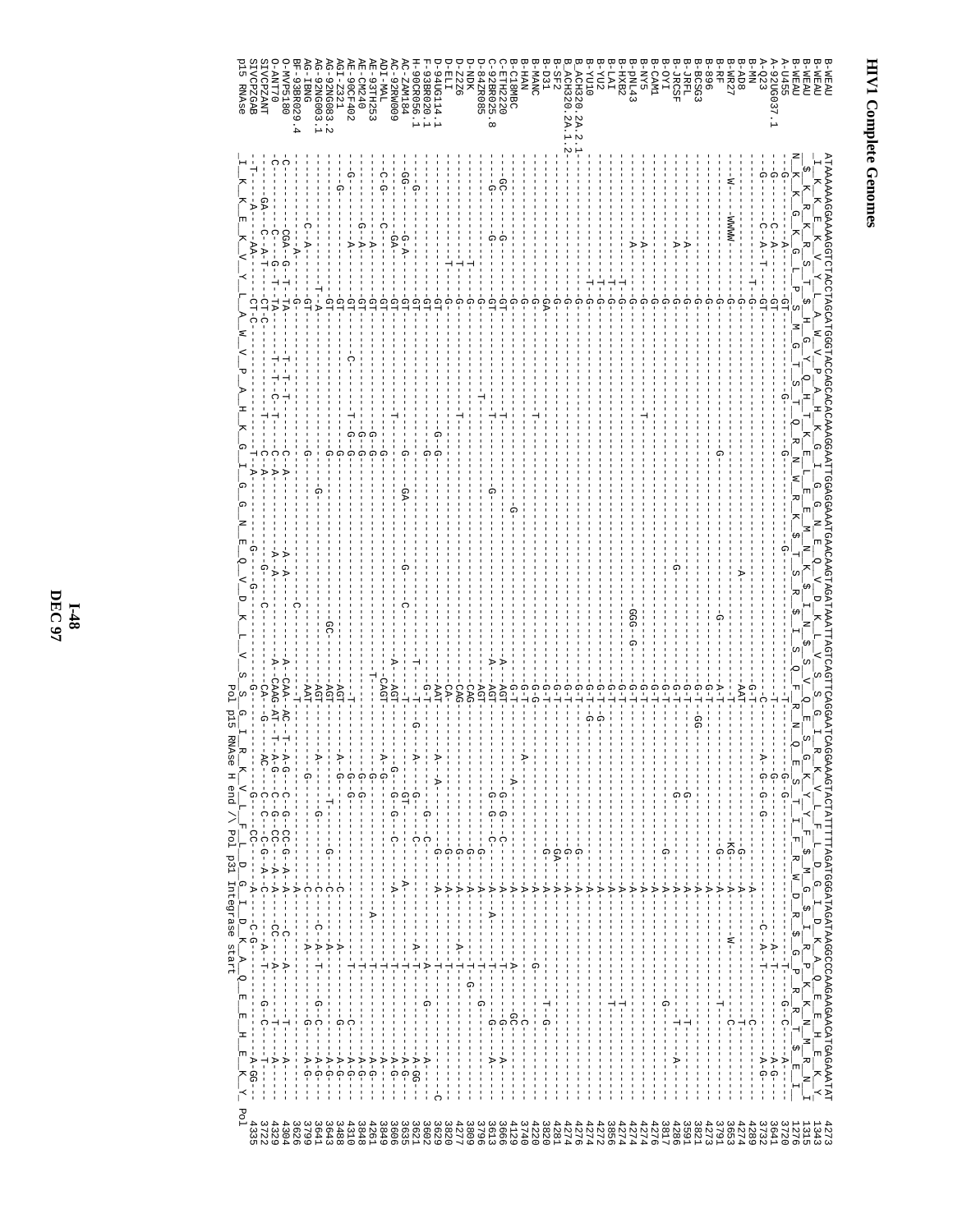# HIV1 Complete Genomes

```
B-WEAU           ATAAAAAAGGAAAAGGTCTACCTAGCATGGGTACCAGCACACAAAGGAATTGGAGGAAATGAACAAGTAGATAAATTAGTCAGTCAGGAATCAGGAAAGTACTATTTTTAGATGGGATAGATAAGGCCCAAGAAGAACATGAGAAATAT  4273
B-WEAU            I  K  K  E  K  V  Y  L  A  W  V  P  A  H  K  G  I  G  G  N  E  Q  V  D  K  L  V  S  Q  E  S  G  I  R  K  V  L  F  L  D  G  I  D  K  A  Q  E  E  H  E  K  Y   1343
B-WEAU           _$_K_R_K_R_S_T_$_H_G_Y_Q_H_T_K_E_L_E_E_M_N_K_$_T_S_R_$_I_S_Q_F_R_N_Q_E_S_G_K_Y_Y_F_$_M_G_$_I_R_$_G_P_R_R_T_$_E_I   1315
B-WEAU           N  K  K  G  K  G  L  P  S  M  G  T  S  T  Q  R  N  W  R  K  $  T  S  R  $  I  S  Q  F  R  N  Q  E  S  T  I  F  R  W  D  R  $  G  P  K  K  N  M  R  N   1276
A-U455           -G-----A--------GT------------G------------------------------------C------------------------------------------------A-T-------G--C------A---  3720
A-92UG037.1      -G-----C-A-------GT-----------------------------------------------------------G-G-----------------------------------A-T----------------A-G---  3641
A-Q23            -G-----C-A--T----GT--------------------------------------------------A-G--G--G-------------------------C--A--T-----G--C--A-G---  3732
B-MN             ----------------T-G------------------------------------------G-T-------------------------A------------------------------C-----  4289
B-AD8            ----------------G-------------------------------------------AAT----------------G--------A------------------------------T-----  4274
B-WR27           --W-----WWWW-----G--------------------------------A----------T----------------KG-------A------W---------------C-----  4274
B-RF             -----------------G-----------------------------G--------G---A-T-----------------G--------A----------------T-------------  3653
B-896            -----------------G---------------------------------------------G-T-----------------------A------------------------------  3791
B-BCSG3          -----------------G---------------------------------------------G-T-GG--------------------A------------------------------  4273
B-JRFL           ------A----------G-------------------------------------------G-T----------G------------A-------------T-----------  3821
B-JRCSF          ------A----------G----------------------------G-----------G-T----------G------------A------------T----A-----  3591
B-OYI            -----------------G---------------------------------------------G-T-----------------G-----A----------G-----------  4286
B-CAM1           -----------------G---------------------------------------------G-T-----------------------A------------------------------  3817
B-NY5            ------A----------G---------------------------------------------G-T-----------------------A------------------------------  4276
B-pNL43          ------A----------G--------T----------------------------------G-T----------------------A------------------------------  4274
B-HXB2           ----------------T-G---------------------------------------GGG--G----G-T-----------------------A-----------T-----------  4274
B-LAI            ----------------T-G---------------------------------------------G-T-----------------------A-----------T-----------  3856
B-YU2            ----------------T-G---------------------------------------------G-T-G---------------------A------------------------------  4272
B-YU10           ----------------T-G---------------------------------------------G-T-G---------------G-----A------------------------------  4274
B.ACH320.2A.2.1  ----------------G---------------------------------------------G-T-----------------G-----A------------------------------  4276
B.ACH320.2A.1.2  ----------------G---------------------------------------------G-T-----------------G-----A------------------------------  4274
B-SF2            ----------------G---------------------------------------------G-T-----------------GA----A------------------------------  4281
B-D31            ----------------GA--------------------------------------------G-T-----------------G-----A--------------T--G--------  3820
B-HAN            ----------------G---------------------------------------------G-T---A-------------------A-----------------------------  4220
B-MANC           ----------------G-------------T-------------------------------G-G-------------------------A----------G--------------  3740
B-C18MBC         ----------------G---------------------------------G----------G-T----------A-------------A-------------C-----------  4129
C-ETH2220        --GC-------G-----GT---------------------------------------A--AGT------G-G--C----------A--------------A-----GC----A-----  3666
C-92BR025.8      --G--------G-----GT---------T---------------G-----------A--AGT------G-G--C----------A----------------T-----G-----A-----  3613
D-84ZR085        ----------------G----------T---------------------------------AGT----------------G-------A----------T-----G-----------  3796
D-NDK            ------T----------G--------------------------------------------CAG---------------G-------A-----------T---G--------------  3809
D-Z2Z6           ------T----------G--------------------------------------------CAG---------------G-------A--A-T----T---G--------------  3827
D-ELI            ------T----------GT-------------------------------------------CA--------------G----------A----------T-------------------  3820
D-94UG114.1      -----------------GT---------------G-G------------------------AAT---A---A-------G-------A-----------T---------------C  3629
F-93BR020.1      -----------------GT---------------G-G-------------------------G-T---A------G--C----------A-------A-----G------A------  3602
H-90CR056.1      --G-------------GT----------------------------------------T--T---G----A-----G----------A-----A-T---------A-GG---  3621
AC-ZAM184        --GG------G-A----GT--------------G---GA----G-------------A--AGT------G---GT----------A-----------T--------A-G---  3635
AC-92RW009       --------GA-------GT------------T-----------------C--------A--AGT--G----G--G--C----------A-----------T--------A-G---  3606
ADI-MAL          --C-G------C-----GT--------------G-----------------------------CAGT-----A-G--------------A-----------T--------A-----  3849
AE-93TH253       ---------A-------GT--------------G-G----------------------T-------G-G------------------------A-----T---------A-G---  4261
AE-CM240         ---------G-A-----GT------------G-G-G--------------------------------G-G------------------------A-----T---------A-G---  3848
AE-90CF402       --G------A-------GT--------C--T-G-G-----------------------T---------G-G------------------------------T--------C--A-G---  4310
AGI-Z321         --G--------------GT------------G-G----------------------------AGT------A-G-----------C----------A-----------G-----A-G---  3488
AG-92NG083.2     -----------------GT-------------G-----------GC---------AGT--------T-----G-----C---------A-----------------A-G---  3643
AG-92NG003.1     ----------------T-A------------------G--------------------AGT----A---------G-------C--C--A-T-----G-C---A-G---  3641
AG-IBNG          ----------C-A----GT-----------G------------------------------AAT----G-------------C----------A-------G-C---A-G---  3799
BF-93BR029.4     ----------A------G-------------------------C------------T-------------------------------------------------  3626
O-MVP5180        -C-------CGA--G-T--TA----T-T-T----C-A---A-A--------A--CAA--AC--T--A-G--C--G--CC-G--A---A---CC----A-------T----A-----  4304
O-ANT70          -C-------C----G-T--TA----T-T--C-T----C-A---A-A--------A--CAAG-AT--T--A-G--C--G--CC---A---A-----------A-------T-------  4229
SIVCPZANT        --T----GA--C--A-T---CT-C---------T----A-------------------------------------------------------------------------------  3722
SIVCPZGAB        --T-----A-----AA---CT-C--------T-A---------G--G---C----------GA---G---AC-----G--C--CC--A--C----C-G--A-T--G-C---A-GG---  4335
p15 RNAse        _I__K__K__E__K__V__Y__L__A__W__V__P__A__H__K__G__I__G__G__N__E__Q__V__D__K__L__V__S__S__G__I__R__K__V__L__F__L__D__G__I__D__K__A__Q__E__E__H__E__K__Y_  Pol
                                                                         Pol p15 RNAse H end /\ Pol p31 Integrase start
```

I-48
DEC 97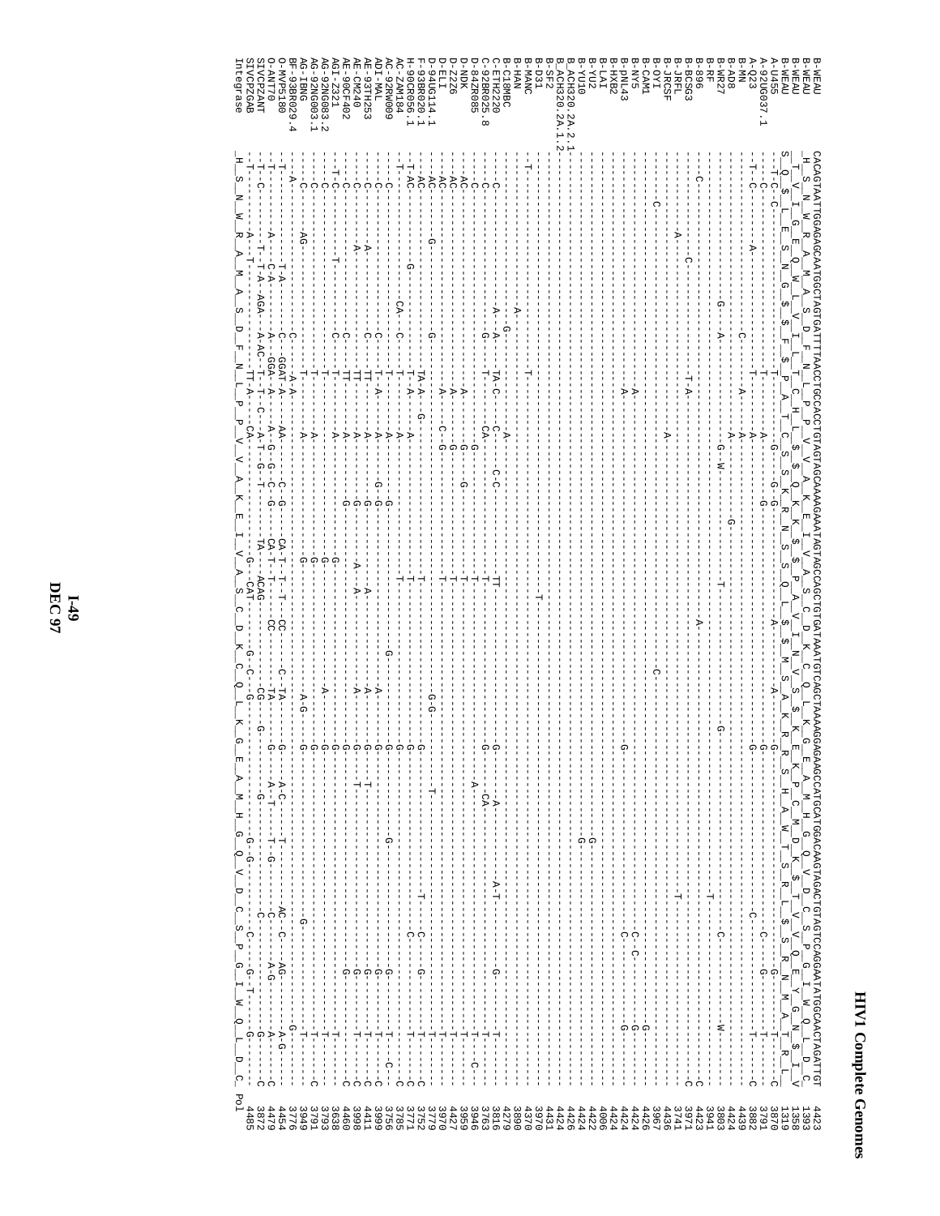# HIV1 Complete Genomes

```
B-WEAU        CACAGTAATTGGAGAGCAATGGCTAGTGATTTTAACCTGCCACCTGTAGTAGCAAAAGAAATAGTAGCCAGCTGTGATAAATGTCAGCTAAAAGGAGAAGCCATGCATGGACAAGTAGACTGTAGTCCAGGAATATGGCAACTAGATTGT  4423
B-WEAU         H  S  N  W  R  A  M  A  S  D  F  N  L  P  P  V  V  A  K  E  I  V  A  S  C  D  K  C  Q  L  K  G  E  A  M  H  G  Q  V  D  C  S  P  G  I  W  Q  L  D  C   1393
B-WEAU        T  V  I  G  E  Q  W  L  V  I  L  T  C  H  L  $  $  Q  K  K  $  $  P  A  V  I  N  V  S  $  K  E  K  P  C  M  D  K  $  T  V  V  Q  E  Y  G  N  $  I   1358
B-WEAU        S  Q  $  L  E  S  N  G  $  $  F  $  P  A  T  C  S  S  K  R  N  S  S  Q  L  $  M  S  A  K  R  R  S  H  A  W  T  S  R  L  $  S  S  R  N  M  A  T  R  L   1319
Integrase                                                                                                                                                     Pol
```

Sequences aligned (IDs with end positions): A-U455 3870; A-92UG037.1 3791; A-Q23 3882; B-MN 4439; B-AD8 4424; B-WR27 3803; B-RF 3941; B-896 4423; B-BCSG3 3971; B-JRFL 3741; B-JRCSF 4436; B-OYI 3967; B-CAM1 4426; B-NY5 4424; B-pNL43 4424; B-HXB2 4424; B-LAI 4424; B-YU2 4006; B-YU10 4422; B_ACH320.2A.2.1 4424; B_ACH320.2A.1.2 4426; B-SF2 4431; B-D31 3970; B-MANC 4370; B-HAN 3890; B-C18MBC 4279; C-ETH2220 3816; C-92BR025.8 3763; D-84ZR085 3946; D-NDK 3959; D-Z2Z6 4427; D-ELI 3970; D-94UG114.1 3779; F-93BR020.1 3752; H-90CR056.1 3771; AC-ZAM184 3785; AC-92RW009 3756; ADI-MAL 3999; AE-93TH253 4411; AE-90CF402 3998; AE-CM240 4460; AGI-Z321 3638; AG-92NG083.2 3793; AG-92NG003.1 3791; AG-IBNG 3949; BF-93BR029.4 3776; O-MVP5180 4454; O-ANT70 4479; SIVCPZANT 3872; SIVCPZGAB 4485.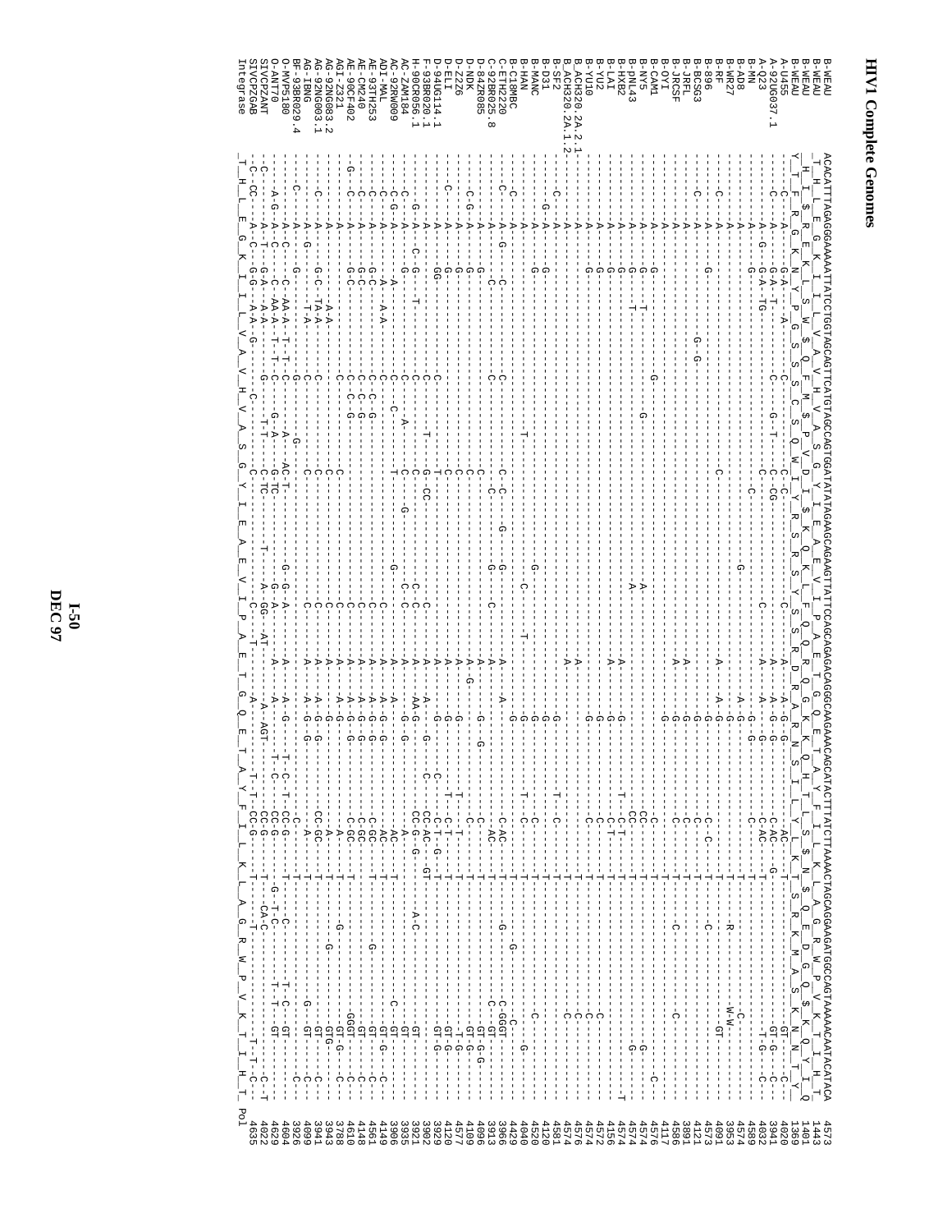```
B-WEAU        ACACATTTAGAGGGAAAAATTATCCTGGTAGCAGTTCATGTAGCCAGTGGATATATAGAAGCAGAAGTTATTCCAGCAGAGACAGGGCAAGAAACAGCATACTTTATCTTAAAACTAGCAGGAAGATGGCCAGTAAAAACAATACATACA  4573
B-WEAU        _T__H__L__E__G__K__I__I__L__V__A__V__H__V__A__S__G__Y__I__E__A__E__V__I__P__A__E__T__G__Q__E__T__A__Y__F__I__L__K__L__A__G__R__W__P__V__K__T__I__H__T_  1443
B-WEAU        __H__I__$__R__E__K__L__S__W__$__Q__F__M__$__P__V__D__I__$__K__Q__K__L__F__Q__Q__R__Q__G__K__K__Q__H__T__L__S__$__N__$__Q__E__D__G__Q__$__K__Q__Y__I__  1401
B-WEAU        Y___T__F__R__G__K__N__Y__P__G__S__S__S__C__S__Q__W__I__Y__R__S__R__S__Y__S__S__R__D__R__A__R__N__S__I__L__Y__L__K__T__S__R__K__M__A__S__K__N__N__T__Y_  1369
A-U455        -----C-----A-----G-A---A--------------C---------C--C--------------C-------A--A-G-G--------AC-------T----------------GT---C--  4020
A-92UG037.1   -----C-----A-----G-A-T----------------C---G---T--C--CG------------A--A-G-G--------C-AC-----G-------------------GT-G---C--  3941
A-Q23         -----------A--G--G-A-TG----------------------------------------C-----A----G---------C-AC----------------------T-G---C--  4032
B-MN          -----------A-----G-------------------------------------C--------------A--G-G-----------C------T-------------------------  4589
B-AD8         -----------A-----G-----------------------------------------------------A-G------------------T----------------C-------  4574
B-WR27        -----------A-----------------G------------------------------G------------A-G-------------------T---R-------W-W---------  3953
B-RF          -----C-----A-----------------------------------------C-----------------A--A-G-------------------T---------------GT------  4091
B-896         -----------A-----G--------------------------------------------------------G--------C--C------T-------C-----------------  4573
B-BCSG3       -----C-----A-----------------G-G-------------------------------------------G---------C-------T-------------------------  4121
B-JRFL        -----------A--------------------------------------------------------A------G---------C-------T-------------------------  3891
B-JRCSF       -----------A--------------------------------------------------------A------G---------C-------T-------C------C---------  4586
B-OYI         -----------A-------------------------------------------------------------G---------C-------T-------------------------  4117
B-CAM1        -----------A-----G-----------G---------------------------------------------------------------T-------------------C---  4576
B-NY5         -----------A-----G--T-----------------------------------A-------------------------CC------T---------------G---------  4574
B-pNL43       -----------A-----G--T----------------------------------A---------------------------CC------T---------------G---------  4574
B-HXB2        -----------A-----G-------------------------------------------------------G-------C-T------T-----------------------T  4574
B-LAI         -----------A-----G--------------------------------------------A----------G-------C-T------T-------------------------  4156
B-YU2         -----------A-----G----------------------------------------------------------------C-------T----C--------------------  4572
B-YU10        -----------A-----G----------------------------------------------------------------C-------T----C--------------------  4574
B_ACH320.2A.2.1 ---------A-----------------------------------------------------A---------------------------T----C--------------------  4576
B_ACH320.2A.1.2 ---------A-----------------------------------------------------A---------------------------T----C--------------------  4574
B-SF2         ---C-------A-------------------------------------------------------------G-------------------T------------------------  4581
B-D31         --G--------A-----G-------------------------------------------------------G-------T---C------T------------------------  4120
B-MANC        -----------A-----G------------------------------------G-------------------G-------------------T------------C-----------  4520
B-HAN         -----------A-----------T------------------------------C-------T---------------------T---C-----T------------------------  4040
B-C18MBC      ---C-------A---------------------------------------------------------G-------------------------T-------G-------C---G--  4429
C-ETH2220     -----C-----A-G---C-------------------------C-C---------G----A---A------------C-AC----T------G-------C-GGGT------------  3966
C-92BR025.8   ---C-------A---------C-----------C--------C-----G------C--------A---------------AC---T---------------C----GT----------  3913
D-84ZR085     --C-G------A-----G-----------------------C-------------G--------A-G--G--------C------T-------------------GT-G-G-------  4096
D-NDK         -----------A-----G-----------------------C-------------------------A-G---------C------T---------------------GT-G-------  4109
D-Z2Z6        -----------A-----------------------------C-------------------------A----------C------T----------------------G--------  4577
D-ELI         --C--------A-----------------------------------C-------------------A-----------T-C-T---T---------------------GT-G-------  4120
D-94UG114.1   -----------A-----GG----------------------C-------T----------------A---G--------C-T--G-T---------------------GT-G-------  3929
F-93BR020.1   -----------A--------------T---------------------G--CC------------A-------G-------C-CC-T------------------------------  3902
H-90CR056.1   ------G----A-C---G---T-------------------C-------G-CC--C------C-A---AA-G---G-----C-CC-AC-GT------A-C------------------  3921
AC-ZAM184     -----C-----A-------G--------------------C-------A--------G---C----C---A----G---G-----CC-G-G----A-----------GT---------  3935
AC-92RW009    -----C-G---A------A----------------------C--C-------T------G------------A------------A----T------------------GT---------  3906
ADI-MAL       -----C-----A---------A-A--A-A---------C-------------------------C-----A-G-------------AC--T--------------------GT-G---C---  4149
AE-93TH253    -----C-----A-----G-C-----------------C---C-G---------------------C-----A-G-G-------C-GC----T------G-----------GT-----C--  4561
AE-CM240      -----C-----A-----G-C-----------------C-C-G-------------------------C-----A-G-G------C-GC----T-------------------GT-----C--  4148
AE-90CF402    --G--C-----A-----G-C-----------------C-----G-------------------------C-----A-G-G------C-GC----T-------------GGGT-----C--  4610
AGI-Z321      -----------A-----------------------C---------------C----------------C-----A-G----------A-----T-----------G-----GT-G---C--  3788
AG-92NG083.2  -----------A---------A-A---------------C---------------C---------------C-----A-G----------A-----T-------G-------GTG------  3943
AG-92NG003.1  -----C-----A-----G-C-TA-A-----------C---------------C------------------C-----A-G-G------CC-GC--T--------------GT-----C--  3941
AG-IBNG       -----------A-G--------T-A-----------C---------------C------------------C-----A-G-G------------T-------------G--GT-----C--  4099
BF-93BR029.4  -----C-----A-----G-----------------G-------G------------------------C-------A--------------C-----T------------------------C--  3926
O-MVP5180     -----------A-C---C--C-AA-A--T--T--G-----A---AC-T-----G-G-A---------A---G-------T-C-T-CC-G-T----G-T-C-------T-C---GT-------  4604
O-ANT70       ---A-G-----A-C---C--C-AA-A--T--T--C-----G-A-G-TC-------G-GG-A--------A-----------T-C---CC-G-T-----G-T-C-------T-T--GT----C-  4629
SIVCPZANT     ---C-------A-T---G-A--A-A-G---------G---T-T---C-TC------A-GG-AT-----A-AGT--------C-----CC-G--T----CA-C-----------T-T-C-T  4022
SIVCPZGAB     ---C-CC----A-----G-G--A-A-G----------C--------C---------T------AT------A-AGT--------T-T---CC-G----T----T---------------T-T-C-T  4635
Integrase     _T__H__L__E__G__K__I__I__L__V__A__V__H__V__A__S__G__Y__I__E__A__E__V__I__P__A__E__T__G__Q__E__T__A__Y__F__I__L__K__L__A__G__R__W__P__V__K__T__I__H__T_  Pol
```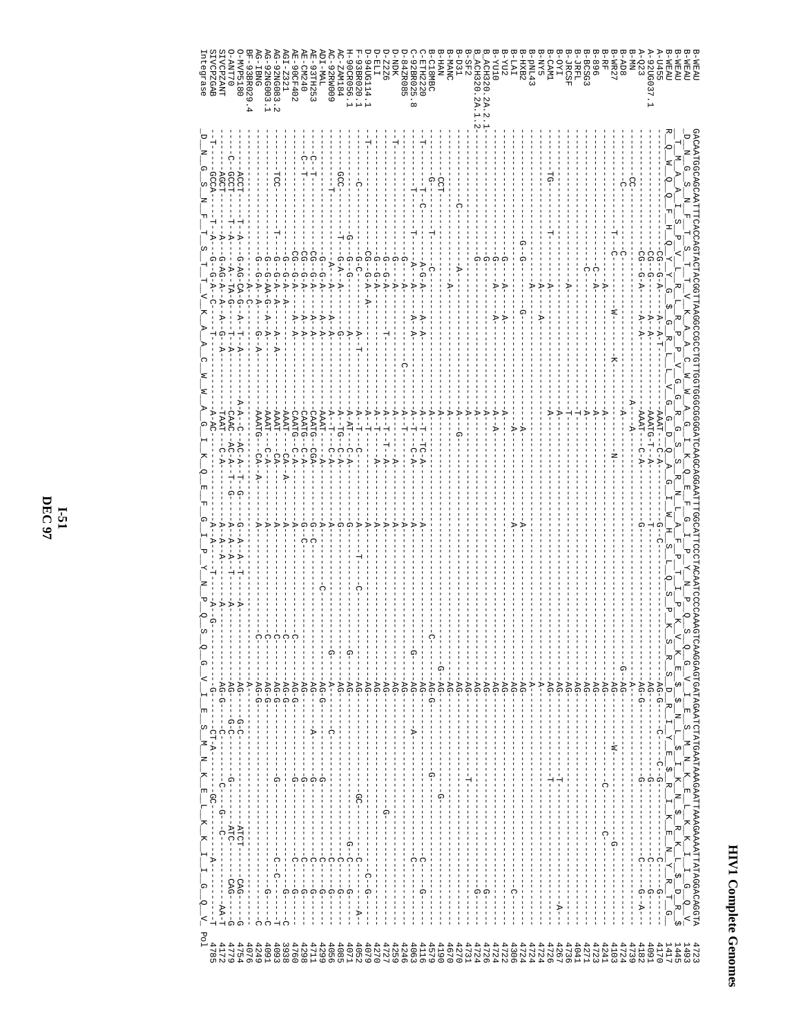```
B-WEAU         GACAATGGCAGCAATTTCACCAGTACTACGGTTAAGGCCGCCTGTTGGTGGGCGGGGATCAAGCAGGAATTTGGCATTCCCTACAATCCCCAAAGTCAAGGAGTGATAGAATCTATGAATAAAGAATTAAAGAAAATTATAGGACAGGTA  4723
B-WEAU         _D__N__G__S__N__F__T__S__T__T__V__K__A__A__C__W__W__A__G__I__K__Q__E__F__G__I__P__Y__N__P__Q__S__Q__G__V__I__E__S__M__N__K__E__L__K__K__I__I__G__Q__V_  1493
B-WEAU         __T__M__A__A__I__S__P__V__L__R__L__R__P__P__V__G__G__R__G__S__S__R__N__L__A__F__P__T__I__P__K__V__K__E__$__N__L__$__I__K__N__$__R__K__L__$__D__R__  1445
B-WEAU         R__Q__W__Q__Q__F__H__Q__Y__Y__G__$__G__R__L__L__V__G__G__D__Q__A__G__I__W__H__S__L__Q__S__P__K__S__R__S__D__R__I__Y__E__$__I__K__E__N__Y__R__T__G  1417
A-U455                                                                                                                                                 4170
A-92UG037.1                                                                                                                                            4091
A-Q23                                                                                                                                                  4182
B-MN                                                                                                                                                   4739
B-AD8                                                                                                                                                  4724
B-WR27                                                                                                                                                 4103
B-RF                                                                                                                                                   4241
B-896                                                                                                                                                  4723
B-BCSG3                                                                                                                                                4271
B-JRFL                                                                                                                                                 4041
B-JRCSF                                                                                                                                                4736
B-OYI                                                                                                                                                  4267
B-CAM1                                                                                                                                                 4726
B-NY5                                                                                                                                                  4724
B-pNL43                                                                                                                                                4724
B-HXB2                                                                                                                                                 4724
B-LAI                                                                                                                                                  4306
B-YU2                                                                                                                                                  4722
B-YU10                                                                                                                                                 4724
B_ACH320.2A.2.1                                                                                                                                        4726
B_ACH320.2A.1.2                                                                                                                                        4724
B-SF2                                                                                                                                                  4731
B-D31                                                                                                                                                  4270
B-MANC                                                                                                                                                 4190
B-HAN                                                                                                                                                  4670
B-C18MBC                                                                                                                                               4579
C-ETH2220                                                                                                                                              4116
C-92BR025.8                                                                                                                                            4063
D-84ZR085                                                                                                                                              4246
D-NDK                                                                                                                                                  4259
D-Z2Z6                                                                                                                                                 4727
D-ELI                                                                                                                                                  4270
D-94UG114.1                                                                                                                                            4079
F-93BR020.1                                                                                                                                            4052
H-90CR056.1                                                                                                                                            4071
AC-ZAM184                                                                                                                                              4085
AC-92RW009                                                                                                                                             4056
ADI-MAL                                                                                                                                                4299
AE-93TH253                                                                                                                                             4711
AE-CM240                                                                                                                                               4298
AE-90CF402                                                                                                                                             4760
AGI-Z321                                                                                                                                               3938
AG-92NG083.2                                                                                                                                           4093
AG-92NG003.1                                                                                                                                           4091
AG-IBNG                                                                                                                                                4249
BF-93BR029.4                                                                                                                                           4076
O-MVP5180                                                                                                                                              4754
O-ANT70                                                                                                                                                4779
SIVCPZANT                                                                                                                                              4172
SIVCPZGAB                                                                                                                                              4785
Integrase      _D__N__G__S__N__F__T__S__T__T__V__K__A__A__C__W__W__A__G__I__K__Q__E__F__G__I__P__Y__N__P__Q__S__Q__G__V__I__E__S__M__N__K__E__L__K__K__I__I__G__Q__V_  Pol
```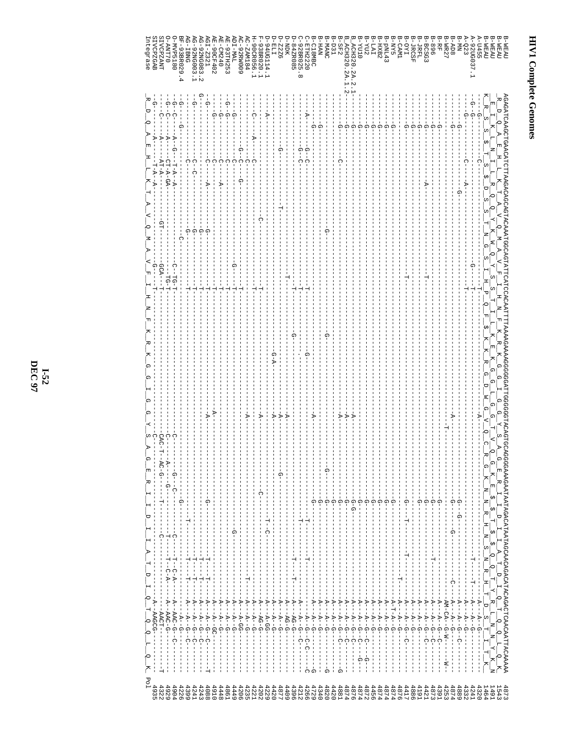# HIV1 Complete Genomes

```
B-WEAU          AGAGATCAAGCTGAACATCTTAAGACAGCAGTACAAATGGCAGTATTCATCCACAATTTTAAAAGAAAAGGGGGGATTGGGGGGTACAGTGCAGGGGAAAGAATAATAGACATAATAGCAACAGACATACAGACTCAAGAATTACAAAA  4873
B-WEAU           R  D  Q  A  E  H  L  K  T  A  V  Q  M  A  V  F  I  H  N  F  K  R  K  G  G  I  G  G  Y  S  A  G  E  R  I  I  D  I  I  A  T  D  I  Q  T  K  E  L  Q  K    1543
B-WEAU            E  I  K  L  N  I  L  R  Q  Q  Y  K  W  Q  Y  S  S  T  I  L  K  E  K  G  G  L  G  G  T  V  Q  G  K  E  $  S  T  $  Q  Q  T  Y  R  L  N  Y  Q  K  1491
B-WEAU          K  R  S  S  $  T  S  $  D  S  S  T  N  G  S  I  H  P  Q  F  $  K  K  R  G  D  W  G  V  Q  C  R  G  K  N  N  R  H  N  S  N  R  H  T  D  S  R  I  T  K  1464
A-U455          --G--------C-------------------------------T----------------------------------------------------------------T--T-A-A-G------  4320
A-Q23           --G--G------------------------------------G---T-----------------------------------------------------------A-A-G------  4241
A-92UG037.1     --G---------C-------------------------------T-----------------------------------------------------------A-A-G------  4332
B-MN            -----G------------G----------------------------------------------------G-G-------------------------A-A-G-C----  4889
B-AD8           ----G-----------------------------------------------------------------G------G--------------------A-A-G------  4874
B-WR27          -----------------------------------------------A---------------------------------C--------A-A-G--------  4253
B-RF            ---G------------------------------------------T-----------G---------------------------AM-CA-G-W------W-  4391
B-896           ----G------------------------------------------------------G----------------------A-A-G-C------  4873
B-BCSG3         ----G--------A------------T---------------------------------G--------------------T--A-A-G------  4421
B-JRFL          ----G------------------------------------------------------G-G--------------------A-A-G-C------  4191
B-JRCSF         ----G--------------------------------------------------------G------------------A-A-G------  4886
B-OYI           ----G-----------------------------------------------T--------G--T------------T--A-A-G------  4417
B-CAM1          --------------------T------------------------------------------------------A-A-G-C------  4876
B-NY5           ----G----------------------------------------------------G-------------------T--A-A-G------  4874
B-pNL43         ----G-------------------------------------------------------G-----------------A-T-A-G------  4874
B-HXB2          ----G-------------------------------------------------------G-----------------A-A-G------  4874
B-LAI           ----G-------------------------------------------------------G-----------------A-A-G------  4456
B-YU2           ----G-------------------------------------------------------G-----------------A-A-G------  4872
B-YU10          ----G------------------------------------------A------------G-----------------A-A-G-C---G-  4874
B_ACH320.2A.2.1 ----G------------------------------------------A------------G-G---------------A-A-G-C-----  4876
B_ACH320.2A.1.2 ----G------------------------------------------A------------G-----------------A-A-G-C------  4874
B-SF2           ----G-------C----------------------------------A------------G-----------------A-A-G-C-----G  4881
B-D31           ----G--------------------------------------------------------G-----------------A-A-G------  4420
B-MANC          ---G----------G------------------G--------------------G-----G-----------------A-A-G------G  4820
B-HAN           ---G---------------------------------------------------------G-----------------A-A-G------  4340
B-C18MBC        ---G---------------------------------------------------------G-----------------A-A-G------G  4729
C-ETH2220       -----A---G-C----------------T--------G------A---------------G---T------T-------A-G-C-C--C  4266
C-92BR025.8     --------G-C-------------T-----------------------------------T----------T-------A-A-G-C-C----  4212
D-84ZR085       -------------------------T-----G---------A--------------------------------------A-AG-G------  4396
D-NDK           --------------------T---------------------A-------G---------------------------A-AG-G------  4409
D-Z2Z6          --------G---------------------------------A-------------------------------------A-A-G------  4877
D-ELI           --A---------------------------G-A---------A---------------------------T-C---------A-AG-G------  4420
D-94UG114.1     --------------------------T------------------------------------C---------------A-A-GG------  4229
F-93BR020.1     --------------C-------------T----------------A-------C-------------------------A-AG-G------  4202
H-90CR056.1     --------C-------------------T----------------A-------------------------------A-A-G------  4221
AC-ZAM184       ---------A--C---------------T----------------A-------------------------------T--A-A-G------  4235
AC-92RW009      ------G-C---G---------------T--------------------------------------------------A-A-GG-----  4206
ADI-MAL         --G--------C----G---------G--T------------------------------G-----------------A-A-G------  4449
AE-93TH253      --G-------C-----------------T----------------------------------------------------A-A-G------  4861
AE-CM240        --G-------C--A--------------T----------------------------------------------------A-A-GC-----  4448
AE-90CF402      --G-------C-----------------T--------------A-----------------------------------A-A-G------  4910
AGI-Z321        --G-------C--A-------G-------T--------------A------------G------------T--T--------A-A-G-C------T  4088
AG-92NG083.2    G---------------------G------T-------------------------------------------T--T--A-A-G-C------  4243
AG-92NG003.1    --G--------C-C---------G-----T------------------------------------------T--T--A-A-G-C------  4241
AG-IBNG         --G--------C-------------G---T----------------------------T-----------T--T--A-A-G-C------  4399
BF-93BR029.4    --G--------------------C-----T---------------------G-------------------A-A-G------  4226
O-MVP5180       --G--C--A-G-T-A-A-------------C-TG-T--------C---G-C---------C------T-C-A-A-AAC-G-C------  4904
O-ANT70         --G--C--A---CT-A-GA----------TG-T-------C----A--G------------T--T-C-A--A-AAC-G------  4929
SIVCPZANT       --C-----A---AT-A---GT--------GCA--T-------CAC-T--AC-G-----T--------C------AACT-------T  4322
SIVCPZGAB       --G-----A-----A---------------G-----T--------C----------------------------A--AAGCG-------  4935
Integrase        R  D  Q  A  E  H  L  K  T  A  V  Q  M  A  V  F  I  H  N  F  K  R  K  G  G  I  G  G  Y  S  A  G  E  R  I  I  D  I  I  A  T  D  I  Q  T  Q  Q  L  Q  K   Pol
```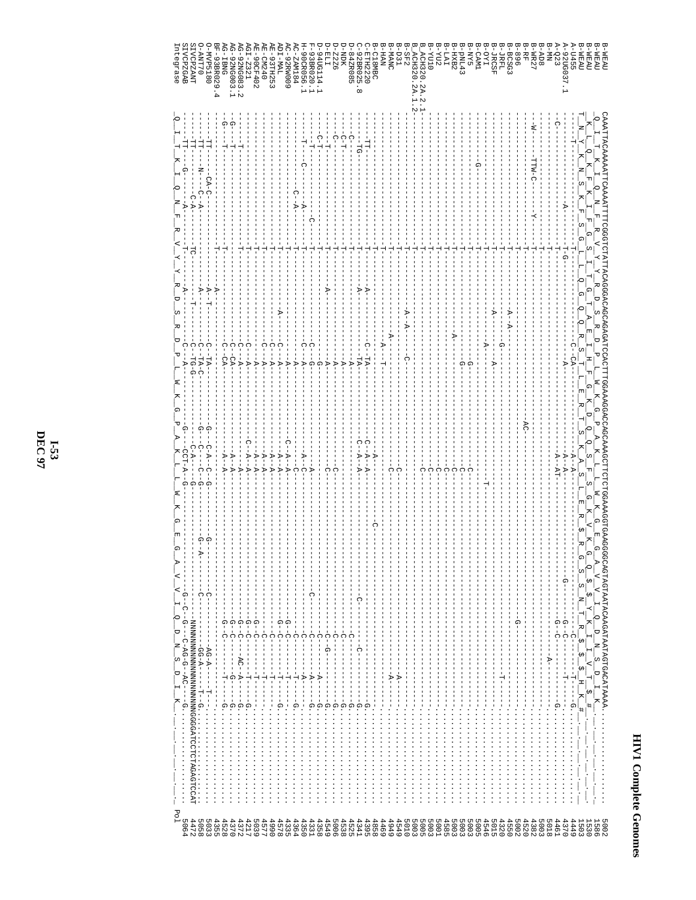```
B-WEAU           CAAATTACAAAATTCAAAATTTTCGGGTCTATTACAGGGACAGCAGAGATCCACTTTGGAAAGGACCAGCAAAGCTTCTCTGGAAAGGTGAAGGGGCAGTAGTAATACAAGATAATAGTGACATAAAA.....   5002
B-WEAU           _Q__I__T__K__I__Q__N__F__R__V__Y__Y__R__D__S__R__D__P__L__W__K__G__P__A__K__L__L__W__K__G__E__G__A__V__V__I__Q__D__N__S__D__I__K__   1586
B-WEAU           _K__L__Q__K__F__K__I__F__G__S__I__T__G__T__A__E__I__H__F__G__K__D__Q__Q__S__F__S__G__K__V__K__G__Q__$__$__Y__K__I__V__T__$__#         1530
B-WEAU           T__N__Y__K__N__S__K__F__S__G__L__L__Q__G__Q__Q__R__S__T__L__E__R__T__S__K__A__S__L__E__R__$__R__G__S__S__N__T__R__$__$__H__K__#     1503
A-U455                                                                                                                                      4449
A-92UG037.1                                                                                                                                 4370
A-Q23                                                                                                                                       4461
B-MN                                                                                                                                        5018
B-AD8                                                                                                                                       5003
B-WR27                                                                                                                                      4382
B-RF                                                                                                                                        4520
B-896                                                                                                                                       5002
B-BCSG3                                                                                                                                     4550
B-JRFL                                                                                                                                      4320
B-JRCSF                                                                                                                                     5015
B-OYI                                                                                                                                       4546
B-CAM1                                                                                                                                      5005
B-NY5                                                                                                                                       5003
B-pNL43                                                                                                                                     5003
B-HXB2                                                                                                                                      5003
B-LAI                                                                                                                                       4585
B-YU2                                                                                                                                       5001
B-YU10                                                                                                                                      5003
B_ACH320.2A.2.1                                                                                                                             5005
B_ACH320.2A.1.2                                                                                                                             5003
B-SF2                                                                                                                                       5010
B-D31                                                                                                                                       4549
B-MANC                                                                                                                                      4949
B-HAN                                                                                                                                       4469
B-C18MBC                                                                                                                                    4858
C-ETH2220                                                                                                                                   4395
C-92BR025.8                                                                                                                                 4341
D-84ZR085                                                                                                                                   4525
D-NDK                                                                                                                                       4538
D-Z2Z6                                                                                                                                      5006
D-ELI                                                                                                                                       4549
D-94UG114.1                                                                                                                                 4549
F-93BR020.1                                                                                                                                 4358
H-90CR056.1                                                                                                                                 4331
AC-ZAM184                                                                                                                                   4350
AC-92RW009                                                                                                                                  4364
ADI-MAL                                                                                                                                     4335
AE-93TH253                                                                                                                                  4578
AE-CM240                                                                                                                                    4990
AE-90CF402                                                                                                                                  4577
AGI-Z321                                                                                                                                    5039
AG-92NG083.2                                                                                                                                4217
AG-92NG003.1                                                                                                                                4372
AG-IBNG                                                                                                                                     4370
BF-93BR029.4                                                                                                                                4528
O-MVP5180                                                                                                                                   4355
O-ANT70                                                                                                                                     5033
SIVCPZANT                                                                                                                                   5058
SIVCPZGAB        ...NNNNNNNNNNNNNGGGATCCTCTAGAGTCCAT                                                                                        4472
Integrase        _Q__I__T__K__I__Q__N__F__R__V__Y__Y__R__D__S__R__D__P__L__W__K__G__P__A__K__L__L__W__K__G__E__G__A__V__V__I__Q__D__N__S__D__I__K__   5064 Pol
```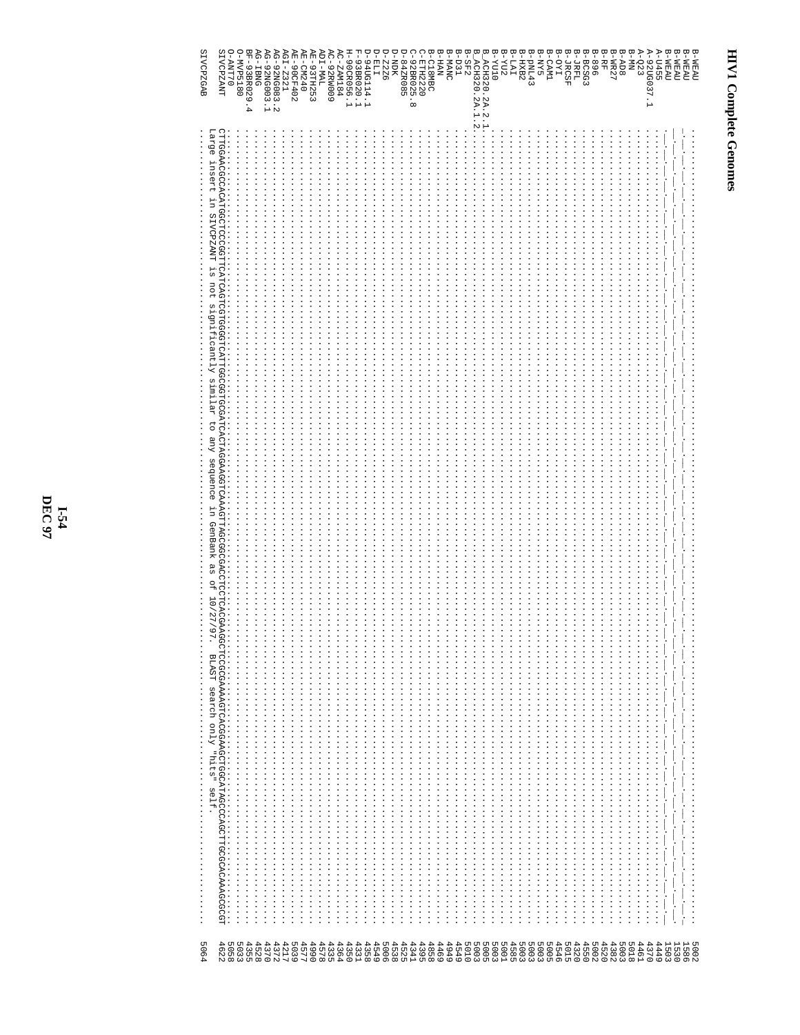# HIV1 Complete Genomes

```
B-WEAU          |_|_|_|_|_|_|_|_|_|_|_|_|_|_|_|_|_|_|_|_|_|_|_|_|_|_|_|_|_|_|_|_|_|_|_|_|_|_|_|_|_|_|_|_|_|_|_|_|_|_|_|_|_|_|_|_|_|_|_|_|_|_|_|_|_|_|_|_|_|_|_|_|_|_|_|_|_|_|_|_|_|_|_|_|_|_|_|_|_|_|_|_|_|_|_|_|_|_|_|_|_|_|_|_|_|_|_|_|_|_|_|_|_|_|_|_|_|_|_|_|_|_|_|_|_|_|_|_|_|_|_|_|_|_|_|_|_|_|_|_|_|_|_|_|_|_|_|_|_|_|_|_|_|_|_|_|_|_|_|_|_|_|_|_|_|_|_|_|_|_|_|_|_|_|_|_|_|_|_|_|_|_|_|_|_|_|_|_|_|_|_|_|_|_|_|_|_|_|_|_|_|_|_|_|_|_|_|_|_|_|_|_|  5002
B-WEAU          1586
B-WEAU          1530
B-WEAU          1503
A-U455          4449
A-92UG037.1     4370
A-Q23           4461
B-MN            5018
B-AD8           5003
B-WR27          4382
B-RF            4520
B-896           5002
B-BCSG3         4550
B-JRFL          4320
B-JRCSF         5015
B-OYI           4546
B-CAM1          5005
B-NY5           5003
B-pNL43         5003
B-HXB2          5003
B-LAI           4585
B-YU2           5001
B-YU10          5003
B_ACH320.2A.2.1 5005
B_ACH320.2A.1.2 5003
B-SF2           5010
B-D31           4549
B-MANC          4949
B-HAN           4858
B-C18MBC        4469
C-ETH2220       4395
C-92BR025.8     4341
D-84ZR085       4525
D-NDK           4538
D-Z2Z6          5006
D-ELI           4549
D-94UG114.1     4358
F-93BR020.1     4331
H-90CR056.1     4350
AC-ZAM184       4364
AC-92RW009      4335
ADI-MAL         4578
AE-93TH253      4990
AE-CM240        4577
AE-90CF402      5039
AGI-Z321        4217
AG-92NG083.2    4372
AG-92NG003.1    4370
AG-IBNG         4528
BF-93BR029.4    4355
O-MVP5180       5033
O-ANT70         5058
SIVCPZANT       CTTGGAACGCCACATGGCTCCGGTTCATCAGTCGTGGGGTCATTGGCGGTGCGATCACTAGGAAGGTCAAAGTTAGCGGCGACCTCCTCACGAAGGCTCCGCGAAAAGTCACGGAAGCTGGCATAGCCCAGCTTGCGCACAAAGCGCGT  4622
                Large insert in SIVCPZANT is not significantly similar to any sequence in GenBank as of 10/27/97.  BLAST search only "hits" self.
SIVCPZGAB       5064
```

I-54
DEC 97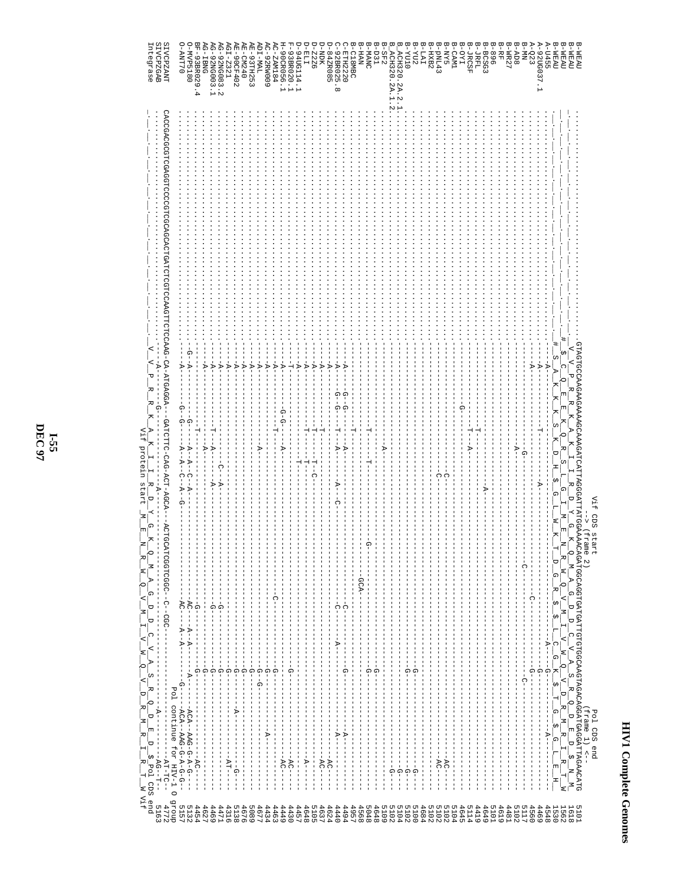# HIV1 Complete Genomes

```
                                           Vif CDS start                              Pol CDS end
                                           --> (frame 2)                              (frame 1) <--
B-WEAU          GTAGTGCCAAGAGAAAAAGCAAAGATCATTAGGGATTATGGAAAACAGATGGCAGGTGATGATTGTGTGGCAAGTAGACAGGATGAGGATTAGAACATG  5101
B-WEAU           V  V  P  R  E  K  A  K  I  I  R  D  Y  G  K  Q  M  A  G  D  D  C  V  A  S  R  Q  D  E  D  $  N  M   1618
B-WEAU          #  $  C  Q  E  K  K  Q  R  S  L  G  I  M  E  N  R  W  Q  V  M  I  V  W  Q  V  D  R  M  R  I  R  T  W  1562
B-WEAU           S  A  K  K  K  S  K  D  H  $  G  L  W  K  T  D  G  R  $  $  L  C  G  K  $  T  G  $  G  L  E  H   1530
A-U455          ---------A-----------------------------------------------------------G-------------------A-------  4548
A-92UG037.1     ---------A-----------------T-------------------A----------------------G---------------------------  4469
A-Q23           ---------A------------------------------------------------------------G---------------------------  4560
B-MN            ---------------------------------G------------------C-----------C-----G---------------------------  5117
B-AD8           -----------------------------A--------------------------------------------------------------------  5102
B-WR27          --------------------------------------------------------------------------------------------------  4481
B-RF            --------------------------------------------------------------------------------------------------  4619
B-896           --------------------------------------------------------------------------------------------------  5101
B-BCSG3         --------------------------------------------------A-----------------------------------------------  4649
B-JRFL          -----------------------T--A-----------------------------------------------------------------------  4419
B-JRCSF         -----------------------T--------------------------------------------------------------------------  5114
B-OYI           -------------------------------------------------------------------------------------------------  4645
B-CAM1          -----------------G--------------------------------------------------------------------------------  5104
B-NY5           -------------------------------------------C--------------------------------------------AC--------  5102
B-pNL43         -------------------------------------------C--------------------------------------------AC--------  5102
B-HXB2          --------------------------------------------------------------------------------------------------  5102
B-LAI           --------------------------------------------------------------------------------------------------  4684
B-YU2           -------------------------------------------------------------------G------------------------G-----  5100
B-YU10          -------------------------------------------------------------------G------------------------G-----  5102
B_ACH320.2A.2.1 ----------------------------------------------------------------------------------------------G---  5104
B_ACH320.2A.1.2 ----------------------------------------------------------------------------------------------G---  5102
B-SF2           ---------------------------A----------------------------------------------------------------------  5109
B-D31           --------------------------------------------------------------------G-----------------------------  4648
B-MANC          ----------------------T-------T----------------G------------------G-------------------------------  5048
B-HAN           ----------------------T--------------------------------GCA----------------------------------------  4568
B-C18MBC        ----------------------T---------------------------------------------------------------------------  4957
C-ETH2220       ---------A----G-----------A------------------------C--------------G-------A-----------------------  4494
C-92BR025.8     ---------A----G-G---T--A-------A---C---------------C--------A---------------A---------------------  4440
C-84ZR085       ---------A----------------------------------------------------------------------------AC----------  4624
D-NDK           ---------A---------T------------------------------------------------------------------AC----------  4637
D-Z2Z6          ---------A---------T--------T-C-------------------------------------------------------------------  5105
D-ELI           ---------A---------T--------T-----------------------------------------------------------A---------  4648
D-94UG114.1     ---------A---------T------T-----------------------------------------------------------------------  4457
F-93BR020.1     ---------T----------------------------------------------------------------------------AC----------  4430
H-90CR056.1     ---------A----G-G-----A-----------------------------------G-------------------------AC----------  4449
AC-ZAM184       ---------A----------T------------------------C----------------------------------------------------  4463
AC-92RW009      ---------A---------------------------------------------------------G----------------A-------------  4434
ADI-MAL         ---------A------------------------A-----------------------------------G--G------------------------  4677
AE-93TH253      ---------A------------------------------------------------------------G---------------------------  5089
AE-CM240        ---------A------------------------------------------------------------G----------A----------G-----  4676
AE-90CF402      ---------A------------------------------------------------------------G---------------------------  5138
AGI-Z321        ---------A-----------T--A--------C--A----------G-----------------G--------------------AT----------  4316
AG-92NG083.2    ---------A-----------T----------------A--------G-----------------G--------------------------------  4471
AG-92NG003.1    ---------A-----------T---------------------------G---------------G--------------------------------  4469
AG-IBNG         ---------A------------A-------------------------------------------G-------------------------------  4627
BF-93BR029.4    ---------A---------T-------------------------------G---------G-------ACA-----------AC-------------  4454
O-MVP5180       ----G-A---------G-----A--A--C--A---------AC---A-A-----A------ACA--AAG-G-G---------------------------  5132
O-ANT70         ---------A------G-G---A--A--C--A--G------AC---A-A-------G---ACA--AAG-G-A-G-G--------------------  5157
                                                                           Pol continue for HIV-1 O group
SIVCPZANT       CACCGACGGTCGAGGTCCCCGTCGCAGCACTGATCTCGTCCAAGTTCTCCAAG-CA-ATGAGGA--GATCTTC-CAG-ACT-AGCA--ACTGCATCGGTCGGC--C--CGC--------AT-TC--  4772
SIVCPZGAB       -------------------------------------------A------G-------------A------------------------------------A-----------AG-T---  5163
Integrase        V  V  P  R  R  K  A  K  I  I  R  D  Y  G  K  Q  M  A  G  D  D  C  V  A  S  R  Q  D  E  D  $Pol CDS end
                                                 Vif protein start  M  E  N  R  W  Q  V  M  I  V  W  Q  V  D  R  M  R  I  R  T  W Vif
```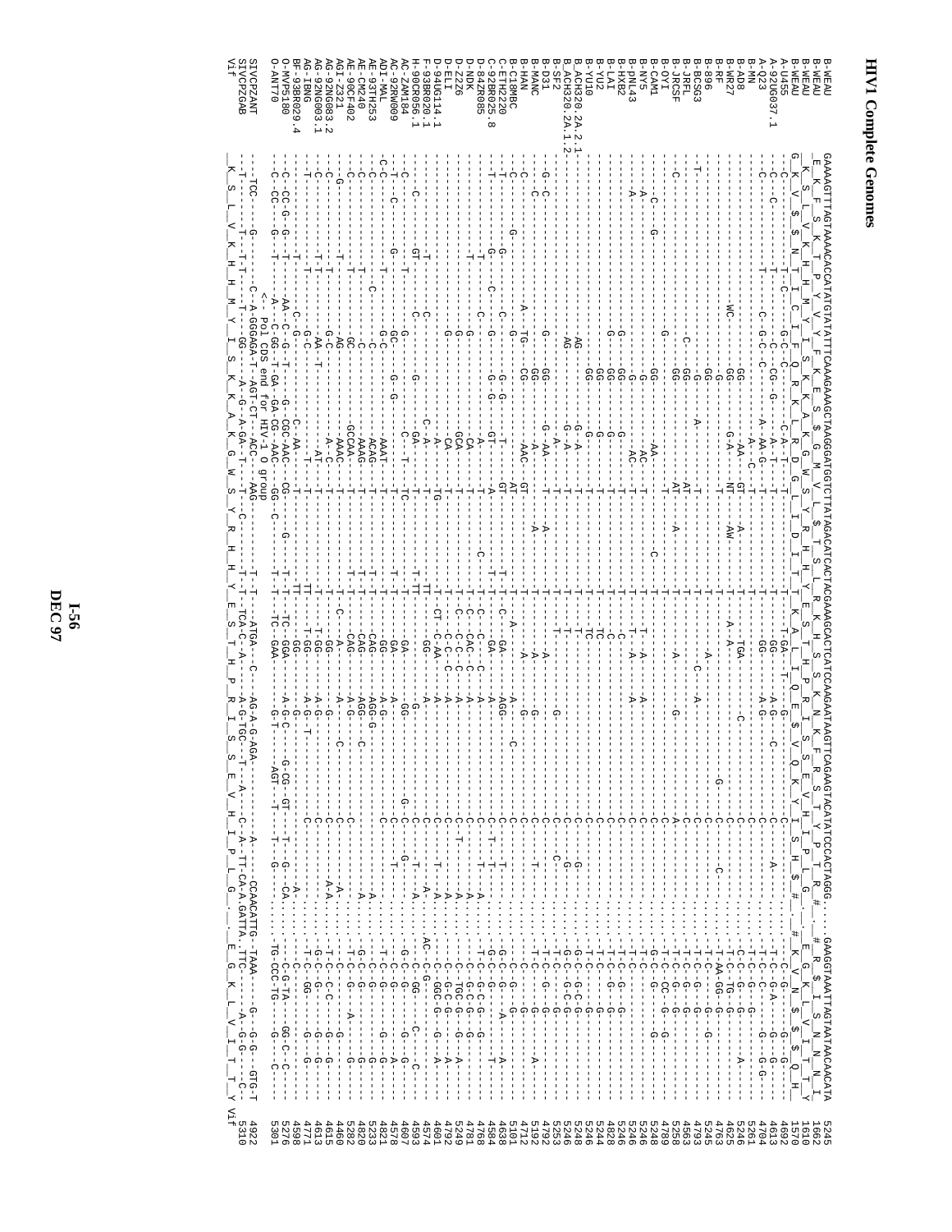```
B-WEAU        GAAAAGTTTAGTAAAACACCATATGTATATTTCAAAGAAAGCTAAGGGATGGTCTTATAGACATCACTACGAAAGCACTCATCCAAGAATAAGTTCAGAAGTACATATCCCACTAGGG....GAAGGTAAATTAGTAATAACAACATA  5245
B-WEAU                                                                                                                                                            1662
B-WEAU                                                                                                                                                            1610
B-WEAU                                                                                                                                                            1570
A-U455                                                                                                                                                            4692
A-92UG037.1                                                                                                                                                       4613
A-Q23                                                                                                                                                             4704
B-MN                                                                                                                                                              5261
B-AD8                                                                                                                                                             5246
B-WR27                                                                                                                                                            4625
B-RF                                                                                                                                                              4763
B-896                                                                                                                                                             5245
B-BCSG3                                                                                                                                                           4793
B-JRFL                                                                                                                                                            4563
B-JRCSF                                                                                                                                                           5258
B-OYI                                                                                                                                                             4789
B-CAM1                                                                                                                                                            5248
B-NY5                                                                                                                                                             5246
B-pNL43                                                                                                                                                           5246
B-HXB2                                                                                                                                                            5246
B-LAI                                                                                                                                                             4828
B-YU2                                                                                                                                                             5244
B-YU10                                                                                                                                                            5246
B_ACH320.2A.2.1                                                                                                                                                   5248
B_ACH320.2A.1.2                                                                                                                                                   5246
B-SF2                                                                                                                                                             5253
B-D31                                                                                                                                                             4792
B-MANC                                                                                                                                                            5192
B-HAN                                                                                                                                                             4712
B-C18MBC                                                                                                                                                          5101
C-ETH2220                                                                                                                                                         4638
C-92BR025.8                                                                                                                                                       4584
D-84ZR085                                                                                                                                                         4768
D-NDK                                                                                                                                                             5781
D-Z26                                                                                                                                                             4792
D-ELI                                                                                                                                                             4792
D-94UG114.1                                                                                                                                                       4601
F-93BR020.1                                                                                                                                                       4574
H-90CR056.1                                                                                                                                                       4593
AC-ZAM184                                                                                                                                                         4607
AC-92RW009                                                                                                                                                        4578
ADI-MAL                                                                                                                                                           4821
AE-93TH253                                                                                                                                                        5233
AE-CM240                                                                                                                                                          4820
AE-90CF402                                                                                                                                                        5282
AGI-Z321                                                                                                                                                          4460
AG-92NG083.2                                                                                                                                                      4615
AG-92NG003.1                                                                                                                                                      4613
AG-IBNG                                                                                                                                                           4771
BF-93BR029.4                                                                                                                                                      4598
O-MVP5180                                                                                                                                                         5276
O-ANT70       <-- Pol CDS end for HIV-1 O group                                                                                                                   5301
SIVCPZANT                                                                                                                                                         4922
SIVCPZGAB                                                                                                                                                         5310
Vif                                                                                                                                                               Vif
```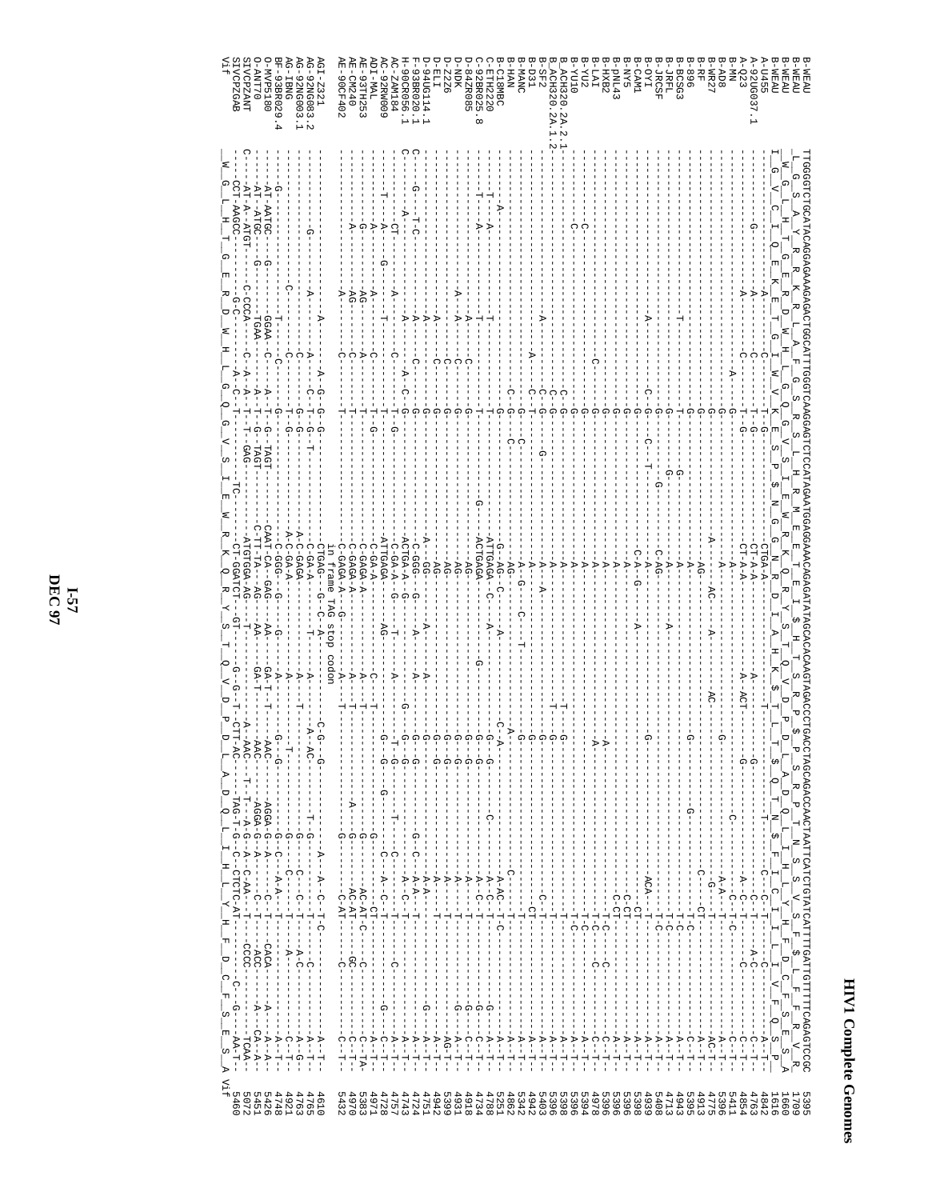# HIV1 Complete Genomes

```
B-WEAU          TTGGGGTCTGCATACAGGAGAAAGAGACTGGCATTTGGGTCAAGGAGTCTCCATAGAATGGAGGAAACAGAGATATAGCACACAAGTAGACCCTGACCTAGCAGACCAACTAATTCATCTGTATCATTTTGATTGTTTTTCAGAGTCGGC  5395
B-WEAU           L  G  S  A  Y  R  R  K  R  L  A  F  G  S  R  S  L  H  R  M  E  E  T  E  I  $  H  T  S  R  P  $  P  S  R  P  T  N  S  S  V  S  F  $  L  F  F  R  V  R    1709
B-WEAU            W  G  L  H  T  G  E  R  D  W  H  L  G  Q  G  V  S  I  E  W  R  K  Q  R  Y  S  T  Q  V  D  P  D  L  A  D  Q  L  I  H  L  Y  H  F  D  C  F  S  E  S  A  1660
B-WEAU          I  G  V  C  I  Q  E  K  E  T  G  I  W  V  K  E  S  P  $  N  G  G  N  R  D  I  A  H  K  $  T  L  T  $  Q  T  N  $  F  I  C  I  I  L  I  V  F  Q  S  P    1616
```

in frame TAG stop codon

Vif

DEC 97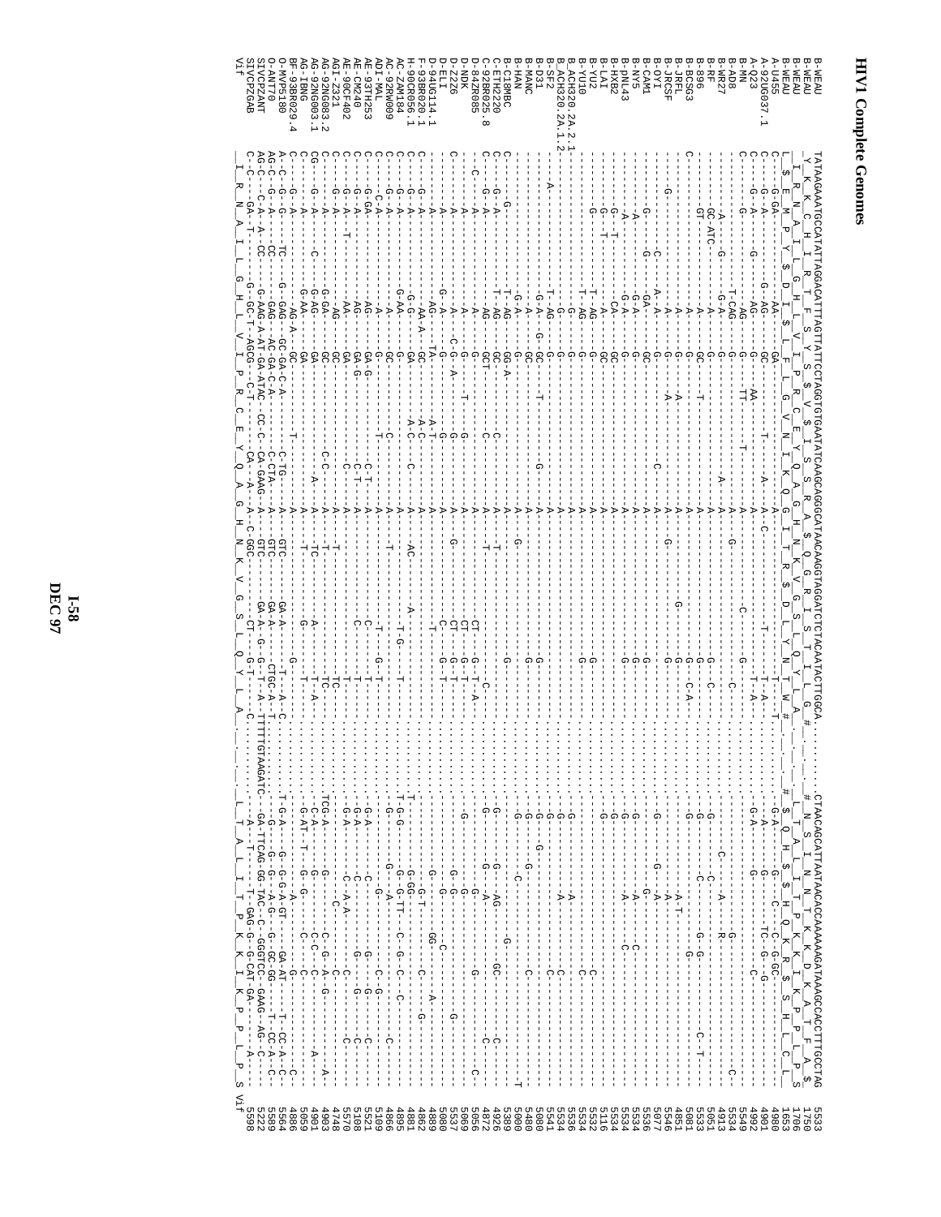# HIV1 Complete Genomes

```
B-WEAU        TATAAGAAATGCCATATTAGGACATTTAGTTATTCCTAGGTGTGAATATCAAGCAGGGCATAAACAAGGTAGGATCTCTACAATACTTGGCA.........CTAACAGCATTAATAACACCAAAAAAGATAAAGCCACCTTTGCCTAG  5533
B-WEAU                                                                                                                                                   1750
B-WEAU                                                                                                                                                   1706
B-WEAU                                                                                                                                                   1653
A-U455                                                                                                                                                   4980
A-92UG037.1                                                                                                                                              4901
A-Q23                                                                                                                                                    4992
B-MN                                                                                                                                                     5549
B-AD8                                                                                                                                                    5534
B-WR27                                                                                                                                                   4913
B-RF                                                                                                                                                     5051
B-896                                                                                                                                                    5533
B-BCSG3                                                                                                                                                  5081
B-JRFL                                                                                                                                                   4851
B-JRCSF                                                                                                                                                  5546
B-OYI                                                                                                                                                    5077
B-CAM1                                                                                                                                                   5536
B-NY5                                                                                                                                                    5534
B-pNL43                                                                                                                                                  5534
B-HXB2                                                                                                                                                   5534
B-LAI                                                                                                                                                    5116
B-YU2                                                                                                                                                    5532
B-YU10                                                                                                                                                   5534
B_ACH320.2A.2.1                                                                                                                                          5536
B_ACH320.2A.1.2                                                                                                                                          5534
B-SF2                                                                                                                                                    5541
B-D31                                                                                                                                                    5080
B-MANC                                                                                                                                                   5480
B-HAN                                                                                                                                                    5000
B-C18MBC                                                                                                                                                 5389
C-ETH2220                                                                                                                                                4926
C-92BR025.8                                                                                                                                              4872
D-84ZR085                                                                                                                                                5056
D-NDK                                                                                                                                                    5069
D-Z2Z6                                                                                                                                                   5537
D-ELI                                                                                                                                                    5060
D-94UG114.1                                                                                                                                              4889
F-93BR020.1                                                                                                                                              4862
H-90CR056.1                                                                                                                                              4881
AC-ZAM184                                                                                                                                                4895
AC-92RW009                                                                                                                                               4866
ADI-MAL                                                                                                                                                  5109
AE-93TH253                                                                                                                                               5521
AE-CM240                                                                                                                                                 5108
AE-90CF402                                                                                                                                               5570
AGI-Z321                                                                                                                                                 4748
AG-92NG083.2                                                                                                                                             4903
AG-92NG003.1                                                                                                                                             4901
AG-IBNG                                                                                                                                                  5059
BF-93BR029.4                                                                                                                                             4886
O-MVP5180                                                                                                                                                5564
O-ANT70                                                                                                                                                  5589
SIVCPZANT                                                                                                                                                5222
SIVCPZGAB                                                                                                                                                5598
Vif                                                                                                                                                      Vif
```

I-58
DEC 97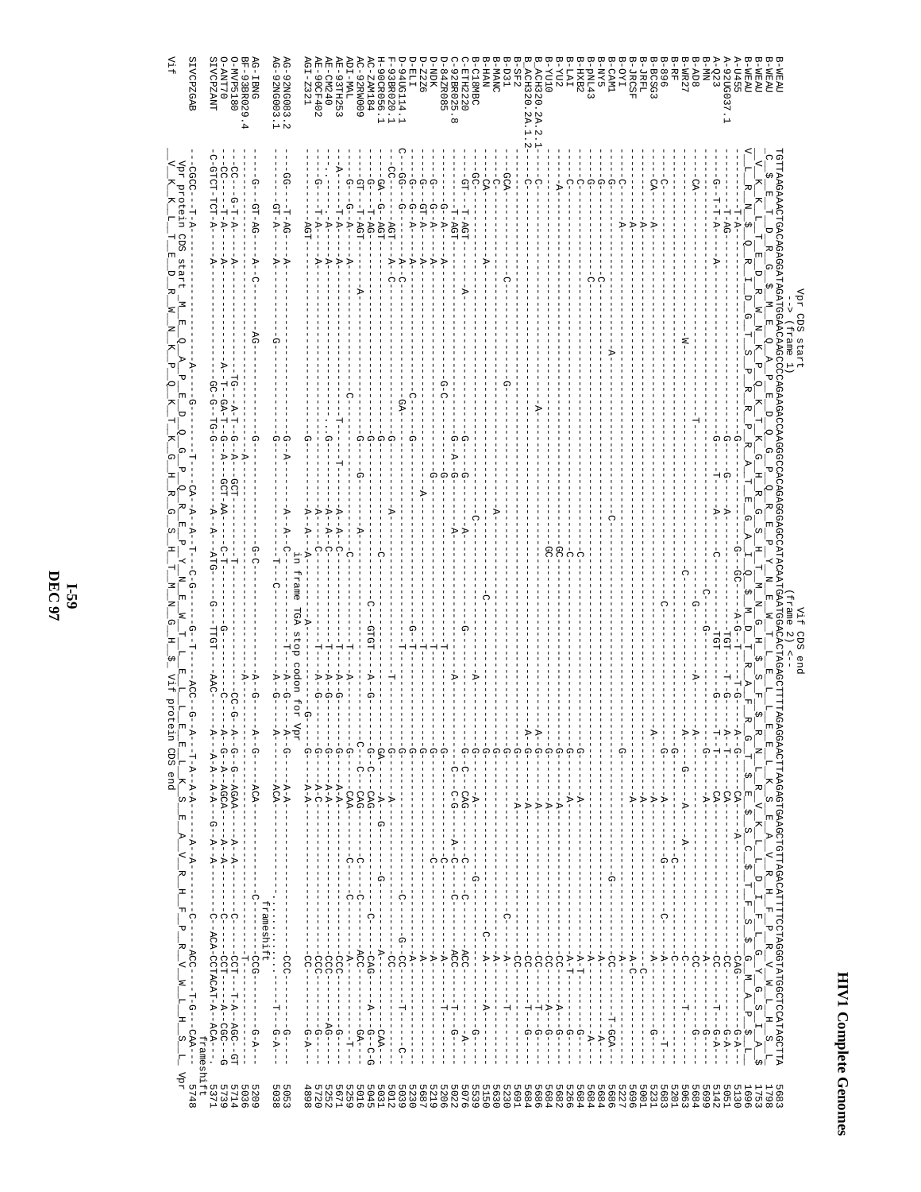# HIV1 Complete Genomes

```
                                        Vpr CDS start                                    Vif CDS end
                                        -> (frame 1)                                     (frame 2) <-
B-WEAU          TGTTAAGAAACTGACAGAGGATAGATGGAACAAGCCCCAGAAGACCAAGGGCCACAGAGGGAGCCATACAATGAATGGACACTAGAGCTTTTAGAGGAACTTAAGAGTGAAGCTGTTAGACATTTTCCTAGGGTATGGCTCCATAGCTTA   5683
B-WEAU          _C__$_E__T__D__R__G__$_M__E__Q__A__P__E__D__Q__G__P__Q__R__E__P__Y__N__E__W__T__L__E__L__L__E__E__L__K__S__E__A__V__R__H__F__P__R__V__W__L__H__S__L    1798
B-WEAU          _V__K__K__L__T__E__D__R__W__N__K__P__Q__K__T__K__G__H__R__G__S__H__T__M__N__G__H__$__S__F__$__R__N__L__R__V__K__L__L__D__I__F__L__G__Y__G__S__I__A__$   1753
A-U455          V__L__R__N__$__Q__R__I__D__G__T__S__P__R__R__P__R__A__T__E__G__A__I__Q__$__M__D__T__R__A__F__R__G__T__$__E__$__S__C__$__T__F__S__$__G__M__A__P__$__L   1696
```

*(Nucleotide alignment of HIV-1 complete genomes, Vpr CDS start / Vif CDS end region. Sequences aligned; dashes indicate identity to B-WEAU reference.)*

| Sequence | Position |
|---|---|
| B-WEAU | 5683 |
| A-U455 | 5130 |
| A-92UG037.1 | 5051 |
| A-Q23 | 5142 |
| B-NM | 5699 |
| B-AD8 | 5684 |
| B-WR27 | 5063 |
| B-RF | 5201 |
| B-896 | 5683 |
| B-BCSG3 | 5231 |
| B-JRFL | 5001 |
| B-JRCSF | 5696 |
| B-OYI | 5697 |
| B-CAM1 | 5686 |
| B-NY5 | 5684 |
| B-pNL43 | 5684 |
| B-HXB2 | 5684 |
| B-LAI | 5266 |
| B-YU2 | 5682 |
| B-YU10 | 5684 |
| B_ACH320.2A.2.1 | 5686 |
| B_ACH320.2A.1.2 | 5684 |
| B-SF2 | 5691 |
| B-D31 | 5230 |
| B-MANC | 5630 |
| B-HAN | 5150 |
| B-C18MBC | 5539 |
| C-ETH2220 | 5076 |
| C-92BR025.8 | 5022 |
| D-84ZR085 | 5206 |
| D-NDK | 5687 |
| D-Z2Z6 | 5230 |
| D-ELI | 5039 |
| D-94UG114.1 | 5012 |
| F-93BR020.1 | 5031 |
| H-90CR056.1 | 5045 |
| AC-ZAM184 | 5016 |
| AC-92RW009 | 5259 |
| ADI-MAL | 5671 |
| AE-93TH253 | 5252 |
| AE-CM240 | 5720 |
| AE-90CF402 | 4898 |
| AGI-Z321 | 5053 |
| AG-92NG083.2 | 5038 |
| AG-92NG003.1 | 5209 |
| AG-IBNG | 5036 |
| BF-93BR029.4 | 5714 |
| O-MVP5180 | 5739 |
| O-ANT70 | 5371 |
| SIVCPZANT | 5748 |
| SIVCPZGAB | |

Annotations in alignment: "in frame TGA stop codon for Vpr" (AG-92NG083.2); "frameshift" (AG-IBNG); "frameshift" (SIVCPZANT).

```
Vpr protein CDS start _M__E__Q__A__P__E__D__Q__G__P__Q__R__E__P__Y__N__E__W__T__L__E__L__L__E__E__L__K__S__E__A__V__R__H__F__P__R__V__W__L__H__S__L   Vpr
Vif              _V__K__K__L__T__E__D__R__W__N__K__P__Q__K__T__K__G__H__R__G__S__H__T__M__N__G__H__$  Vif protein CDS end
```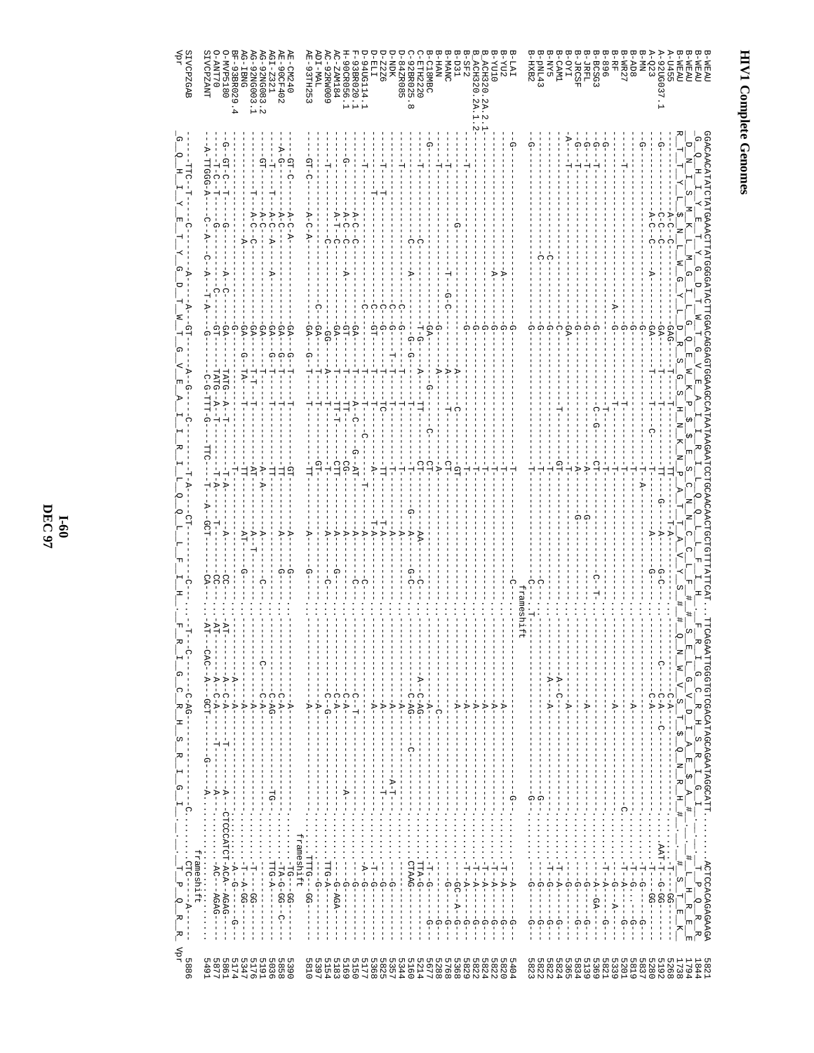# HIV1 Complete Genomes

```
B-WEAU           GGACAACATATCTATGAAACTTATGGGGATACTTGGGCAGGAGTGGAAGCCATAATAAGAATTCTGCAACAACTGCTGTTTATTCAT...TTCAGAATTGGGTGTCGACATAGCAGAATAGGCATT.........ACTCCAGAGGAAGA  5821
B-WEAU           _G__Q__H__I__Y__E__T__Y__G__D__T__W__T__G__V__E__A__I__I__R__I__L__Q__Q__L__L__F__I__H___F__R__I__G__C__R__H__S__R__I__G__I_________T__P__Q__R__R  1844
B-WEAU           _D__N__I__S__M__K__L__M__G__I__L__G__Q__E__W__K__P__$__E__S__C__N__N__C__C__L__F__#__#__S__E__L__G__V__D__I__A__E__$__A__#___________#__L__H__R__E__   1794
B-WEAU           R__T__T__Y__L__$__N__L__W__G__Y__L__D__R__S__G__S__H__N__K__N__P__A__T__T__A__V__Y__S__#__#__Q__N__W__V__S__T__$__Q__N__R__H__#_________S__T__E__K  1738
```

[Sequence alignment of HIV1 complete genomes (Vpr region) for isolates A-U455, A-92UG037.1, A-Q23, B-MN, B-AD8, B-WR27, B-RF, B-896, B-BCSG3, B-JRFL, B-JRCSF, B-OYI, B-CAM1, B-NY5, B-pNL43, B-HXB2, B-LAI, B-YU2, B-YU10, B_ACH320.2A.2.1, B_ACH320.2A.1.2, B-SF2, B-D31, B-MANC, B-HAN, B-C18MBC, C-ETH2220, C-92BR025.8, D-84ZR085, D-NDK, D-Z2Z6, D-ELI, D-94UG114.1, F-93BR020.1, H-90CR056.1, AC-ZAM184, AC-92RW009, ADI-MAL, AE-93TH253, AE-CM240, AE-90CF402, AGI-Z321, AG-92NG083.2, AG-92NG003.1, AG-IBNG, BF-93BR029.4, O-MVP5180, O-ANT70, SIVCPZANT, SIVCPZGAB with position numbers: 5268, 5192, 5280, 5837, 5819, 5201, 5339, 5821, 5369, 5139, 5834, 5365, 5824, 5822, 5822, 5823, 5404, 5820, 5822, 5824, 5822, 5829, 5368, 5768, 5288, 5677, 5214, 5160, 5344, 5357, 5365, 5177, 5150, 5169, 5183, 5154, 5397, 5810, 5390, 5858, 5036, 5191, 5176, 5347, 5474, 5861, 5877, 5491, 5886. Annotations include "frameshift" markers and "Vpr".]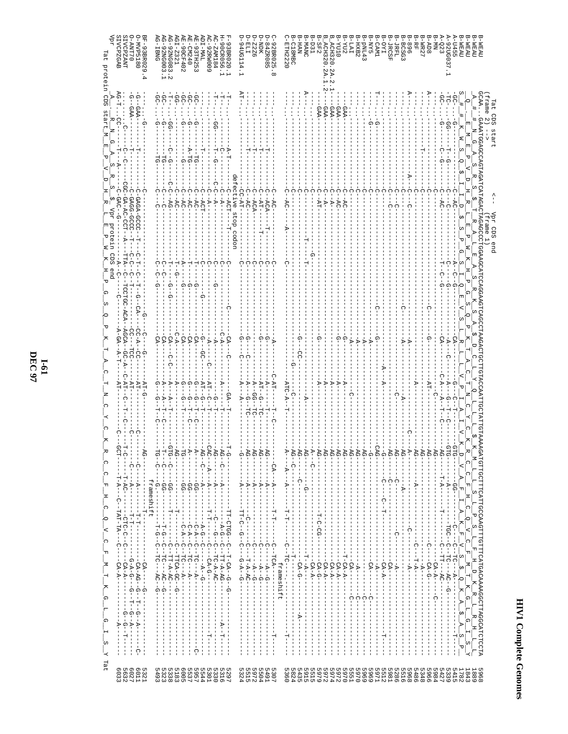# HIV1 Complete Genomes

```
                    Tat CDS start          <-- Vpr CDS end
                    (frame 2) -->              (frame 1)
B-WEAU              GCAA.GAAATGGAGCCAGTAGATCATAGACTAGAGCCCTGGAAGCATCCAGGAAGTCAGCCTAAGACTGCTTGTACCAATTGCTATTGTAAAAAGTGTTGCTTTCATTGCCAAGTTTGTTTCATGACAAAAGGCTTAGGCATCTCCTA   5968
B-WEAU                                                                                                                                                        1889
B-WEAU                                                                                                                                                        1843
B-WEAU                                                                                                                                                        1782
A-U455                                                                                                                                                        5415
A-92UG037.1                                                                                                                                                   5339
A-Q23                                                                                                                                                         5427
B-MN                                                                                                                                                          5984
B-AD8                                                                                                                                                         5966
B-WR27                                                                                                                                                        5348
B-RF                                                                                                                                                          5486
B-896                                                                                                                                                         5968
B-BCSG3                                                                                                                                                       5516
B-JRFL                                                                                                                                                        5286
B-JRCSF                                                                                                                                                       5981
B-OYI                                                                                                                                                         5912
B-CAM1                                                                                                                                                        5971
B-NY5                                                                                                                                                         5969
B-pNL43                                                                                                                                                       5969
B-HXB2                                                                                                                                                        5970
B-LAI                                                                                                                                                         5551
B-YU2                                                                                                                                                         5970
B-YU10                                                                                                                                                        5972
B_ACH320.2A.2.1                                                                                                                                               5974
B_ACH320.2A.1.2                                                                                                                                               5972
B-SF2                                                                                                                                                         5979
B-D31                                                                                                                                                         5515
B-MANC                                                                                                                                                        5915
B-HAN                                                                                                                                                         5435
B-C18MBC                                                                                                                                                      5824
C-ETH2220                                                                                                                                                     5360
C-92BR025.8                                                                                       frameshift                                                  5307
D-84ZR085                                                                                                                                                     5491
D-NDK                                                                                                                                                         5504
D-Z2Z6                                                                                                                                                        5972
D-ELI                                                                                                                                                         5515
D-94UG114.1                                                                                                                                                   5324
                          defective stop codon
F-93BR020.1                                                                                                                                                   5297
H-90CR056.1                                                                                                                                                   5316
AC-ZAM184                                                                                                                                                     5330
AC-92RW009                                                                                                                                                    5301
ADI-MAL                                                                                                                                                       5544
AE-93TH253                                                                                                                                                    5957
AE-CM240                                                                                                                                                      5537
AE-90CF402                                                                                                                                                    6005
AGI-Z321                                                                                                                                                      5183
AG-92NG083.2                                                                                                                                                  5338
AG-92NG003.1                                                                                                                                                  5323
AG-IBNG                                                                                   frameshift                                                          5493
BF-93BR029.4                                                                                                                                                  5321
O-MVP5180                                                                                                                                                     6011
O-ANT70                                                                                                                                                       6027
SIVCPZANT                                                                                                                                                     5632
SIVCPZGAB                                                                                                                                                     6033
Vpr                   Vpr protein CDS end
Tat protein CDS start_M_E_P_V_D_H_R_L_E_P_W_K_H_P_G_S_Q_P_K_T_A_C_T_N_C_Y_C_K_R_C_C_F_H_C_Q_V_C_F_M_T_K_G_L_G_I_S_Y  Tat
```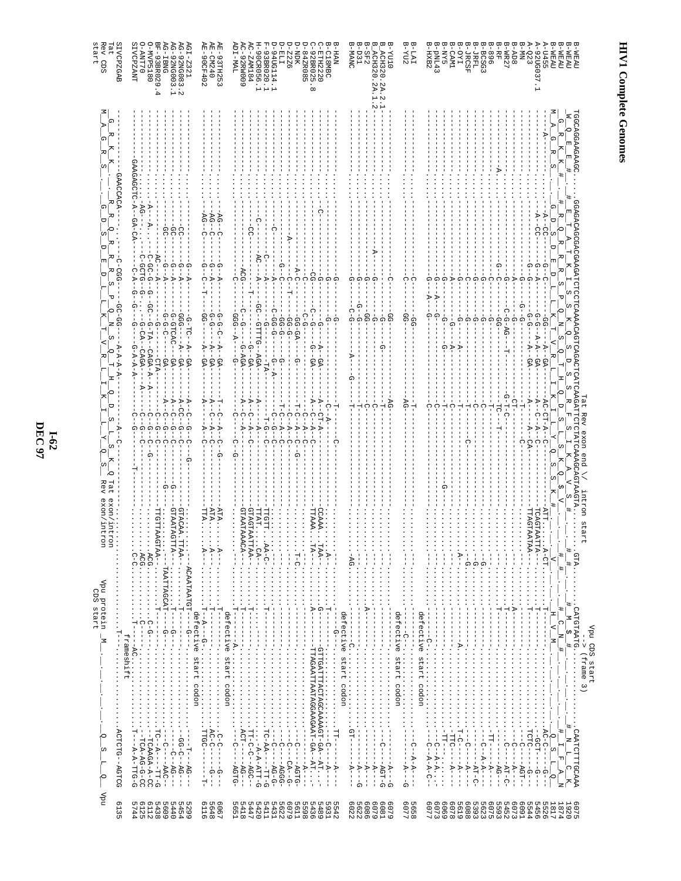# HIV1 Complete Genomes

Tat Rev exon end \/ intron start

Vpu CDS start (frame 3)

Vpu protein / CDS start

```
B-WEAU          TGGCAGGAAGAAGC..GGAGACAGCGACGAAGATCTCCTCAAAACAGTCAGACTCATCAAGATTCTCTATCAAAGCAGTAAGTA...........GTA.........CATGTAATG.........................CAATCTTTGCAAA  6075
B-WEAU  (Tat)    W  Q  E  E  #
B-WEAU  (Rev)    G  R  K  K  #
B-WEAU           M  A  G  R  S
```

Sequences aligned (in order): B-WEAU, A-U455, A-92UG037.1, A-Q23, B-MN, B-AD8, B-WR27, B-RF, B-896, B-BCSG3, B-JRFL, B-JRCSF, B-OYI, B-CAM1, B-NY5, B-pNL43, B-HXB2, B-LAI, B-YU2, B-YU10, B_ACH320.2A.2.1, B_ACH320.2A.1.2, B-SF2, B-D31, B-MANC, B-HAN, C-ETH2220, C-92BR025.8, D-84ZR085, D-NDK, D-Z2Z6, D-ELI, D-94UG114.1, F-93BR020.1, H-90CR056.1, AC-ZAM184, AC-92RW009, ADI-MAL, AE-93TH253, AE-CM240, AE-90CF402, AGI-Z321, AG-92NG083.2, AG-92NG003.1, AG-IBNG, BF-93BR029.4, O-MVP5180, O-ANT70, SIVCPZANT, SIVCPZGAB

Annotations: defective start codon (B-LAI, B-YU2, B-MANC, ADI-MAL, AE-90CF402); frameshift (SIVCPZGAB)

```
Tat       G  R  K  K        R  R  Q  R  R  R  S  P  Q  N  S  Q  T  H  Q  D  S  L  S  K  Q      Tat exon/intron
Rev CDS   M  A  G  R  S     G  D  S  D  E  D  L  L  K  T  V  R  L  I  K  L  L  Y  Q  S        Rev exon/intron
start                                                                                         M  . . .  Q  S  L  Q   Vpu
```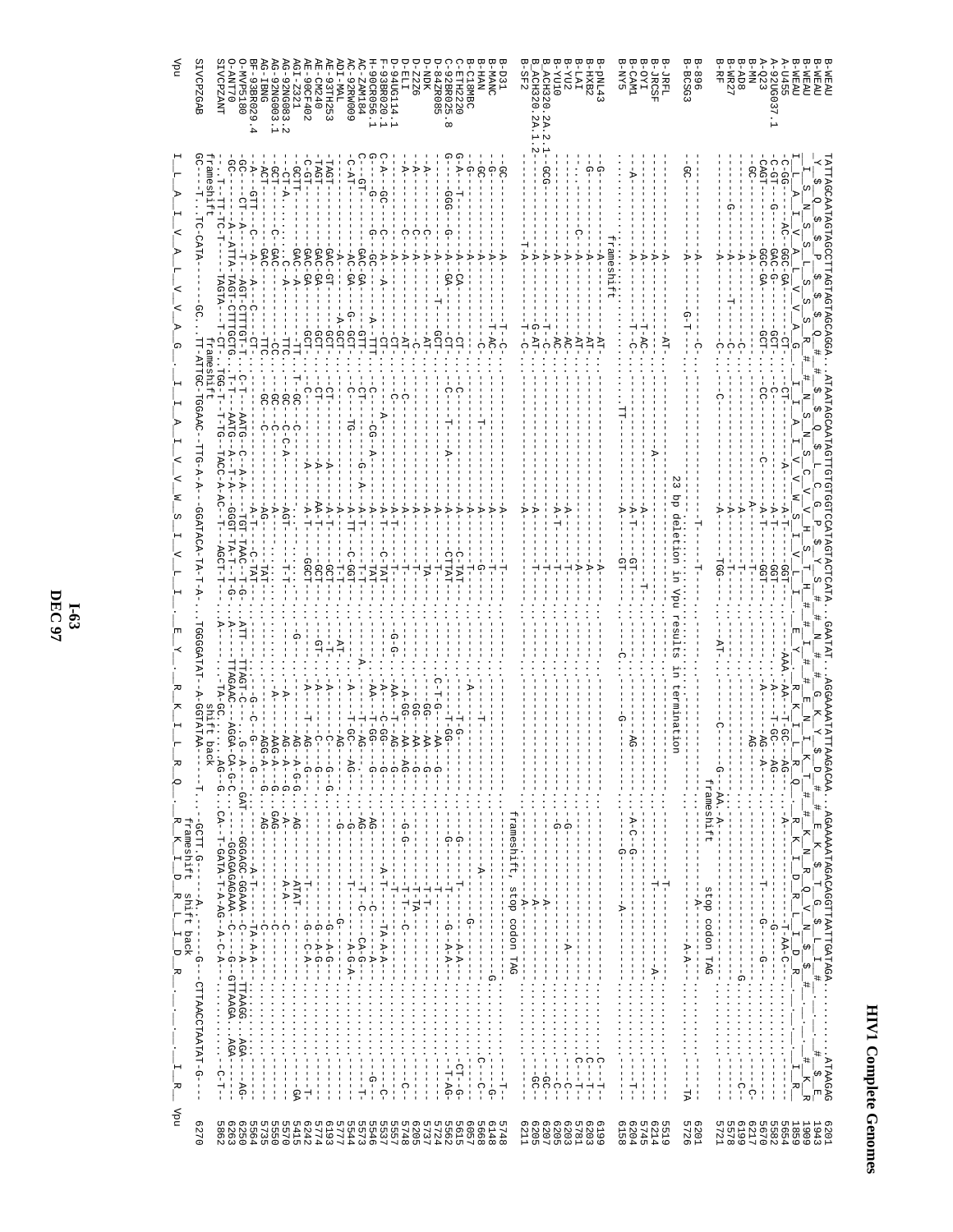# HIV1 Complete Genomes

```
B-WEAU          TATTAGCAATAGTAGCCTTAGTAGTAGCAGGA..ATAATAGCAATAGTTGTGTGGTCCATAGTACTCATA..GAATAT..AGGAAAATATTAAGACAA..AGAAAATAGACAGGTTAATTGATAGA.........ATAAGAG  6201
B-WEAU           Y  $  Q  $  P  $  Q  $  #  $  $  Q  $  L  C  G  P  $  Y  S  #  #  N  #  G  K  Y  $  D  #  E  K  $  T  G  $  L  I  #            #  $  K    1943
B-WEAU           I  S  N  S  S  L  S  S  S  R  #  N  S  N  S  C  V  V  H  S  T  H  #  E  Y  I  K  T  #  K  N  R  Q  V  N  $  S  #                  #  K  R    1909
B-WEAU           L  A  I  V  A  L  V  V  A  G  I  I  A  I  V  V  W  S  I  V  L  I  E  Y  R  K  I  L  R  Q  R  K  I  D  R  L  I  D  R                     I  R    1859
A-U455          C-GG-......AC-GGC-GA-..-CT-...-CT-...A-T-...-GGT-...AAA-.AA--T-GC-AG-..-A-...-T-AA-C-..                                                   5654
A-92UG037.1     C-GT--G-...GAC-G-...-GCT...-C-...A-T-...-GGT-...-A-..T-GC-AG-...-G-                                                                        5582
A-Q23           -CAGT-.....GGC-GA-..-GCT...-CC-...-C-...A-T-...GGT-...-A-..AG-A-...-T-...G--G-                                                             5670
B-MN            -GC-.......A-...................A-......T-.....AG-.................                                                                         6217
B-AD8           .....G.....A-...................A-......T-..........................G                                                                       6199
B-WR27          ...........A-..T-...C-..........A-......T-..........................C-                                                                      5578
B-RF            ...........A-...C-...C-.........A-...TGG-...AT-....C-...G-..AA-A-  frameshift   stop codon TAG                                            5721
B-896           -GC-.......A-...G-T-...C-.......T-......T-.......................A-                                                                         6201
B-BCSG3         ...........A-...................T-......T-.......................A-A-...TA                                                                  5726
B-JRFL          ...........A-...AT-.......23 bp deletion in Vpu results in termination                                                                       5519
B-JRCSF         ...........A-..................A-.......T-.......................A-                                                                          6214
B-OYI           ...........A-...T-AC-...........A-......T-.......................T-                                                                         5745
B-CAM1          ...........A-...T-C-.........A-T-..GT-...C-...AG-..A-C--G-..A-...T-                                                                         6204
B-NY5           -A-........A-..frameshift...TT-...A--T-..GT-.....G-..-G-..A-                                                                                 6158
B-pNL43         -G-........A-...AT-................A-......A-.............G-..........C--T-                                                                 6199
B-HXB2          -G-........A-...AT-................A-......A-.............G-..........C--T-                                                                 6203
B-LAI           ...........A-...AT-......C-........A-......A-........................C--T-                                                                 5781
B-YU2           ...........A-...AC-................A-......T-...............A-.......C-                                                                     6203
B-YU10          ...........A-...AC-................A-T-...T-.......G-...............C-                                                                       6205
B_ACH320.2A.2.1 -GCG-......A-...T-C-...............A-......T-.......A-.............GC-                                                                       6207
B_ACH320.2A.1.2 ...........A-...G-AT-..............A-......T-.......A-.............GC-                                                                       6205
B-SF2           ...........T-A-..T-C-..............A-......T-.......A-..........TA                                                                          6211
B-D31           -GC-.......A-...T-C-...............A-......T-..frameshift, stop codon TAG..T-                                                               5748
B-MANC          -G-........A-...T-AC-..............A-......T-...................G-..G-                                                                       6148
B-HAN           -GC-.......A-...C-.......T-........A-......T-...........A-......C--C-                                                                       5668
B-C18MBC        ...........A-.........A-..........A-.....G-...A-..T-..G-......C-                                                                            6057
C-ETH2220       G-A-..T-...A--CA-...CT-...C-.......A-..C-TAT-...T-G-........A-A-..CT--G-                                                                    5565
C-92BR025.8     G--GGG-..G-A--GA-...CT-...C-..T-..A-...CTAT-....C-T-GG-.....G-A-A-....T-AG                                                                  5724
D-84ZR085       -A-........A-..T-..GCT-............A-......TA-...GG-..AA-..T-..                                                                             5737
D-NDK           -A-....C-..A-...AT-................A-......T-....GG-..AA-..T-TA-                                                                            6205
D-Z2Z6          -A-....C-..A-...-C-................A-......T-...A-GG-..AA-AG-..G-G-..T-T-..C-                                                               5748
D-ELI           -A-....C-..A-...AT-......C-........A-T-....T-..G-G-..AA-T-AG-..G-..T-..C-                                                                   5557
D-94UG114.1     -C-A-..GC-.C-..A-...CT-...A-.......A-T-..C-TAT-...A-..C-GG-..A-T-..TA-A-A-..C-                                                              5537
F-93BR020.1     G-..G-..GC-....A-..A-TTT-...C-CG-A-...A-.....TAT-..AA-.T-GG-..AG-...C-..A-..G-                                                              5546
H-90CR056.1     C-..GT-...GAC-GA-..GTT-..CT-..G-A-..A-T-...T-.........A-T-AG-..AG-T--C--CA-G-..T-                                                           5573
AC-ZAM184       C-AT-......AC-GA-..G-GCT-..C-..TG-..A-TT-..C-GGT-...A-..T-GC-..AG-..G-..T-..A-G-A-                                                          5544
AC-92RW009      -A-........-A-.....A-GCT-.........A-.......T-T-...AT-...AG-...G-..G-                                                                        5777
ADI-MAL         -TAGT-.....GAC-GT-..GCT-..CT-.....A-...A-T-..GCT-..T-..A-..C-..G-G-..G-A-G-                                                                 6193
AE-93TH253      -TAGT-.....GAC-GA-..GCT-..CT-.....A-...AA-T-..GCT-.GT-..A-..C-..G-..T-..G-A-G-                                                              5774
AE-CM240        C-GT-......GAC-GA-..GCT-..C-......A-...A-T-..GGCT-..A-..T-AG-..G-..AG-..T-..G--C-A-..T-                                                     6242
AE-90CF402      -GCTT-.....GAC-A-...TT-..T-GC-..C-..........AGT-..T-T-..A-..AG-A-G-G-..ATAT-                                                                5415
AGI-Z321        -CT-A-.....C-A-.....TTC-..GC-..C-C-A-....AG-......A-..AG-A-..G-..A-..A-A-..C-..GA                                                           5570
AG-92NG083.2    -GCT-......GAC-.....CC-...GC-..C-..........AG-.....TAT-..A-...AAG-A-..G-..GAG-..C-                                                          5550
AG-92NG003.1    -ACT-......GAC-.....TTC-..GC-..C-.........A-T-...TAT-..A-...AG-A-G-..AG-..G-                                                                5735
AG-IBNG         -A--GTT-..C-..A-..C-..CT-....A-T-..C-TAT-..T-.........G-..C-..G-..A-T-..TA-A-A-                                                             5564
BF-93BR029.4    -GC-..CT-..A-..T-..AGT-CTTTGT-T-..C-T-..AATG-C-A-A-..TGT-TAAC-T-G-..ATT-..TTAGT-C-..G-A-..GAT-..GGGAGC-GGAAA-..C-..A-..TTAAGG..AGA..AG-     6250
O-MVP5180       -GC-.......A-ATTA-TAGT-CTTTGCTG..T-T-..AATG-A-T-A-..GGGT-TA-T-T-G-..A-..TTAGAAC-..AGGA-CA-G-C-..GGAGAGAGAAA-C-..G-GTTAAGA..AGA..C-T-       6263
O-ANT70         ..T-TT-TC-T-..TAGTA-T-CT-TGG-T-T-TG-TACC-A-AC-T-..AGCT-T-..A-..TA-GC-..AG-G-..CA-T-GATA-T-A-AG-A-C-A-                                       5862
                frameshift                 frameshift                          shift back
SIVCPZANT       GC---T-..TC-CATA-..GC..TT-ATTGC-TGGAAC-TTG-A-A-..GGATACA-TA-T-A-..TGGGGATAT-A-GGTATAA-..T-..GCTT-G-..A-..G-..CTTAACCTAATAT-G-            6270
                                                                                                          frameshift   shift back
SIVCPZGAB       I  L  A  I  V  A  L  V  V  A  G  I  I  A  I  V  V  W  S  I  V  L  I  E  Y  R  K  I  L  R  Q  R  K  I  D  R  L  I  D  R              I  R    Vpu
Vpu
```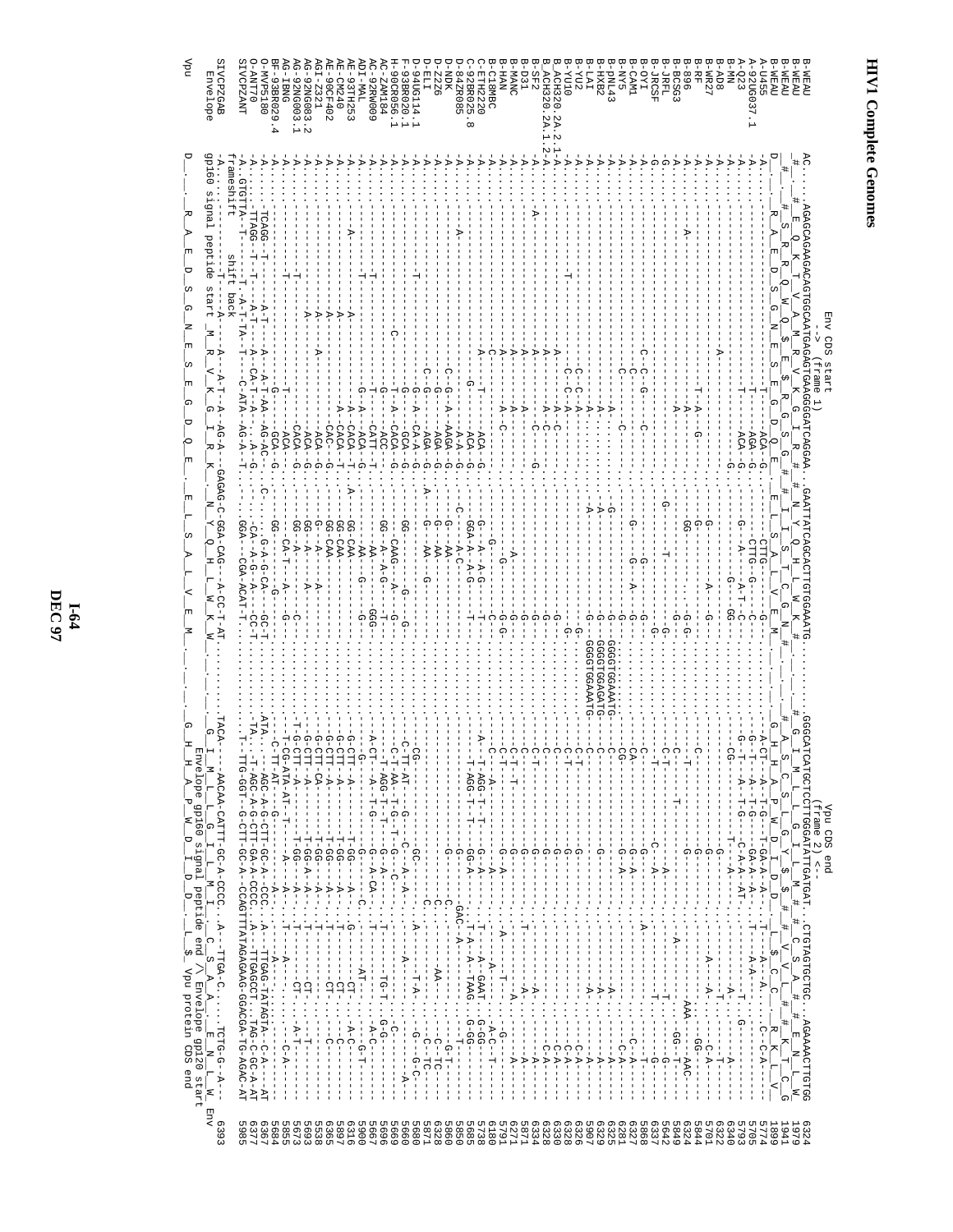# HIV1 Complete Genomes

```
                                   Env CDS start                                                              Vpu CDS end
                                     -->                                                                        (frame 2) <--
                                     (frame 1)
B-WEAU        AC.......AGAGCAGAAGACAGTGGCAATGAGAGTGAAGGGGATCAGGAA..GAATTATCAGCACTTGTGGAAATG..........GGGCATCATGCTCCTTGGGATATTGATGAT..CTGTAGTGCTGC..AGAAAACTTGTGG   6324
B-WEAU        __#__E__Q__K__T__V__A__M__R__V__K__G__I__R__#__N__Y__Q__H__L__W__K__#                #__G__I__M__L__L__G__I__L__M__#__C__S__A__#__#__K__T__C__G   1979
B-WEAU        ____#__S__R__R__Q__W__Q__$__E__$__R__G__S__G__#__#__I__S__T__C__G__N__#               __#__A__S__C__S__L__G__Y__$__$__#__#__V__L__#__#__K__L__W   1941
B-WEAU        D__R__A__E__D__S__G__N__E__S__E__G__D__Q__E__E__L__S__A__L__V__E__M                 G__H__H__A__P__W__D__I__D__D__L__$__C__C__R__K__L__V   1899
A-U455                                                                                                                                                    5774
A-92UG037.1                                                                                                                                               5705
A-Q23                                                                                                                                                     5793
B-MN                                                                                                                                                      6340
B-AD8                                                                                                                                                     6322
B-WR27                                                                                                                                                    5701
B-RF                                                                                                                                                      5844
B-896                                                                                                                                                     6324
B-BCSG3                                                                                                                                                   5849
B-JRFL                                                                                                                                                    5642
B-JRCSF                                                                                                                                                   6337
B-OYI                                                                                                                                                     5868
B-CAM1                                                                                                                                                    6327
B-NY5                                                                                                                                                     6281
B-PNL43                                                                                                                                                   6325
B-HXB2                                                                                                                                                    6329
B-LAI                                                                                                                                                     5907
B-YU2                                                                                                                                                     6326
B-YU10                                                                                                                                                    6328
B_ACH320.2A.2.1                                                                                                                                           6330
B_ACH320.2A.1.2                                                                                                                                           6328
B-SF2                                                                                                                                                     6334
B-D31                                                                                                                                                     5871
B-HAN                                                                                                                                                     6271
B-MANC                                                                                                                                                    5791
B-C18MBC                                                                                                                                                  6180
C-ETH2220                                                                                                                                                 5738
C-92BR025.8                                                                                                                                               5685
C-92ZR085                                                                                                                                                 5860
D-NDK                                                                                                                                                     6328
D-Z2Z6                                                                                                                                                    5871
D-ELI                                                                                                                                                     5680
D-94UG114.1                                                                                                                                               5660
F-93BR020.1                                                                                                                                               5669
H-90CR056.1                                                                                                                                               5696
AC-ZAM184                                                                                                                                                 5667
AC-92RW009                                                                                                                                                5900
ADI-MAL                                                                                                                                                   6316
AE-93TH253                                                                                                                                                5897
AE-CM240                                                                                                                                                  6365
AE-90CF402                                                                                                                                                5538
AGI-Z321                                                                                                                                                  5693
AG-92NG083.2                                                                                                                                              5673
AG-92NG003.1                                                                                                                                              5855
AG-IBNG                                                                                                                                                   5664
BF-93BR029.4                                                                                                                                              6367
O-MVP5180                                                                                                                                                 6377
O-ANT70                                                                                                                                                   5985
SIVCPZANT     -A..GTGTTA-T--.....T.-A-T-TA--T---C-ATA--AG-A--T.........GGA---CGA-ACAT-T.............T.--TTG-GGT--G-CTT-GC-A--CCAGTTTATAGAGAAG-GGACGA-TG-AGAC-AT
              frameshift       shift back
SIVCPZGAB     -A.........-T-----A-----A---A-T--A---AG-A---GAGAG-C-GGA-CAG---A-CC-T-AT..........TACA-------AACAA-CATTT-GC-A-CCCC...A---TTGA-C.....TCTG-G--A--   6393
Envelope      gp160 signal peptide start M__R__V__K__G__I__R__K__N__Y__Q__H__L__W__K__W        G__I__M__L__L__G__I__L__M__I__C__S__A__A__E__N__L__W  Env
                                                                                              Envelope gp160 signal peptide end /\ Envelope gp120 start
Vpu           D__R__A__E__D__S__G__N__E__S__E__G__D__Q__E__E__L__S__A__L__V__E__M             G__H__H__A__P__W__D__I__D__D__L__$  Vpu protein CDS end
```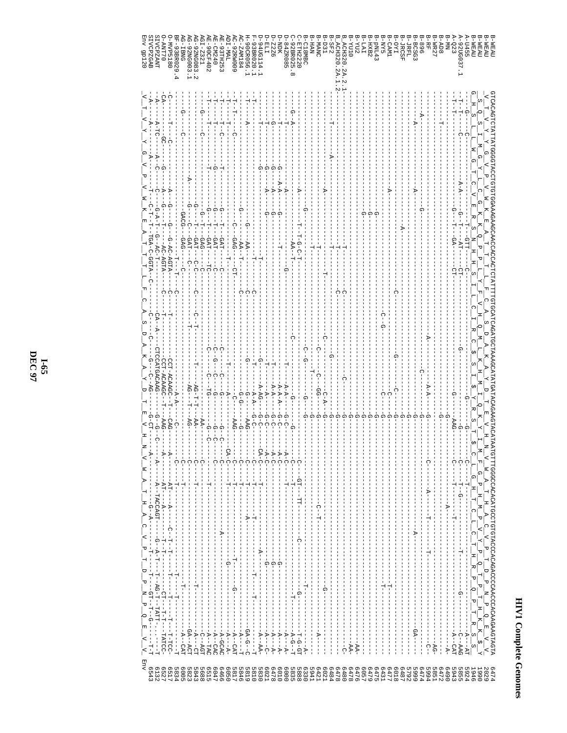```
B-WEAU             GTCACAGTCTATTATGGGGTACCTGTGTGGAAAGAAGCAACCACCACTCTATTTTGTGCATCAGATGCTAAAGCATATGATACAGAAGTACATAATGTTTGGGCCACACATGCCTGTGTACCCACAGACCCCAACCCACAAGAAGTAGTA  6474
B-WEAU              V  T  V  Y  Y  G  V  P  V  W  K  E  A  T  T  T  L  F  C  A  S  D  A  K  A  Y  D  T  E  V  H  N  V  W  A  T  H  A  C  V  P  T  D  P  N  P  Q  E  V  V   2029
B-WEAU             S  Q  S  I  M  G  Y  L  C  G  K  K  Q  P  P  L  Y  F  V  H  Q  M  L  K  H  M  I  Q  K  Y  I  M  F  G  P  H  M  P  V  Y  P  Q  T  P  T  H  K  $         1990
B-WEAU             G  H  S  L  W  G  T  C  V  E  R  S  N  H  H  S  I  L  C  I  R  C  $  S  I  $  Y  R  S  T  $  C  L  G  H  T  C  L  C  T  H  R  P  Q  P  T  R  S          1946
A-U455                                                                                                                                                               5924
A-92UG037.1                                                                                                                                                          5855
A-Q23                                                                                                                                                                5943
B-MN                                                                                                                                                                 6490
B-AD8                                                                                                                                                                6472
B-WR27                                                                                                                                                               5851
B-RF                                                                                                                                                                 5994
B-896                                                                                                                                                                6474
B-BCSG3                                                                                                                                                              5999
B-JRFL                                                                                                                                                               5792
B-JRCSF                                                                                                                                                              6487
B-OYI                                                                                                                                                                6018
B-CAM1                                                                                                                                                               6477
B-NY5                                                                                                                                                                6431
B-pNL43                                                                                                                                                              6475
B-HXB2                                                                                                                                                               6479
B-LAI                                                                                                                                                                6057
B-YU2                                                                                                                                                                6476
B-YU10                                                                                                                                                               6478
B_ACH320.2A.2.1                                                                                                                                                      6480
B_ACH320.2A.1.2                                                                                                                                                      6478
B-SF2                                                                                                                                                                6484
B-D31                                                                                                                                                                6021
B-MANC                                                                                                                                                               6421
B-HAN                                                                                                                                                                5941
B-C18MBC                                                                                                                                                             6330
C-ETH2220                                                                                                                                                            5888
C-92BR025.8                                                                                                                                                          5835
D-84ZR085                                                                                                                                                            6000
D-NDK                                                                                                                                                                6010
D-Z2Z6                                                                                                                                                               6478
D-ELI                                                                                                                                                                6021
D-94UG114.1                                                                                                                                                          5830
F-93BR020.1                                                                                                                                                          5810
H-90CR056.1                                                                                                                                                          5819
AC-ZAM184                                                                                                                                                            5846
AC-92RW009                                                                                                                                                           5817
ADI-MAL                                                                                                                                                              6050
AE-93TH253                                                                                                                                                           6466
AE-CM240                                                                                                                                                             6047
AE-90CF402                                                                                                                                                           6515
AGI-Z321                                                                                                                                                             5688
AG-92NG083.2                                                                                                                                                         5843
AG-92NG003.1                                                                                                                                                         5823
AG-IBNG                                                                                                                                                              6005
BF-93BR029.4                                                                                                                                                         5834
O-MVP5180                                                                                                                                                            6517
O-ANT70                                                                                                                                                              6527
SIVCPZANT                                                                                                                                                            6132
SIVCPZGAB                                                                                                                                                            6543
Env gp120           V  T  V  Y  Y  G  V  P  V  W  K  E  A  T  T  T  L  F  C  A  S  D  A  K  A  Y  D  T  E  V  H  N  V  W  A  T  H  A  C  V  P  T  D  P  N  P  Q  E  V  V   Env
```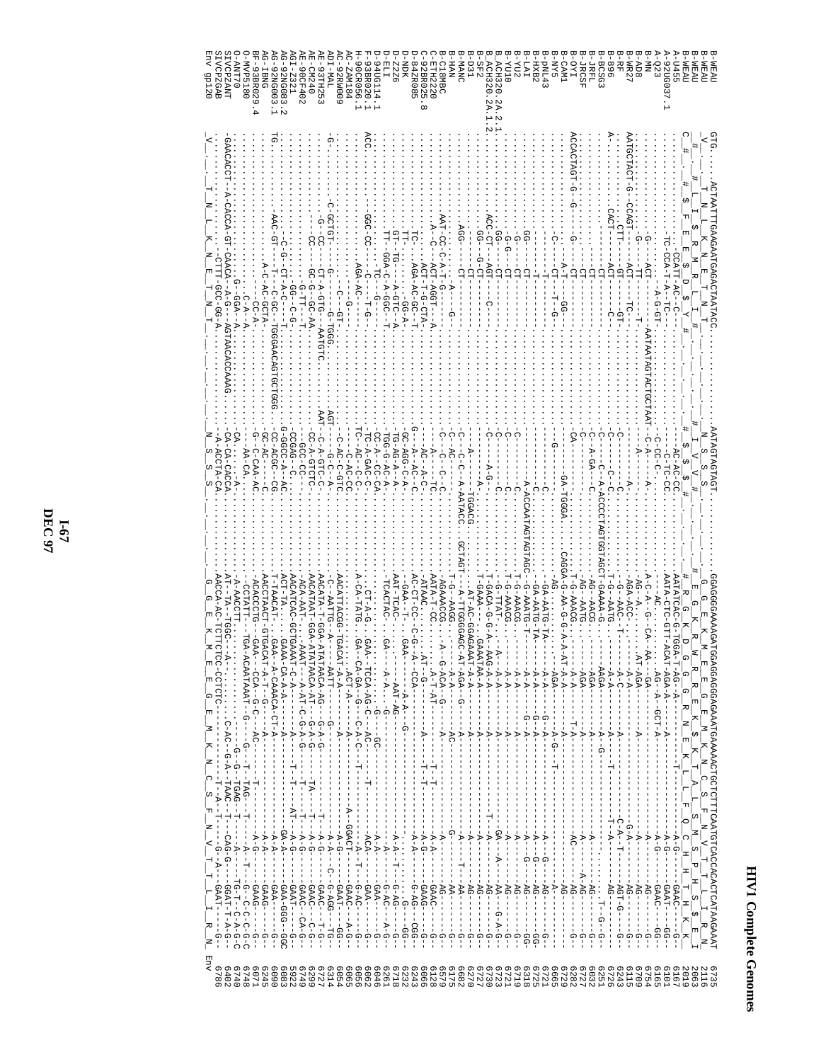# HIV1 Complete Genomes

```
B-WEAU            GTG.......ACTAATTTGAAGAATGAGACTAATACC..............AATAGTAGTAGT...............GGAGGGGAAAAGATGGAGGAGGGGAGAAATGAAAAACTGCTCTTTCAATGTCACCACACTCATAAGAAAT   6735
B-WEAU            _V_......_T__N__L__K__N__E__T__N__T_...............N__S__S__S_...............G__G__E__K__M__E__E__G__E__M__K__N__C__S__F__N__V__T__T__L__I__R__N_   2116
B-WEAU            ..#......_T__N__L__K__N__E__T__N__T_...............N__S__S__S_...............G__G__E__K__M__E__E__G__E__M__K__N__C__S__F__N__V__T__T__L__I__R__N_   2063
B-WEAU            C_#...........................................................................................................................................   2019
A-U455            ..........--CCATT-AC-C-..............................AC-AC-CC...............AATATCAC-G-TGGA-T-AG--A-..........................................   6167
A-92UG037.1       ..........TC-CCA-T-A-TC-.............................C-TC-CC...............AATA-CTG-GTT-ACAT-AGA-A-.......................A-G------GAAT---GG-   6101
A-Q23             ..........-------A-G-GT-.............................C-CC-C-...............---AC..........AG-A--GCT-A----------A-G------GAAC---GG-   6165
B-MN              .........G-----ACT-----AATAATAGTACTGCTAAT-C-A----A-...............A-C-A--G--CA--AA---GA---------------------A-------AG-------G--   6754
B-AD8             .........G-----TT-----..............................A-...............AG--A-..........AT-AGA--------A-----------A-------AG-------G--   6709
B-WR27            AATGCTACT-G--CCAGT----ACT--TC-.......................A-...............AGA-ACC-.........A-A--------------------G-A------AG-------G--   6115
B-RF              ..........-CTT---GT----GT-...........................C-...............G--AAC--T-........A-C-------A--------C-A--T----AGT-G-----    6243
B-896             A........CACT----ACT-----C-..........................C--C-...............T-G--AATG-.........A-A-------------------T-A-------AG-----------   6726
B-BCSG3           .........-------CT-..................................C----C--A-ACCCCTAGTGGTAGCT-GAAAA-G-......AAGA-----A--G----------------------T--G-G--   6251
B-JRFL            .........-------CT-..................................C-A-GA---C-...............AG--AACG-.........AGA-----A----------A------AG-------G--   6032
B-JRCSF           .........-------CT-..................................C-...............AG--AATG-.........AGA-----A-----------A------A-AG------G--   6727
B-OYI             ACCCACTAGT-G--G----CT-...............................CA-...............T-G--AAACG-.........A-A------A---------AC------AG-------G--   6282
B-CAM1            .........-----A-T-----GG-............................GA-TGGGA.........CAGGA-G-AA-G-G-A-A-AT-A-A-----T-A-------A------AG-------G--   6672
B-NY5             .........C-----CT--T--G..............................G-...............AA-..........AGA----A-------A---A------AG-------G--   6665
B-pNL43           .........------T-.....................................-C-...............GA-AATG-TA-........A-A----G-A-----------A--G----AG-------GG-   6721
B-HXB2            .........------T-.....................................-C-...............GA-AATG-TA-........A-A----G-A-----------A--G----AG-------GG-   6725
B-LAI             .........GG----CT-....................................A-ACGAATAGTAGTAGC-G-AAATG-T-.......A-A----G-A-----------A--G----AG-------GG-   6318
B-YU2             .........G-----CT-....................................C-...............T-G--AAACG-.........A-A-------A-------------A------AG-------G--   6719
B-YU10            .........G-G---CT-....................................C-...............T-G--AAACG-.........A-A-------A-------------A------AG-------G--   6721
B_ACH320.2A.2.1   .........GG----CT-....................................C-...............G-TTAT-.....A-.....A-A-------A------GA----A----AA---G-A-G--   6723
B_ACH320.2A.1.2   .........ACC-CT---AGT----C-..........................C----A-G-........T-GACA-G-G-A--AAG-A-A---A---------T--A------AG-------G--   6730
B-SF2             .........GG----G-CT-.................................C-...............T-GAAA-......GAAATAA-A-----------------A------AG-------G--   6727
B-D31             .........--------CT-.................................A-....TGGACG....AT-AC-GGAGAAAT-A-A---A-------------A------AG-------G--   6270
B-MANC            ........AGG------CT-.................................C--C-C-A-AATACC.GCTAGT--A-TTGGGGAGC-AT-AGA--G---A-------------A---T--AA-------G--   6682
B-HAN             .........--------A-----G.............................C-AC-...............T-G--AAGG-.........A-A----AC-------G-----------AA-------G--   6175
B-C18MBC          .........AAT-CC-C-A-T-G-..............................C--C--C--C-...........AGAAACCG-......A--G-ACA--G-----A-------------A------AG-------G--   6579
C-ETH2220         .........A--C---ACT-AGGT---A-.........................C--T---TC-..........AATA-T-CC......A-T-AT-----------------A------A-A----GAAC------G--   6128
C-92BR025.8       ..........ACT-T-G-CTA-................................AC---A-C-.........ATAAC.........AT--G-----------T---T----A-G------GAAG------G--   6066
D-84ZR085         ........TC-----AGA-AC-GC-T-...........................G-...A--AC-C-...........AC-CT-CC---C-G---A--CCA-----------------A-A------G-AG------CGG-   6243
D-NDK             ........GT----TT-----GG-A-............................GC-AGG-C-A-........GAA--T----GAA---------A-A--------G-----------AG------GG--   6232
D-Z2Z6            ........GT--TG-------G-GTC-A-.........................TGG-G--A--A-......AAT-TCAC-.....AAT-AG---------------------A-A--T----G-AG----A-G--   6718
D-ELI             ........TT--GGA-C-A-GGC--T-...........................CC-A--CC-CA-.........TCACTAC-.......GA-.......A--A------G-------A-A------GAC-----A---   6261
D-94UG114.1       ........--------C----TC-...............................TC-A-GAC-C-......................................................A-A------GAA-------G--   6046
F-93BR020.1       ACC.....GGC-CC------C-----T-G-........................TC-A---C--A-........-CT-A-G.......GAA--TCCA-AG-C---AC-------T----------ACA-------G--   6062
H-90CR056.1       ..........AGA-AC---G--................................TC--AC-C-C-.......A-CA-TATG.......GA--CA-GA--G---C-A-C--T---------A--T-G-AC------G--   6056
AC-ZAM184         ..........---C-----GT-................................--C-AC-CC.........................ACT-A-----A-------------A-GGACT---GAAC-------G--   6065
AC-92RW009        ........C-GCTGT----G-TGGG.............................-C-AC-C-GTC......AACATTACGGG-TGACAT-A-A-----A-------------A-G------GAAT------GG-   6054
ADI-MAL           G........G-CC-----CT-A-GTG----AATGTC.............AGT--G-C--A-..........C-AATTG-A-........AATT--------G-------------A-A--C-G-AGG----TG-   6314
AE-93TH253        .........CC---GC-G--GC-AA.............................AAT--C-A-GTC-C-..AACATA-T-GGA-ATATAACA-AG---G-A-G------T----A-G-----GAAC----T-G-   6727
AE-CM240          ...........G-TT---T-..................................CC-A-GTCTC......AACATAAT-GGA-ATATAACA-AT---G-A-G------TA---A-G-----GAAC----C-G-   6299
AE-90CF402        ...........GG-C-G-....................................GCC-CC-.........ACA-AAT.......AAAT-A-AT-C-G-A-G--------T--A-G-----GAAC----CA-G-   6749
AGI-Z321          .........C-G-CT-A-C---T-..............................CCGAG--C-.......AACATCAC-GCTGAAAT-C-A--------A--------T--T-----A-G------GAAT------G--   5922
AG-92NG083.2      TG.......AAC-GT---T--C-GC-TGGGAACAGTGCTGGG.............G-GGCC-A---AC-.ACT-TA........GAAA-CA-A-A------A---------AT--A-G------GAA-GGG---GGC  6083
AG-92NG003.1      ..........A-C-AC-GCTA-................................CC-ACGC--CG-.....T-TAACAT-......GAA--A-CAAACA-CT-A------------------A-A------GAA-------G--   6090
AG-IBNG           ..........--CC-A-.....................................GC-AC----C-.....AACCTAACT-GTGACAT-A-T--G----A-------------A-A------GAAG------G--   6245
BF-93BR029.4      ..........-C-A--A-....................................G--C-CAA-AC....ACACCCTG-......GAA---CCA-G-C---AC---------A-G------GAAG------G--   6071
O-MVP5180         ..........-G--GGA--A-.................................--AA-CA-.......-CCTATT-......TGA-ACAATAAAT--G------G---T--TAG--T---A--T--G--C-C-G-C  6748
O-ANT70           .........G-------A-...................................CA-............A-AACCTT-.....................G---G--TGAG-----G--TG-T--C-A-G-C  6740
SIVCPZANT         -GAACACCT--A-CACCA-GT-CAACA--A-G---AGTAACACCAAAG.......CA-CA-CACCA-.....AT--TA--TGGC-......A-..C-AC--G-A--TAAC-T--CAG-G---GGAT-T-A-G--   6402
SIVCPZGAB         ..........--CTTT-GCC-GG-A-............................A-ACCTA-CA-.....AACCA-AC-TCTTCTC-CCTCTC-....-T-A-T---A--G-A---GAAT------G--   6786
Env gp120         _V_......_T__N__L__K__N__E__T__N__T_...............N__S__S__S_...............G__G__E__K__M__E__E__G__E__M__K__N__C__S__F__N__V__T__T__L__I__R__N_   Env
```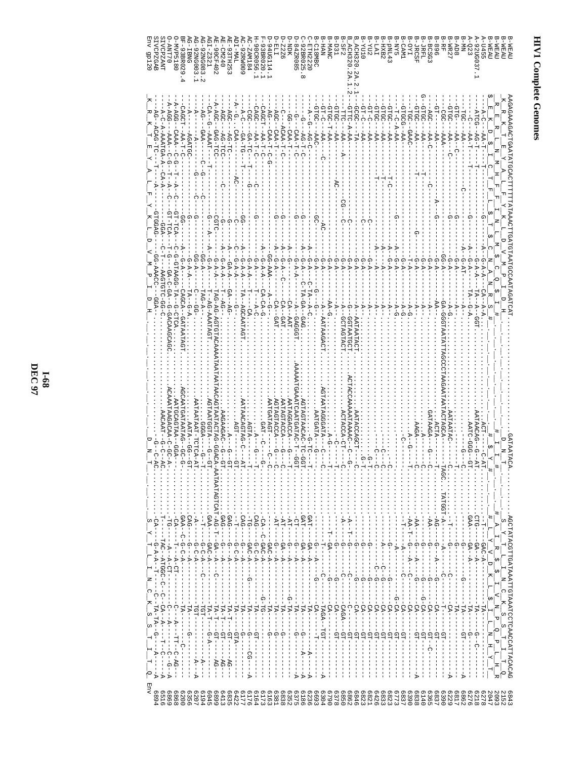# HIV1 Complete Genomes

```
B-WEAU     AAGAGAAAGACTGAATATGCACTTTTTTATAAAACTTGATGTAGTAATGCCAATAGATCAT ........ GATAATACA ........ AGCTATAGGTTGATAAATTGTAAATCCTCAACCATTACACAG   6843
B-WEAU      K  R  K  T  E  Y  A  L  F  Y  K  L  D  V  V  M  P  I  D  H                D  N  T           S  Y  T  L  I  N  C  K  S  S  T  I  T  Q    2152
B-WEAU     R  E  R  L  N  M  H  F  F  I  N  L  M  S  C  Q  $  I  #                    D  I  #          A  I  R  S  I  V  N  P  Q  P  L  H  R      2093
B-WEAU     $  E  K  D  $  I  C  T  F  L  $  T  *  C  N  A  N  R  S  #                 I  Y  #          L  Y  V  D  K  L  L  $  I  L  N  H  Y     2047
A-U455                                                                                                                                                 6278
A-92UG037.1                                                                                                                                            6218
A-Q23                                                                                                                                                  6276
B-MN                                                                                                                                                   6862
B-AD8                                                                                                                                                  6817
B-WR27                                                                                                                                                 6229
B-RF                                                                                                                                                   6390
B-896                                                                                                                                                  6837
B-BCSG3                                                                                                                                                6365
B-JRFL                                                                                                                                                 6140
B-JRCSF                                                                                                                                                6838
B-OYI                                                                                                                                                  6390
B-NY5                                                                                                                                                  6837
B-pNL43                                                                                                                                                6773
B-HXB2                                                                                                                                                 6823
B-LAI                                                                                                                                                  6426
B-YU2                                                                                                                                                  6821
B-YU10                                                                                                                                                 6823
B_ACH320.2A.2.1                                                                                                                                        6846
B_ACH320.2A.1.2                                                                                                                                        6862
B-SF2                                                                                                                                                  6850
B-D31                                                                                                                                                  6378
B-MANC                                                                                                                                                 6790
B-HAN                                                                                                                                                  6304
B-C18MBC                                                                                                                                               6693
C-ETH2220                                                                                                                                              6236
C-92BR025.8                                                                                                                                            6186
D-84ZR085                                                                                                                                              6375
D-NDK                                                                                                                                                  6352
D-Z2Z6                                                                                                                                                 6338
D-ELI                                                                                                                                                  6381
D-94UG114.1                                                                                                                                            6163
F-93BR020.1                                                                                                                                            6173
H-90CR056.1                                                                                                                                            6164
AC-ZAM184                                                                                                                                              6176
AC-92RW009                                                                                                                                             6177
ADI-MAL                                                                                                                                                6422
AE-93TH253                                                                                                                                             6835
AE-CM240                                                                                                                                               6413
AE-90CF402                                                                                                                                             6899
AGI-Z321                                                                                                                                               6045
AG-92NG083.2                                                                                                                                           6194
AG-92NG003.1                                                                                                                                           6207
AG-IBNG                                                                                                                                                6356
BF-93BR029.4                                                                                                                                           6200
O-MVP5180                                                                                                                                              6868
O-ANT70                                                                                                                                                6869
SIVCPZANT                                                                                                                                              6516
SIVCPZGAB                                                                                                                                              6894
Env gp120   K  R  K  T  E  Y  A  L  F  Y  K  L  D  V  V  M  P  I  D  H                D  N  T           S  Y  T  L  I  N  C  K  S  S  T  I  T  Q    Env
```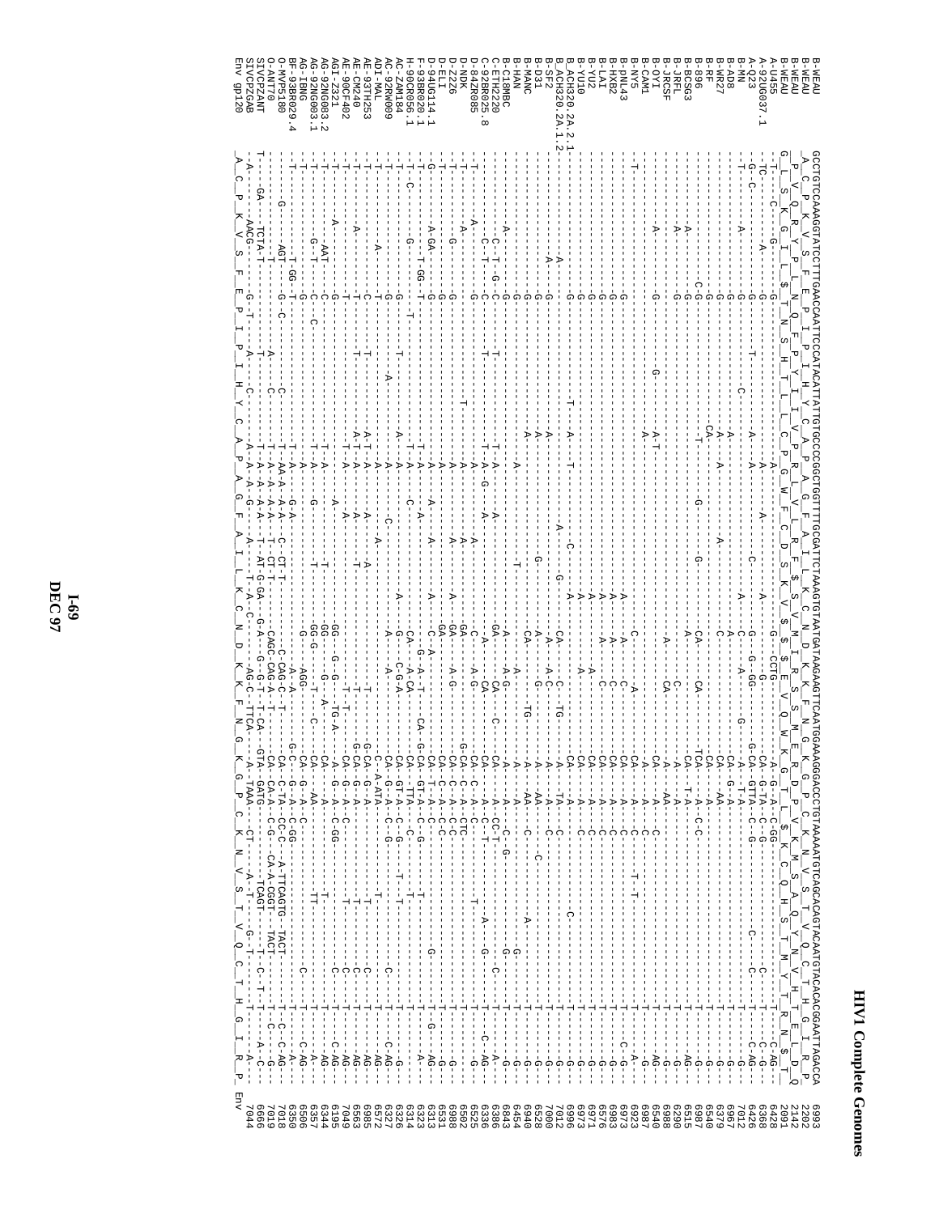# HIV1 Complete Genomes

```
B-WEAU         GCCTGTCCAAGGTATCCTTTGAACCAATTCCCATACATTATTGTGCCCCGGCTGGTTTTGCGATTCTAAAGTGTAATGATAAGAAGTTCAATGGAAAAGGACCCTGTAAAAATGTCAGCACAGTACAATGTACACACGGAATTAGACCA  6993
B-WEAU          A  C  P  K  V  S  F  E  P  I  P  I  H  Y  C  A  P  A  G  F  A  I  L  K  C  N  D  K  K  F  N  G  K  G  P  C  K  N  V  S  T  V  Q  C  T  H  G  I  R  P   2202
B-WEAU         P  V  Q  G  Y  P  L  N  Q  F  P  Y  I  I  V  P  R  L  V  L  R  F  $  S  V  M  I  R  S  S  M  E  R  D  P  V  K  M  S  A  Q  Y  N  V  H  T  E  L  D  Q  2142
B-WEAU         G  L  S  K  G  I  L  $  T  N  S  H  T  L  L  C  P  G  W  F  C  D  S  K  V  $  $  E  V  Q  W  K  G  T  L  $  K  C  Q  H  S  T  M  Y  T  R  N  $    2091
```

The remainder of the page is a nucleotide sequence alignment (rotated) of HIV-1 complete genomes (env gp120 region) for the following sequences, with end positions:

| Sequence | Position |
|---|---|
| A-U455 | 6428 |
| A-92UG037.1 | 6368 |
| A-Q23 | 6426 |
| B-MN | 7012 |
| B-AD8 | 6967 |
| B-WR27 | 6967 |
| B-RF | 6379 |
| B-896 | 6540 |
| B-BCSG3 | 6987 |
| B-JRFL | 6515 |
| B-JRCSF | 6290 |
| B-OYI | 6908 |
| B-CAM1 | 6540 |
| B-NY5 | 6987 |
| B-pNL43 | 6923 |
| B-HXB2 | 6973 |
| B-LAI | 6983 |
| B-YU2 | 6576 |
| B-YU10 | 6971 |
| B_ACH320.2A.2.1 | 6973 |
| B_ACH320.2A.1.2 | 6996 |
| B-SF2 | 7012 |
| B-D31 | 7000 |
| B-MANC | 6528 |
| B-HAN | 6940 |
| B-C18MBC | 6454 |
| C-ETH2220 | 6843 |
| C-92BR025.8 | 6386 |
| D-84ZR085 | 6336 |
| D-NDK | 6525 |
| D-Z2Z6 | 6502 |
| D-ELI | 6508 |
| D-94UG114.1 | 6531 |
| F-93BR020.1 | 6313 |
| H-90CR056.1 | 6323 |
| AC-ZAM184 | 6314 |
| AC-92RW009 | 6326 |
| ADI-MAL | 6327 |
| AE-93TH253 | 6572 |
| AE-CM240 | 6985 |
| AE-90CF402 | 6563 |
| AGI-Z321 | 7049 |
| AG-92NG083.2 | 6195 |
| AG-92NG003.1 | 6344 |
| AG-IBNG | 6357 |
| BF-93BR029.4 | 6506 |
| O-MVP5180 | 6350 |
| O-ANT70 | 7018 |
| SIVCPZANT | 7019 |
| SIVCPZGAB | 6666 |
| Env gp120 | 7044 |

```
Env gp120       A  C  P  K  V  S  F  E  P  I  P  I  H  Y  C  A  P  A  G  F  A  I  L  K  C  N  D  K  K  F  N  G  K  G  P  C  K  N  V  S  T  V  Q  C  T  H  G  I  R  P   Env
```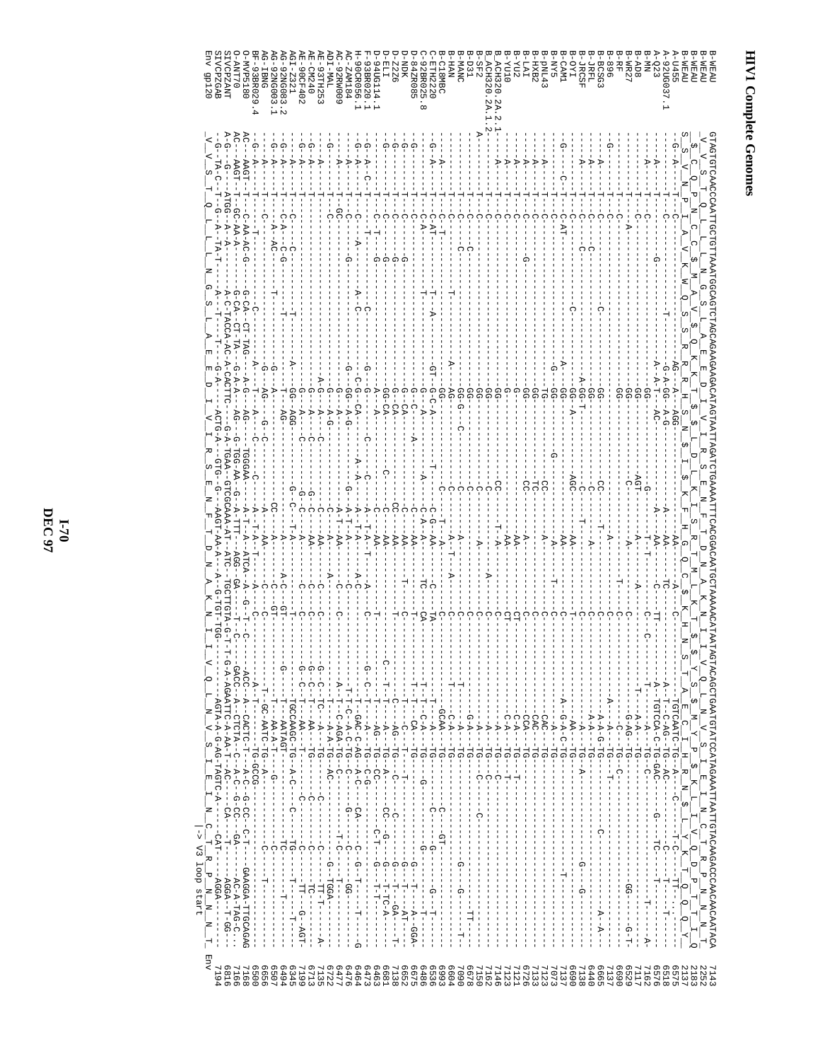# HIV1 Complete Genomes

```
B-WEAU        GTAGTGTCAACCCAATTGCTGTTAAATGGCAGTCTAGCAGAAGAAGACATAGTAATTAGATCTGAAAATTTCACGGACAATGCTAAAACCATAATAGTACAGCTGAATGTATCCATTAGAAATTAATTGTACAAGACCCAACAACAATACA  7143
B-WEAU         V  V  S  T  Q  L  L  L  N  G  S  L  A  E  E  D  I  V  I  R  S  E  N  F  T  D  N  A  K  N  I  I  V  Q  L  N  V  S  I  E  I  N  C  T  R  P  N  N  N  T  Q          2252
B-WEAU                                                                                                                                                      2183
B-WEAU                                                                                                                                                      2137
Env gp120      V  V  S  T  Q  L  L  L  N  G  S  L  A  E  E  D  I  V  I  R  S  E  N  F  T  D  N  A  K  N  I  I  V  Q  L  N  V  S  I  E  I  N  C  T  R  P  N  N  N  T
                                                                                                                                  |-> V3 loop start
```

| Sequence | Position |
|---|---|
| B-WEAU | 7143 |
| B-WEAU | 2252 |
| B-WEAU | 2183 |
| B-WEAU | 2137 |
| A-U455 | 6575 |
| A-92UG037.1 | 6518 |
| A-Q23 | 6576 |
| B-MN | 7162 |
| B-AD8 | 7117 |
| B-WR27 | 6529 |
| B-RF | 6690 |
| B-896 | 7137 |
| B-BCSG3 | 6665 |
| B-JRFL | 6440 |
| B-JRCSF | 7138 |
| B-OYI | 6690 |
| B-CAM1 | 7037 |
| B-NY5 | 7073 |
| B-PNL43 | 7123 |
| B-HXB2 | 7133 |
| B-LAI | 6726 |
| B-YU2 | 7121 |
| B-YU10 | 7123 |
| B_ACH320.2A.2.1 | 7146 |
| B_ACH320.2A.1.2 | 7162 |
| B-SF2 | 7150 |
| B-D31 | 6678 |
| B-MANC | 7090 |
| B-HAN | 6604 |
| B-C18MBC | 6993 |
| C-ETH2220 | 6536 |
| C-92BR025.8 | 6486 |
| D-84ZR085 | 6675 |
| D-NDK | 7652 |
| D-Z2Z6 | 7158 |
| D-ELI | 6681 |
| D-94UG114.1 | 6463 |
| F-93BR020.1 | 6473 |
| H-90CR056.1 | 6464 |
| AC-ZAM184 | 6476 |
| AC-92RW009 | 6477 |
| ADI-MAL | 6722 |
| AE-93TH253 | 7135 |
| AE-CM240 | 6713 |
| AE-90CF402 | 7199 |
| AGI-Z321 | 6345 |
| AG-92NG083.2 | 6494 |
| AG-92NG003.1 | 6507 |
| AG-IBNG | 6656 |
| BF-93BR029.4 | 6500 |
| O-MVP5180 | 7168 |
| O-ANT70 | 7166 |
| SIVCPZANT | 6816 |
| SIVCPZGAB | 7194 |
| Env gp120 | Env |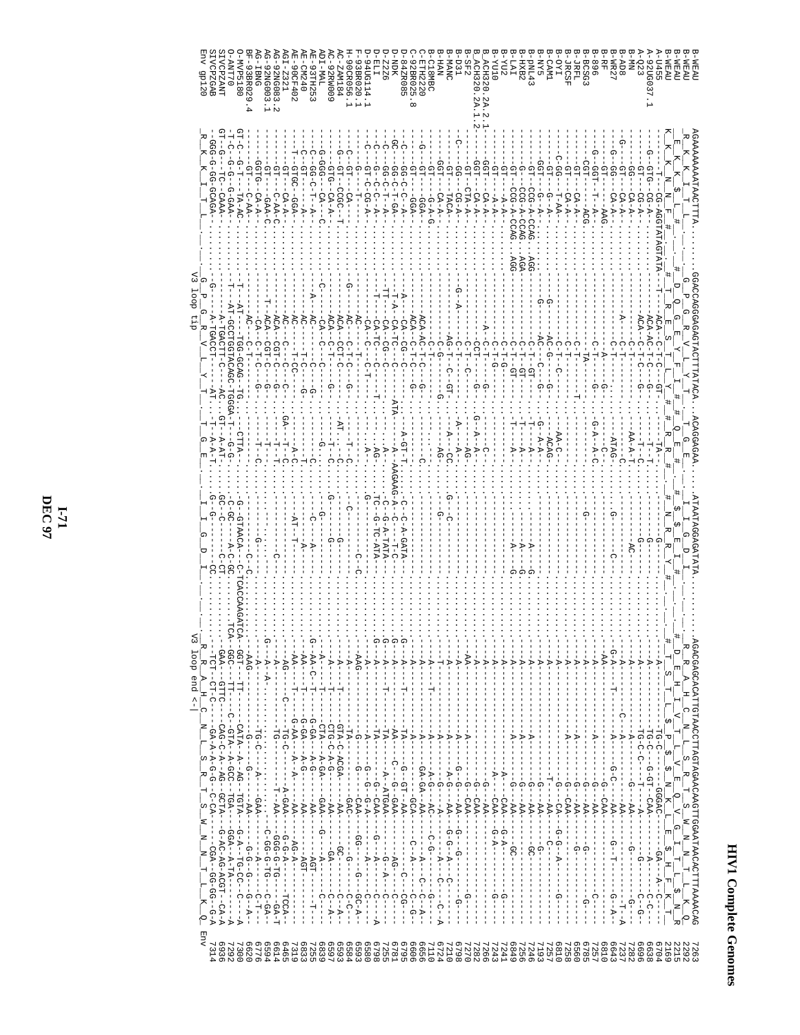```
B-WEAU        AGAAAAAAATAACTTTA........GGACCAGGGAGAGTACTTTATACA..ACAGGAGAA.....ATAATAGGAGATATA........AGACGAGCACATTGTAACCTTAGTAGAGCAAGTTGGAATAACACTTTAAAACAG  7263
B-WEAU        _R__K__K__I__T__L_...  _G__P__G__R__V__L__Y__T__T__G__E_  _I__I__G__D__I_  _R__R__A__H__C__N__L__S__R__T__S__W__N__N__T__L__K__Q_  2292
B-WEAU        _E__K__K__I__$__L__#_  _D__Q__G__E__Y__F__I__#__#__Q__E__#_  _#__$__E__I__#_  _#__D__E__H__I__V__T__$__L__S__R__Q__V__E__I__S__H__F__K__N_R  2215
B-WEAU        K_K_K_N_E_#_  _#__T__R__E__S__L__L__Y__#__#__R__R__#_  _#__N__R__R__Y__#_  _#__T__S__T__L__$__P__$__$__N__K__L__E__$__H__F__K__T_  2169
A-U455        ---T---CG-AGGTATAGTATA--T--T-----ACA-C-T-C--GT-.-T--TA----.-----G---------T--.--T-----A-----TG-C--T---GGGAC---GA--A-C-C--  6704
A-92UG037.1   ---G-GTG--CG-A-..........------ACA-AC-T-C--G-.-----T-T-.......-G-----.......A------TG-C---G-GT--CAA-----A----C-C--  6638
A-Q23         ---GT---CG-A-..........--------ACA--C-T-C--G--.-----T--C-.....-----G----......A------TG-C-C---T---A-------C--G--  6696
B-MN          ---GG---CA-A-..........--------C-T--------.-------AA-A-T.....-----AC---......A------A-----G---AA---G-----G----  7282
B-AD8         ---GT---CA-A-..........------A---C-T-------.-------C-.....--------......A----C--A-----AA----------T-A  7237
B-WR27        -G---GG---CA-A-..........-------C-T-------.-------ATAG-.....--G-----C-......G-A------A-----G-C----AA----G--T---G-A--  6643
B-RF          ---GT------AAG..........------------A---G-.....--C-...........AA-----------G---CAA-------------  6810
B-896         -G-GGT-T--A-..........-------C-T-----G-.---G-A--A-C-.....---------......A------A-----G---AA------------C--  7257
B-BCSG3       ---CGT------ACG..........-----TA------.------------G-.....--------......A-------A-----G---AA----G-----------G--  6785
B-JRFL        ---GT---CA-A-..........----C-T----------T-.....--------......A------A-----G---AA------G-----------  6560
B-JRCSF       ---GT---CA-A-..........----C-T------------.....--------......A----A--------G-CAA-------------------  7258
B-OYI         ---C-GG---T-AA-..........----C-T--C--------AA-C-.....--------......A------------G-CA---G-G--A------G--  6810
B-CAM1        ---GT---G-A-..........-------AC-G---C--G-.---ACAG-.....--------......A-------T------AA---G-----------  7257
B-NY5         ---GGT---G-A-..........--G--AC-G---C--G-.---G-A-A-.....--------......A-------A-----G---AA-----------  7253
B-pNL43       ---GT---CCG-A-CCAG..AGG--G----C-T---GT--.---T---A-.....-----A---G......A-------A-----G---AA---GC--------  7246
B-HXB2        ---G----CCG-A-CCAG..AGA-------C-T---GT--.---T---A-.....-----A---G......A-------A-----G---AA----------  7256
B-LAI         ---GT---CCG-A-CCAG..AGG-------C-T---GT--.---T---A-.....-----A---G......A-------A-----G---AA----GC------  6849
B-YU2         ---GT---A-A-..........--------C-T-G------.------------.....--------......A-------A---CAA----G-A------G--  7241
B-YU10        ---GT---A-A-..........--------C-T-G------.------------.....--------......A-------A---CAA----G-A------G--  7243
B_ACH320.2A.2.1 -GGT---CA-A-..........---A---C-T------G-.---C-.....--------......A--------------AA---------------  7266
B_ACH320.2A.1.2 -GGT---CA-A-..........-----CCT----G-.---G-A-A-.....--------......A--------------AA---------------  7282
B-SF2         ---GT---CTA-A-..........-----C-T---C-----.-----AG-.....--------......AA-------G---CAA-----------G---  7270
B-D31         --C---GG---CG-A-..........--G-A------C-T---------A-.....--------......A-------A---G-CAA------------G---  6798
B-MANC        ---GT---TACA-..........-----AG-T--C--GT-.---A---CC-.....G---C---......A-------A-G---AA---G-G--A---C-----  7210
B-HAN         ---GGT---CA-A-..........-----C-G-------G-.---AG-.....--------G---......T-------A-------A------A--C---C--A  6724
B-C18MBC      ---GT---G-A-G-..........--------C-T-------.------------.....--------......A-------A-G---AC---C-G------G--  7110
C-ETH2220     ---G-----GT---GGA-..........--ACA-AC-T-C---G--.------C-.....--------......A-------A--G---AA---C--A---C--C-A-  6656
C-92BR025.8   ---GT---GGA-..........-----ACA---C-T--C--G-.------------.....--------......A---GA-GA--AA---G-----C--A---C-A-  6606
D-84ZR085     --C---GG-C-C-A-..........--A---CA--CG--G---.-A-GT-T---.---C--C-A-GATA-......A-------TA----G-GT--AA----G-G---CG---  6795
D-NDK         ---GC---GG-C-T-GA-..........--A---CA-TC-----ATA-..-A-AAGAAG-A--C-A-TT-C-......G--A----AA----C---G-GAA-----AG-----C---  7261
D-Z2Z6        ---C---GG-C-A-..........--TT---CA--TC-----G---.--AG-.....----C-A-TATA-......G--A------TA----G-G--AA------G--A----C--  7235
D-ELI         ---C---GG-C-A-..........--T----CA-TC-----T---.--AG-.....TC-G-TC-ATA-......A------TA---A--ATGAA---G-----C-----A  6790
D-94UG114.1   ---C---GT-C-CG-A-..........------CA--C-----T---.--A-.....----G-G-TC-ATA-......A------TA---G-A--CAA---G--------C-  6580
F-93BR020.1   ---C---G-------T-..........---------AC----T----.------.....---C--C-......AAG-------G---G--G--CAA----G-G---GC-A--  6593
H-90CR056.1   ---C---GT---CA-..........G-----AC-C-T-C--G-.--T--C-.....C--------......AA-------TA-------GAC----G-----C-C--  6584
AC-ZAM184     ---G-GT---CCGC--T..........---ACA---CCT-C-------AT--C-.....---G-------......A-------GTA-C-ACGA---AA----GC-----C-A-  6593
AC-92RW009    ---GTG---CA-A-..........-----ACA--C-T-------G---T--C-.....G-------G---......A-------CTG-C-A-G---AA-----GA-----C-A-  6597
ADI-MAL       ---G-GGG---CA---C..........---C-------CA---C-----C--------G-.....---G-------......A-------CTA---A-GA---GAA---G-----A------C--  6839
AE-93TH253    ---C---GG-C-T-A-..........----A---AC---C-------------C-.....---C---A-----......G--AA-C----G-GA---A-G-----AA-----AGT-------T-  7255
AE-CM240      ---C---GT---A-..........------AC--T-C---G-----T-----C-.....---------A---......AA-----G-GA---A-G-----AA-----AGT---------  6833
AE-90CF402    ---T---GTGC--GGA-..........-----AC---T-CC---------A-C-.....---AT----T---......AA-------G-AA---A--A-----AA---AG-A-------  7319
AGI-Z321      ---GT---CA-A-..........------AC---C-----C--GA--T--C-.....---------A---......AG---------TG-C------A-GAA-----GG-G-A-----TCCA-  6465
AG-92NG083.2  ---GT---C-AA-C..........------AC---C-----C--------T--T-.....----C----......A-------TG-C---------AA---GGG-G-TG----GA-T  6614
AG-92NG003.1  ---GT---GAA-C..........---T--ACA--CGT-C--G-------T-.....--------......A-------TG---------T--AA-------C-GG-G-TG---C-GA-  6594
AG-IBNG       ---GGTG---CA-A-..........------ACA--CGT-C--G-------T-.....----G----......G--A-A-------TG-C----A---GAA-------C-----C-T--  6776
BF-93BR029.4  ---GT---C-AA-..........----AC---C-T-------G-.----T--C-.....--------......A-------G------G-----AA---G-G--G---G--A--  6620
O-MVP5180     GT-C---G-T---TA-AC..........T---AT---TGG-GCAG-TG...---CTTA-.....-G-GTAACA--C-TCACCAAGATCA--AAG----CATA--A--AG---TGTA--G-A--TG-CC--C----A  7300
O-ANT70       -T-C---G-G--G-GAA-..........T---AT-GCCTGGTACAGC-TGGGA-T---G-G-.....C-GC-----A-C-GC.....TCA--GGT---TT----C-GTA--A-GCC---TGA----GGA--A-TA-------A  7292
SIVCPZANT     GT-G---TC---CAAA-..........---A-TGACCT-C---AC-GT--A-AT-.....GC-C------C-CT.....GAA--GGC--GTTC----CAG-C-A--AG---GCTA---G-AC-AG-ACGT--CA-A  6936
SIVCPZGAB     ---GGG-G-GG-GCAGA-..........---G------A-TGACCT-C-----AT-------A-AT-.....-G-----------CC.....-TCT--CT-C-----GA-A-A-G-G-C-CA---CGA--GG-GG--G-A  7314
Env gp120     _R__K__K__I__T__L_   V3 loop tip   _G__P__G__R__V__L__Y__T__T__G__E_  _I__I__G__D__I_   V3 loop end <-|  _R__R__A__H__C__N__L__S__R__T__S__W__N__N__T__L__K__Q_  Env
```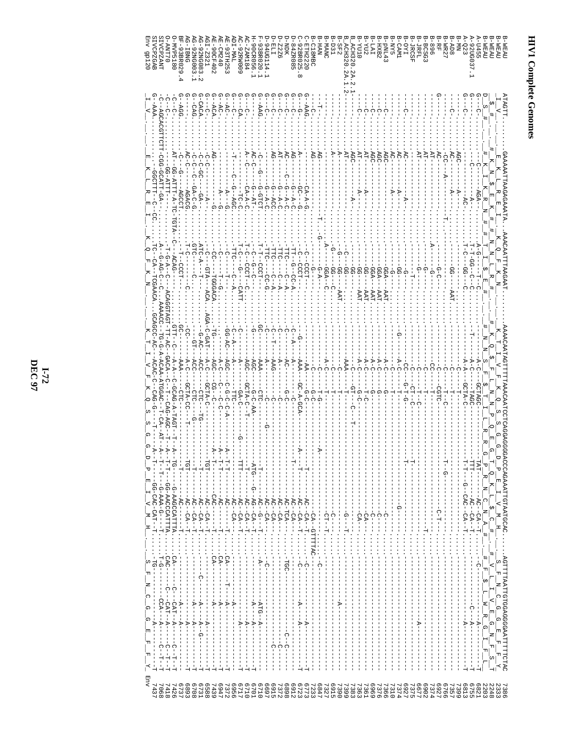# HIV1 Complete Genomes

```
B-WEAU          ATAGTT.....GAAAAATTAAGAGAAATA...AAACAATTTAAGAAT.........AAAACAATAGTTTTTAAACAATCCTCAGGAGGGGACCCAGAAATTGTAATGCAC.....AGTTTTAATTGTGGAGGGGAATTTTTCTAC 7386
B-WEAU          _I__V_.....E__K__L__R__E__I_..._K__Q__F__K__N_.........K__T__I__V__F__K__Q__S__S__G__G__D__P__E__I__V__M__H_....._S__F__N__C__G__G__E__F__F__Y_ 2333
B-WEAU          _$__C_.....#__K__N__$__E__K__#__#__T__N__L__R__E__.........#__K__Q__$__F__L__N__P__Q__E__G__T__Q__K__L__$__C__#_.....#__V__L__I__V__E__G__N__F__S_ 2248
B-WEAU          D__S__#.....K__I__K__R__N__#__#__T__N__L__R__E__.........N__N__S__F__T__I__L__R__R__G__P__R__N__C__N__A__#_....._F__$__L__W__R__G__I__F__L_ 2203
A-U455          G--C-......C-----C--AGA-.......A-G-----T--C-.........--A-C--GCTAGC------------TAT----AC-CA--T.....-C--------------T 6821
A-92UG037.1     G-----......-----C--A--.......T-T-GG--C--C-.........--T--A-C----TAGC-----------TTT----AC-CA--T...........C--A----T 6755
A-Q23           G--C-......-----AC-....... T-C---GG--C-.........--A-A---GCTA-C-----------T-T---G--CAC--CA--T..........A------T 6813
B-MN            -----.....AGC-----A-........-----------.........---C--T----------------------------------........------------ 7399
B-AD8           -----.....AC------A-........------GG--AAT.........---C--T----------------------------------........------------ 7357
B-WR27          --C--.....-CC---A--........-----------.........---C--T--C--------------------------------........------------ 6766
B-RF            G----.....AC--------........----G-C--.........---C----CGTC-------------T--G-------C-T-....------------------ 6927
B-896           -----.....AT---------........A----------.........---CC--T--------------------------------........------------ 7374
B-BCSG3         -----.....AT---------........----G-----.........---C--T----------------------------T--........------------ 6902
B-JRFL          -----.....AT---------........-G------.........---C--T-C-----------------------------........------------ 6677
B-JRCSF         -----.....-----------........-----T---.........---C--CT--C-------T--------------------........---A-------- 7375
B-OYI           -----.....AC-------A-........-----------.........---C--T----------------------------------........------------ 6927
B-CAM1          --C--.....AC------A---........G---------.........--G-T-G-------------------------------........------------ 7374
B-NY5           -----.....AC-----A-........GG-----------.........-CC---T--------------G------------------........------------ 7310
B-pNL43         -----.....AGC------A-........GGA---AAT.........A-C---G-------------------C---------........------------ 7366
B-HXB2          -----.....AGC------A-........GGA---AAT.........A-C---G-------------------C---------........------------ 7376
B-LAI           -----.....AGC------A-........GGA---AAT.........A-C---G-------------------C---------........------------ 6969
B-YU2           -----.....AT------A-........GG---AAT.........A-C--T-C------------------CA--------........------------ 7361
B-YU10          -----.....AT------A-........GG---AAT.........A-C--G-C-----------------------------........------------ 7363
B_ACH320.2A.2.1 -----.....AGC------A-........C--GG-------.........--C--GT---C--T----------------------........------------ 7383
B_ACH320.2A.1.2 -----.....AT---------........G---GG-------.........AAA---T-----------------CA--------........------------ 7399
B-SF2           -----.....A----------........-G--GG---AAT.........--C---T--------------G--T-------........---A-------- 6915
B-D31           -----.....A----------........A--GG---C--.........--C---T-----------------------........------------ 7390
B-MANC          --T--.....-----------........GGA-C-----.........A-C--T--------------CT--T-----........--C--------- 7327
B-HAN           -----.....AG---------...T....--G-A------.........--C--T-G--------A----------------........------------ 6847
B-C18MBC        --C--.....AG---------........G----------.........--C---G-C----------------CA--GTTTTAC........-C---------- 7233
C-ETH2220       G-AAG.....-------CA-A-G........C---CCCT.........---AA----G-C--------T--AC-----CA--T........-C--A-----A----T 6773
C-92BR025.8     G--G-.....A-------GC---G........C---CCCT.........-G---AAA---GC-A-GCA----A--T--AC-----CA--T........-C--A-----A----T 6723
D-84ZR085       G--C-.....AG------G--A-C........TT--G---CC-A.........C--A--A-----C---------T--AC-CA--------........TGC--------------- 6898
D-NDK           G--C-.....AC---C-G--A-C........TTG------C-A.........---AC------G-C--------------AC-TCA--------........---------C-C----- 6912
D-Z2Z6          G--C-.....AT------A-C........TTC-----C-A.........C-----C--------------AC-CA--------........---------C-------- 7372
D-ELI           G--C-.....AT------ACC........TTC----C-A.........C--T--AAG---C------------AC-CA--------........-----------C----- 6915
D-94UG114.1     G--C-.....AG--------G--A-C........TTC---CC-G.........C---A---C------G------AC-CA--------........C-------------- 6697
F-93BR020.1     G-AAG.....-C----G--G-GTCT........T-T---CCT.........GC---AAA----CTC-----T-------AC-G---T........A-----ATG-A-------T 6710
H-90CR056.1     G-----.....AC-C-----G-AT-........-C---G--C-.........G---AGC---G-C-AA----ATG---G--AG-CA--T............-A---A--------T 6701
AC-ZAM184       G--C-.....A-C--------CA-A-C........T-C--CCCT-C-.........AGC---GCTA-C--T-------T--AC-CA--T...............A--------T 6710
AC-92RW009      G--CA-.....-------------TC-C........T-C------G--CATT.........C---A-----GA-C------TTT--AC-CA--T...............A--------T 6717
ADI-MAL         G--C-.....--T------C--G-AGC........TTC------C-A.........C-A----A-----TTC------G------AC-CA--------........A----------- 6956
AE-93TH253      G--AC-.....-----------A---G........-C------T-.........GG-AC--AGC-C-G-C-C-A--A-T-T--AC-------T...CA-----T--A---------T 7372
AE-CM240        G--AC-.....---------A---G........-C------T-G-.........---A-C---C-----A-T-T--AC----------...CA-----A-------T 6947
AE-90CF402      G--ACA.....AG--------G........CC---TGGGACA.........TG---AGC---CG-C------A--T----CAC-------T...CA-----A-------T 7439
AGI-Z321        G--C-.....-C-C---A--........C---GTA--ACA.AGA-C-GAT-A-C---GCTA-C-----TGT------AC-CA--T...............A--------T 6588
AG-92NG083.2    G-CACA.....-C-C-GC---GA-........ATC-A---T--.........G-AC---ACC---CTC--TG------T---AC-CA--T........C-----A--G----T 6731
AG-92NG003.1    G-CAG-.....-C-C--C-GA-C-G........GTC-----C-.........--GT---ACC---CTC----G------T---AC-CA--T...............A--------T 6708
AG-IBNG         G-----.....AC-C----AGACG........T-C-----C--.........CC---A-C---GCTA-CC----T---TGT-----AC--CA--T...............A--------T 6893
BF-93BR029.4    G-AGG.....C-C---G----AGCCT........--T-CCCT-.........GC---AAA---CTC-------T-------AC-------T...............A--------T 6737
O-MVP5180       -C--C-.....AT--GG-ATTT-A-TC-TGTA-C---ACAG-.........GTT-C---A-A--C-GCAG-A-TAGT--T--A--TG---G-AAGCCATTTA...CA-----C--CAT--A----C-T--T 7426
O-ANT70         --C--.....GG-ATT--GA-........A-T-G-A-C--ACAGGTAGT-TT-AC--GACA-C--T--CAG-AGC--T--A--T--T-GG-AACCCATTTA...CAC-----C--CAT--A----C-T--T 7418
SIVCPZANT       C--AGCACGTTCTT-CGG-GGATT-GA-........A--G-AG-C-C.AAAACC-TG-G-A-ACAA-ATGGAC--T-CA--AT--A--T-T--G-AAA-G---T...TG-----CCA---A----C--T--T 7068
SIVCPZGAB       G--AAA.....--GGCTT--C-..CC.TC--CA--TGGAACA.GCAGCC-AC--A-ACAC-C-CAG-G---T---A--T--GG-CAC-GAT--T...TG-----CCA---A----C--T--T 7437
Env gp120       _I__V_.....E__K__L__R__E__I_..._K__Q__F__K__N_.........K__T__I__V__F__K__Q__S__S__G__G__D__P__E__I__V__M__H_....._S__F__N__C__G__G__E__F__F__Y_ Env
```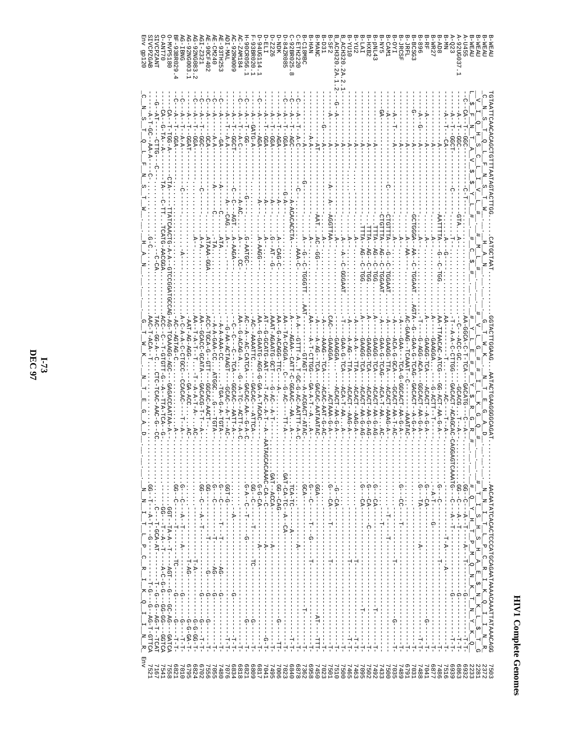# HIV1 Complete Genomes

```
B-WEAU            TGTAATTCAACACAGCTGTTTAAATAGTACTTGG.........CATGCTAAT..........GGTACTTGGAAG...AATACTGAAGGGGCAGAT................AACAATATCACACTCCCATGCAGAATAAAACAAATTATAAACAGG  7503
B-WEAU            _C__N__S__T__Q__L__F__N__S__T__W_.........._H__A__N_.........._G__T__W__K_...N__T__E__G__A__D_................_N__N__I__T__L__P__C__R__I__K__Q__I__I__N__R_  2372
B-WEAU            _V__I__Q__H__S__C__L__L__V__$__Y__L_......._M__L__I_..........V__L__G__R__I__L__K__G__Q__I_................Q__Y__H__T__P__M__Q__N__K__T__N__Y__K__Q_  2281
A-U455            L_$__F__N__T__A__V__$__$__Y__L__#__#__C__$__#__#_#_#_#_#_#_#_#_#_#_#_#_L__E__#__#__L__K__R__#__#_...........#__Y__H__R__P__A__E__$__N__K__L__I__$__T__G_  2233
A-92UG037.1       -C-CA--T--GGC-------C-T-............-------AA-GGCA-C-T--TCA--GACATG---C---A---..............GG-C----A-T-------A--T--------G-------T-T-  6932
A-Q23             --A--T--GGC...........GTA..A.............--C--ACC-GC......--GCACG...T--A-..........GG-C----A-T---------------------G-----T-T-  6863
B-MN              --A--T--GGCT...........C...........--T--A-A-C-CTTGG--GACACT-ACAGCAC-CAGGAGTCAAATG--C----A-T--------------------G-------T-T-  6939
B-AD8             --A--T---CA...........A--G..........AA-........AC...T--A-..............................T-A-------A--------------T--  7516
B-WR27            -------.........AATTTTA--G--C-TGG.....AA-TTAACAC-ATCG---GG-ACT-AA-G-A-..........G--C-------------T------------T--  7486
B-RF              ---A-...........A...........A---GAAGGA.....G-ACTT-T-.............A-T---------G-----------------T--  6877
B-896             ---A-...........A...........A---GAAGG-TCA---ACACT--A-G-A-...........G--CA-------------------G-----T--  7041
B-BCSG3           --A--G-...........A..........T---G-AGG-ACA---GGCACT-AA-G-A-..........G--TA---------A----------------T-T-  7488
B-JRFL            -G--A-...........GCTGGGA--AA--C-TGGAAT.AGTA--G--GAA-G-TCAG--GACACT--A-G-A-.................................T--  7031
B-JRCSF           ----A-...........A..AA-.......AC-GAAG--TCAAT--C-----AAATAC.................................T--  6791
B-OYI             ----A-...........A..A..........A---GAA---TCA-G-GGCACT-AA-G-A-...........G---CC-----T------------------T--  7489
B-CAM1            --A--T----A-...........A..A..........A---ACA-G-GCA---GCACT-AA-T-AC-.........................................T--  7035
B-NY5             -A-...........C...........CTGTTTA--G--C-TGGAAT...A---GAAGG-TTA---ACACT-AAAG-AC-.................T------------G-----T--  7590
B-PNL43           -GA-...........CTGTTTA--AG--C-TGGAAT...A---GAA-G-TCAG--ACACT--AA-A.....................T--------T------------T--  7433
B-HXB2            ----A-...........TTTA--AG--C-TGG....A---GAAGG-TCA---ACACT-AA-G-AG-.........G---CA-------------T-----------T--  7492
B-LAI             ----A-...........TTTA--AG--C-TGG....A---GAAGG-TCA---ACACT-AA-G-AG-.........G---CA----C--------------------T--  7502
B-YU2             ----A-...........TTTA--AG--C-TGG....A---GAAGG-TCA---ACACT-AA-G-AG-.........G---CA-------------T-----------T--  7095
B-YU10            ----A-...........A..A-.........A---A-A---TTA---ACACT--AAG-A-.........................T-------------T-T-  7463
B-ACH320.2A.2.1   ----A-...........A..A-.........A---A-AG---TTA---ACACT--AAG-A-........................T------------T-T-  7465
B-ACH320.2A.1.2   -G--A-...........A..A--C-GGGAAT..--T---GAA-G-TCA---ACA-T-AA--A-.........................T------------T-T-  7500
B-SF2             --A--...........A--A..AGGTTAA-.....CAC---GAAGGA....ACACT-AA-G-A-.........G--CA----T--------------------T--  7510
B-D31             ----A-...........A..........A---GAAGGA.....ACTAAA-G-A-......................T--------------T--  7501
B-MANC            ---G--A-...........A..........A---AAAG--TCA---ACAC-AAT-G-AC-............................................T--  7023
B-HAN             -----AT-...........AAT..AC--GG-.........A---A-AG---TCA---GACAC-AATAATAC-.......GGA---------------AT----TTT-  7450
B-C18MBC          ----A-A-...........A-..G-.........AA---A-T-CTTGG--GA-A-T--A-.A-.........G--C-----T--G-------------------T--  6958
C-ETH2220         -C--A--T--A-C...........A..G--C-TGGTT..AAT..........GTAGT--A-ACGACT-ATAC-.........GCA---------------------T--  7362
C-92BR025.8       -C--A--T--AGC...........A-ACACACCTA-..AAA-C......A-A---GTTT-A.-T-GC-G-AC-AATTT-A-C-..........A------A------------T--  6878
D-84ZR085         -C--A--T--GGA...........G-A-.........A---AGAA--CATT-C-GGAAC--AA--A-.........GAT-CA-TC---A--CA-------------T-T-  6840
D-NDK             -C--A--T--AGA-...........A-..CAG-C-......AA---TA-CAGGA--T-C---G-AC----TT-A-.........GG-CAG-------------G-----TT-  7023
D-Z2Z6            ---A--T--GGA-...........A-..A-AT--G-......AA---G-ACAGG-TTC-......A-.........GAT---A---------------------T--  7006
D-ELI             ---A---AGA-...........A-..A-.........AAAT-AGAATG-AAT---T-AC--A-T--A-.........CA-ACCA-A------------------T--  7035
D-94UG114.1       -C--A---GGA-...........A-..A-AAGG-......AT--G-GCATG-AAT---G-AC--A-T...--A--AATAGCACAAAC-CA-C---A-------------G-T-  7041
F-93BR020.1       -C--A--GATG-A-...........A-..A-AAGG-......AAT--G-GAATG-AGG-G-GA-A-TACAC---A-..........G-G-CA------------------T--  6817
H-90CR056.1       -C--A--T-GG-...........G-..G-AATGC-.......AC---AAAATTC--GACAC---ATTCA-.........GG-C-CA----T--TC----------G---T--  6809
AC-ZAM184         -C--A--T--A-C...........A-AC..A-AGGC-......AC-A---AC-CATCA--GACAC-AA--G-A-C-.........G-A--C--T-----G-------G---T--  6821
AC-92RW009        -C--A--T--GGCT...........C--AGT..A---CC......AA---G-ACAG-A---G-A-TC-ACTT-A-C-.........GG-C-CA----------------T--  6818
ADI-MAL           ---A--T--A-A-...........A--CAG..A-AAGA-.......--C---C---TCA--GGCAC--AATT-A-.........GGT-G---A-------G-------T-T-  6834
AE-93TH253        ---A--T--A-A-...........A--CAG..A-.........-G-AA-ACTAAGT--GCAC--A-T--AC-.........GGT-G-------------------T-T-  7076
AE-CM240          ---A----GA-.........A-.........C-ATA.....--A-A-AAA-CC....TGA-G-A-TGTA-.........G-C------T--T--AG-----------T-T-  7480
AE-90CF402        -C--A---A-A-.........A-.........C...TA......A-A-GAA-CC...ATGGC--G---TGTA-.........G-C---------T--AG-----------T-T-  7055
AGI-Z321          -C--A--T--GCA-........ATAAA-GGA......ACC-TGCA-G---GTT-...GGCAC-AACT-.........GG--------T--------G-----------T-T-  6702
AG-92NG083.2      -C--A--T--GGC-.........A--A-.........AA--GCACC-GCATA---GACACG-T-T-A-.........GG-C--A-T--------G-----------T-T-  7556
AG-92NG003.1      -C--A--T--GGA-........C...........AA--T-A-T--T-A-A-T-A-AC-.............T-A---G-G-GG-T-  6824
AG-IBNG           -C--A--T--GGAT-........A-.............AAT-AG-AGG---GA-ACC---AC-.........G--C---A-T--------T-AG-----G-G-GA-T-  6795
BF-93BR029.4      -C--A--T--A-A-.......C........A-C-A-A-C-CTGCC--CCACAC----T--A-.........G--C---A-T--A----G----G---T-T-  7010
O-MVP5180         -C--A--T-GGA-.........A-.............AC-AGTAG-C.........A-.........GG--C------TC---G-------G---T-T-  6821
O-ANT70           --CA--T-TGG-A--CTA--TTATCAACTG-A-A--GTCCGGATGCCAG-AG-TCAAAGG-AGC--GAGACACAATAAA-A-.........GGT-TA-A--T--AGT--G-GC-AG--GATCA  7558
SIVCPZANT         --CA--G-TA--A--TA--C-TT--TCATG-AACGGA......ACC-C--T-GTGTT-G--A--TTA-TCA-G-.........GG-----T-A-T--A-C-G-G-GG-GG--GGTCA  7541
SIVCPZGAB         -G--AT--GC-AA-A--C........G-C.......C-CA......TAC--GG-A--C...CTC-TCAC-AAC-G--CC...........C--T-GCA-AT---T-G--G-AG-T-TCAT  7167
Env gp120         _C__N__S__T__Q__L__F__N__S__T__W_.........._H__A__N_.........._A__C__T__W__K_...N__T__E__G__A__D_................_N__N__I__T__L__P__C__R__I__K__Q__I__I__N__R_  Env  7521
```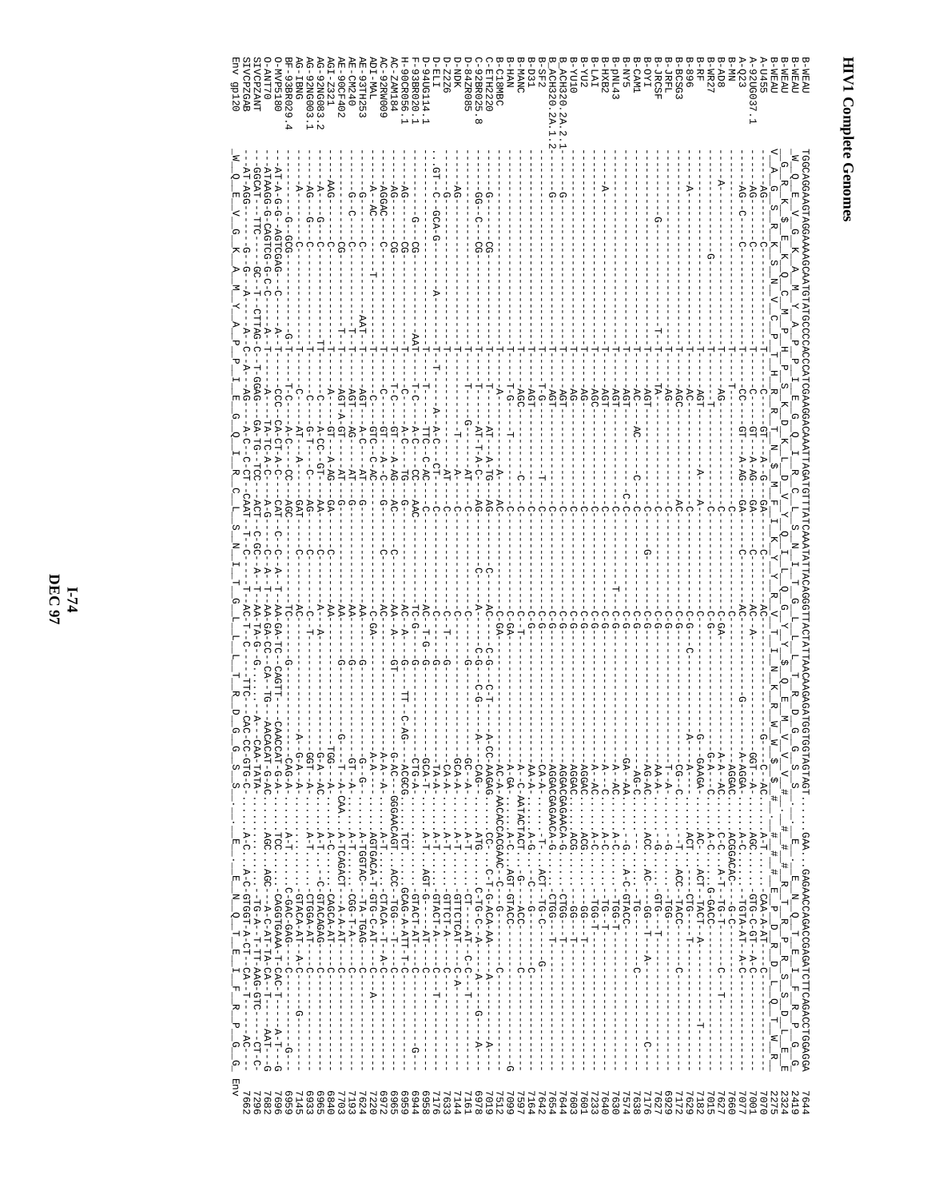# HIV1 Complete Genomes

```
B-WEAU       TGGCAGGAAGTAGGAAAAGCAATGTATGCCCCACCCATCGGAGGACAAATTAGATGTTTATCAAATATTACAGGGTTACTATTAACAAGAGATGGTGGTAGTAGT....GAA...GAGAACCAGACCGAGATCTTCAGACCTGGAGGA  7644
B-WEAU       W_Q_E_V_G_K_A_M_Y_A_P_P_I_E_G_Q_I_R_C_L_S_N_I_T_G_L_L_T_R_D_G_G_S_S_.E__E_N_Q_T_E_I_F_R_P_G_G   2419
B-WEAU       G_R_K_$_E_K_Q_C_M_P_H_P_S_E_D_K_L_D_V_Y_Q_I_L_Q_G_Y_Y_$_Q_E_M_V_V_V_.#_#_R_T_R_P_R_S_S_D_L_E_E   2324
B-WEAU       V_A_G_S_R_K_S_N_V_C_P_T_H_R_R_T_N_$_M_F_I_K_Y_Y_R_V_T_I_N_K_R_W_W_$_#_#_#_#_E_P_D_R_D_L_Q_T_W_R   2275
A-U455                                                                                                                          7070
A-92UG037.1                                                                                                                     7001
A-Q23                                                                                                                           7077
B-MN                                                                                                                            7660
B-AD8                                                                                                                           7627
B-WR27                                                                                                                          7015
B-RF                                                                                                                            7182
B-896                                                                                                                           7629
B-BCSG3                                                                                                                         7172
B-JRFL                                                                                                                          6929
B-JRCSF                                                                                                                         7627
B-OYI                                                                                                                           7176
B-CAM1                                                                                                                          7638
B-NY5                                                                                                                           7574
B-NL43                                                                                                                          7630
B-HXB2                                                                                                                          7640
B-LAI                                                                                                                           7233
B-YU2                                                                                                                           7601
B-YU10                                                                                                                          7603
B_ACH320.2A.2.1                                                                                                                 7644
B_ACH320.2A.1.2                                                                                                                 7654
B-SF2                                                                                                                           7642
B-D31                                                                                                                           7164
B-MANC                                                                                                                          7597
B-HAN                                                                                                                           7099
B-C18MBC                                                                                                                        7512
C-ETH2220                                                                                                                       7019
C-92BR025.8                                                                                                                     6978
D-84ZR085                                                                                                                       7161
D-NDK                                                                                                                           7144
D-Z2Z6                                                                                                                          7633
D-ELI                                                                                                                           7176
D-94UG114.1                                                                                                                     6958
F-93BR020.1                                                                                                                     6944
H-90CR056.1                                                                                                                     6959
AC-ZAM184                                                                                                                       6965
AC-92RW009                                                                                                                      6972
ADI-MAL                                                                                                                         7220
AE-93TH253                                                                                                                      7624
AE-90CF402                                                                                                                      7193
AE-CM240                                                                                                                        7703
AGI-Z321                                                                                                                        6840
AG-92NG083.2                                                                                                                    6965
AG-92NG003.1                                                                                                                    6933
AG-IBNG                                                                                                                         7145
BF-93BR029.4                                                                                                                    6959
O-MVP5180                                                                                                                       7696
O-ANT70                                                                                                                         7682
SIVCPZANT                                                                                                                       7296
SIVCPZGAB                                                                                                                       7662
Env gp120    W_Q_E_V_G_K_A_M_Y_A_P_P_I_E_G_Q_I_R_C_L_S_N_I_T_G_L_L_T_R_D_G_G_S_S_.__E__E_N_Q_T_E_I_F_R_P_G_G   Env
```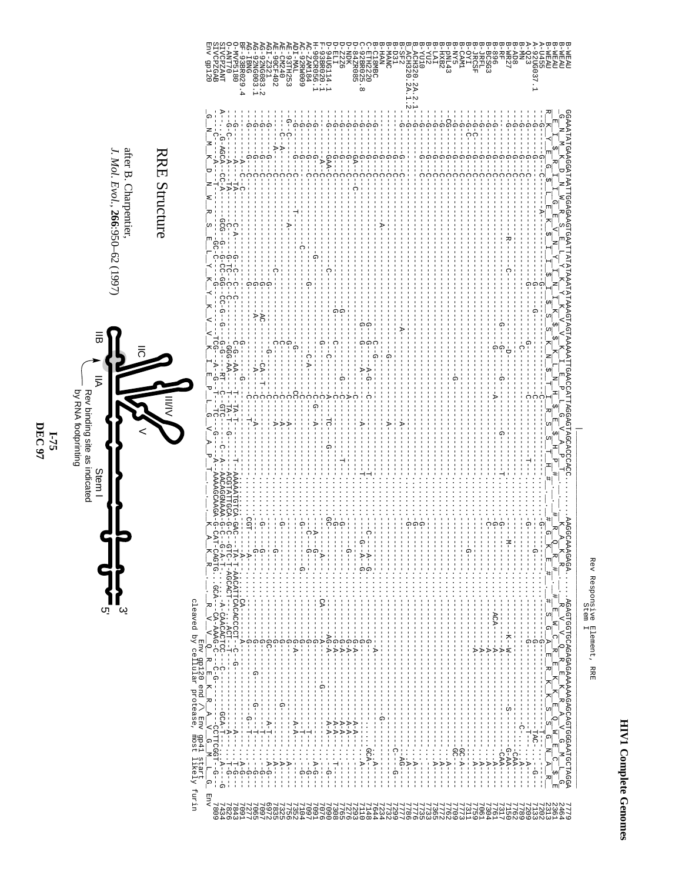## HIV1 Complete Genomes

### Rev Responsive Element, RRE
Stem I

```
B-WEAU          GGAAATATGAAGGATAATTGGAGAAGTGAATTATATAAATATAAAGTAGTAAAAATTGAACCATTAGGAGTAGCACCCACC.........AAGGCAAAGAGA.....AGAGTGGTGCAGAGAGAAAAAAGAGCAGTGGGAATGCTAGGA   7779
B-WEAU           G  N  M  K  D  N  W  R  S  E  L  Y  K  Y  K  V  V  K  I  E  P  L  G  V  A  P  T  .  .  .  K  A  K  R  .  .  R  V  V  Q  R  E  K  R  A  V  G  M  L  G   2464
B-WEAU            E  I  $  R  I  I  G  E  V  N  Y  I  N  I  K  $  $  K  L  N  H  $  E  $  H  P  .  #  G  K  E  #  #  S  G  A  E  R  K  K  S  S  G  N  A  R     2361
B-WEAU          R  K  Y  E  G  $  L  E  K  $  I  I  $  I  $  S  S  K  N  $  T  I  R  S  S  T  H  #  #  G  Q  R  #  #  E  W  C  R  E  K  K  E  Q  W  E  C  $  E   2313
```

RRE Structure

after B. Charpentier, *J. Mol. Evol.*, **266**:950–62 (1997)

Stem labels: I, IIA, IIB, IIC, III/IV, V; 5′, 3′

Rev binding site as indicated by RNA footprinting

Env gp120 end /\ Env gp41 start
cleaved by cellular protease, most likely furin

Sequences aligned: A-U455, A-UG037.1, A-Q23, B-MN, B-AD8, B-WR27, B-RF, B-896, B-BCSG3, B-JRFL, B-JRCSF, B-OYI, B-CAM1, B-NY5, B-pNL43, B-HXB2, B-LAI, B-YU2, B-YU10, B-ACH320.2A.2.1, B-ACH320.2A.1.2, B-D31, B-SF2, B-MANC, B-HAN, B-C18MBC, C-ETH2220, C-92BR025.8, D-84ZR085, D-NDK, D-Z2Z6, D-ELI, D-94UG114.1, F-93BR020.1, H-90CR056.1, AC-ZAM184, AC-92RW009, AD-MAL, AE-93TH253, AE-CM240, AE-90CF402, AGI-Z321, AG-92NG083.2, AG-92NG003.1, AG-IBNG, BF-93BR029.4, O-MVP5180, O-ANT70, SIVCPZANT, SIVCPZGAB, Env gp120.

Numbering (right column): 7779, 2464, 2361, 2313, 7280, 7209, 7333, 7789, 7762, 7150, 7317, 7761, 7304, 7061, 7759, 7771, 7773, 7709, 7762, 7772, 7733, 7735, 7776, 7796, 7792, 7739, 7234, 7644, 7148, 7293, 7276, 7765, 7308, 7090, 7076, 7091, 7097, 7104, 7756, 7325, 7835, 6972, 7097, 7065, 7277, 7091, 7843, 7826, 7434, 7889

I-75
DEC 97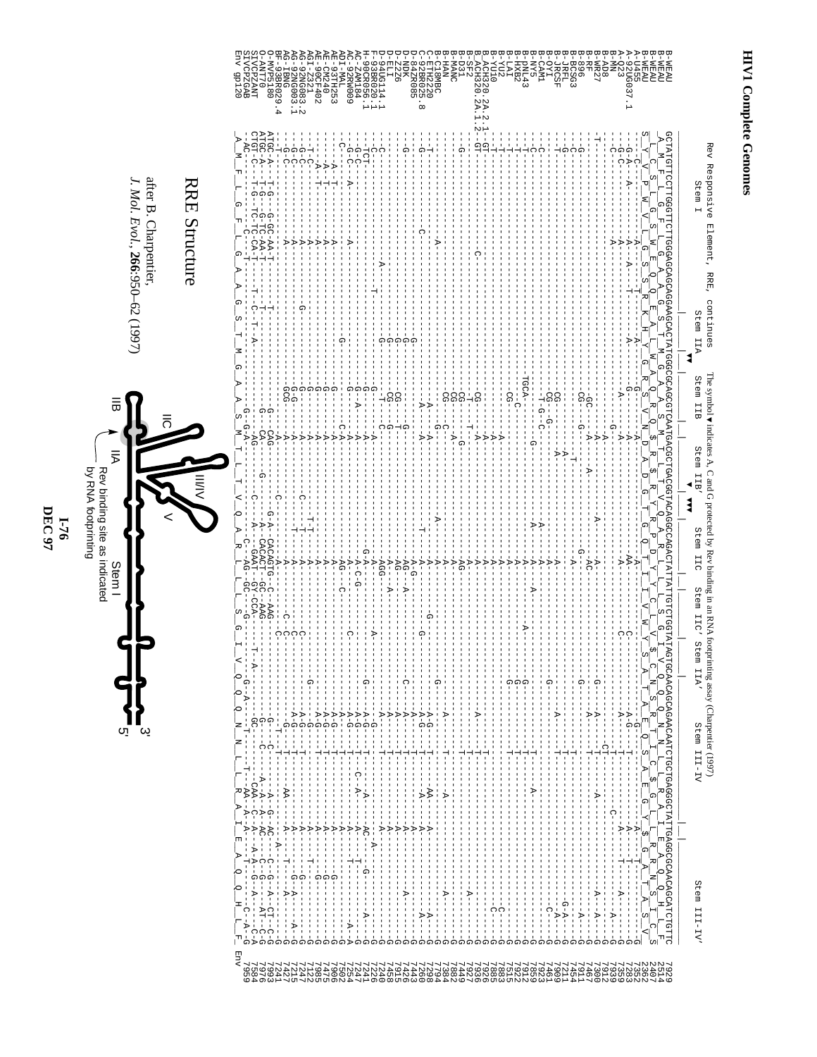# HIV1 Complete Genomes

Rev Responsive Element, RRE, continues

Stem I | Stem IIA | Stem IIB | Stem IIB' | Stem IIC | Stem IIC' | Stem IIA' | Stem III-IV | Stem III-IV'

The symbol ▼ indicates A, C and G protected by Rev binding in an RNA footprinting assay (Charpentier (1997))

```
B-WEAU    GCTATGTTCCTTGGGTTCTTGGGAGCAGCAGGAAGCACTATGGGCGCAGCGTCAATGACGCTGACGGTACAGGCCAGACTATTATTGTCTGGTATAGTGCAACAGCAGAACAATCTGCTGAGGGCTATTGAGGCGCAACAGCATCTGTTC 7929
B-WEAU     A  M  F  L  G  F  L  G  A  A  G  S  T  M  G  A  A  S  M  T  L  T  V  Q  A  R  L  L  L  S  G  I  V  Q  Q  Q  N  N  L  L  R  A  I  E  A  Q  Q  H  L  F   2514
B-WEAU    L  C  S  L  G  S  W  E  Q  Q  E  A  L  W  G  A  Q  R  Q  S  R  S  R  V  T  G  Q  T  I  I  V  W  Y  S  A  T  A  E  Q  S  A  E  G  Y  $  G  A  T  A  S  V  C  S  2407
B-WEAU    S  Y  V  P  W  V  L  G  S  S  R  K  H  Y  G  R  S  V  N  D  A  D  G  T  G  Q  T  I  I  V  W  Y  S  A  T  A  E  Q  S  A  E  G  Y  $  G  A  T  A  S  V  2362
```

[Alignment of RRE sequences for isolates: A-U455, A-92UG037.1, A-Z3, B-MN, B-WEAU, B-AD8, B-WR27, B-RF, B-896, B-BCSG3, B-JRFL, B-JRCSF, B-OYI, B-CAM1, B-NY5, B-pNL43, B-HXB2, B-LAI, B-YU2, B-YU10, B-ACH320.2A.2.1, B-ACH320.2A.1.2, B-SF2, B-D31, B-MANC, B-HAN, B-C18MBC, C-ETH2220, C-92BR025.8, D-ZR085, D-NDK, D-Z2Z6, D-ELI, D-94UG114.1, F-93BR020.1, H-90CR056.1, AC-ZAM184, AC-92RW009, ADI-MAL, AE-93TH253, AE-CM240, AE-90CF402, AGI-Z321, AG-92NG083.2, AG-92NG003.1, AG-IBNG, BF-93BR029.4, O-MVP5180, O-ANT70, SIVCPZANT, SIVCPZGAB, Env gp120 — ending positions: 7352, 7283, 7939, 7912, 7300, 7467, 7451, 7454, 7211, 7909, 7461, 7923, 7859, 7912, 7922, 7515, 7883, 7925, 7926, 7936, 7927, 7441, 7849, 7384, 7794, 7298, 7260, 7443, 7423, 7915, 7458, 7240, 7226, 7241, 7254, 7502, 7906, 7475, 7985, 7122, 7247, 7215, 7225, 7241, 7993, 7976, 7584, 7959]

## RRE Structure

after B. Charpentier, *J. Mol. Evol.*, **266**:950–62 (1997)

Rev binding site as indicated by RNA footprinting

Stem I, IIA, IIB, IIC, III/IV, V, 5', 3'

I-76
DEC 97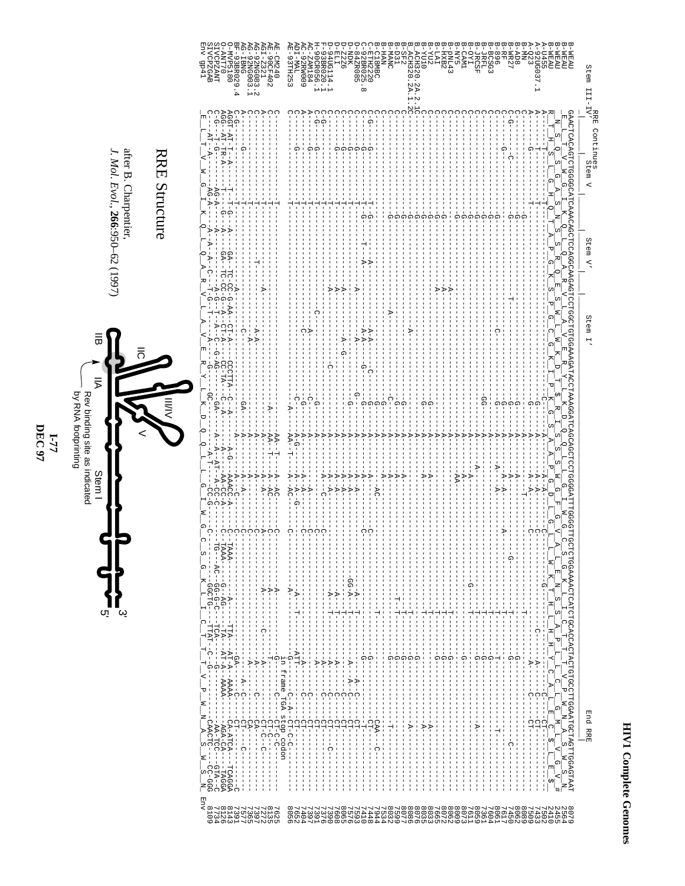# HIV1 Complete Genomes

Stem III-IV — RRE Continues — Stem V — Stem V' — Stem I' — End RRE

```
B-WEAU          GAACTCACAGTCTGGGGCATCAAACAGCTCCAGGCAAGAGTCCTGGCTGTGGAAAGATACCTAAAGGATCAGCAGCTCCTGGGGATTTGGGGTTGCTCTGGAAAACTCATCTGCACCACTACTGTGCCTTGGAATGCTAGTTGGAGTAAT  8079
B-WEAU           E  L  T  V  W  G  I  K  Q  L  Q  A  R  V  L  A  V  E  R  Y  L  K  D  Q  Q  L  L  G  I  W  G  C  S  G  K  L  I  C  T  T  T  V  P  W  N  A  S  W  S  N   2564
B-WEAU          _N__S__Q__S__G__A__S__N__S__S__R__Q__E__S__W__L__W__K__D__T__$__R__I__S__S__S__W__G__F__G__V__A__L__E__N__S__S__A__P__L__L__C__L__G__M__L__V__G__V__#  2455
B-WEAU          R  T  H  S  L  G  H  Q  T  A  P  G  K  S  P  G  C  G  K  I  P  K  G  S  A  A  P  G  D  L  G  L  L  W  K  T  H  L  H  H  Y  C  A  L  E  C  $  L  E  2410
A-U455          A------T------T---------------------------------------------------------------------C------A--A--------C------------------------------C-------A--------C--CT---------  7502
A-Q23           A------G------T---------------------------------------------G-----------A--A--------C---------------------T-----------C--A-----C--CT---------  7433
A-92UG037.1     C-----------------------------------------------------------------------------------------------------------------------------------------------------  7509
B-MN            C---------------G--------------------------------------------------A------------------------------------------------------------------  8089
B-AD8           C-----------------G-----------------------------------------G------------A-----------T----------------------------------------G-----------------------------  8062
B-WR27          C--G-----C---------------G------------------------------------------A------------------------------------------------C-----------  7450
B-896           C---------------------------------------T--------------------G------A-----A-----A---------------------------------------------  7617
B-BCSG3         C------------G-----------------------------------------------G--------A---A------------------------------------T----------------  7665
B-JRFL          C--------------------------------------------------------------C------A--A--A--------------------------T---T----------------  8061
B-JRCSF         C--------------G--------------------------------------------GG--------A---A-----A---------------------------T---------------------  7604
B-YU2           C---------------G--------------------------------------------------A-------A---------------G---------G----------A-----  7361
B-CAM1          C--------------------------------------------------------------------A----A----------------------------------------------------  8059
B-NY5           C---------------G-----------------------------------------------------A-----AA--------------------T-----------  7611
B-HXB2          C----------------G-------------------------A------------------------------A---------------------T-----G-----------  8073
B-pNL43         C----------------G-------------------------A----------------------------A---A-------------------------------------------------  8009
B-LAI           C----------------G-------------------------A----------------------------A---A----------------T----------A---------------  8062
B-YU10          C----------------G----------------------------------------------G----------A--A-----------------------T-----------------  8072
B-ACH320.2A.1C  C----------------G----------------------------------------------------A-------------------------------------A----  8035
B-ACH320.2A.2C  C----------------G----------------------------A---------------------------A-------------------------------------------  8076
B-RF            C----------------G-------------------------------------------------A---A-----------------------T---G---------------  8006
B-DH123         C----------------G----------------------------------------------------A---A-------------------T---------------------  7607
B-MANC          C----------------G--------------------------------------------------C------A-----------------T---G-------------  7509
B-HAN           C----------------G-------------A-------------------------------C----A----A--------------------T---G---------T----  8032
B-C18MBC        C------------------------------------------------------------G------A-------------------T-----------------------  7534
C-ETH2220       C-G--------G-----------------------------------------------G------------A----AC-------------------G--------CAA--C----  7944
C-92BR025.8     C---G-------------T--G---T--A-----------------A-A------G-C--------G------A----------CC-----------G--------CT-----------  7448
D-84ZR085       C------------T----------------A----------------A-A----------G---------A--A--------------------------C-----------  7376
D-NDK           C---G-------------G---------------------------------------------------A--A----GG-A-----T-----A--C--CT---------  7593
D-ELI           C---------G-------------------A------------A--G--------G------A--A---A------------A---A----C----CT---C------  7576
D-Z2Z6          C---------G-----------------------A--------------------------G------A---A-----------A---A--------CT---------  7608
F-93BR020.1     C---------------------------A--------C-------------A-----A--A------------A--------A----C----CT---C------  8065
H-90CR056.1     C-G--------------------------------------------------------A--------------A------------A----C---CT-----------  7390
AC-ZAM184       A----G------------------------------C-------G-A----A-----C--------------A-------------A---C---CT-----------  7376
ACD-92RW009     A----G----------------------C---------------C--------A-------C---A-----------------A----------CT-----------  7397
AE-93TH253      C--G-------------------------------A-A-G--C-------A----AA-T--AA-AC-G--C-----A--------A------T---ATA---C-A---CT-C-C---  7404
                                                                                                                  in frame TGA stop codon
AE-CM240        C--------------T-----------------------A---------AA-T--A-AC---C-------A--------G---C-----CT-C-C---  8056
AE-90CF402      C--------------T--------------A-----------A-----AA-T--A-AC-----C----AA------T--C-----CT-C-------  7625
AGI-Z321        A--------------T--------------------------------A---A-A-----A---------A----C----C----CT-C--C-  8135
AG-92NG083.2    A--------------T---T-------A-A-----------A---A-----A-----A---------A------A---C----CA---------  7272
AG-92NG003.1    A--------------T--------------A-A----------A--A-A------C-----------------A-----C----CA---------  7397
AG-IBNG         A------G-------T---------C-----------GA----------A-A--A-A--C--C------------A---A--C----CT---C------  7365
BF-93BR029.4    C-G---------------T--G--A------GA-TC--A----CT-A--CCCTTA--C--A---A-G----AAACC-A---C--TAAA-----A---TTA---GA----CT--------  7577
O-MVP5180       AGGT-AT-TR-A------T--G--A------GA-TC-CC-G-AA-CT-A--CCCTTA--C--A---A-G----AAACC-A---C--TAAA--G---AG-----TTA--AT-A--AAAA--CATCA--TCAGG-C  7391
O-ANT70         AGG--AT-TR-A-------AG-A------A-----TC-CC-G-AA-A-C--CC-TA--C--A---A-AT-A--AAACC-A---TG--AC--G---G-C-----TCA---G----AAAA--AGA-CA---TAGGA  8143
SIVCPZANT       C-G---T-G--------AG-A------A------A-G-T--A--C--G-AG--GA-----A--A-AT-A-C-C-----TG--AC--GG-G-C---TCA---C---G-------AA-TCC---GTA-C  8126
SIVCPZGAB       C----AT-A----------AG-A-----A-A-C--T-G-T----A---GC---------A-T----CC-G---C-----GGCTG--TTAT--C--G-----CAACTC---CC-GGG  7734
Env gp41        _E__L__T__V__W__G__I__K__Q__L__Q__A__R__V__L__A__V__E__R__Y__L__K__D__Q__Q__L__L__G__I__W__G__C__S__G__K__L__I__C__T__T__T__V__P__W__N__A__S__W__S__N_  8109
                                                                                                                                                                         Env
```

## RRE Structure

after B. Charpentier, *J. Mol. Evol.*, **266**:950–62 (1997)

Stem I; IIA; IIB; IIC; III/IV; V; 3'; 5'

Rev binding site as indicated by RNA footprinting

I-77
DEC 97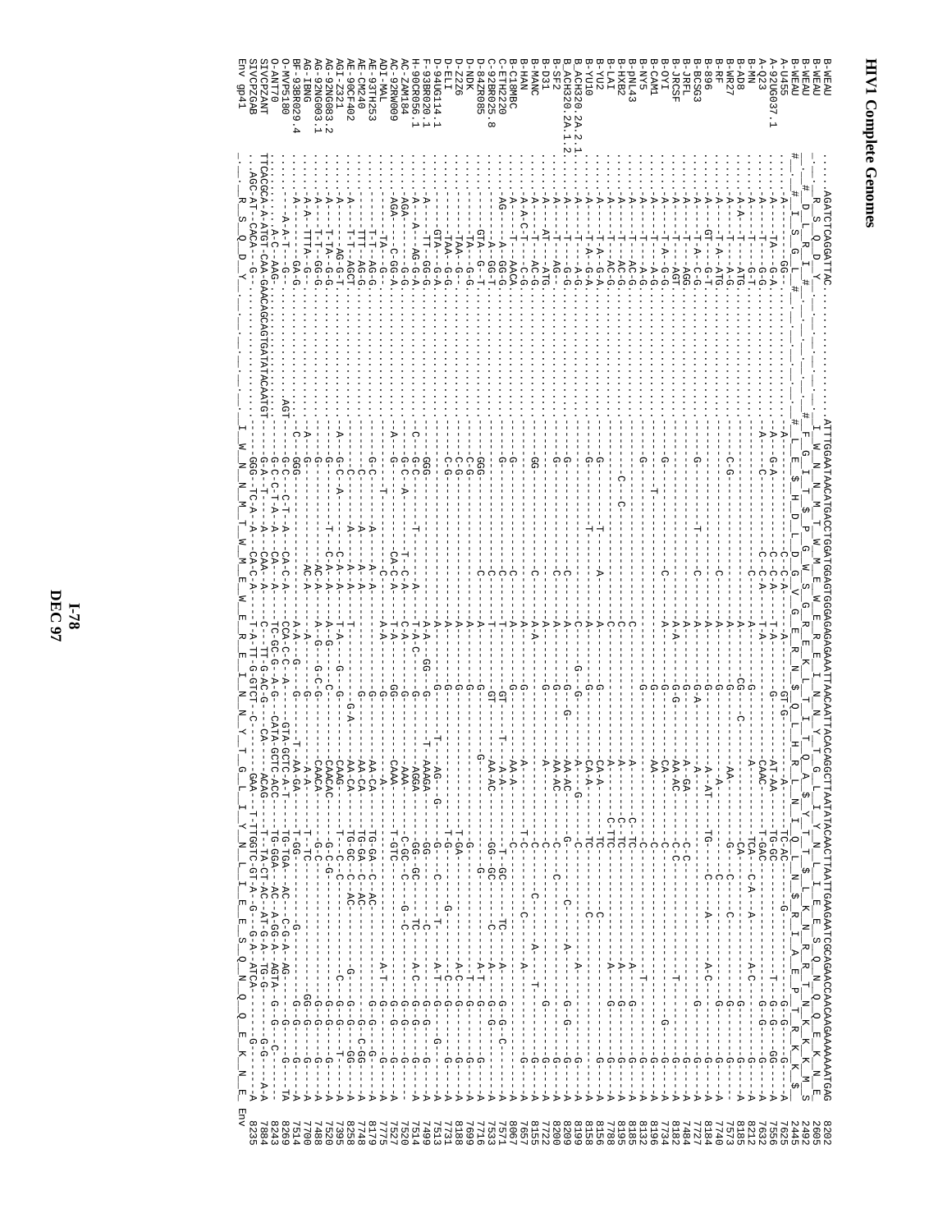# HIV1 Complete Genomes

```
B-WEAU              .AGATCTCAGGATTAC..........................ATTTGGAATAACATGACCTGGATGGAGTGGGAGAGAGAAATTAACAATTACACAGGCTTAATATACAACTTAATTGAAGAATCGCAGAACCAACAAGAAAAAAATGAG  8202
B-WEAU              . R  S  Q  D  Y                             I  W  N  N  M  T  W  M  E  W  E  R  E  I  N  N  Y  T  G  L  I  Y  N  L  I  E  E  S  Q  N  Q  Q  E  K  N  E   2605
B-WEAU              #  D  L  R  I  #                             #  F  G  I  T  $  P  G  V  G  S  G  R  E  K  L  T  I  T  Q  A  $  Y  T  T  $  L  K  N  R  R  T  N  K  K  K  K  $  2492
B-WEAU              #  I  S  G  L  #                             L  E  $  H  D  L  D  G  V  G  E  R  N  $  Q  L  H  R  L  N  I  Q  L  N  $  R  I  A  E  P  T  R  K  K  M  S   2445
A-U455                                                                                                                                                                        7625
A-92UG037.1                                                                                                                                                                   7556
A-Q23                                                                                                                                                                         7632
B-MN                                                                                                                                                                          8212
B-AD8                                                                                                                                                                         8185
B-WR27                                                                                                                                                                        7573
B-RF                                                                                                                                                                          7740
B-896                                                                                                                                                                         8184
B-BCSG3                                                                                                                                                                       7727
B-JRFL                                                                                                                                                                        7484
B-JRCSF                                                                                                                                                                       8182
B-OYI                                                                                                                                                                         7734
B-CAM1                                                                                                                                                                        8196
B-NY5                                                                                                                                                                         8132
B-pNL43                                                                                                                                                                       8195
B-HXB2                                                                                                                                                                        8185
B-LAI                                                                                                                                                                         7788
B-YU2                                                                                                                                                                         8156
B-YU10                                                                                                                                                                        8158
B_ACH320.2A.2.1                                                                                                                                                               8199
B_ACH320.2A.1.2                                                                                                                                                               8209
B-SF2                                                                                                                                                                         8200
B-D31                                                                                                                                                                         7722
B-MANC                                                                                                                                                                        8155
B-HAN                                                                                                                                                                         7657
B-C18MBC                                                                                                                                                                      8067
C-ETH2220                                                                                                                                                                     7571
C-92BR025.8                                                                                                                                                                   7533
D-84ZR085                                                                                                                                                                     7716
D-NDK                                                                                                                                                                         8188
D-Z26                                                                                                                                                                         7699
D-ELI                                                                                                                                                                         7731
D-94UG114.1                                                                                                                                                                   7513
F-93BR020.1                                                                                                                                                                   7499
H-90CR056.1                                                                                                                                                                   7514
AC-ZAM184                                                                                                                                                                     7520
AC-92RW009                                                                                                                                                                    7527
ADI-MAL                                                                                                                                                                       7775
AE-93TH253                                                                                                                                                                    8179
AE-CM240                                                                                                                                                                      7748
AE-90CF402                                                                                                                                                                    8258
AGI-Z321                                                                                                                                                                      7395
AG-92NG083.2                                                                                                                                                                  7520
AG-92NG003.1                                                                                                                                                                  7488
AG-IBNG                                                                                                                                                                       7700
BF-93BR029.4                                                                                                                                                                  7514
O-MVP5180                                                                                                                                                                     8269
O-ANT70                                                                                                                                                                       8243
SIVCPZANT           TTCACGCA-A-ATGT-CAA-GAACAGCAGTGATATACAATGT                                                                                                                7884
SIVCPZGAB                                                                                                                                                                     8235
Env gp41            __R__S__Q__D__Y_____________________________I__W__N__N__M__T__W__M__E__W__E__R__E__I__N__N__Y__T__G__L__I__Y__N__L__I__E__E__S__Q__N__Q__Q__E__K__N__E  Env
```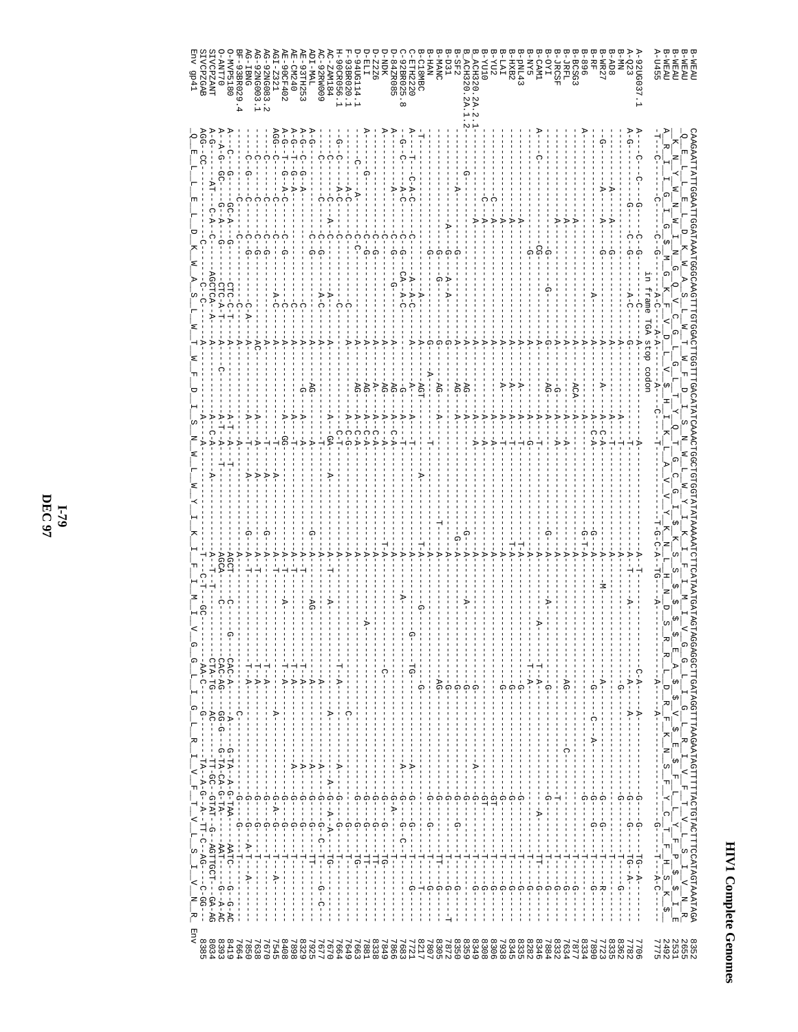# HIV1 Complete Genomes

```
B-WEAU          CAAGAATTATTGGAATTGGATAAATGGGCAAGTTTGTGGAATTGGTTTGACATAACAAACTGGCTGTGGTATATAAAAATCTTCATAATGATAGTAGGAGGCTTGATAGGTTTAAGAATAGTTTTTACTGTACTTTCCATAGTAAATAGA   8352
B-WEAU           Q  E  L  L  E  L  D  K  W  A  S  L  W  N  W  F  D  I  S  N  W  L  W  Y  I  K  I  F  I  M  I  V  G  G  L  I  G  L  R  I  V  F  T  V  L  S  I  V  N  R   2655
B-WEAU                                                                                                                                                       2531
B-WEAU                                                                                                                                                       2492
A-U455                                  in frame TGA stop codon                                                                                              7775
A-92UG037.1                                                                                                                                                  7706
A-Q23                                                                                                                                                        7782
B-MN                                                                                                                                                         8362
B-AD8                                                                                                                                                        8335
B-WR27                                                                                                                                                       7723
B-RF                                                                                                                                                         7890
B-896                                                                                                                                                        8334
B-BCSG3                                                                                                                                                      7877
B-JRFL                                                                                                                                                       7634
B-JRCSF                                                                                                                                                      8332
B-OYI                                                                                                                                                        7884
B-CAM1                                                                                                                                                       8346
B-NY5                                                                                                                                                        8282
B-pNL43                                                                                                                                                      8335
B-HXB2                                                                                                                                                       8345
B-LAI                                                                                                                                                        7938
B-YU2                                                                                                                                                        8306
B-YU10                                                                                                                                                       8308
B-ACH320.2A.2.1                                                                                                                                              8349
B-ACH320.2A.1.2                                                                                                                                              8359
B-SF2                                                                                                                                                        8350
B-D31                                                                                                                                                        7872
B-MANC                                                                                                                                                       8305
B-HAN                                                                                                                                                        7807
B-C18MBC                                                                                                                                                     8217
C-ETH2220                                                                                                                                                    7721
C-92BR025.8                                                                                                                                                  7683
D-84ZR085                                                                                                                                                    7866
D-NDK                                                                                                                                                        7849
D-Z2Z6                                                                                                                                                       8338
D-ELI                                                                                                                                                        7881
D-94UG114.1                                                                                                                                                  7663
F-93BR020.1                                                                                                                                                  7649
H-90CR056.1                                                                                                                                                  7664
AC-ZAM184                                                                                                                                                    7670
AC-92RW009                                                                                                                                                   7677
ADI-MAL                                                                                                                                                      7925
AE-93TH253                                                                                                                                                   8329
AE-CM240                                                                                                                                                     7898
AE-90CF402                                                                                                                                                   8408
AGI-Z321                                                                                                                                                     7545
AG-92NG083.2                                                                                                                                                 7670
AG-92NG003.1                                                                                                                                                 7638
AG-IBNG                                                                                                                                                      7850
BF-93BR029.4                                                                                                                                                 7664
O-MVP5180                                                                                                                                                    8419
O-ANT70                                                                                                                                                      8393
SIVCPZANT                                                                                                                                                    8034
SIVCPZGAB                                                                                                                                                    8385
Env gp41         Q  E  L  L  E  L  D  K  W  A  S  L  W  N  W  F  D  I  S  N  W  L  W  Y  I  K  I  F  I  M  I  V  G  G  L  I  G  L  R  I  V  F  T  V  L  S  I  V  N  R   Env
```

I-79
DEC 97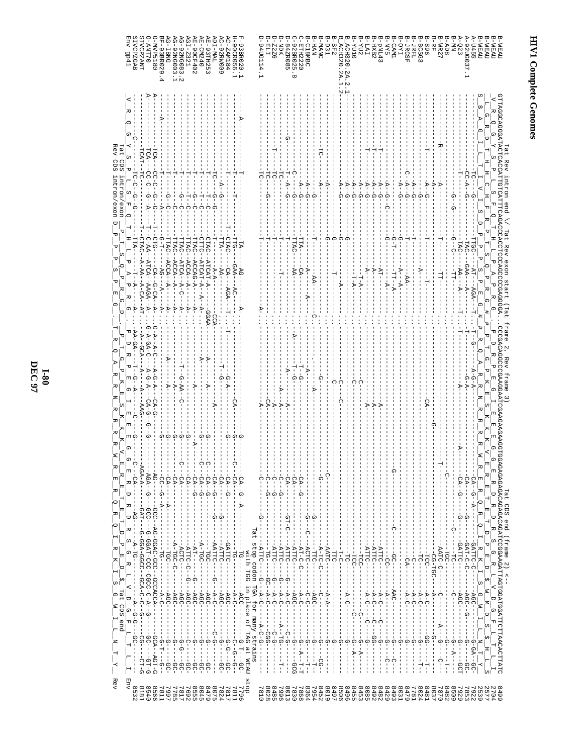# HIV1 Complete Genomes

```
                     Tat Rev intron end \/ Tat Rev exon start (Tat frame 2, Rev frame 3)          Tat CDS end (frame 2) <--

B-WEAU                                                                                                      8499
B-WEAU                                                                                                      2704
B-WEAU                                                                                                      2577
A-U455                                                                                                      2539
A-92UG037.1                                                                                                 7922
A-Q23                                                                                                       7853
B-MN                                                                                                        7929
B-AD8                                                                                                       8509
B-WR27                                                                                                      8482
B-RF                                                                                                        7870
B-BCSG3                                                                                                     8037
B-896                                                                                                       8481
B-JRFL                                                                                                      8024
B-JRCSF                                                                                                     7781
B-OYI                                                                                                       8479
B-CAM1                                                                                                      8031
B-NY5                                                                                                       8493
B-pNL43                                                                                                     8429
B-HXB2                                                                                                      8482
B-LAI                                                                                                       8492
B-YU2                                                                                                       8085
B-YU10                                                                                                      8453
B-ACH320.2A.2.1                                                                                             8455
B-ACH320.2A.1.2                                                                                             8496
B-SF2                                                                                                       8506
B-D31                                                                                                       8497
B-MANC                                                                                                      8019
B-HAN                                                                                                       8452
B-C18MBC                                                                                                    7954
C-ETH2220                                                                                                   8364
C-92BR025.8                                                                                                 7868
D-84ZR085                                                                                                   7830
D-NDK                                                                                                       7013
D-Z2Z6                                                                                                      7996
D-ELI                                                                                                       8485
D-94UG114.1                                                                                                 8028
                                                                                                            7810
                                                               Tat stop codon TGA for many strains
                                                               with TGG in place of TAG at WEAU stop
F-93BR020.1                                                                                                 7796
H-90CR056.1                                                                                                 7811
AC-ZAM184                                                                                                   7817
AC-92RW009                                                                                                  7824
ADI-MAL                                                                                                     8075
AE-93TH253                                                                                                  8479
AE-CM240                                                                                                    8045
AE-90CF402                                                                                                  8555
AGI-Z321                                                                                                    7692
AG-92NG083.2                                                                                                7817
AG-92NG003.1                                                                                                7785
AG-IBNG                                                                                                     7997
BF-93BR029.4                                                                                                7811
O-MVP5180                                                                                                   8566
O-ANT70                                                                                                     8540
SIVCPZANT                                                                                                   8181
SIVCPZGAB                                                                                                   8532
Env gp41                                                                                                    Env
                     Tat CDS intron/exon                                                  Tat CDS end
                     Rev CDS intron/exon                                                                    Rev
```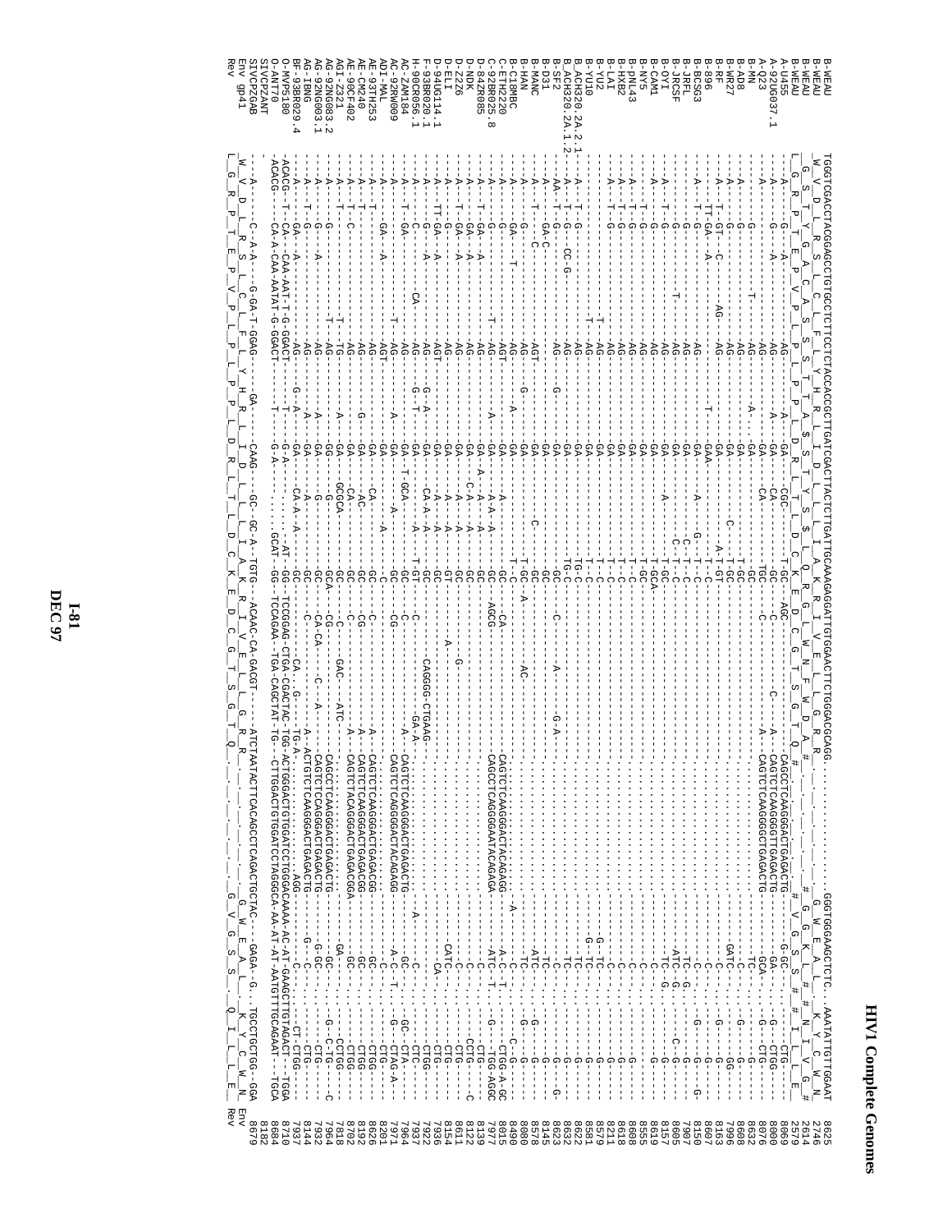# HIV1 Complete Genomes

```
B-WEAU          TGGGTCGACCTACGGAGCCTGTGCCTCTTCCTCTACCACCGCTTGATCGACTTACTCTTGATTGCAAAGAGGATTGTGGAACTTCTGGGACGCAGG............................GGGTGGGAAGCCTC...AAATATTGTTGGAAT  8625
B-WEAU           W  V  D  L  R  S  L  C  L  F  S  Y  H  R  L  R  D  L  L  L  I  A  R  R  I  V  E  L  L  G  R  R                             G  W  E  A  L   K  Y  C  W  N     2746
B-WEAU            G  S  T  Y  G  A  C  A  S  S  S  T  T  A  $  S  T  Y  S  C  K  R  G  L  W  N  F  W  D  A  #                              #  G  K  L  #   #  N  I  V  G  #   2614
B-WEAU          L  G  R  P  T  E  P  V  P  L  P  P  P  P  D  R  L  T  L  D  C  K  E  D  C  G  T  S  G  T  Q  #                            #  V  G  S  S  #   I  L  L  E      2579
A-U455          ---A-----G--A---------------AG-----A----GA---CGC----T-GC---AGC----------------------CAGCCTCAAGGGACTGAGACTG-------G--GC-----CTG---  8069
A-92UG037.1     ---A-----G--A---------------AG-----A----GA----CA-------GC---C--------------A---CAGTCTCAAGGGTTGAGACTG--------GA------G--CTGG---  8000
A-Q23           ---A-----G------------------AG--------GA---CA-------TGC---C----------------A---CAGTCTCAAGGGCTGAGACTG--------GCA------G---CTG---  8076
B-MN            ---A--------G------T--------AG-------A..GA-----------GC---------------------------------------------------TC-------G---  8632
B-AD8           ---A-----G-------------------AG--------GA-----------T-GC--------------------------------------------------C--------G---  8608
B-WR27          ---A-----G------------------AG--------GA---------C--T-GC--------------------------------------------------GATC-------GG---  7996
B-RF            ---A---T-GT---C-------AG----AG--------GA---------A-T-GT--------------------------------------------------C--------G---  8163
B-896           ---TT-GA----A---------------AG-------T--GAA---------T--C---------------------------------------------------C-------G--  8607
B-BCSG3         ---A---T-G------------------AG--------GA----A-----G--T--C--------------------------------------------------C-------G--------G  8150
B-JRFL          ---A-----G-------------T----AG--------GA---------C--T--C--------------------------------------------------TC-G-------G---  7907
B-JRCSF         ---A---T-G------------------AG--------GA----------C--T--C--------------------------------------------------ATC-G----C--G---  8605
B-OYI           ---A---T-G------------------AG--------GA--------C--T-GC--------------------------------------------------TC--G-------G--  8157
B-CAM1          ---A---T-G------------------AG--------GA-----A------T-GCA-------------------------------------------------C-----------  8619
B-NY5           ---A---T-G------------------AG--------GA------------T--C--------------------------------------------------C--------G---  8555
B-pNL43         ---A---T-G------------------AG--------GA------------T--C--------------------------------------------------C--------G---  8608
B-HXB2          ---A---T-G------------------AG--------GA------------T--C--------------------------------------------------C--------G---  8618
B-LAI           ---A---T-G------------------AG--------GA------------T--C--------------------------------------------------C--------G---  8211
B-YU2           ---A-----G--------------T---AG--------GA------------T--C--------------------------------------------------G-TC-------G---  8579
B-YU10          ---A-----G--------------T---AG--------GA------------TG-C--------------------------------------------------G-TC-------G---  8581
B_ACH320.2A.2.1 ---A---T-G------------------AG--------GA------------TG-C--------------------------------------------------TC-------G---  8622
B_ACH320.2A.1.2 ---A---T-G---CC-G------------AG--------GA------------TG-C--------------------------------------------------TC-------G---  8632
B-SF2           ---AA-T-G------------------AG----G----GA------------GC------C-----A-----G-A-----------------------------------TC---G-----G-  8623
B-D31           ---A-----GA-C---------------AG--------GA-------------GC------------------------------------------------------C-------G---  8145
B-MANC          ---A---T----C-------AGT-------------GA-------C-----GC---------------------------------------------------ATC-------G---  8578
B-HAN           ---A-----G-----------------AG-----G---GA------------T-GC--A-----AC--------------------------------------TC-------G---  8080
B-C18MBC        ---A-----GA----T------------AG--------GA-----A-------T--C-----------------------------------------------------C-G---  8490
C-ETH2220       ---A-----G------------------AGT-------GA------------GC-----CA--------------CAGTCTCAAGGGACTACAGAGG-------A-C--T-----CTGG-A-GC  8015
C-92BR025.8     ---A-----G---------T--------AG-----A---GA-----A-A--A----GC-----AGCG------------CAGCCTCAGGGGAATACAGAGA-------ATC--T-----G---TGG-AGGC  7977
D-84ZR085       ---A---T-GA----A------------AG--------GA-A---A-A----------GC-------------------------------------------------C--------CTG---  8139
D-NDK           ---A-----GA----A------------AG--------GA--C-A--A----------GC-------------------------------------------------C--------CCTG----C  8122
D-Z2Z6          ---A---T-GA----A------------AG--------GA-----A--A---------GC---------G--------------------------------------C--------CTG---  8154
D-ELI           ---A-----CA----A------------AG--------GA-----A--A---------GT-------A---------------------------------------CATC------CTG---  7936
D-94UG114.1     ---A----TT-GA--A------------AGT-------GA-----A--A---------GC---------------------------------------------------CA------CTG---  7922
F-93BR020.1     ---A-----GA---A-------------AG----G-A--GA----CA-A--A---------GC--------CAGGGG-CTGAAG-------------------------------------CTGG---  7937
H-90CR056.1     ---A-----C------------CA-----AG----G-T--GA-----A--A-------T-GT-------C-------GA-A----------------A---------------C------CTC---  7964
AC-ZAM184       ---A---T-GA-----------------AG--------GA-T-GCA-A---A---------GC-------C---------A--CAGTCTCAAGGGACTGAGACTG-------C------GC---CTA---  7971
AC-92RW009      ---A-----G--------------T---AG-----A---GA-----A------------GC-------CG------------CAGTCTCAGGGGACTACAGAGG-------A-C--T------G---CTAG-A--  8201
ADI-MAL         ---A-----GA---A-------------AGT-------GA-----A-----------C----------------------------------------------------C-------CTG---  8626
AE-93TH253      ---A---T--------------------AG--------GA----CA------------GC--------C----------A--CAGTCTCAAGGGACTGAGACGG-------GC------CTGG---  8192
AE-CM240        ---A---T--------------------AG----G---GA-----AC------------GC--------CG---------A--CAGTCTCAAGGGACTGAGACGG-------GC------CTGG---  8702
AE-90CF402      ---A---T--C-----------------AG--------GA-----CA------------GC--------C----------A--CAGTCTACAGGGACTGAGACGGA------GC------CTGG---  7818
AGI-Z321        ---A---T-------------T-TG----A-------GA---GCGCA------------GC--------C-------GAC--ATC------------------------GA-------CCTGG---  7964
AG-92NG083.2    ---------G-------------T-AG-------------GG---G-------------GCA-------CG---------------CAGCCTCAAGGGACTGAGACTG-------GC------G-C-TG----C  7932
AG-92NG003.1    ---A-----G---------A--------AG-----A----GA---------------GC-------CA-CA---C---A----CAGTCTCCAGGGACTGAGACTG-------G-GC------CTG---  8144
AG-IBNG         ---A---T-G------------------AG-----A----GA---A-------------GC--------C-------------A--ACTGTCTCAAGGGACTGAGACTG-------G--C------CTG---  7937
BF-93BR029.4    ---A-----GA---A-------------AG----G-A---GA---CA-A--A---------GC-----------CA..G-----TG-A-----...........AGG-------C-------CT-CTGG  8710
O-MVP5180       ACACG--T--CA---CAA-AAT-T-G-GGACT------T---G-A----------AT---GG---TCCGGAG-CTGA-CGACTAC-TGG-ACTGGGACTGTGGATCCTGGGACAAAA-AC-AT-GAAGCTTGTAGACT---TGGA  8684
O-ANT70         ACACG--CA-A-CAA-AATAT-G-GGACT----------G-A----------GCAT---GG---TCCAGAA--TGA-CAGCTAT-TG---CTTGGACTGTGGATCCTAGGGCA-AA-AT-AT-AATGTTTGCAGAAT---TGCA  8182
SIVCPZANT       ---A------C-A-A----G-GA-T-GGAG-------GA-------CAAG---GC--GC-A--TGTG---ACAAC-CA-GACGT------ATCTAATACTTCACAGCCTCAGACTGCTAC---GAGA--G---TGCCTGCTGG--GGA  8679
SIVCPZGAB        W  V  D  L  R  S  L  C  L  F  L  Y  H  R  L  I  D  L  L  L  I  A  R  R  I  V  E  L  L  G  R  R                             G  W  E  A  L   K  Y  C  W  N   Env
Env gp41        L  G  R  P  T  E  P  V  P  L  P  L  P  P  D  R  L  T  L  D  C  K  E  D  C  G  T  S  G  T  Q                              G  V  G  S  S   Q  I  L  L  E   Rev
Rev
```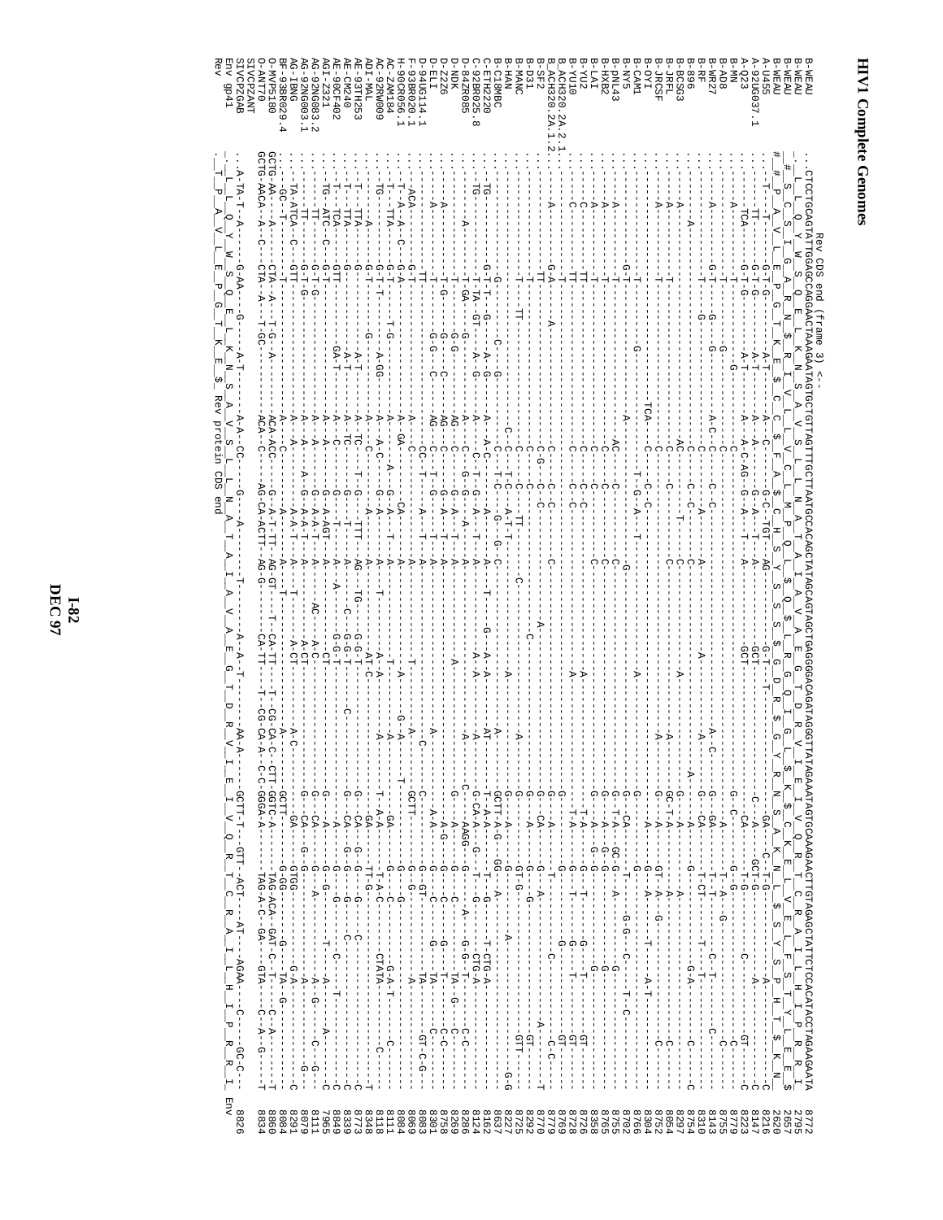```
                      Rev CDS end (frame 3) <--
B-WEAU               CTCCTGCAGTATTGGAGCAGGAACTAAAGAATAGTGCTGTTAGTTTGCTTAATGCCACAGCTATAGCAGTAGCTGAGGGGACAGATAGGGTTATAGAAATAGTGCAAAGAACTTGTAGAGCTATTCTCCACATACCTAGAAGAATA  8772
B-WEAU                L  L  Q  Y  W  S  Q  E  L  K  N  S  A  V  S  L  L  N  A  T  A  I  A  V  A  E  G  T  D  R  V  I  E  I  V  Q  R  T  C  R  A  I  L  H  I  P  R  R  I   2795
B-WEAU               # S C S I G A R N $ R I V L V C L F A $ C H S Y S S S L R G D R $ G L $ K $ C K E L V E L F S T Y L E E $   2657
A-U455               # P A V L E P G T K E $ C C $ F A $ C H S Y S S S L R G D R $ G L $ K $ C K E L V E L F S T Y L E E N   2620
A-92UG037.1                                                                                                                         8216
A-Q23                                                                                                                               8147
B-MN                                                                                                                                8223
B-AD8                                                                                                                               8779
B-WR27                                                                                                                              8755
B-RF                                                                                                                                8143
B-896                                                                                                                               8310
B-BCSG3                                                                                                                             8754
B-JRFL                                                                                                                              8297
B-JRCSF                                                                                                                             8054
B-OYI                                                                                                                               8752
B-CAM1                                                                                                                              8304
B-NY5                                                                                                                               8766
B-pNL43                                                                                                                             8702
B-HXB2                                                                                                                              8755
B-LAI                                                                                                                               8765
B-YU2                                                                                                                               8358
B-YU10                                                                                                                              8726
B_ACH320.2A.2.1                                                                                                                     8728
B_ACH320.2A.1.2                                                                                                                     8769
B-SF2                                                                                                                               8779
B-D31                                                                                                                               8770
B-MANC                                                                                                                              8292
B-HAN                                                                                                                               8227
B-C18MBC                                                                                                                            8225
C-ETH2220                                                                                                                           8637
C-92BR025.8                                                                                                                         8124
D-84ZR085                                                                                                                           8162
D-NDK                                                                                                                               8286
D-Z2Z6                                                                                                                              8269
D-ELI                                                                                                                               8758
D-94UG114.1                                                                                                                         8301
F-93BR020.1                                                                                                                         8083
H-90CR056.1                                                                                                                         8069
AC-ZAM184                                                                                                                           8084
AC-92RW009                                                                                                                          8111
ADI-MAL                                                                                                                             8118
AE-93TH253                                                                                                                          8348
AE-CM240                                                                                                                            8773
AE-90CF402                                                                                                                          8339
AGI-Z321                                                                                                                            8849
AG-92NG083.2                                                                                                                        7965
AG-92NG003.1                                                                                                                        8111
AG-IBNG                                                                                                                             8079
BF-93BR029.4                                                                                                                        8291
O-MVP5180            GCTG-AA-----CTA--A-----T-G---A---------ACA-ACC------G---A-T-TT--AG-GT-----T--CA-TT---T--CG-CA-C--CTT-GGTC-A-----TAG-ACA---GAT-C--T---C--A-----------T   8084
O-ANT70              GCTG-AACA--A--C---CTA--A--T-GC-----------ACA--C------AG-CA-ACTT-AG-G------CA-TT---T--CG-CA-A--C-C-GGGA-A-----TAG-A-C--GA---GTA----C--A--G-------T   8860
SIVCPZANT                                                                                                                           8834
SIVCPZGAB            --A-TA-T--A-----G-AA---G----A-T-------A-A--CC----G----A-----------T---------A--A-T----------AA-A-----GCTT-T---GTT--ACT----AT----AGAA---C----GC-C--   
Env gp41              L  L  Q  Y  W  S  Q  E  L  K  N  S  A  V  S  L  L  N  A  T  A  I  A  V  A  E  G  T  D  R  V  I  E  I  V  Q  R  T  C  R  A  I  L  H  I  P  R  R  I   8826 Env
Rev                  . T  P  A  V  L  E  P  G  T  K  E  $  Rev protein CDS end
```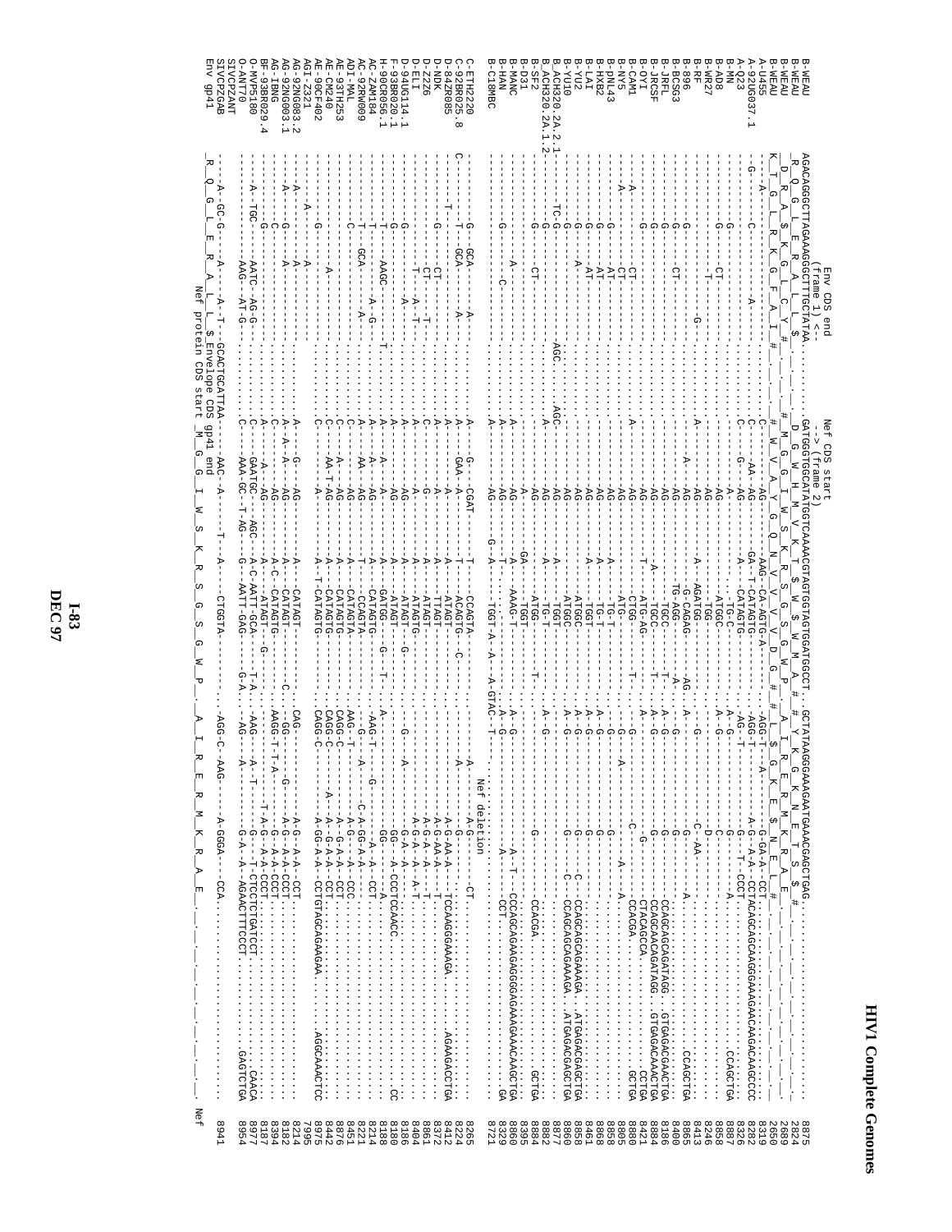# HIV1 Complete Genomes

```
                         Env CDS end                     Nef CDS start
                         (frame 1) <--                   --> (frame 2)
B-WEAU        AGACAGGGCTTAGAAAGGCTTTGCTATAA GATGGGTGGCAATGGTCAAAACGTAGTGGTGGATGGCCT GCTATAAGGGAAAGAATGAAACGAGCTGAG   8875
B-WEAU                                                                                                           2824
B-WEAU                                                                                                           2689
B-WEAU                                                                                                           2650
A-U455                                                                                                           8319
A-92UG037.1                                                                                                      8282
A-Q23                                                                                                            8326
B-MN                                                                                                             8858
B-AD8                                                                                                            8887
B-WR27                                                                                                           8858
B-RF                                                                                                             8246
B-896                                                                                                            8413
B-BCSG3                                                                                                          8865
B-JRFL                                                                                                           8400
B-JRCSF                                                                                                          8186
B-OYI                                                                                                            8884
B-CAM1                                                                                                           8821
B-NY5                                                                                                            8805
B-pNL43                                                                                                          8880
B-HXB2                                                                                                           8858
B-LAI                                                                                                            8868
B-YU2                                                                                                            8461
B-YU10                                                                                                           8858
B_ACH320.2A.2.1                                                                                                  8860
B_ACH320.2A.1.2                                                                                                  8877
B-SF2                                                                                                            8882
B-D31                                                                                                            8884
B-MANC                                                                                                           8395
B-HAN                                                                                                            8860
B-C18MBC                                                                                                         8329
                                                                                                                 8721
C-ETH2220                                                  Nef deletion                                          8265
C-92BR025.8                                                                                                      8224
D-84ZR085                                                                                                        8412
D-NDK                                                                                                            8372
D-Z2Z6                                                                                                           8861
D-ELI                                                                                                            8404
D-94UG114.1                                                                                                      8186
F-93BR020.1                                                                                                      8180
H-90CR056.1                                                                                                      8188
AC-ZAM184                                                                                                        8214
AC-92RW009                                                                                                       8221
ADI-MAL                                                                                                          8451
AE-93TH253                                                                                                       8876
AE-CM240                                                                                                         8442
AE-90CF402                                                                                                       8975
AGI-Z321                                                                                                         7995
AG-92NG083.2                                                                                                     8214
AG-92NG003.1                                                                                                     8182
AG-IBNG                                                                                                          8394
BF-93BR029.4                                                                                                     8187
O-MVP5180                                                                                                        8977
O-ANT70                                                                                                          8954
SIVCPZANT                                                                                                        8941
SIVCPZGAB
Env gp41
                            Envelope CDS gp41 end
                            Nef protein CDS start                                                                Nef
```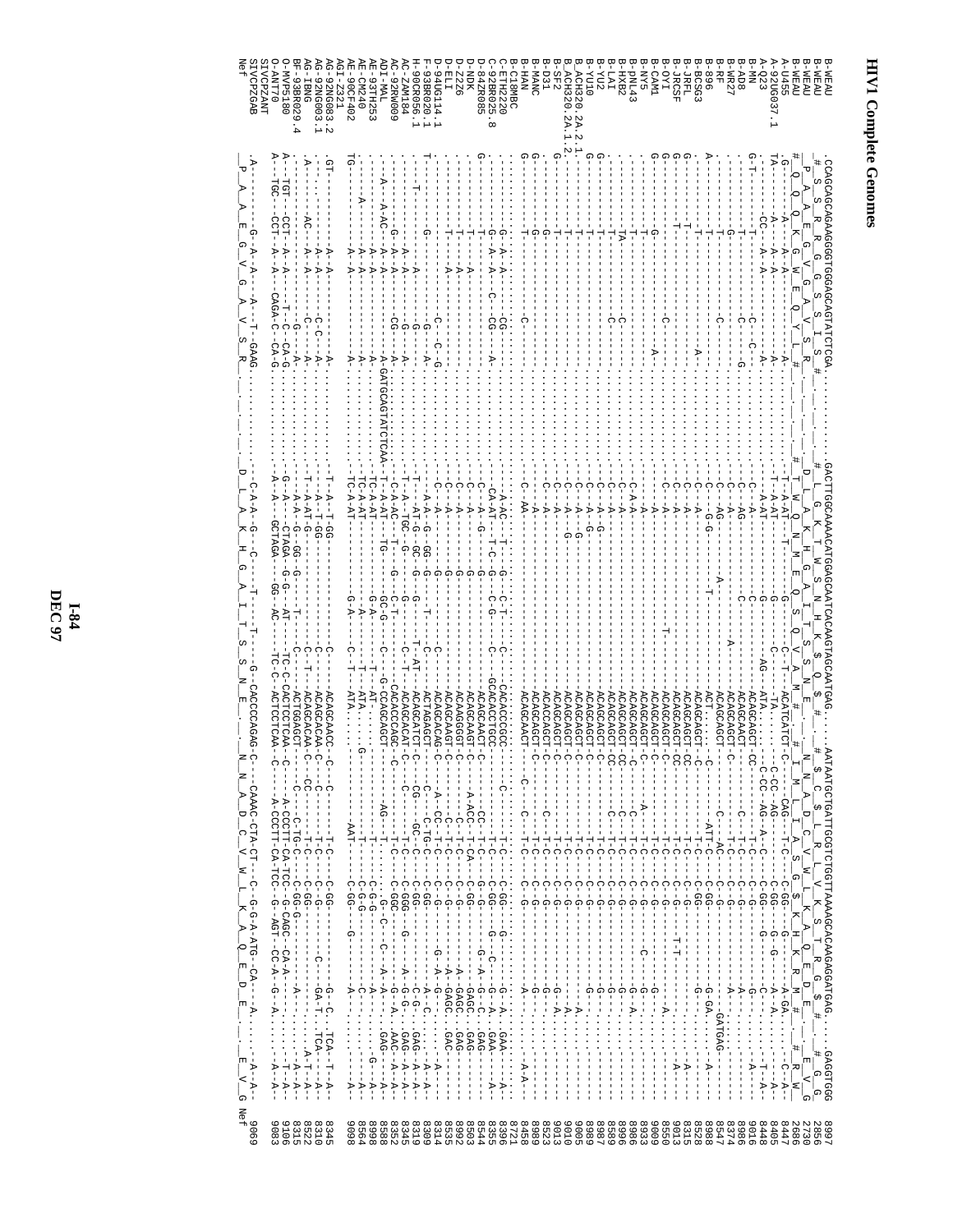# HIV1 Complete Genomes

```
B-WEAU        CCAGCAGCAGAGGGGTGGGAGCAGTATCTCGA.......GACTTGGCAAAACATGGAGCAATCACAAGTAGCAATGAG....AATAATGCTGATTGCGTCTGGTTAAAAGCACAAGAGGATGAG....GAGGTGGG   8997
B-WEAU         # S  R  R  G  G  S  S  I  S #           # L  G  K  T  W  S  N  H  K  $  Q  #      # $  C  $  L  R  L  V  K  S  T  R  G  $  #    # G  G   2856
B-WEAU         P  A  A  E  G  V  G  A  V  S  R           D  L  A  K  H  G  A  I  T  S  S  N  E      N  N  A  D  C  V  W  L  K  A  Q  E  D  E      E  V  G   2730
B-WEAU        #  Q  Q  Q  K  G  W  E  Q  Y  L  #      #  T  W  Q  N  M  E  Q  S  Q  V  A  M  #     #  I  M  L  I  A  S  G  $  K  H  K  R  M  #    #  R  W   2686
A-U455        -G-------A------A--------------A---.......T-A-AT--------G------C---T----TA......CC-CAG----G--CG---G-----G-------A-GA.....C-A-   8447
A-92UG037.1   TA-------A------A--------------A---.......T-A-AT--------G------C-A-ATCATCATCT-C..CC-AG----C-CGG---G-----G-------A--A.....--A-   8405
A-Q23         ---------CC-----A-A------C------A--.......--A-AT--------G--------AG-ATA......C-CC-AG-A-C--C-GG---G------C-------.....--T-A-   8448
B-MN          G-T-----------C-----------C--------.......C-A-----------C----------ACAGCAGCT-CC.......T-C----C-G-----------G-------.....--A--   9016
B-AD8         -------T-------T-----------C-G-----.......C--AG---------C----------ACAGCAACT-........C-T-C----C-G-----------A-------.....------   8986
B-WR27        -------G-------G-------------------.......C-A-----------A----------ACAGCAGCT-C.......--T-C----C-G-----------A-------.....------   8374
B-RF          -------T-------T---------C---------.......C-AG-----A----A----------ACAGCAGCT-........--AC-----G-----------A-------GATGAG.....   8547
B-896         A------T-------T-------------------.......C-G-G-------T------------ACT...............-ATT-C----C-GG-----------G-GA----A----   8988
B-BCSG3       -------T-------T--------A----------.......C-A------------------ACAGCAGCT-C.........--C----C-GG-----------G--------.....---   8528
B-JRFL        G------T-------T-------------------.......C-A------------------ACAGCAGCT-CC........--T-C----C-G-----------G-------.....A--   8315
B-JRCSF       G------T------T--------------------.......C-A------------------ACAGCAGCT-CC........--T-C----C-G--T-T-----G-------.....---   9013
B-OYI         G------T------T--------C-----------.......C-A------------------ACAGCAGCT-C.........--T-C----C-G-----------A-------.....---   8550
B-CAM1        G------T-------T-------------------.......C-A------------------ACAGCAGCT-C.........--T-C----C-G-----------G-------.....---   9009
B-NY5         -------G------------------A--------.......C-A------------------ACAGCAGCT-C...A.....--T-C----C-G-----C-----G-------.....---   8833
B-pNL43       -------T-------T-------------------.......C-A-A----------------ACAGCAGCT-CC........--T-C----C-G-----------G-A------.....---   8986
B-HXB2        -------TA------T-------------------.......C-A-A----------------ACAGCAGCT-CC........--T-C----C-G-----------G-------.....---   8896
B-LAI         -------T-------T---------C---------.......C-A-G----------------ACAGCAGCT-CC........--T-C----C-G-----------G-------.....---   8589
B-YU2         G------T-------T-------------------.......C-A-G----------------ACAGCAGCT-C.........--T-C----C-G-----------G-------.....---   8987
B-YU10        G------T-------T-------------------.......C-A-G----------------ACAGCAGCT-C.........--T-C----C-G-----------G-------.....---   8989
B_ACH320.2A.2.1 G----T-------T---------------------.......C-A-G----------------ACAGCAGCT-C.........--T-C----C-G-----------A-------.....---   9005
B_ACH320.2A.1.2 G----T-------T---------------------.......C-A-G----G-----------ACAGCAGCT-C.........--T-C----C-G-----------A-------.....---   9010
B-SF2         -------T-------T-------------------.......C-A------------------ACAGCAGCT-C.........--T-C----C-G-----------A-------.....---   9013
B-D31         G------T-------G-------------------.......C-A------------------ACAGCAGCT-C.........--T-C----C-G-----------G-------.....---   8523
B-MANC        G------G-------G-------------------.......C-A------------------ACACCAGCT-C.........C-T-C----C-G-----------G-------.....---   8989
B-HAN         G------T-------T------C------------.......C-AA-----------------ACAGCAACT-......C--C--T-C----C-G-----------A-------.....A-A-   8458
B-C18MBC      ---------------------------------------.......---------------------------------..........-------------------------------.....----   8721
C-ETH2220     -------G-A-A---------CG------------.......-A-AG---T---G-C-T-----C--CACACCCCGC......C---T-C----C-GG---G---G-A-GAA.....---A--   8396
C-92BR025.8   -------G-A-A-----C---CG------A-----.......CA-AT---T-C-G-C-G-----C--GCACACCTGCC.......-T-C----C-GG---G-C--G-A-GAA.....---A--   8355
D-84ZR085     G------T---------------------------.......C-A--G---G-----------ACAGCAACT-C...A-ACC-T-C----G-G---G-A-G--C-GAG.....------   8544
D-NDK         -------T-------A-------------------.......C-A----------G-------ACAGCAAGT-C.........--CC-T-CA---C-GG-----------A-GAGC.GAG...   8503
D-Z2Z6        -------T-------A-------------------.......C-A----------G-------ACAGGAGGT-C.........--T-C----G-G-----------A-GAGC.GAG...   8535
D-ELI         -------T-------A-------------------.......C-A----------G-------ACAAGAAGT-C.........-T-C----G-G-----------A-GAGC.GAC...   8314
D-94UG114.1   -------T-------A-------C---C-G-----.......C-A----------G-------ACAGCACAG-C...A--CC-T-C----G-G-------G-A-G--------.....-A----   8309
F-93BR020.1   T-------G------------G-----A-------.......T-A-A-G--GG--G---T----C--ACTAGAGCT-C.........C-TG-C----C-GG-----------A--C...A-A--   8319
H-90CR056.1   ----------T--------G---------------.......T-AT-G--GC-G-G-T-AT---ACAGCATCT-C--CG--GC-C----C-GG-----------C-G...GAG-A-A--   8345
AC-ZAM184     -------T---------A--------G--------.......T-A--TGC--GA--G-----C-T---ACAGCACAT-C--C---T-C----C-GGG---G-----A-G-G...GAG-A-A--   8352
AC-92RW009    --------G-------A--------CG-A------.......-C-A-AC--T---G-C-T-----CACACCCAGC-C--C---T-C----C-GGC-----------G-A...AAC-A-A--   8588
ADI-MAL       -------A--A-AC---A-------A-GATGCAGTATCTCAA-T-A-AT--TG--C-GC-G-C-----G-CCAGCAGCT-----AG-T-.....-G--C--C--A-A--...GAG---A--   8998
AE-93TH253    ---------------A-------A--------------....TC-A-AT--------G-A-------AT......T-....G-G---------A-------G---A--   8564
AE-CM240      ---------------A-------A--------------....TC-A-AT--------A-----T--ATA......T-....C-G-G------C-------......A--   9098
AE-90CF402    TG-------------A-------A--------------....TC-A-AT--------G-A--C--T--ATA........G....C-G-G------C-------......A--
AGI-Z321      ---------------------------------------.......----------------------------------...AAT--C-GG--G-----------A-------......A--
AG-92NG083.2  GT-------------A-A-----A-------------.......T-A--T-GG-----------C--ACAGCAACC-C--C....T-C----C-GG-----------G-C...TCA--T-A-   8345
AG-92NG003.1  ---------------A-A-----C-C-----------.......T-A--T-GG-----------C--ACAGCACAA-C.....T-C----C-G-------C-----GA-T...TCA----A-   8310
AG-IBNG       A-------------AC--A-A--C-----A-------.......T-A-AT-G------------C--ACAGCACAA-C--CC....T-C----C-GG-----------.......A-T-A-   8522
BF-93BR029.4  ---------------------A---G---A-------.......A-A-A--G--GG--G-----T---ACTGGAGCT-C....C-TG-C----C-GG-G-----------A-........A-A-   8315
O-MVP5180     A---TGT-----CCT--A-A-----T--C--CA-G--.......-G---A-----CTAGA--G-G---AT-TC-C-CACTCCTCAA--C-A-CCCTT--A-TCC---G-CAGC--CA-A--.......T-A-   9106
O-ANT70       A---TGC-----CCT--A-A--CAGA-C--CA-G---.......A-A---GCTAGA---GG--AC-TC-C-ACTCCTCAA--C----A-CCCTT-CA-TCC--G--AGT--CC-A--G--A-......A-A-   9083
SIVCPZANT     A------------G--A-A------A----T--GAAG.......--C-A-A--G---C------T-----T-----G-CACCCAGAG-C--CAAC-CTA-CT---C-G-G-A-ATG-CA---A-.....A-A-   9069
SIVCPZGAB      P  A  A  E  G  V  G  A  V  S  R           D  L  A  K  H  G  A  I  T  S  S  N  E      N  N  A  D  C  V  W  L  K  A  Q  E  D  E      E  V  G
Nef                                                                                                                                                          Nef
```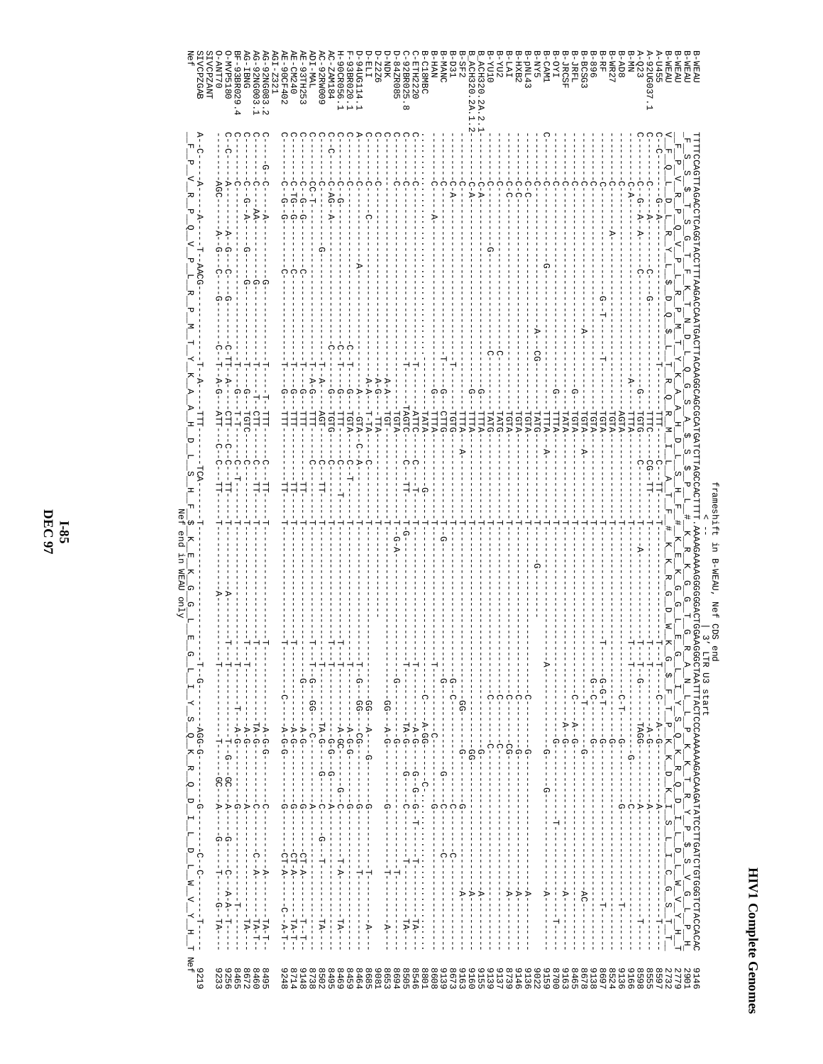# HIV1 Complete Genomes

```
                                                    frameshift in B-WEAU, Nef CDS end
                                                           <--                    | 3' LTR U3 start
B-WEAU           TTTTCAGTTAGACCTCAGGTACCTTTAAGACCAATGACTTACAAGGCAGCAGCCATGATCTTAGCCACTTTT AAAAGAAAAGGGGGGACTGGAAGGGCTAATTTACTCCCAAAAAAGACAAGATATCCTTGATCTGTGGGTCTACCACAC   9146
B-WEAU            F  S  S  T  S  G  T  F  K  T  N  D  L  Q  G  S  A  $  S  P  L  F  #  K  R  K  G  G  T  G  R  A  N  L  L  S  Q  K  R  Q  D  I  L  I  C  G  S  T  T   2991
B-WEAU            S  V  R  P  Q  V  P  L  R  P  M  T  Y  K  A  A  H  D  L  S  H  F  #  K  E  K  G  G  L  E  G  L  I  Y  S  Q  K  R  Q  D  I  L  D  L  W  V  Y  H     2779
B-WEAU           V  F  Q  L  D  L  R  Y  L  $  D  Q  $  L  T  R  Q  R  M  I  L  A  T  F  #  K  K  R  G  D  W  K  G  $  F  T  P  K  K  D  K  I  S  L  I  C  G  S  T  T   2732
A-U455           C--C-----------G--A--------------------------------T---------C-----T--------------------------------------------A--G----------A-------------------  8597
A-92UG037.1      C------A---------C-----------G-----------------------------TTTC--CG--TT------T------------------T-------C--A-G------A------A--------------T--  8555
A-Q23            C-----G--A--A-----C-------------------------G--------TGTG------C--------T-----A----------------T-------G-----TAGG------G---A--------------T-  8598
B-MN             C-A-------------------------------------A--------TTTA----------------T-----------------------T---T-----------------------C-------------T--  9166
B-AD8            C---------------------------------------------------AGTA----------------T--------------------------------C-T------G-------G-------------T--  9136
B-WR27           C------------A--------------------------------------TGTA----------------T--------------------------------------------G-----------------------  8524
B-RF             C-------------------G--T-------------T--------------TGTA----------------T--------------------T-------G-G-T-------G-------------------T-----  8697
B-896            C-----------------------------------------------------TGTA----------------T--------------------------------G-C-----------G-----------------------  9138
B-BCSG3          C------------------------A-----------------G-----------TGTA--A-------------T----------------------------------------G------------AC-----  8678
B-JRFL           C------------------------------------------------------TGTA----------------T-------------------------C-----------A--G----------A---------------  8465
B-JRCSF          C------------------------------------------------------TATA----------------T-------------------------------A-G---------------A----------T---  8763
B-OYI            C------------------------------------------------------TTTA----------------T-----------------------C-------------------------------A--T------  8760
B-CAM1           C------------G-------------------------------G--------TTTA--A-------------T-----------------A--------------G-----G---------A---------------  9159
B-NY5            C-C----------------------------A--CG----------------TATG-----------------T-----G--------------------------------------------------------  9022
B-pNL43          C-C---------------------------------------------------TGTA----------------T----------------------C------G----------------------A-------------  9136
B-HXB2           C-C---------------------------------------------------TGTA----------------T----------------------C------G----------------------A-------------  9146
B-LAI            C-C---------------------------------------------------TGTA----------------T----------------------C-----CG----------------------A-------------  8739
B-YU2            C-----------------------------C-----------------------TATG----------------T----------------------C------C------------------------------------  9137
B-YU10           C---------G------------C-------------------------------TATG----------------T----------------------C--------------------------------------------  9139
B.ACH320.2A.2.1  C-A----------------------------------G-----------------TTTA----------------T--------------------------------G--------------------A-------------  9155
B.ACH320.2A.1.2  C-A----------------------------------G-----------------TTTA----------------T----------------------------GG------------------------A-------------  9160
B-SF2            C------------------------------------------------------TTTA--A-------------T-------------------------GG----------G---------------A-----------  9163
B-D31            C-A---------------------T-----------------------------TTTA----------------T-------------------------G-C-------------C-C-----------------------  8673
B-MANC           C------------------------T-------------G---------------TGTG----------------T-G-----------------------G------------------C------------------------  9139
B-HAN            C----------A----------------G--------------------------CTTG----------------T-------------------------------------G---C------------------------  8608
B-C18MBC         C------------------------------------------------------TTTA--------G-------T----------------T------C--A-GG----C-----G---------------------------  8801
C-ETH2220        C------------------------------------------------------TATA----------------T----------------------C-A-GG--------G-T-----------------TA-----  8546
C-92BR025.8      C------------------T--------T-------------------------ATTC--------T--------T----------------------------A-G-------G-G--T--------------A-----  8505
D-84ZR085        C------------------------------------------------------TAGTC--C--TT-------T-G------------------T-------TA-G------G-------C------T---TA------  8604
D-NDK            C-------------------------------------------A-A-------TGTA----------------T-G-A-----------------------------A-G---------------------A------  8653
D-Z2Z6           C------------------------------------------A-G---------TTA----------------T-----------------------G-----GG--A-G-----------G------------A------  9081
D-ELI            C------------C--------------------------A-A-------T-TA----C-------------T----------------------------GG--A-----G-------G---------T-------A--  8665
D-94UG114.1      A-------------------A----------G----------A-----------GTA--C-A-----------T----------------------T---G---GG---CG-----------G---------T-------  8464
F-93BR020.1      C------------------------------G--T-------G------------TGTA--C-T-------T--------------------T--------A-G-G-------------G------------T-----  8459
H-90CR056.1      C------------------------------C--T-------G------------TTT----C------T---T--------------------T---------A-GC-----G-C-------T-A--------TA--  8469
AC-ZAM184        C-C------------------------------C-----------G---------TGTG--C-----------T--------------------T------------G-G--G-----A-----------------------  8495
AC-92RW009       C-G---------G-------------------------T-A-------------AGT-----C-----------T------------------T------TA-G------G--------G--------T---TA------  8502
ADI-MAL          C-CC-T-----------------------------A-G------------TTT----C------T-----T-----------------T---G-----GG--C------------A----------------------  8738
AE-93TH253       C-C-G--G------C------------------A-G-------------TTT----------TT-------T--------------------------G------A-G-----------G------CT-A------T--  9148
AE-CM240         C-TG--G--------C-------------------G--------------TTT-------------TT-----T--------------------------------A-G-----------G------CT-A------TA-T--  8714
AE-90CF402       C-G--G--------C------------------G--------------TTT-------------TT-----T-----------------------C------A-G-G--------G------CT-A-------C-A-T-  9248
AGI-Z321         C---------------------------------------------------------------------------------------------------------------------------------------------
AG-92NG083.2     C--G-C-----A-----G----------------T-------T-TTT-------C------TT-----T------------------T----------------A-G-G---------C-------A-------TA-T--  8495
AG-92NG003.1     C------C------AA-------G----------------T-----T--CTT-----C------TT-----T------------------T----------------TA-G---------C-------C-A-------TA-T-  8460
AG-IBNG          C-------C---G--A------G----G-----------------G----TGTC-----C------T-----T------------------T----------------A-G---------A----------------TA--  8672
BF-93BR029.4     C-------C-----------------------------------T-----T-T-----C-T-----------T-----------------T-----------T---A-G---------A---------------T------  8465
O-MVP5180        C-C--------A--G---C---G-----C-TT---A-------CTT----C-C--TT-------T-----A-------------T------------T---G---GC----A------G------A-A-T---  9256
O-ANT70          C-----AGC-------A-G---C-----G-----C-TT---A-G-------ATT----C-C--TT-------T-----A-------------T-----------T-----GC----A------G------T------G-TA--  9233
SIVCPZANT        A-C--------A------A-----T-AACG--------------T-A----TTT------TCA--------T------------------T-G-------AGG-G-----------G----------C--C------T----  9219
SIVCPZGAB         F  P  V  R  P  Q  V  P  L  R  P  M  T  Y  K  A  A  H  D  L  S  H  F  $  K  E  K  G  G  L  E  G  L  I  Y  S  Q  K  R  Q  D  I  L  D  L  W  V  Y  H  T  Nef
Nef                                                                              Nef end in WEAU only
```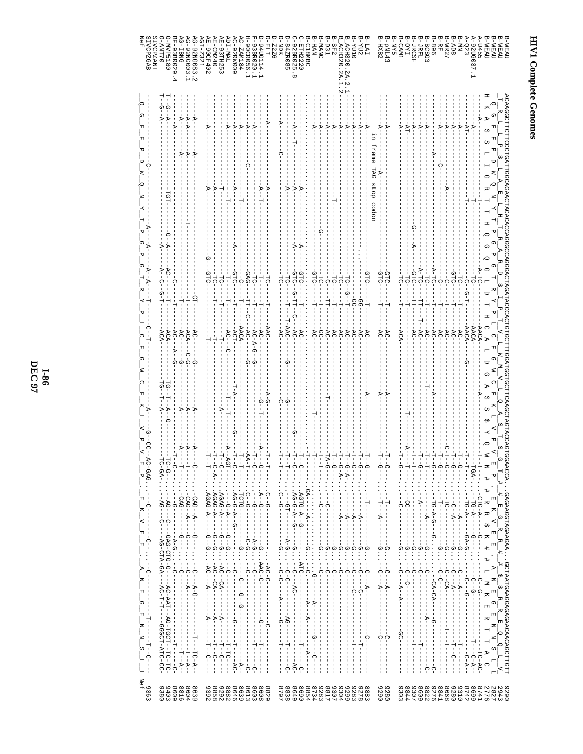```
B-WEAU        ACAAGGCTTCTTCCCTGATTGGCAGAACTACACACCAGGGCCAGGGACTAGATATCCACTGACCTTTGGATGGTGCTTCAAGCTAGTACCAGTTGGAACCA...GAGAAGGTAGAAGAA..GCTAATGAAGGAGAGAACAACAGCTTGTT  9290
B-WEAU         T  R  L  L  P  $  L  A  E  L  H  T  R  A  R  D  $  I  P  T  V  L  W  M  V  L  Q  A  S  T  S  G  T  #     #  E  G  R  R  #     $  $  R  R  E  Q  L  V   2943
B-WEAU        Q  G  F  F  P  D  W  Q  N  Y  T  P  G  P  G  T  R  Y  P  L  T  F  G  W  C  F  K  L  V  P  V  E  P     E  K  V  E  E     A  N  E  G  E  N  N  S  L   2827
B-WEAU        H  K  A  S  S  L  I  G  R  T  T  H  Q  G  Q  G  L  D  I  H  C  A  L  D  G  A  S  S  $  Y  Q  W  N  #     R  R  $  K  #     L  M  K  E  R  T  T  A  C   2776
A-U455                                                                                                                                                  8741
A-92UG037.1                                                                                                                                             8699
A-Q23                                                                                                                                                   8742
B-MN                                                                                                                                                    9310
B-AD8                                                                                                                                                   9280
B-WR27                                                                                                                                                  8668
B-RF                                                                                                                                                    8841
B-896                                                                                                                                                   9276
B-BCSG3                                                                                                                                                 8822
B-JRFL                                                                                                                                                  8609
B-JRCSF                                                                                                                                                 9307
B-OYI                                                                                                                                                   8844
B-CAM1                                                                                                                                                  9303
B-NY5
B-pNL43                                                                                                                                                 9280
B-HXB2                                                                                                                                                  9290
                  in frame TAG stop codon
B-LAI                                                                                                                                                   8883
B-YU2                                                                                                                                                   9278
B-YU10                                                                                                                                                  9283
B_ACH320.2A.2.1                                                                                                                                         9299
B_ACH320.2A.1.2                                                                                                                                         9304
B-SF2                                                                                                                                                   9307
B-D31                                                                                                                                                   8817
B-MANC                                                                                                                                                  9283
B-HAN                                                                                                                                                   8734
B-C18MBC                                                                                                                                                8854
C-ETH2220                                                                                                                                               8690
C-92BR025.8                                                                                                                                             8649
D-84ZR085                                                                                                                                               8838
D-NDK                                                                                                                                                   8797
D-Z2Z6
D-ELI                                                                                                                                                   8829
D-94UG114.1                                                                                                                                             8608
F-93BR020.1                                                                                                                                             8603
H-90CR056.1                                                                                                                                             8613
AC-ZAM184                                                                                                                                               8639
AC-92RW009                                                                                                                                              8646
ADI-MAL                                                                                                                                                 8882
AE-93TH253                                                                                                                                              9292
AE-CM240                                                                                                                                                8858
AE-90CF402                                                                                                                                              9392
AGI-Z321
AG-92NG083.2                                                                                                                                            8639
AG-92NG003.1                                                                                                                                            8604
AG-IBNG                                                                                                                                                 8816
BF-93BR029.4                                                                                                                                            8609
O-MVP5180                                                                                                                                               9403
O-ANT70                                                                                                                                                 9380
SIVCPZANT
SIVCPZGAB                                                                                                                                               9363
Nef            Q  G  F  F  P  D  W  Q  N  Y  T  P  G  P  G  T  R  Y  P  L  C  F  G  W  C  F  K  L  V  P  V  E  P     E  K  V  E  E     A  N  E  G  E  N  N  S  L  L  Nef
```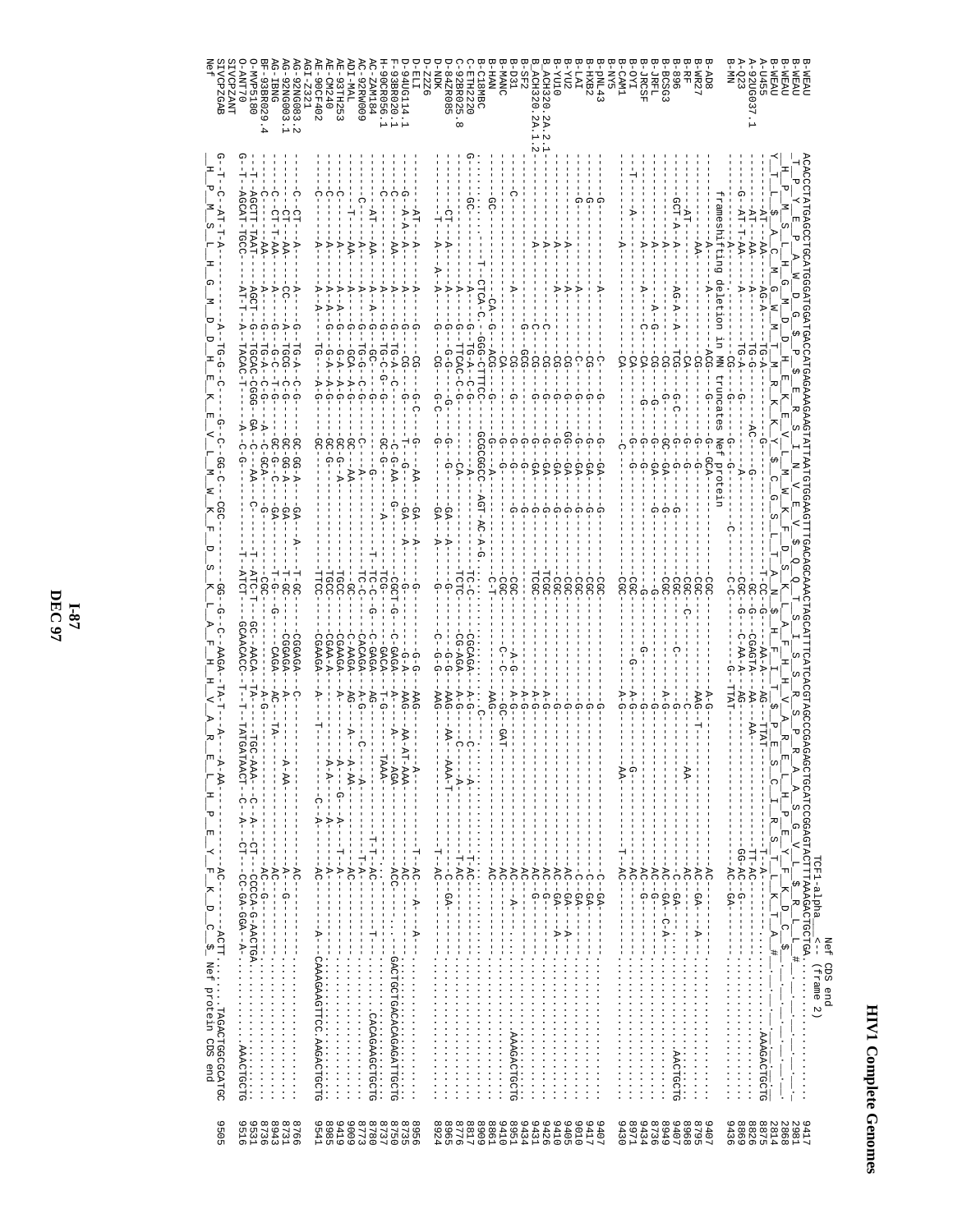# HIV1 Complete Genomes

```
                                                                                                          Nef CDS end
                                                                                                TCF1-alpha   <-- (frame 2)
B-WEAU          ACACCCTATGAGCCTGCATGGGATGGATGACCCATGGAGAAAGAAGTATTAATGTGGAAGTTTGACAGCAAACTAGCATTTCATCACGTAGCCCGAGAGCTGCATCCGGAGTACTTTAAAGACTGCTGA.........  9417
B-WEAU           T__P__Y__E__P__A__W__D__G__$__P__$__E__R__S__I__N__V__E__V__$__Q__T__S__I__S__S__R__S__P__R__A__A__S__G__V__L__$__R__L__L__#            2981
B-WEAU           _H__P__M__S__L__H__G__M__D__D__P__H__E__K__E__V__L__M__W__K__F__D__S__K__L__A__F__H__H__V__A__R__E__L__H__P__E__Y__F__K__D__C_           2868
B-WEAU          Y__T__L__$__A__C__M__G__W__M__T__M__R__R__K__K__Y__$__C__G__S__L__T__A__N__$__H__F__I__T__$__P__E__S__C__I__R__S__T__L__K__T__A__#     2814
A-U455          -AT----AA----AG-A----TG-A-----G----------------------T-CC-G---AA-A---AG----TTAT------------------T-A-.........                  8875
A-92UG037.1     -AT----AA----A-------TG-G-----------AC------G--------GC-G---CGAGTA---AA----AA-------------------TT-AC.........AAAGACTGCTG    8826
A-Q23           -G-AT-T-AA----A-------TG-A-----G------------A--------CGC--G---C-AA-A---AG------------------------GG-AC--G......             8869
B-MN            ----A----------------CG----G---G------------------C--C-C------G--TTAT-----------------------------AC--GA-.........          9436
                frameshifting deletion in MN truncates Nef protein
B-AD8           ----A----A-------ACG----G----G--GCA------------------CGC-----------A-G--------------------------AC-.........                 9407
B-WR27          ----AA--------------CG----------G--G-----------------CGC-----------AAG-T------------------------AC--GA---A-.........          8795
B-RF            --AT----------------CA------------G-----G------------CGC-----------C-C---------AA---------------AC---------.........          8968
B-896           GCT-A-A----AG-A-A---TCG----G-C-----G-----G-----------CGC--C--------C----------------------------AC--GA--......               9407
B-BCSG3         ----A---------------CG--------G-GA-----G-------------CGC------C----A-G--------------------------AC--GA--C-A-......AACTGCTG   8949
B-JRFL          ----A-----A-G-------CG--------G--GA-----G------------G--------------G---------------------------AC--G--.........              7336
B-JRCSF         ----A----A-----C----CA---------G--G----G-------------CGC-----------A-G-------------------------AC--G--.........               9434
B-OYI           --T---------------CA-----G-----G--G------------------CGC----G------G-----G---------------------AC-.........                   8971
B-CAM1          ----A-----A---------CA---------G-------------------- CGC-----------A-G-----AA------------------T-AC-.........                 9430
B-NY5           ----------A---------C----------G---GA---G-----------CGC-----------------------------------------C--GA-.........               9407
B-pNL43         --G---A-------------CG---------G---GA---G-----------CGC-----------------G-----------------------C--GA-.........               9417
B-HXB2          --G---A-------------CG---------G---GA---G-----------CGC-----------------G-----------------------C--GA-.........               9010
B-LAI           --G---A------------C-----------G---GA---G-----------CGC-----------------G-----------------------C--GA-.........               9410
B-YU2           ----A---------------CG---------G--GG-GA--G----------CGC-----------------G----------------------AC--GA--A-.........            9405
B-YU10          ----A---------------CG---------G---GA---G-----------CGC-----------------G----------------------AC--GA--A-.........            9410
B_ACH320.2A.2.1 ----A----------C-----CG--------G---GA---G-----------TCGC----------A-G-----------------------AC--G---.........                9426
B_ACH320.2A.1.2 ----A----------C-----CG--------G---GA---G-----------TCGC----------A-G-----------------------AC--G---.........                9431
B-SF2           --C----------G-----GCG---------G---G----G----------------------------A-G----------------------AC---.........                 9434
B-D31           ----A---------------CG---------G---G----G------------CGC----A-G-----A-G-----------------------AC--A-.........AAAGACTGCTG    8951
B-MANC          --------------------CA---------G---G-----------------CGC----C-C-----GC--GAT-------------------AC---.........                 9410
B-HAN           --GC------CA--G----ACG--------G--G--A-------------C-T-----------AAG-------------------------AC-.........                    8861
B-C18MBC        ---------T-CTCA-C--GGG-CTTTCC---GCGCGGCC--AGT-AC-A-G--TC-C-----CGCAGA---A-G--C-----------------T-AC-.........               8909
C-ETH2220       G-GC--------A----------CG------G---A----------------TCTC-----CG-AGA--AG-----C----A--------T-AC--.........                    8817
C-92BR025.8     ----CT----A------G-TTCAC-C-G---G--CA-----------------G------G-G-G--AAG------A--------------T-AC-.........                    8776
D-84ZR085       ----T---A--A--A-----CG---G-C---G-------GA--A---------G------C-G-G--AAG---AA--AAA-T------------T-AC--GA-.........              8965
D-NDK                                                                                                                                   8924
D-Z2Z6
D-ELI           ----AT---A----A-----CG---G-C---G-------AA--GA--A-----G------G-G----AAG---A--------------------T-AC--A--A--A-.........        8956
D-94UG114.1     --G-A-A-A----A-----CG------T--G--------GA--A---------G------G-A----AAG---AA-AT-AAA--------------AC-.........                 8735
F-93BR020.1     -----AA-----A------TG-A-C------C-G-AA--G--------CGCT-G---C-GAGA--A---A----AGA-----------ACC-.........GACTGCTGACACAGAGATTGCTG  8750
H-90CR056.1     --C-------A-----G--TG-C-G-G---GC-G--------A--------TCG------GACA---T-G-----TAAA---------------------.........               8737
AC-ZAM184       ---AT--AA----A-A--G--GC----G-------G-------T--------TC-C--G--C-GAGA--AG-------------------T-T--AC-----T-.........CACAGAAGCTGCTG  8780
AC-92RW009      ----C-----A-------G--TG-G--C-G-----C-----A----------TC-C----CACAGA--A-G------C----A-----------T-A-.........                  8773
ADI-MAL         ---T--AA----A----G--GCA-A-G------GC------AA---------GC------C-AAGA--AG-----A--A-AA------------AC-.........                   9009
AE-93TH253      ----C-------A----A--A-G---G-A-A-G---GC-G-----A------TGCC-----CGAAGA--A-------A----G---A-------T-A-.........                 9419
AE-CM240        ----C-------A----A--A-G---G-A-A-G---GC-G-----A------TGCC-----CGAA-A--A-------A-A---------------A-.........                  8985
AE-90CF402      ----C-------A----A--A-A---TG---A-G---GC---------------TTCC-----CGAAGA--A----T---------C-A------AC-----A--CAAAGAAGTTCC.AAGACTGCTG  9541
AGI-Z321
AG-92NG083.2    ----C---CT----A-----A----G-TG-A-C-G---GC-GG-A----GA---A---T-GC---CGGAGA---C-----------------AC-.........                    8766
AG-92NG003.1    ----CT-AA----CC-----A---TGCG-C-G---GC-GG-A---GA----------T-GC---CGGAGA---A-------A-AA-----------A---G--.........            8731
AG-IBNG         ----C-CT-T-AA-----A-----G-G--C-T-G---GC-G--C----GA-------T--G--G---CAGA---AC----TA------------AC-.........                   8943
BF-93BR029.4    ----C-----AA-----A----G--TG-A-C-G--A--C-GCA-----G--------CGC-------A-G------------------------AC--G-.........                 8736
O-MVP5180       ----T--AGCTT-TAAT---AGCT--G--TGCAC-CGGG--GA--C-GCA---C---T--ATC-T----GC--AACA--TA----TGC-AAA----C--A---CT--CCCCA-G-AACTGA.........  9531
O-ANT70         G-T--AGGAT-TGCC------AT-T-A-TACAC-T-----A--C-G-------T-ATCT----GCAACACC---TA---T-TATGATAACT--C--A---CT--CC-GA-GGA-A-.........AAACTGCTG  9516
SIVCPZANT
SIVCPZGAB       G-T-C-AT-T-A-------A-TG-G-C-----G-C--GG-C---CGC-----------GG-G-C--AAGA--TA-T---A---A-AA------------AC---------ACTT.........TAGACTGGCGCATGC  9505
Nef             _H__P__M__S__L__H__G__M__D__D__P__H__E__K__E__V__L__M__W__K__F__D__S__K__L__A__F__H__H__V__A__R__E__L__H__P__E__Y__F__K__D__C__$  Nef protein CDS end
```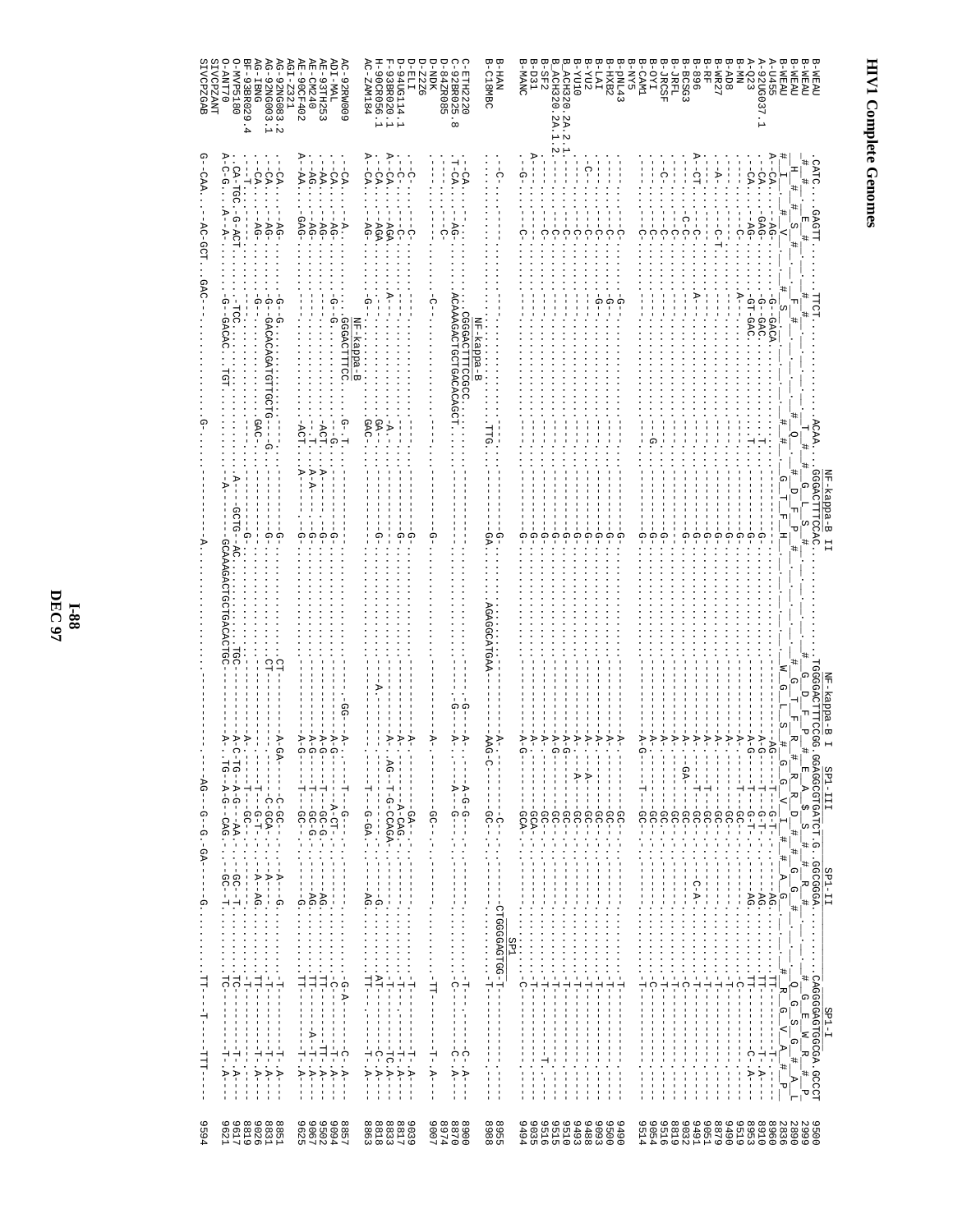# HIV1 Complete Genomes

```
                  NF-kappa-B II                         NF-kappa-B I   SP1-III          SP1-II              SP1-I
B-WEAU            .CATC...GAGTT....TTCT.............ACAA.GGGACTTTCCAC.................TGGGGACTTTCCGG.GGAGGCGTGATCT.G..GGCGGGA........CAGGGGAGTGGCGA.GCCCT  9500
B-WEAU            _#_ _#_ _#_E_#_ _#_ _#_ _ _ _ _ _ _ _ _#_ _#_ _G_ _L_ _S_ _#_ _ _ _ _ _ _ _ _#_G_ _D_ _F_ _P_ _#_ _E_ _A_ _S_ _#_ _R_ _#_ _ _ _#_G_ _E_ _W_ _R_ _#_ _P  2999
B-WEAU            _H_ _#_ _#_S_ _#_ _ _ _ _ _ _ _ _ _ _ _#_Q_ _#_ _D_ _F_ _P_ _#_ _ _ _ _ _ _ _ _ _ _#_W_G_ _T_ _F_ _R_ _#_ _G_ _R_ _#_ _#_ _ _ _ _ _ _ _#_Q_ _G_ _S_ _G_ _#_ _A_  2890
B-WEAU            #_I_ _#_ _#_V_ _#_S_ _#_ _ _ _ _ _ _ _#_ _#_ _G_ _T_ _F_ _H_ _ _ _ _ _ _ _ _ _ _ _ _ _ _W_ _G_ _L_ _S_ _#_ _G_ _V_ _I_ _#_ _A_ _G_ _#_ _ _ _ _ _#_R_ _G_ _V_ _A_ _#_ _L  2836
A-U455            A--CA....-AG.....-G--GACA.........................G---------------------------------------------------------A-G-----T---G-T-----AG.............TT------------T--A---  8960
A-92UG037.1       ..CA.....GAG.....-G--GAC.....-T----------------------------------------------------------------------------A-G-----T---G-T-----AG.............TT---------------------  8910
A-Q23             ..CA.....AG......GT-GAC......T----------------------------------------------------------------------------A-G-----T---G-T-----AG.............TT-------------C--A---  8953
B-MN              .........C.......A...............................G-----------------------------------------------------------A-------T---GC----------.............C--------------------  9519
B-AD8             .......................................................G-------------------------------------------------A-----------GC---------------------.....T--------------------  9490
B-WR27            .A........C-T.....................................G-----------------------------------------------------A-----------GC---------------------.....T--------------------  8879
B-RF              ........................................................G-------------------------------------------------A-------T---GC---------------------.....T--------------------  9051
B-896             A-CT.....C.......A................................G-------------------------------------------------A-------T---GC--------C-A---------.....T--------------------  9491
B-BCSG3           .........C-C......................................G-------------------------------------------------A-----GA----GC---------------------.....C--------------------  9032
B-JRFL            .......................................................G-------------------------------------------------A-------T---GC---------------------.....T--------------------  8819
B-JRCSF           ..C......C.........................................G-------------------------------------------------A-----------GC---------------------.....T--------------------  9516
B-OYI             .........C..........................................G-------------------------------------------------A-----------GC---------------------.....T--------------------  9054
B-CAM1            .........C.....................................G....G-------------------------------------------------A-G-----T---GC---------------------.....C--------------------  9514
B-NY5             .........C........................................G-------------------------------------------------A-----------GC---------------------.....T--------------------  9400
B-PNL43           .........C.......G................................G-------------------------------------------------A-----------GC---------------------.....T--------------------  9500
B-HXB2            .........C........................................G-------------------------------------------------A-----------GC---------------------.....T--------------------  9093
B-LAI             .........C.......G................................G-------------------------------------------------A-----------GC---------------------.....T--------------------  9488
B-YU2             ..C......C........................................G-------------------------------------------------A-----A-----GC---------------------.....T--------------------  9493
B-YU10            .........C........................................G-------------------------------------------------A---A-------GC---------------------.....T--------------------  9510
B.ACH320.2A.2.1   .........C........................................G-------------------------------------------------A-G---------GC---------------------.....T--------------------  9515
B.ACH320.2A.1.2   .........C........................................G-------------------------------------------------A-G---------GC---------------------.....T--------------------  9516
B-SF2             .........C........................................G-------------------------------------------------A-----------GC---------------------.....T-------T------------  9035
B-D31             .A.......C........................................G-------------------------------------------------A-----------GCA--------------------.....T--------------------  9494
B-MANC            ..G......C........................................G-------------------------------------------------A-G---------GCA--------------------.....C--------------------
                                                                                                                                                            SP1
B-HAN             ..C.......................................TTG.....GA.....AGAGGCATGAA-------------------------A-----------C----------CTGGGGAGTGG-T--------------------  8955
B-C18MBC          ..........................................................................................AAG-C---------GC----------.....................T--------------------  8998
                                   NF-kappa-B
C-ETH2220         ..CA.............CGGGACTTTCCGCC.......................................................G-----A-------A-G-G----------------------------------T-------------C--A---  8900
C-92BR025.8       T-CA.....AG......ACAAAGACTGCTGACACAGCT..........................................G----A-------A---G-----------------------------------C-------------C--A---  8870
D-84ZR085         .........C....................................................................................................................................................  8974
D-NDK             .......................C.............................................G-----------------------A---------GC---------------------------TT------------T--A---  9007
D-Z226            ..................................................................................................................................................................
D-ELI             ..C......C........................................G-------------------------------------------------A-----------GA-------------------------T------------T--A---  9039
D-94UG114.1       ..C......C........................................G-------------------------------------------------A-----------A-CAG------------------------T------------T--A---  8817
F-93BR020.1       A-CA.....AGA.....A.........................A..............................................A-----AG--T-G-CCAGA---------------------------T------------TC-A---  8833
H-90CR056.1       ..CA.....AGA..............................GA-.....G----------------------A-------------------------------------G---------------AT-----------C--A---  8818
AC-ZAM184         A-CA.....AG......G......................GAC.............................................................T-----G-GA-------AG.............TT------------T--A---  8863
                                   NF-kappa-B
AC-92RW009        ..CA.....A.......GGGACTTTCC.............G--T..........................GG----A-------T-------G-------------------------------G-A-----------C--A---  8857
ADI-MAL           ..CA.....AG......G--G...................G--G.......G-------------------A-G-------A-CT----------------------------C--------------T--A---  9004
AE-93TH253        ..AA.....AG.......................-ACT.....A------G-------------------A-G-----T---GC-G---------AG--------------TT------------TT-A---  9502
AE-CM240          ..AA.....AG.......................T.......A-A-----G-------------------A-G-----T---GC-G---------AG--------------TT------------T--A---  9067
AE-90CF402        A-AA.....GAG......................-ACT.....A------G-------------------A-G-----T---GC-G---------AG--------------TT------------A--T-A---  9625
AGI-Z321          ..................................................................................................................................................................
AG-92NG083.2      ..CA.....AG......G--G....................................G----CT--------------A-GA-----C-GC------A---G---------------T-------------T--A---  8851
AG-92NG003.1      ..CA.....AG......G--GACACAGATGTTGCTG---G.....G-------CT-----------------------C-GCA----------A---------------C-------------T--A---  8831
AG-IBNG           ..CA.....AG......G.................GAC..........................................T-----G-T-----------A--AG..............TT------------T--A---  9026
BF-93BR029.4      ..T..........................................G------------------------A----------T---GC-----------------------------T-------------T--A---  8819
O-MVP5180         ..CA-TGC..G-ACT...TCC...............A---GCTG--AC-----TGC----------A-C-TG--A-G--AA-------GC-T-------------TC------------T--A---  9617
O-ANT70           A-C-G....A-A.....G--GACAC..TGT......A---GCAAAGACTGCTGACACTGC-----A---TG--A-G---CAG.----GG--T-------------TC------------T--A---  9621
SIVCPZANT         ..................................................................................................................................................................
SIVCPZGAB         G-CAA....AC-GCT..GAC.....................G.........A.......................................AG--G--G--GA-----G--------------TT----T----TTT---  9594
```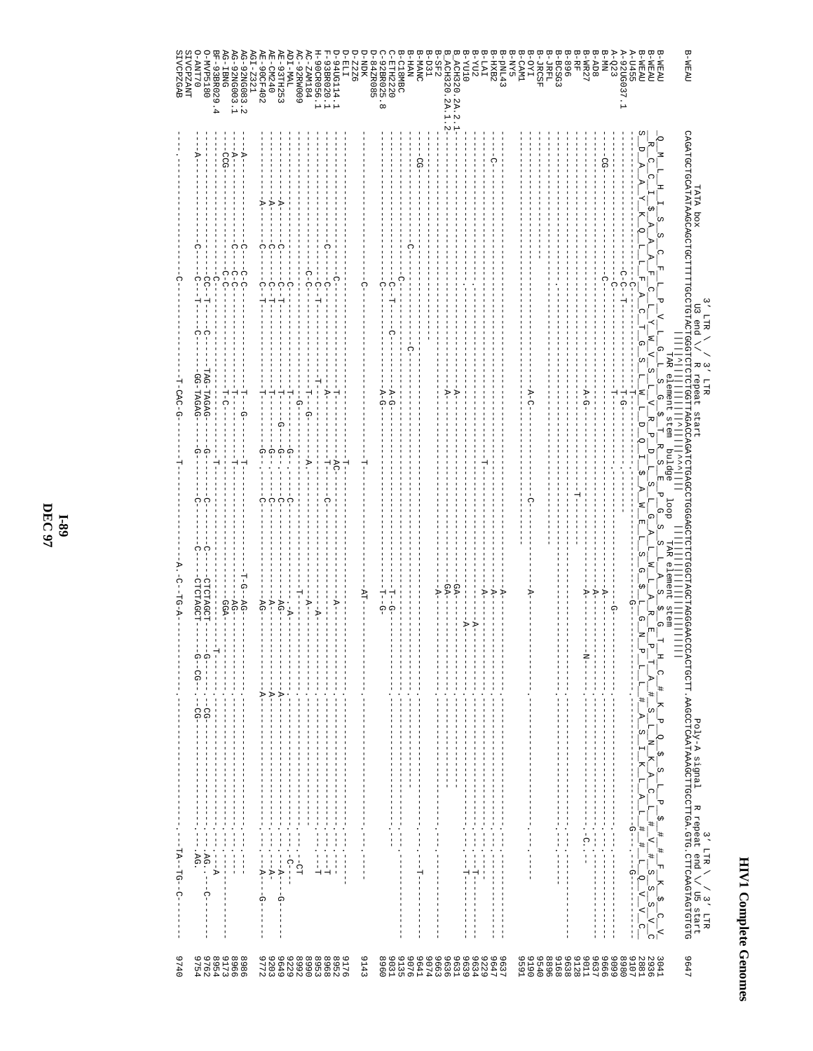```
                    TATA box          3' LTR \  / 3' LTR
                                      U3 end \/  R repeat start                                                                                          Poly-A signal        3' LTR \  / 3' LTR
                                             |||||^||||||||||||^^^||| TAR element stem bulge  loop  ||||||||||||||||| TAR element stem                  R repeat end \/ U5 start
B-WEAU            CAGATGCTGCATATAAGCAGCTGCTTTTTGCCTGTACTGGGTCTCTCTGGTTAGACCAGATCTGAGCCTGGGAGCTCTCTGGCTAGCTAGGGAACCCACTGCTT.AAGCCTCAATAAAGCTTGCCTTGA.GTG.CTTCAAGTAGTGTG   9647
B-WEAU            Q  M  L  H  I  S  S  C  F  L  P  V  L  G  L  S  G  $  T  R  S  E  P  G  S  S  L  A  S  $  G  T  H  C  #  K  P  Q  $  S  L  P  $  #  F  K  $  C  V    3041
B-WEAU             R  C  C  I  $  A  A  A  F  C  L  Y  W  V  S  L  V  R  P  D  L  S  L  G  A  L  W  L  A  R  E  P  T  A  #  S  L  N  K  A  C  L  #  V  #  S  S  V    2936
B-WEAU              S  D  A  A  Y  K  Q  L  L  F  A  C  T  G  S  L  W  L  D  Q  I  $  A  W  E  L  S  G  $  L  G  N  P  L  L  #  A  S  I  K  L  A  L  #  #  L  Q  V  V  C   2881
A-U455                                                                                                                                                                           9107
A-92UG037.1                                                                                                                                                                      8980
A-Q23                                                                                                                                                                            9099
B-MN                                                                                                                                                                             9666
B-AD8                                                                                                                                                                            9637
B-WR27                                                                                                                                                                           9011
B-RF                                                                                                                                                                             9128
B-896                                                                                                                                                                            9638
B-BCSG3                                                                                                                                                                          9168
B-JRFL                                                                                                                                                                           8896
B-JRCSF                                                                                                                                                                          9540
B-OYI                                                                                                                                                                            9190
B-CAM1                                                                                                                                                                           9591
B-NY5
B-pNL43                                                                                                                                                                          9637
B-HXB2                                                                                                                                                                           9647
B-LAI                                                                                                                                                                            9229
B-YU2                                                                                                                                                                            9634
B-YU10                                                                                                                                                                           9639
B_ACH320.2A.2.1                                                                                                                                                                  9631
B_ACH320.2A.1.2                                                                                                                                                                  9636
B-SF2                                                                                                                                                                            9663
B-D31                                                                                                                                                                            9074
B-MANC                                                                                                                                                                           9641
B-HAN                                                                                                                                                                            9076
C-C18MBC                                                                                                                                                                         9135
C-ETH2220                                                                                                                                                                        9031
C-92BR025.8                                                                                                                                                                      8960
D-84ZR085
D-NDK                                                                                                                                                                            9143
D-Z2Z6
D-ELI                                                                                                                                                                            9176
D-94UG114.1                                                                                                                                                                      8952
F-93BR020.1                                                                                                                                                                      8968
H-90CR056.1                                                                                                                                                                      8953
AC-ZAM184                                                                                                                                                                        8990
AC-92RW009                                                                                                                                                                       8992
ADI-MAL                                                                                                                                                                          9229
AE-93TH253                                                                                                                                                                       9649
AE-CM240                                                                                                                                                                         9203
AE-90CF402                                                                                                                                                                       9772
AGI-Z321
AG-92NG083.2                                                                                                                                                                     8986
AG-92NG003.1                                                                                                                                                                     8966
AG-IBNG                                                                                                                                                                          9173
BF-93BR029.4                                                                                                                                                                     8954
O-MVP5180                                                                                                                                                                        9762
O-ANT70                                                                                                                                                                          9754
SIVCPZANT
SIVCPZGAB                                                                                                                                                                        9740
```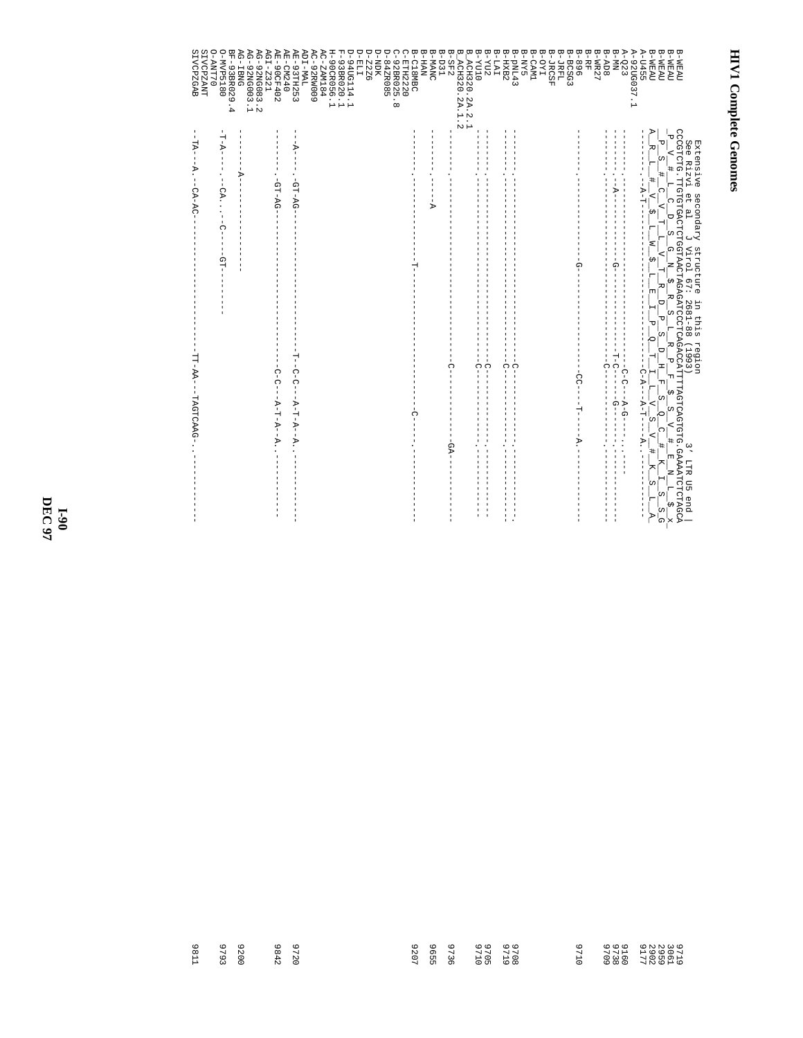# HIV1 Complete Genomes

```
                  Extensive secondary structure in this region
                  See Rizvi et al. J Virol 67: 2681-88 (1993)                   3' LTR U5 end |
B-WEAU            CCCGTCTG.TTGTGTGACTCTGGTAACTAGAGATCCCTCAGACCATTTTAGTCAGTGTG.GAAAATCTCTAGCA   9719
B-WEAU             P  V  #  L  C  D  S  G  N  $  R  S  L  R  P  F  $  S  V  #  E  N  L  $  X    3061
B-WEAU             P  S  #  C  V  T  L  V  T  R  D  P  S  D  H  F  S  Q  C  #  K  I  S  S  G    2959
B-WEAU            A  R  L  #  V  $  L  W  $  L  E  I  P  Q  T  I  L  V  S  V  #  K  S  L  A    2902
A-U455            ---.-A-T---------------------------------------C-A---A-T----A.----------   9177
A-92UG037.1
A-Q23             ---------------------------------------------C-C---A-G-----.-.----          9160
B-MN              ---.-A--------------G-------------------------T-C------G----.-----------   9738
B-AD8             ---.----------------------------------------------C----------.----------   9709
B-WR27
B-RF
B-896             ---.--------------G---------------------------CC-----T------A.----------   9710
B-BCSG3
B-JRFL
B-JRCSF
B-OYI
B-CAM1
B-NY5
B-pNL43           ---.-----------------------------------------C---------------.---------.   9708
B-HXB2            ---.-----------------------------------------C---------------.----------   9719
B-LAI
B-YU2             ---.-----------------------------------------C---------------.----------   9705
B-YU10            ---.-----------------------------------------C---------------.----------   9710
B_ACH320.2A.2.1
B_ACH320.2A.1.2
B-SF2             ---.-----------------------------------------C--------------GA----------   9736
B-D31
B-MANC            ---.-----A
B-HAN                                                                                          9655
B-C18MBC
C-ETH2220         ---.----------------T--------------------------------C-----.-----------.   9207
C-92BR025.8
D-84ZR085
D-NDK
D-Z2Z6
D-ELI
D-94UG114.1
F-93BR020.1
H-90CR056.1
AC-ZAM184
AC-92RW009
ADI-MAL
AE-93TH253        -A----GT-AG---------------------------------T-C-C---A-T-A--A.-----------   9720
AE-CM240
AE-90CF402        ------GT-AG---------------------------------C-C---A-T-A--A.-----------   9842
AGI-Z321
AG-92NG083.2
AG-92NG003.1
AG-IBNG           ---.---A--------------                                                       9200
BF-93BR029.4
O-MVP5180         -T-A---.--CA.---C------GT--------                                            9793
O-ANT70
SIVCPZANT
SIVCPZGAB         -TA---A.--CA-AC-------------------------------TT-AA---TAGTCAAG-..-----------   9811
```